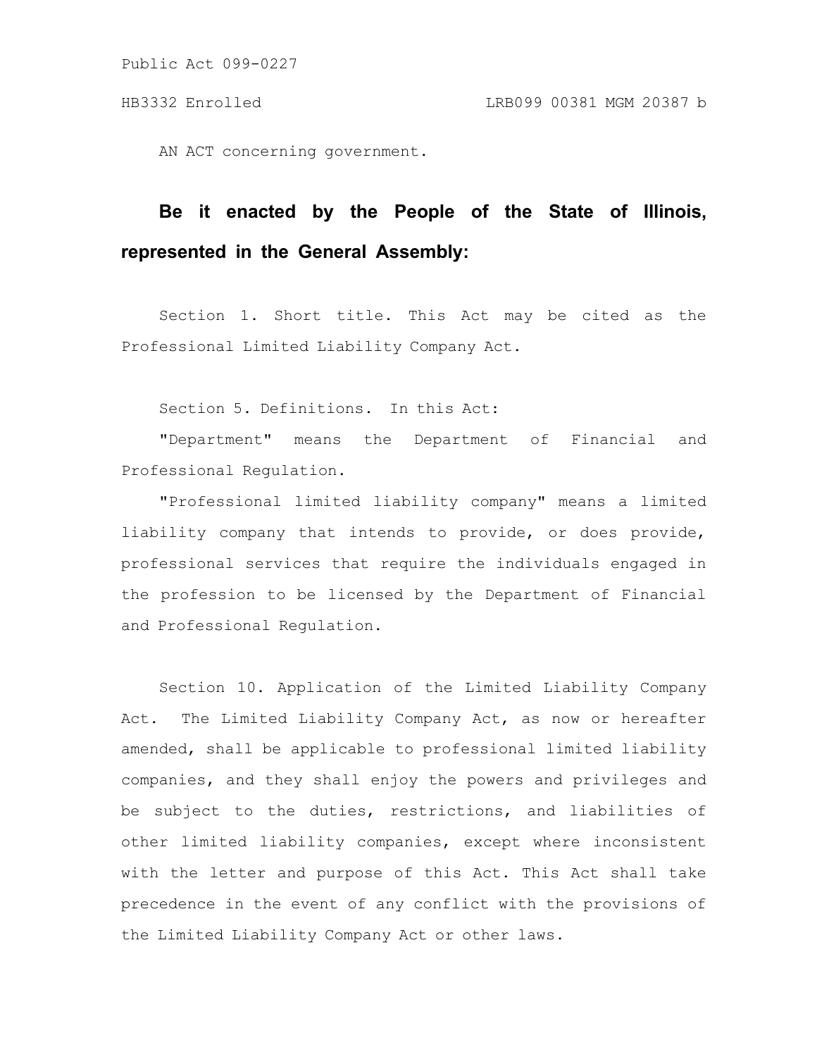Public Act 099-0227

HB3332 Enrolled LRB099 00381 MGM 20387 b

AN ACT concerning government.

**Be it enacted by the People of the State of Illinois, represented in the General Assembly:**

Section 1. Short title. This Act may be cited as the Professional Limited Liability Company Act.

Section 5. Definitions. In this Act:

"Department" means the Department of Financial and Professional Regulation.

"Professional limited liability company" means a limited liability company that intends to provide, or does provide, professional services that require the individuals engaged in the profession to be licensed by the Department of Financial and Professional Regulation.

Section 10. Application of the Limited Liability Company Act. The Limited Liability Company Act, as now or hereafter amended, shall be applicable to professional limited liability companies, and they shall enjoy the powers and privileges and be subject to the duties, restrictions, and liabilities of other limited liability companies, except where inconsistent with the letter and purpose of this Act. This Act shall take precedence in the event of any conflict with the provisions of the Limited Liability Company Act or other laws.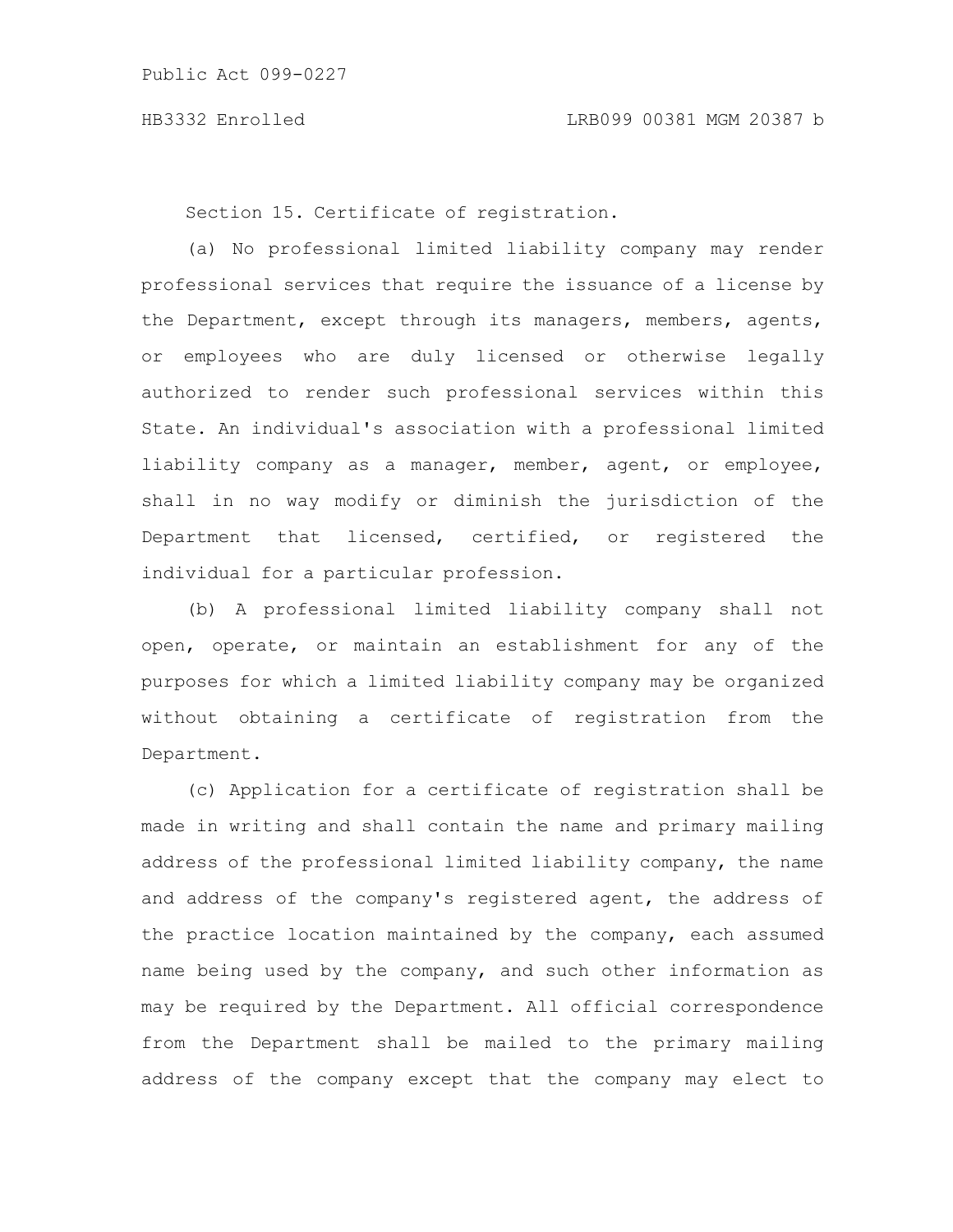Section 15. Certificate of registration.

(a) No professional limited liability company may render professional services that require the issuance of a license by the Department, except through its managers, members, agents, or employees who are duly licensed or otherwise legally authorized to render such professional services within this State. An individual's association with a professional limited liability company as a manager, member, agent, or employee, shall in no way modify or diminish the jurisdiction of the Department that licensed, certified, or registered the individual for a particular profession.

(b) A professional limited liability company shall not open, operate, or maintain an establishment for any of the purposes for which a limited liability company may be organized without obtaining a certificate of registration from the Department.

(c) Application for a certificate of registration shall be made in writing and shall contain the name and primary mailing address of the professional limited liability company, the name and address of the company's registered agent, the address of the practice location maintained by the company, each assumed name being used by the company, and such other information as may be required by the Department. All official correspondence from the Department shall be mailed to the primary mailing address of the company except that the company may elect to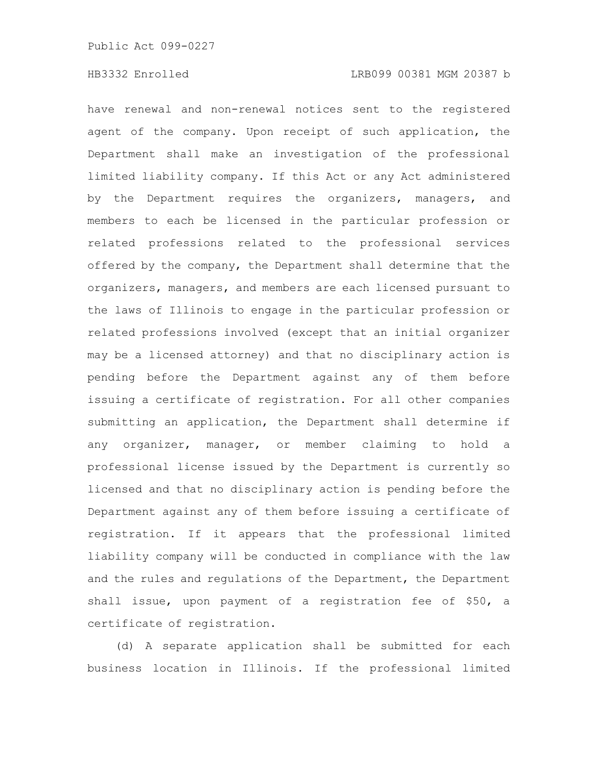have renewal and non-renewal notices sent to the registered agent of the company. Upon receipt of such application, the Department shall make an investigation of the professional limited liability company. If this Act or any Act administered by the Department requires the organizers, managers, and members to each be licensed in the particular profession or related professions related to the professional services offered by the company, the Department shall determine that the organizers, managers, and members are each licensed pursuant to the laws of Illinois to engage in the particular profession or related professions involved (except that an initial organizer may be a licensed attorney) and that no disciplinary action is pending before the Department against any of them before issuing a certificate of registration. For all other companies submitting an application, the Department shall determine if any organizer, manager, or member claiming to hold a professional license issued by the Department is currently so licensed and that no disciplinary action is pending before the Department against any of them before issuing a certificate of registration. If it appears that the professional limited liability company will be conducted in compliance with the law and the rules and regulations of the Department, the Department shall issue, upon payment of a registration fee of $50, a certificate of registration.

(d) A separate application shall be submitted for each business location in Illinois. If the professional limited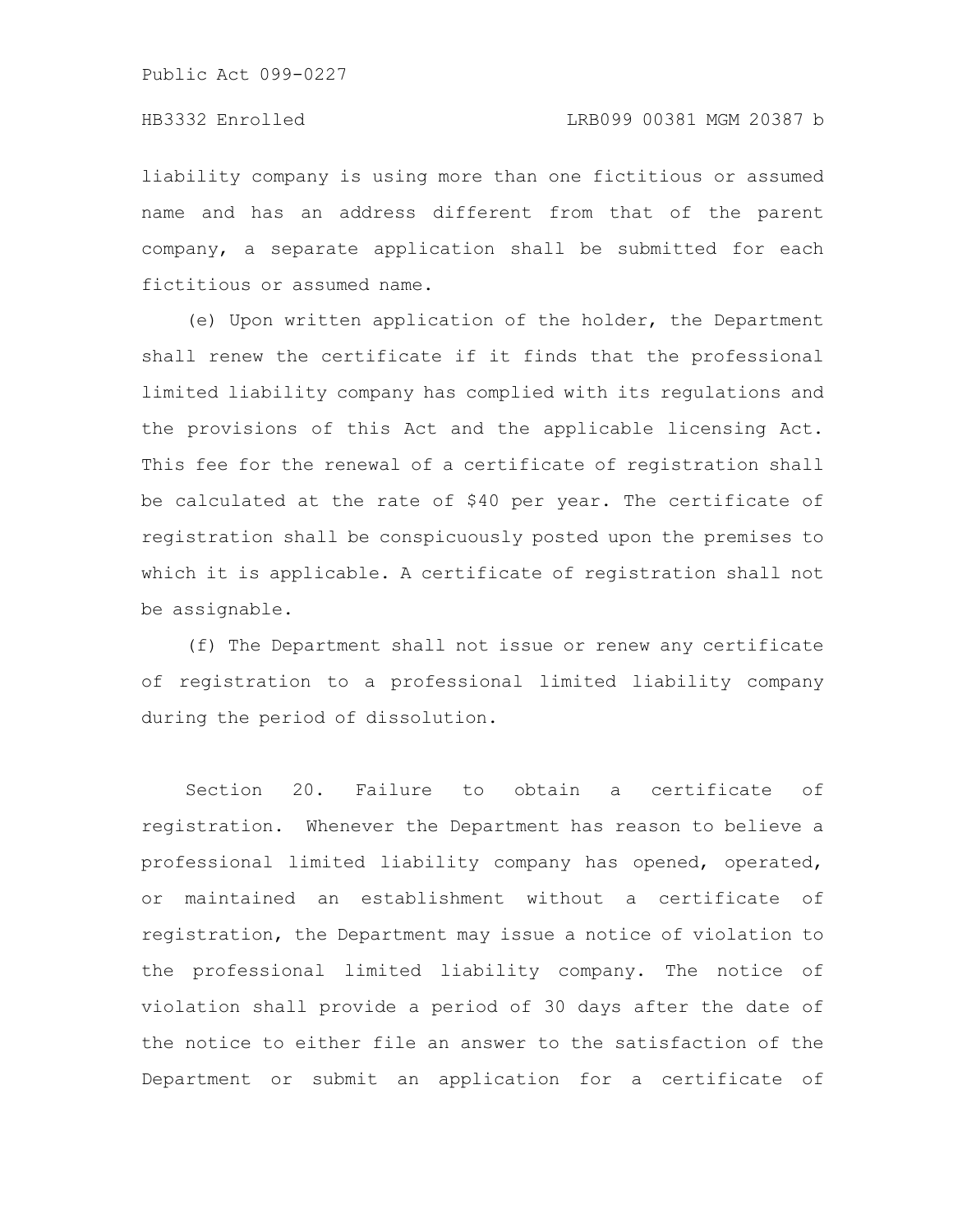liability company is using more than one fictitious or assumed name and has an address different from that of the parent company, a separate application shall be submitted for each fictitious or assumed name.

(e) Upon written application of the holder, the Department shall renew the certificate if it finds that the professional limited liability company has complied with its regulations and the provisions of this Act and the applicable licensing Act. This fee for the renewal of a certificate of registration shall be calculated at the rate of $40 per year. The certificate of registration shall be conspicuously posted upon the premises to which it is applicable. A certificate of registration shall not be assignable.

(f) The Department shall not issue or renew any certificate of registration to a professional limited liability company during the period of dissolution.

Section 20. Failure to obtain a certificate of registration. Whenever the Department has reason to believe a professional limited liability company has opened, operated, or maintained an establishment without a certificate of registration, the Department may issue a notice of violation to the professional limited liability company. The notice of violation shall provide a period of 30 days after the date of the notice to either file an answer to the satisfaction of the Department or submit an application for a certificate of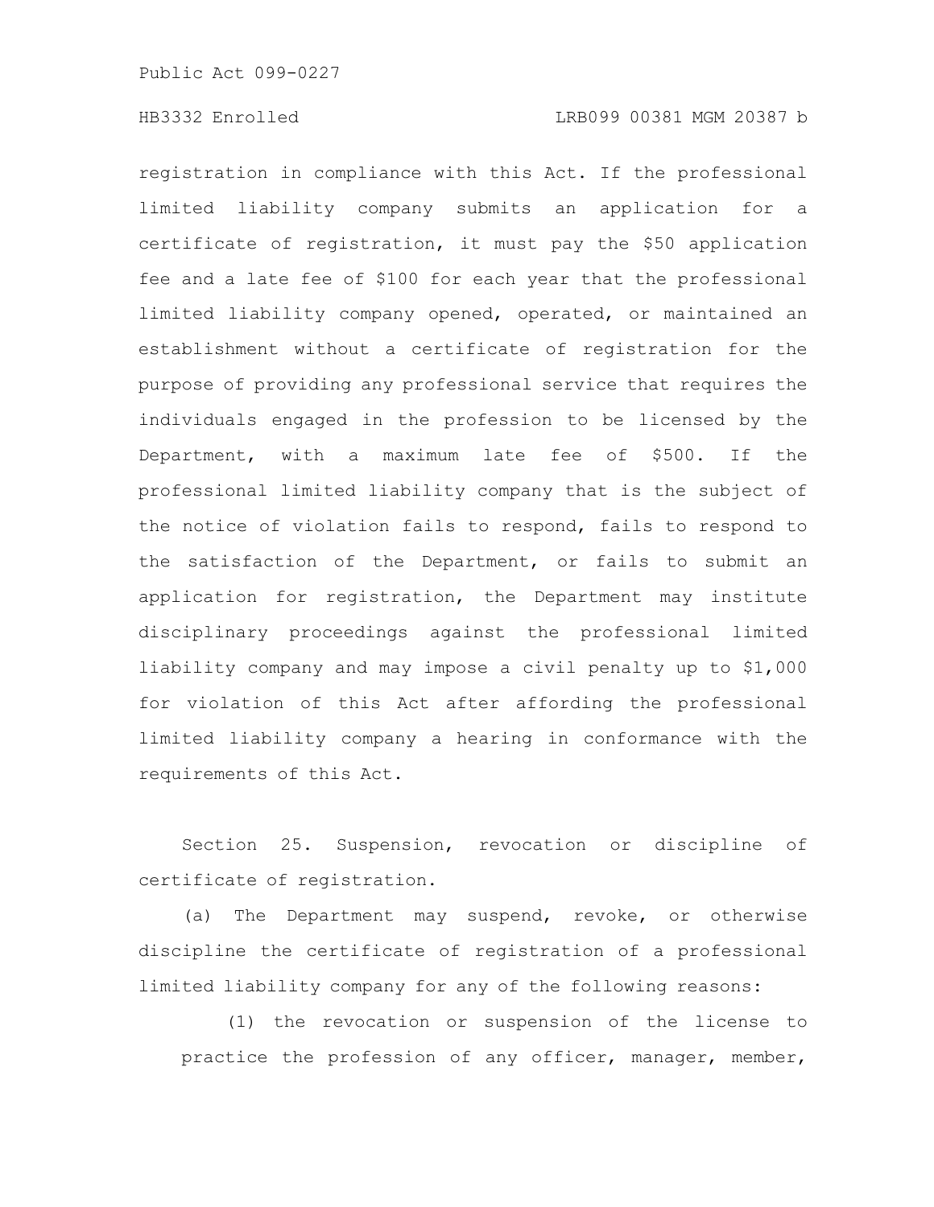registration in compliance with this Act. If the professional limited liability company submits an application for a certificate of registration, it must pay the $50 application fee and a late fee of $100 for each year that the professional limited liability company opened, operated, or maintained an establishment without a certificate of registration for the purpose of providing any professional service that requires the individuals engaged in the profession to be licensed by the Department, with a maximum late fee of $500. If the professional limited liability company that is the subject of the notice of violation fails to respond, fails to respond to the satisfaction of the Department, or fails to submit an application for registration, the Department may institute disciplinary proceedings against the professional limited liability company and may impose a civil penalty up to $1,000 for violation of this Act after affording the professional limited liability company a hearing in conformance with the requirements of this Act.

Section 25. Suspension, revocation or discipline of certificate of registration.

(a) The Department may suspend, revoke, or otherwise discipline the certificate of registration of a professional limited liability company for any of the following reasons:

(1) the revocation or suspension of the license to practice the profession of any officer, manager, member,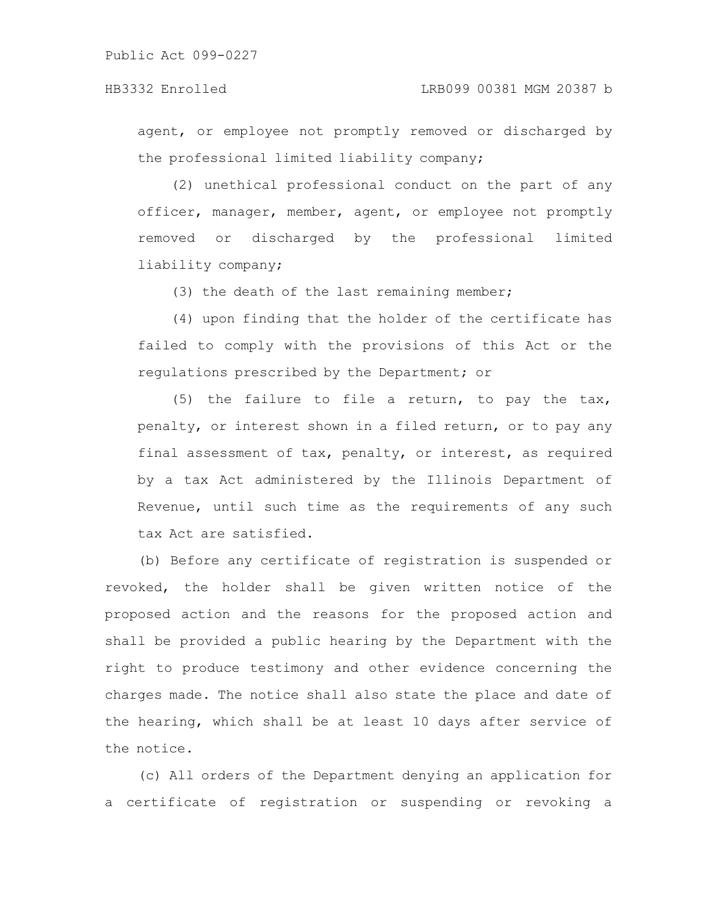agent, or employee not promptly removed or discharged by the professional limited liability company;

(2) unethical professional conduct on the part of any officer, manager, member, agent, or employee not promptly removed or discharged by the professional limited liability company;

(3) the death of the last remaining member;

(4) upon finding that the holder of the certificate has failed to comply with the provisions of this Act or the regulations prescribed by the Department; or

(5) the failure to file a return, to pay the tax, penalty, or interest shown in a filed return, or to pay any final assessment of tax, penalty, or interest, as required by a tax Act administered by the Illinois Department of Revenue, until such time as the requirements of any such tax Act are satisfied.

(b) Before any certificate of registration is suspended or revoked, the holder shall be given written notice of the proposed action and the reasons for the proposed action and shall be provided a public hearing by the Department with the right to produce testimony and other evidence concerning the charges made. The notice shall also state the place and date of the hearing, which shall be at least 10 days after service of the notice.

(c) All orders of the Department denying an application for a certificate of registration or suspending or revoking a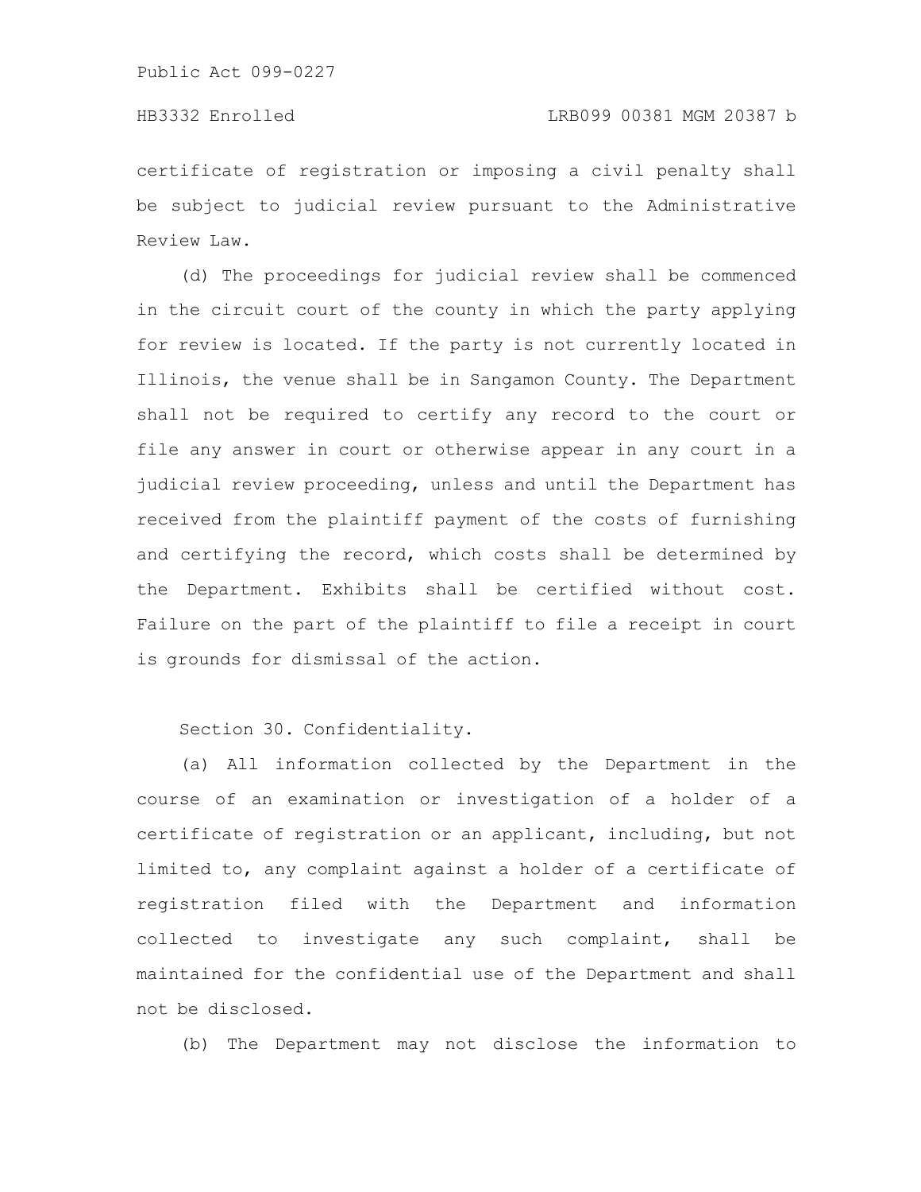certificate of registration or imposing a civil penalty shall be subject to judicial review pursuant to the Administrative Review Law.

(d) The proceedings for judicial review shall be commenced in the circuit court of the county in which the party applying for review is located. If the party is not currently located in Illinois, the venue shall be in Sangamon County. The Department shall not be required to certify any record to the court or file any answer in court or otherwise appear in any court in a judicial review proceeding, unless and until the Department has received from the plaintiff payment of the costs of furnishing and certifying the record, which costs shall be determined by the Department. Exhibits shall be certified without cost. Failure on the part of the plaintiff to file a receipt in court is grounds for dismissal of the action.

Section 30. Confidentiality.

(a) All information collected by the Department in the course of an examination or investigation of a holder of a certificate of registration or an applicant, including, but not limited to, any complaint against a holder of a certificate of registration filed with the Department and information collected to investigate any such complaint, shall be maintained for the confidential use of the Department and shall not be disclosed.

(b) The Department may not disclose the information to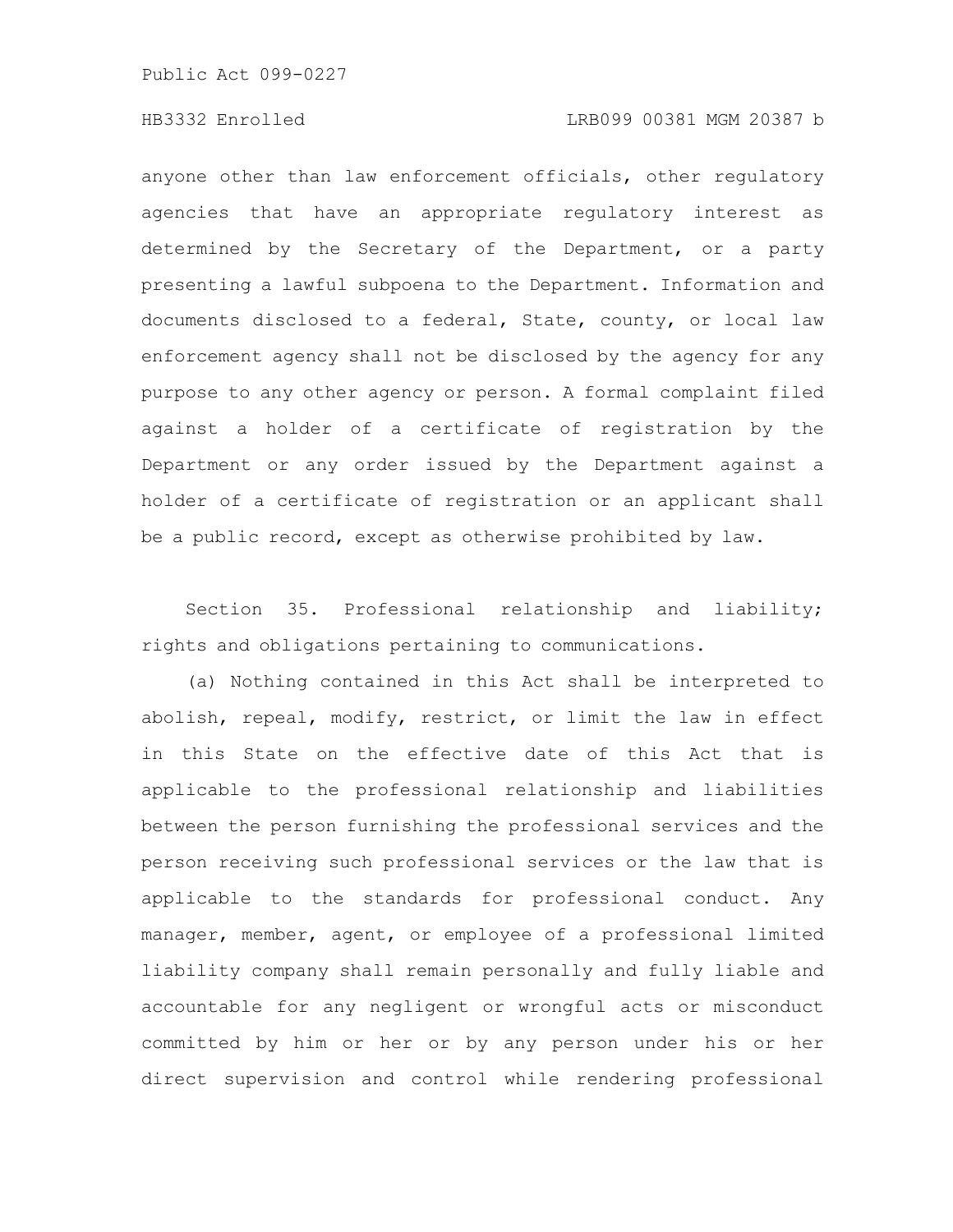anyone other than law enforcement officials, other regulatory agencies that have an appropriate regulatory interest as determined by the Secretary of the Department, or a party presenting a lawful subpoena to the Department. Information and documents disclosed to a federal, State, county, or local law enforcement agency shall not be disclosed by the agency for any purpose to any other agency or person. A formal complaint filed against a holder of a certificate of registration by the Department or any order issued by the Department against a holder of a certificate of registration or an applicant shall be a public record, except as otherwise prohibited by law.

Section 35. Professional relationship and liability; rights and obligations pertaining to communications.

(a) Nothing contained in this Act shall be interpreted to abolish, repeal, modify, restrict, or limit the law in effect in this State on the effective date of this Act that is applicable to the professional relationship and liabilities between the person furnishing the professional services and the person receiving such professional services or the law that is applicable to the standards for professional conduct. Any manager, member, agent, or employee of a professional limited liability company shall remain personally and fully liable and accountable for any negligent or wrongful acts or misconduct committed by him or her or by any person under his or her direct supervision and control while rendering professional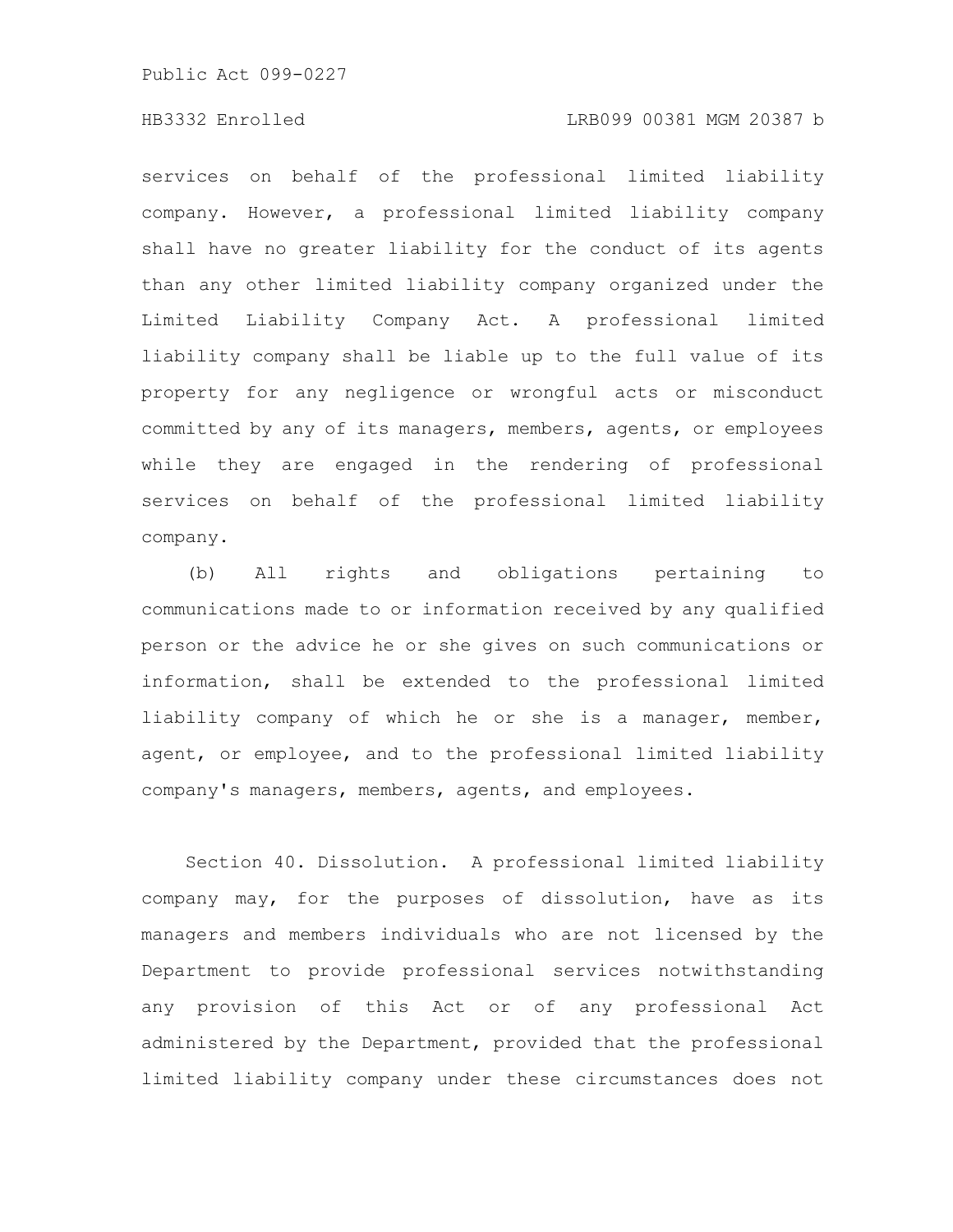services on behalf of the professional limited liability company. However, a professional limited liability company shall have no greater liability for the conduct of its agents than any other limited liability company organized under the Limited Liability Company Act. A professional limited liability company shall be liable up to the full value of its property for any negligence or wrongful acts or misconduct committed by any of its managers, members, agents, or employees while they are engaged in the rendering of professional services on behalf of the professional limited liability company.

(b) All rights and obligations pertaining to communications made to or information received by any qualified person or the advice he or she gives on such communications or information, shall be extended to the professional limited liability company of which he or she is a manager, member, agent, or employee, and to the professional limited liability company's managers, members, agents, and employees.

Section 40. Dissolution. A professional limited liability company may, for the purposes of dissolution, have as its managers and members individuals who are not licensed by the Department to provide professional services notwithstanding any provision of this Act or of any professional Act administered by the Department, provided that the professional limited liability company under these circumstances does not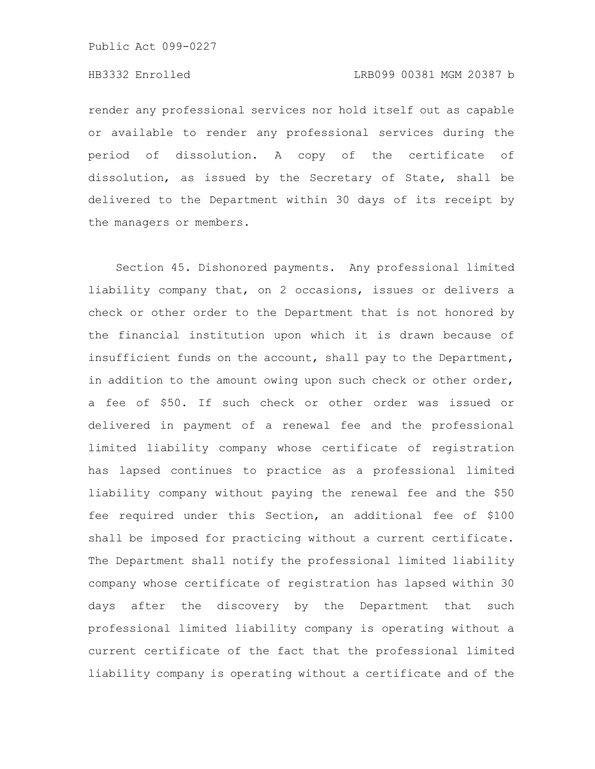render any professional services nor hold itself out as capable or available to render any professional services during the period of dissolution. A copy of the certificate of dissolution, as issued by the Secretary of State, shall be delivered to the Department within 30 days of its receipt by the managers or members.

Section 45. Dishonored payments. Any professional limited liability company that, on 2 occasions, issues or delivers a check or other order to the Department that is not honored by the financial institution upon which it is drawn because of insufficient funds on the account, shall pay to the Department, in addition to the amount owing upon such check or other order, a fee of $50. If such check or other order was issued or delivered in payment of a renewal fee and the professional limited liability company whose certificate of registration has lapsed continues to practice as a professional limited liability company without paying the renewal fee and the $50 fee required under this Section, an additional fee of $100 shall be imposed for practicing without a current certificate. The Department shall notify the professional limited liability company whose certificate of registration has lapsed within 30 days after the discovery by the Department that such professional limited liability company is operating without a current certificate of the fact that the professional limited liability company is operating without a certificate and of the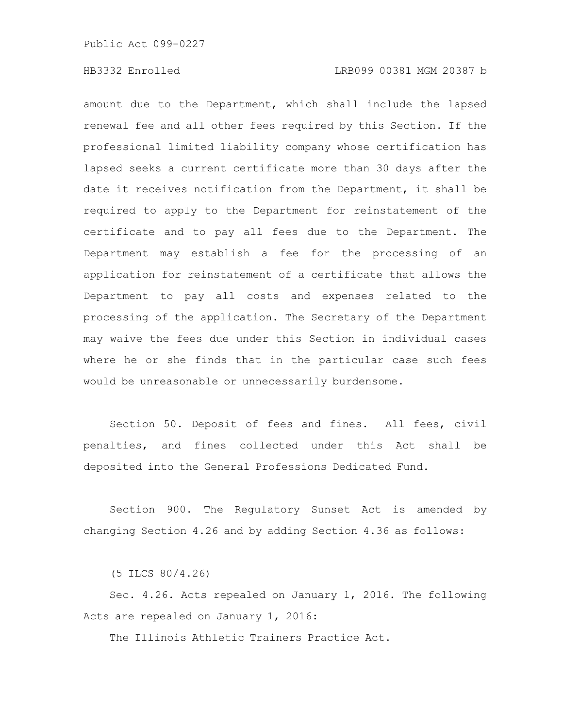amount due to the Department, which shall include the lapsed renewal fee and all other fees required by this Section. If the professional limited liability company whose certification has lapsed seeks a current certificate more than 30 days after the date it receives notification from the Department, it shall be required to apply to the Department for reinstatement of the certificate and to pay all fees due to the Department. The Department may establish a fee for the processing of an application for reinstatement of a certificate that allows the Department to pay all costs and expenses related to the processing of the application. The Secretary of the Department may waive the fees due under this Section in individual cases where he or she finds that in the particular case such fees would be unreasonable or unnecessarily burdensome.

Section 50. Deposit of fees and fines. All fees, civil penalties, and fines collected under this Act shall be deposited into the General Professions Dedicated Fund.

Section 900. The Regulatory Sunset Act is amended by changing Section 4.26 and by adding Section 4.36 as follows:

(5 ILCS 80/4.26)

Sec. 4.26. Acts repealed on January 1, 2016. The following Acts are repealed on January 1, 2016:

The Illinois Athletic Trainers Practice Act.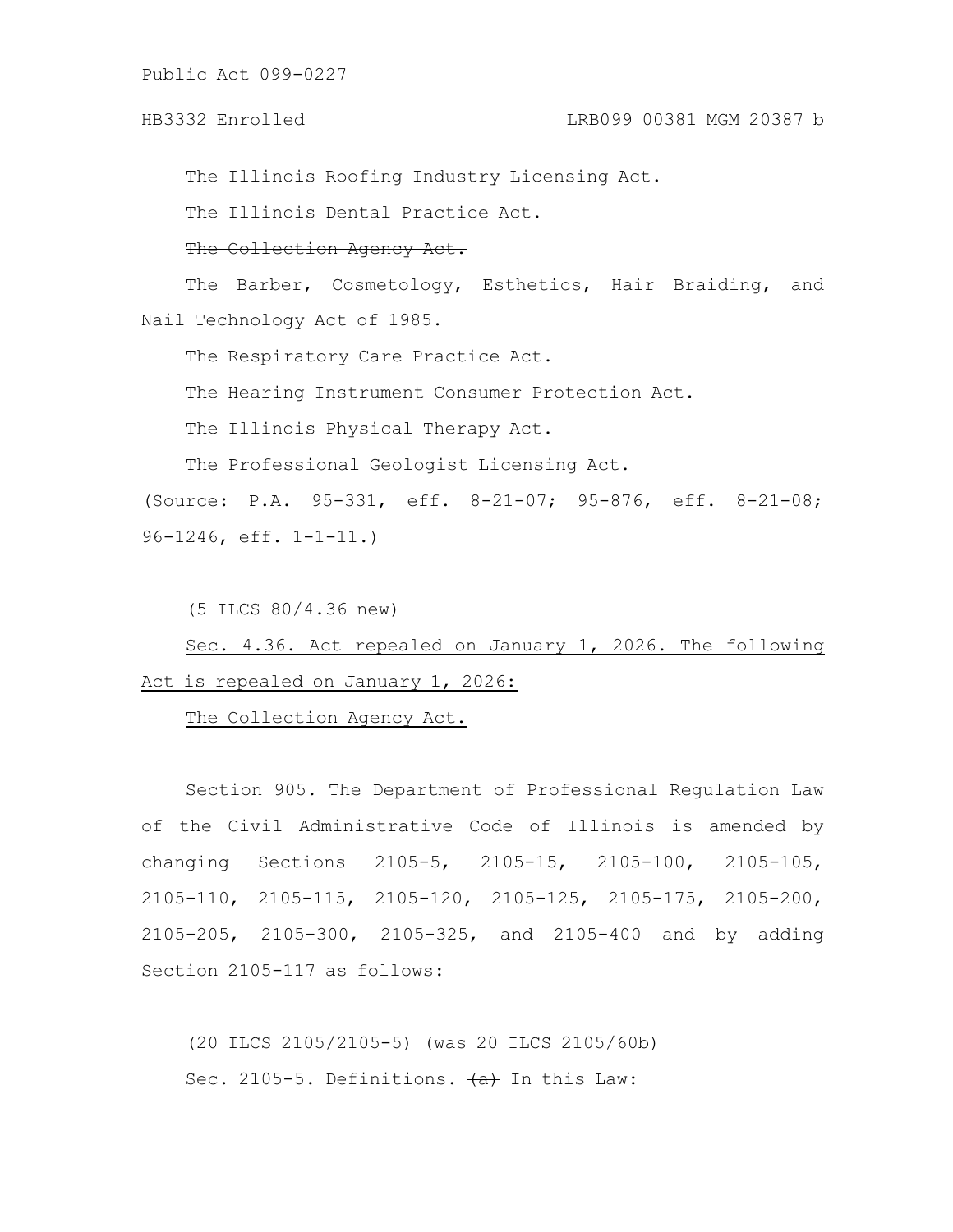The Illinois Roofing Industry Licensing Act.

The Illinois Dental Practice Act.

~~The Collection Agency Act.~~

The Barber, Cosmetology, Esthetics, Hair Braiding, and Nail Technology Act of 1985.

The Respiratory Care Practice Act.

The Hearing Instrument Consumer Protection Act.

The Illinois Physical Therapy Act.

The Professional Geologist Licensing Act.

(Source: P.A. 95-331, eff. 8-21-07; 95-876, eff. 8-21-08; 96-1246, eff. 1-1-11.)

(5 ILCS 80/4.36 new)

<u>Sec. 4.36. Act repealed on January 1, 2026. The following Act is repealed on January 1, 2026:</u>

<u>The Collection Agency Act.</u>

Section 905. The Department of Professional Regulation Law of the Civil Administrative Code of Illinois is amended by changing Sections 2105-5, 2105-15, 2105-100, 2105-105, 2105-110, 2105-115, 2105-120, 2105-125, 2105-175, 2105-200, 2105-205, 2105-300, 2105-325, and 2105-400 and by adding Section 2105-117 as follows:

(20 ILCS 2105/2105-5) (was 20 ILCS 2105/60b)

Sec. 2105-5. Definitions. ~~(a)~~ In this Law: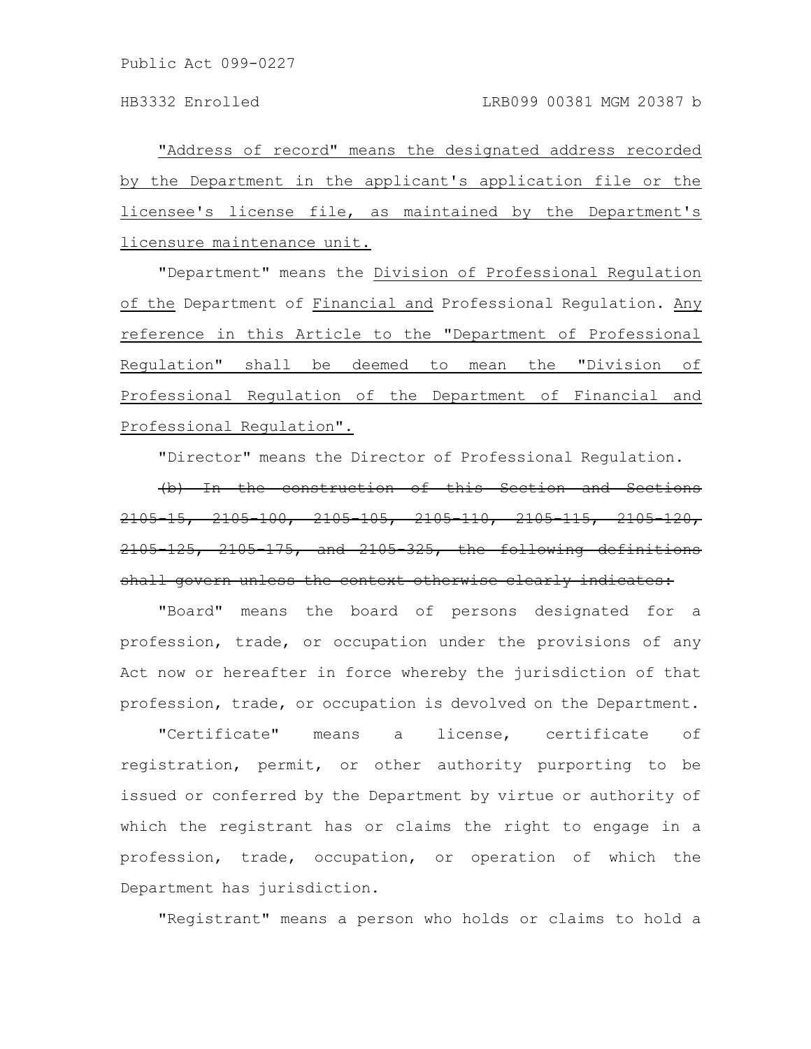"Address of record" means the designated address recorded by the Department in the applicant's application file or the licensee's license file, as maintained by the Department's licensure maintenance unit.

"Department" means the Division of Professional Regulation of the Department of Financial and Professional Regulation. Any reference in this Article to the "Department of Professional Regulation" shall be deemed to mean the "Division of Professional Regulation of the Department of Financial and Professional Regulation".

"Director" means the Director of Professional Regulation.

~~(b) In the construction of this Section and Sections 2105-15, 2105-100, 2105-105, 2105-110, 2105-115, 2105-120, 2105-125, 2105-175, and 2105-325, the following definitions shall govern unless the context otherwise clearly indicates:~~

"Board" means the board of persons designated for a profession, trade, or occupation under the provisions of any Act now or hereafter in force whereby the jurisdiction of that profession, trade, or occupation is devolved on the Department.

"Certificate" means a license, certificate of registration, permit, or other authority purporting to be issued or conferred by the Department by virtue or authority of which the registrant has or claims the right to engage in a profession, trade, occupation, or operation of which the Department has jurisdiction.

"Registrant" means a person who holds or claims to hold a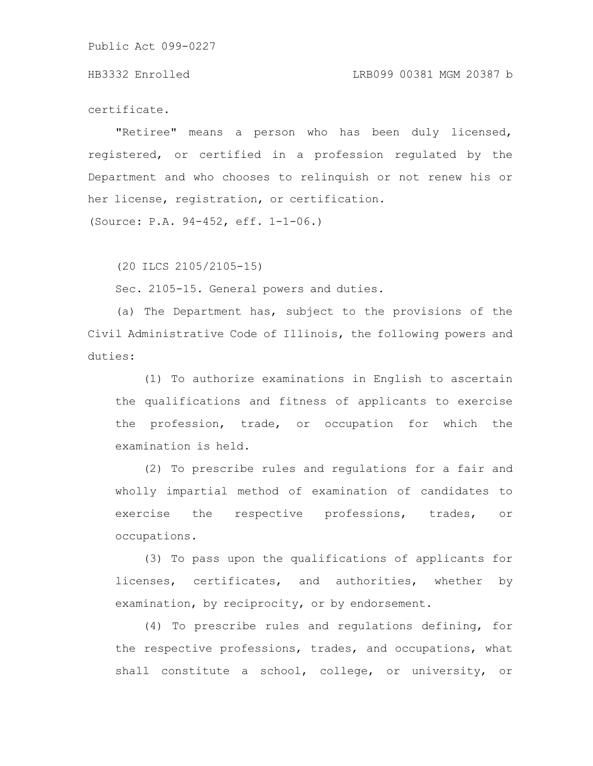certificate.

"Retiree" means a person who has been duly licensed, registered, or certified in a profession regulated by the Department and who chooses to relinquish or not renew his or her license, registration, or certification.

(Source: P.A. 94-452, eff. 1-1-06.)

(20 ILCS 2105/2105-15)

Sec. 2105-15. General powers and duties.

(a) The Department has, subject to the provisions of the Civil Administrative Code of Illinois, the following powers and duties:

(1) To authorize examinations in English to ascertain the qualifications and fitness of applicants to exercise the profession, trade, or occupation for which the examination is held.

(2) To prescribe rules and regulations for a fair and wholly impartial method of examination of candidates to exercise the respective professions, trades, or occupations.

(3) To pass upon the qualifications of applicants for licenses, certificates, and authorities, whether by examination, by reciprocity, or by endorsement.

(4) To prescribe rules and regulations defining, for the respective professions, trades, and occupations, what shall constitute a school, college, or university, or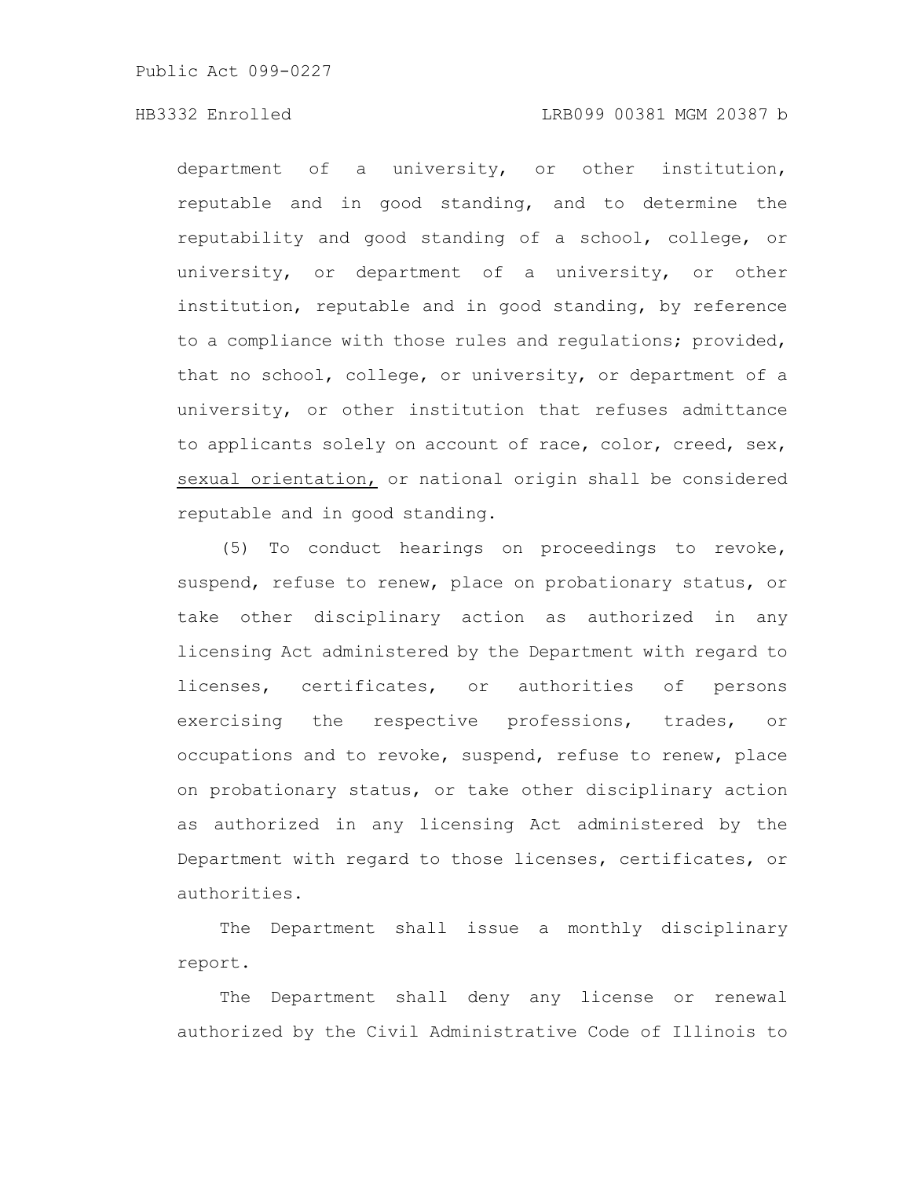department of a university, or other institution, reputable and in good standing, and to determine the reputability and good standing of a school, college, or university, or department of a university, or other institution, reputable and in good standing, by reference to a compliance with those rules and regulations; provided, that no school, college, or university, or department of a university, or other institution that refuses admittance to applicants solely on account of race, color, creed, sex, <u>sexual orientation,</u> or national origin shall be considered reputable and in good standing.

(5) To conduct hearings on proceedings to revoke, suspend, refuse to renew, place on probationary status, or take other disciplinary action as authorized in any licensing Act administered by the Department with regard to licenses, certificates, or authorities of persons exercising the respective professions, trades, or occupations and to revoke, suspend, refuse to renew, place on probationary status, or take other disciplinary action as authorized in any licensing Act administered by the Department with regard to those licenses, certificates, or authorities.

The Department shall issue a monthly disciplinary report.

The Department shall deny any license or renewal authorized by the Civil Administrative Code of Illinois to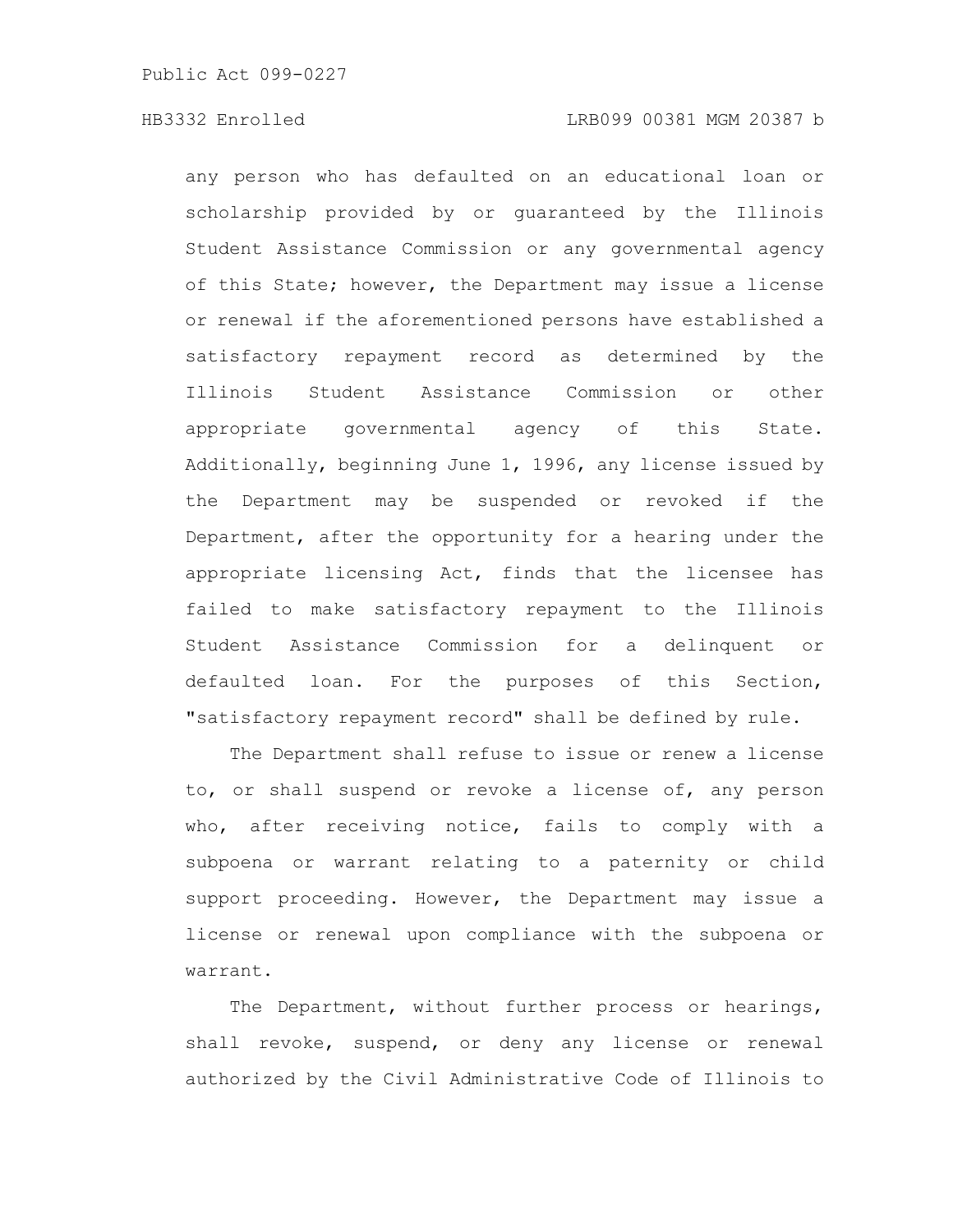any person who has defaulted on an educational loan or scholarship provided by or guaranteed by the Illinois Student Assistance Commission or any governmental agency of this State; however, the Department may issue a license or renewal if the aforementioned persons have established a satisfactory repayment record as determined by the Illinois Student Assistance Commission or other appropriate governmental agency of this State. Additionally, beginning June 1, 1996, any license issued by the Department may be suspended or revoked if the Department, after the opportunity for a hearing under the appropriate licensing Act, finds that the licensee has failed to make satisfactory repayment to the Illinois Student Assistance Commission for a delinquent or defaulted loan. For the purposes of this Section, "satisfactory repayment record" shall be defined by rule.

The Department shall refuse to issue or renew a license to, or shall suspend or revoke a license of, any person who, after receiving notice, fails to comply with a subpoena or warrant relating to a paternity or child support proceeding. However, the Department may issue a license or renewal upon compliance with the subpoena or warrant.

The Department, without further process or hearings, shall revoke, suspend, or deny any license or renewal authorized by the Civil Administrative Code of Illinois to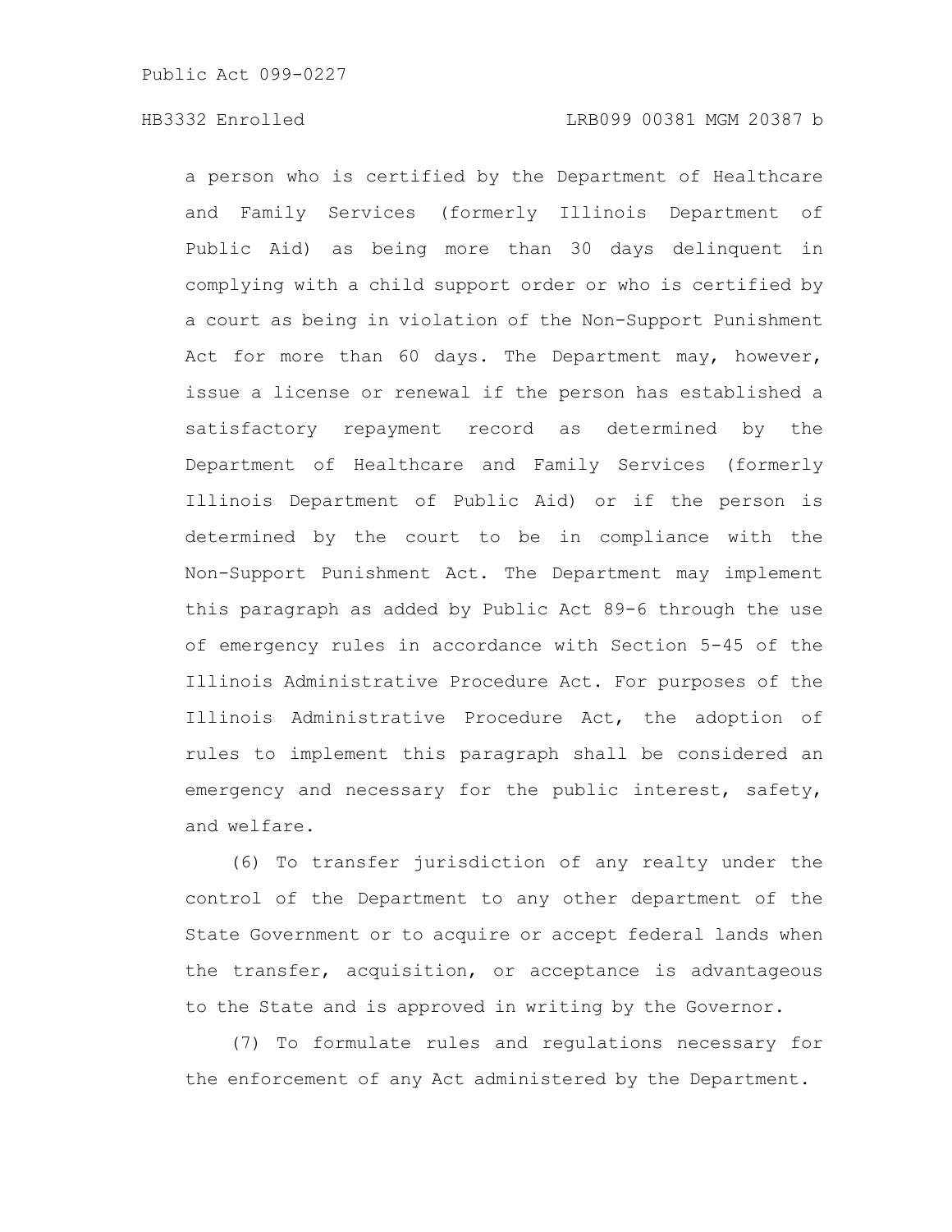a person who is certified by the Department of Healthcare and Family Services (formerly Illinois Department of Public Aid) as being more than 30 days delinquent in complying with a child support order or who is certified by a court as being in violation of the Non-Support Punishment Act for more than 60 days. The Department may, however, issue a license or renewal if the person has established a satisfactory repayment record as determined by the Department of Healthcare and Family Services (formerly Illinois Department of Public Aid) or if the person is determined by the court to be in compliance with the Non-Support Punishment Act. The Department may implement this paragraph as added by Public Act 89-6 through the use of emergency rules in accordance with Section 5-45 of the Illinois Administrative Procedure Act. For purposes of the Illinois Administrative Procedure Act, the adoption of rules to implement this paragraph shall be considered an emergency and necessary for the public interest, safety, and welfare.

(6) To transfer jurisdiction of any realty under the control of the Department to any other department of the State Government or to acquire or accept federal lands when the transfer, acquisition, or acceptance is advantageous to the State and is approved in writing by the Governor.

(7) To formulate rules and regulations necessary for the enforcement of any Act administered by the Department.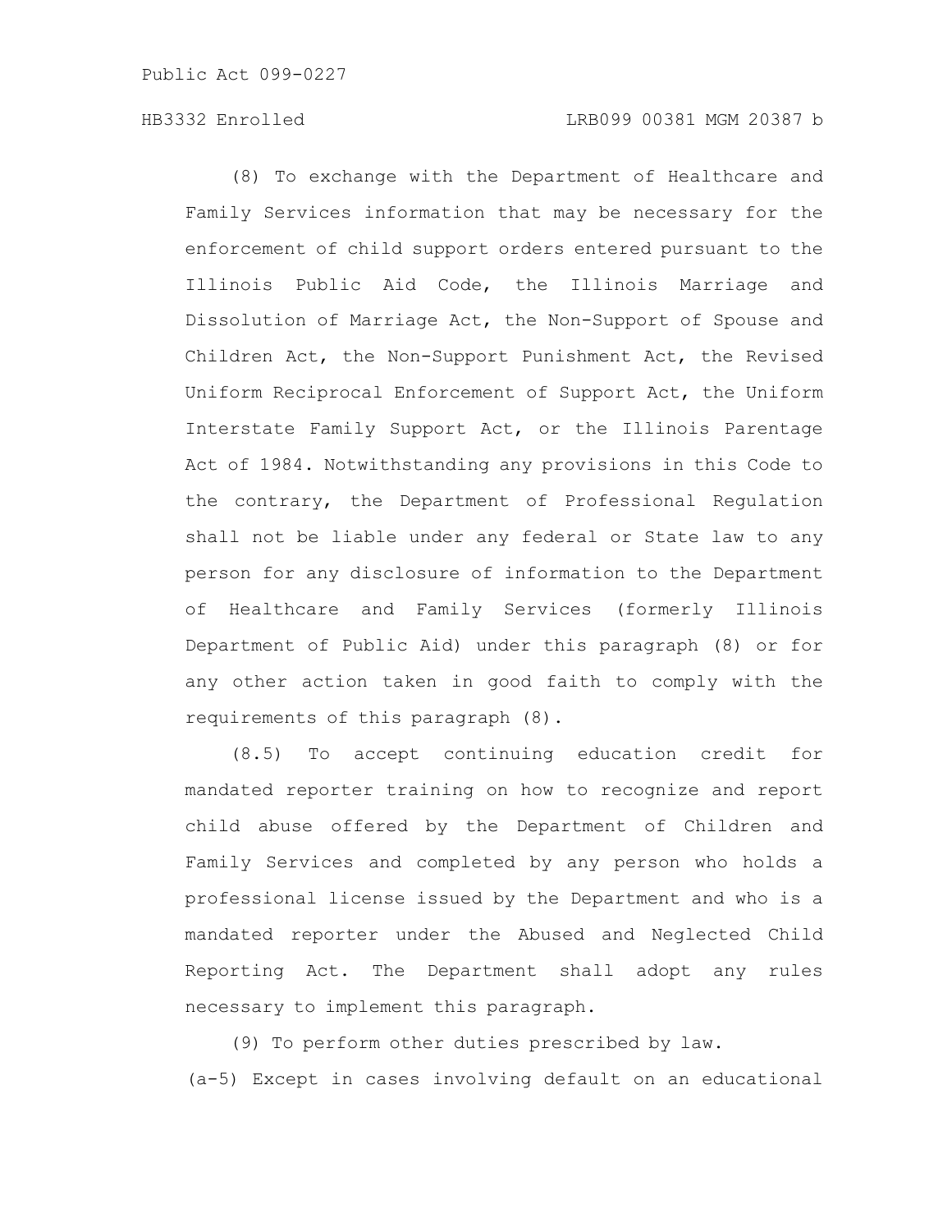(8) To exchange with the Department of Healthcare and Family Services information that may be necessary for the enforcement of child support orders entered pursuant to the Illinois Public Aid Code, the Illinois Marriage and Dissolution of Marriage Act, the Non-Support of Spouse and Children Act, the Non-Support Punishment Act, the Revised Uniform Reciprocal Enforcement of Support Act, the Uniform Interstate Family Support Act, or the Illinois Parentage Act of 1984. Notwithstanding any provisions in this Code to the contrary, the Department of Professional Regulation shall not be liable under any federal or State law to any person for any disclosure of information to the Department of Healthcare and Family Services (formerly Illinois Department of Public Aid) under this paragraph (8) or for any other action taken in good faith to comply with the requirements of this paragraph (8).

(8.5) To accept continuing education credit for mandated reporter training on how to recognize and report child abuse offered by the Department of Children and Family Services and completed by any person who holds a professional license issued by the Department and who is a mandated reporter under the Abused and Neglected Child Reporting Act. The Department shall adopt any rules necessary to implement this paragraph.

(9) To perform other duties prescribed by law.

(a-5) Except in cases involving default on an educational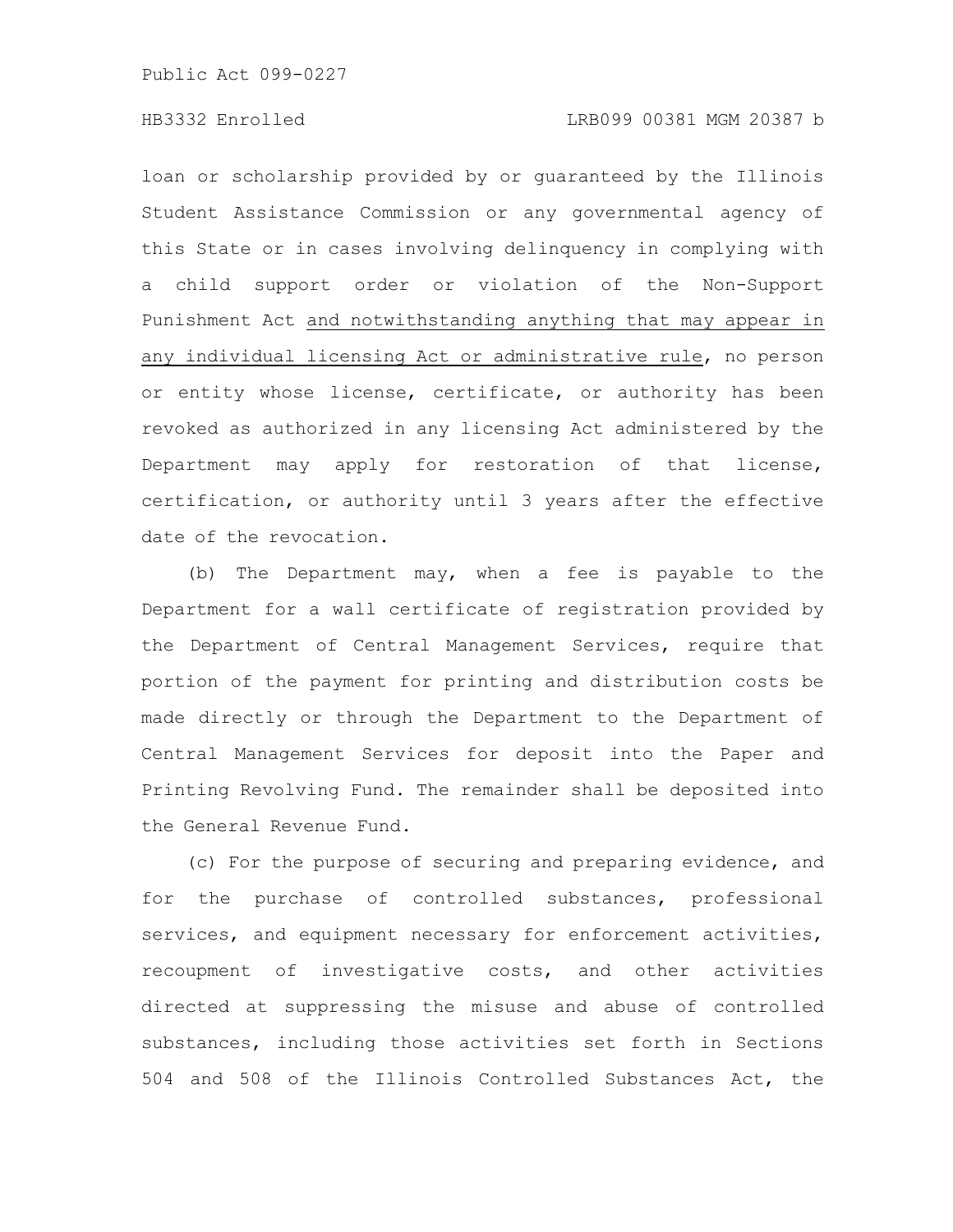loan or scholarship provided by or guaranteed by the Illinois Student Assistance Commission or any governmental agency of this State or in cases involving delinquency in complying with a child support order or violation of the Non-Support Punishment Act <u>and notwithstanding anything that may appear in any individual licensing Act or administrative rule</u>, no person or entity whose license, certificate, or authority has been revoked as authorized in any licensing Act administered by the Department may apply for restoration of that license, certification, or authority until 3 years after the effective date of the revocation.

(b) The Department may, when a fee is payable to the Department for a wall certificate of registration provided by the Department of Central Management Services, require that portion of the payment for printing and distribution costs be made directly or through the Department to the Department of Central Management Services for deposit into the Paper and Printing Revolving Fund. The remainder shall be deposited into the General Revenue Fund.

(c) For the purpose of securing and preparing evidence, and for the purchase of controlled substances, professional services, and equipment necessary for enforcement activities, recoupment of investigative costs, and other activities directed at suppressing the misuse and abuse of controlled substances, including those activities set forth in Sections 504 and 508 of the Illinois Controlled Substances Act, the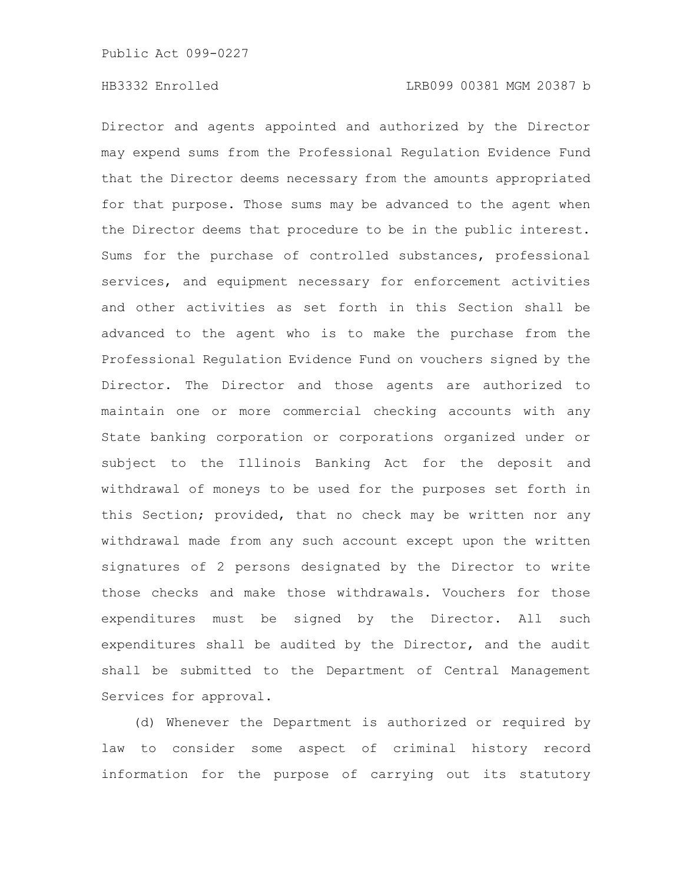Director and agents appointed and authorized by the Director may expend sums from the Professional Regulation Evidence Fund that the Director deems necessary from the amounts appropriated for that purpose. Those sums may be advanced to the agent when the Director deems that procedure to be in the public interest. Sums for the purchase of controlled substances, professional services, and equipment necessary for enforcement activities and other activities as set forth in this Section shall be advanced to the agent who is to make the purchase from the Professional Regulation Evidence Fund on vouchers signed by the Director. The Director and those agents are authorized to maintain one or more commercial checking accounts with any State banking corporation or corporations organized under or subject to the Illinois Banking Act for the deposit and withdrawal of moneys to be used for the purposes set forth in this Section; provided, that no check may be written nor any withdrawal made from any such account except upon the written signatures of 2 persons designated by the Director to write those checks and make those withdrawals. Vouchers for those expenditures must be signed by the Director. All such expenditures shall be audited by the Director, and the audit shall be submitted to the Department of Central Management Services for approval.

(d) Whenever the Department is authorized or required by law to consider some aspect of criminal history record information for the purpose of carrying out its statutory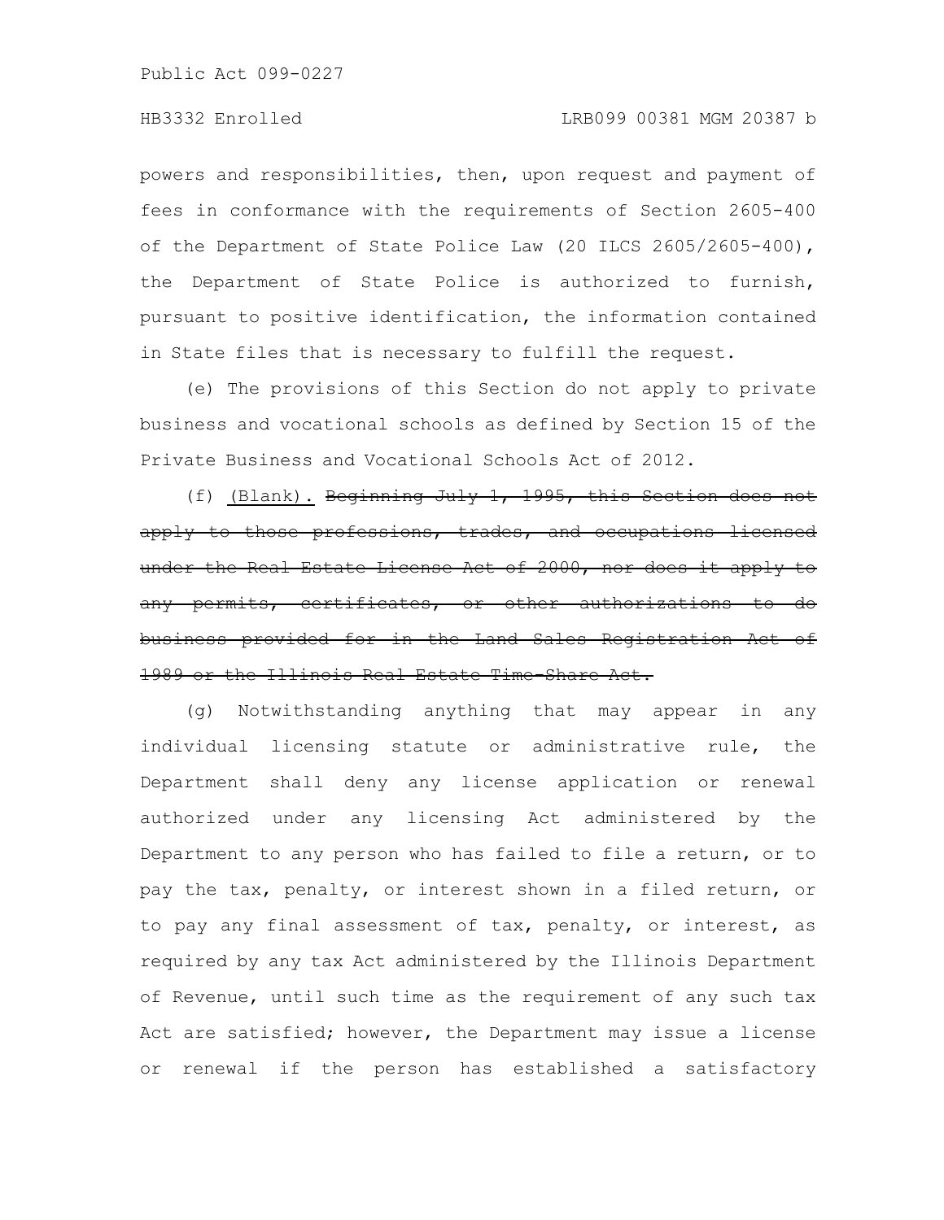powers and responsibilities, then, upon request and payment of fees in conformance with the requirements of Section 2605-400 of the Department of State Police Law (20 ILCS 2605/2605-400), the Department of State Police is authorized to furnish, pursuant to positive identification, the information contained in State files that is necessary to fulfill the request.

(e) The provisions of this Section do not apply to private business and vocational schools as defined by Section 15 of the Private Business and Vocational Schools Act of 2012.

(f) <u>(Blank).</u> ~~Beginning July 1, 1995, this Section does not apply to those professions, trades, and occupations licensed under the Real Estate License Act of 2000, nor does it apply to any permits, certificates, or other authorizations to do business provided for in the Land Sales Registration Act of 1989 or the Illinois Real Estate Time-Share Act.~~

(g) Notwithstanding anything that may appear in any individual licensing statute or administrative rule, the Department shall deny any license application or renewal authorized under any licensing Act administered by the Department to any person who has failed to file a return, or to pay the tax, penalty, or interest shown in a filed return, or to pay any final assessment of tax, penalty, or interest, as required by any tax Act administered by the Illinois Department of Revenue, until such time as the requirement of any such tax Act are satisfied; however, the Department may issue a license or renewal if the person has established a satisfactory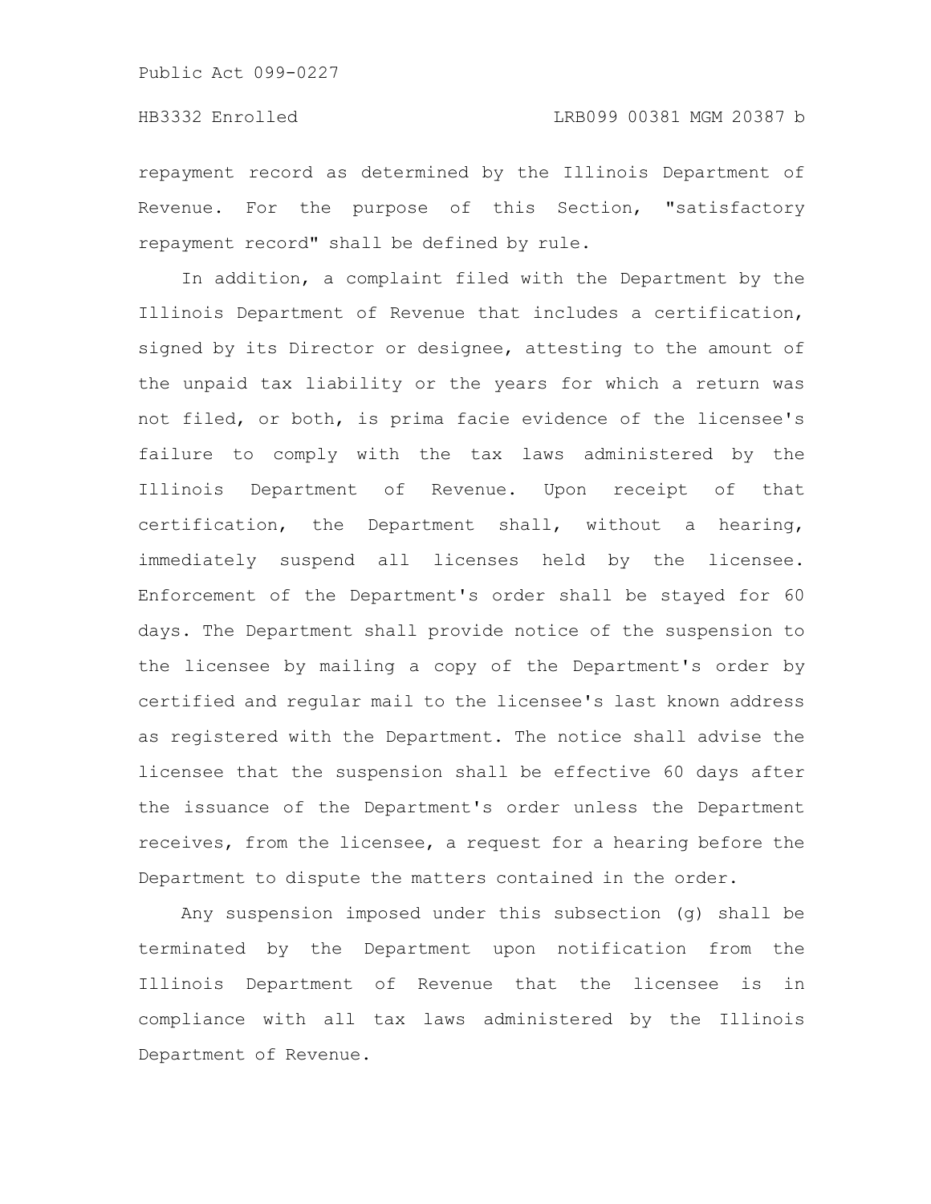repayment record as determined by the Illinois Department of Revenue. For the purpose of this Section, "satisfactory repayment record" shall be defined by rule.

In addition, a complaint filed with the Department by the Illinois Department of Revenue that includes a certification, signed by its Director or designee, attesting to the amount of the unpaid tax liability or the years for which a return was not filed, or both, is prima facie evidence of the licensee's failure to comply with the tax laws administered by the Illinois Department of Revenue. Upon receipt of that certification, the Department shall, without a hearing, immediately suspend all licenses held by the licensee. Enforcement of the Department's order shall be stayed for 60 days. The Department shall provide notice of the suspension to the licensee by mailing a copy of the Department's order by certified and regular mail to the licensee's last known address as registered with the Department. The notice shall advise the licensee that the suspension shall be effective 60 days after the issuance of the Department's order unless the Department receives, from the licensee, a request for a hearing before the Department to dispute the matters contained in the order.

Any suspension imposed under this subsection (g) shall be terminated by the Department upon notification from the Illinois Department of Revenue that the licensee is in compliance with all tax laws administered by the Illinois Department of Revenue.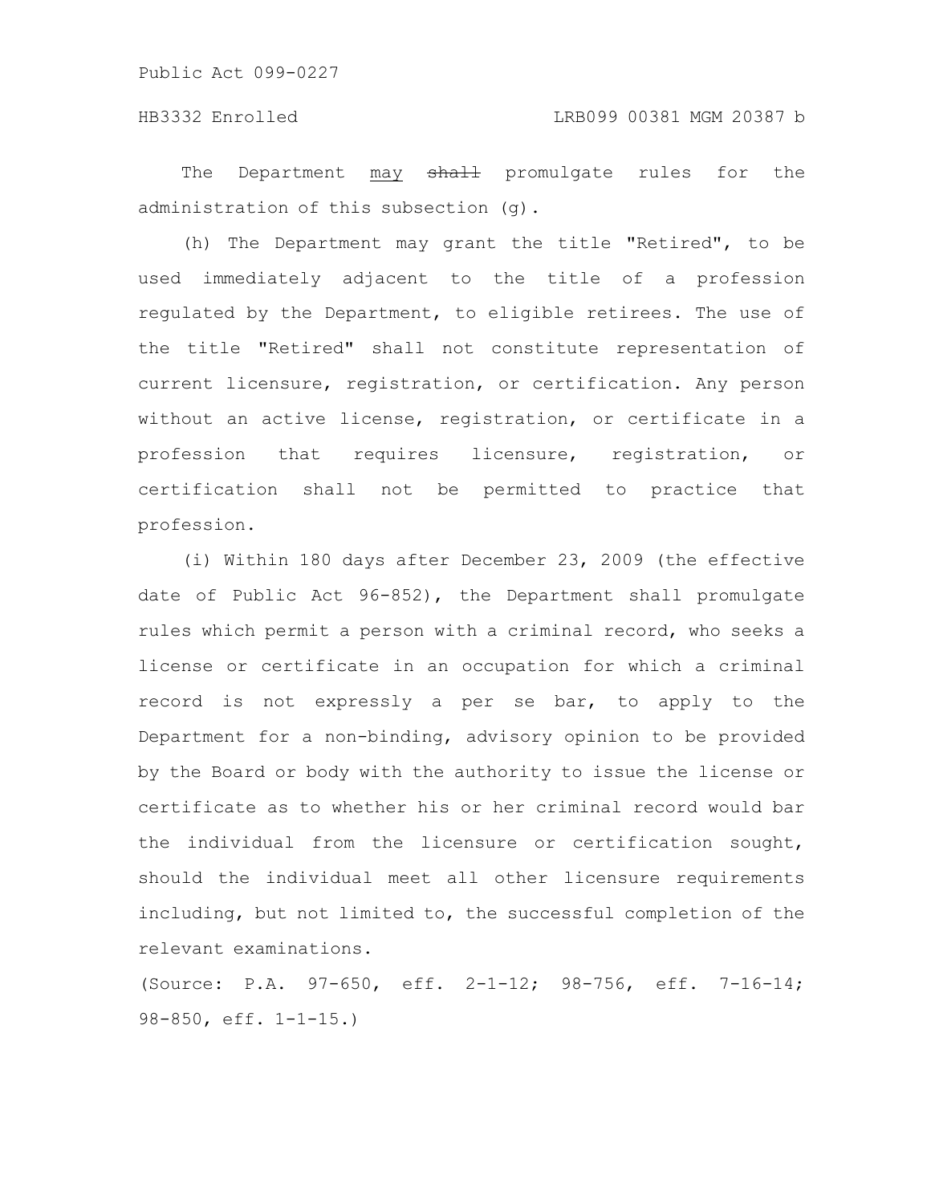The Department may ~~shall~~ promulgate rules for the administration of this subsection (g).

(h) The Department may grant the title "Retired", to be used immediately adjacent to the title of a profession regulated by the Department, to eligible retirees. The use of the title "Retired" shall not constitute representation of current licensure, registration, or certification. Any person without an active license, registration, or certificate in a profession that requires licensure, registration, or certification shall not be permitted to practice that profession.

(i) Within 180 days after December 23, 2009 (the effective date of Public Act 96-852), the Department shall promulgate rules which permit a person with a criminal record, who seeks a license or certificate in an occupation for which a criminal record is not expressly a per se bar, to apply to the Department for a non-binding, advisory opinion to be provided by the Board or body with the authority to issue the license or certificate as to whether his or her criminal record would bar the individual from the licensure or certification sought, should the individual meet all other licensure requirements including, but not limited to, the successful completion of the relevant examinations.

(Source: P.A. 97-650, eff. 2-1-12; 98-756, eff. 7-16-14; 98-850, eff. 1-1-15.)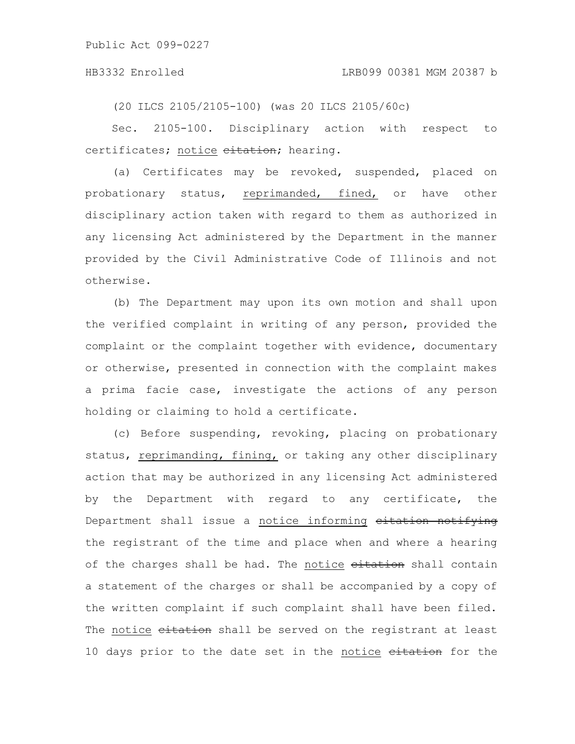(20 ILCS 2105/2105-100) (was 20 ILCS 2105/60c)

Sec. 2105-100. Disciplinary action with respect to certificates; notice ~~citation~~; hearing.

(a) Certificates may be revoked, suspended, placed on probationary status, reprimanded, fined, or have other disciplinary action taken with regard to them as authorized in any licensing Act administered by the Department in the manner provided by the Civil Administrative Code of Illinois and not otherwise.

(b) The Department may upon its own motion and shall upon the verified complaint in writing of any person, provided the complaint or the complaint together with evidence, documentary or otherwise, presented in connection with the complaint makes a prima facie case, investigate the actions of any person holding or claiming to hold a certificate.

(c) Before suspending, revoking, placing on probationary status, reprimanding, fining, or taking any other disciplinary action that may be authorized in any licensing Act administered by the Department with regard to any certificate, the Department shall issue a notice informing ~~citation notifying~~ the registrant of the time and place when and where a hearing of the charges shall be had. The notice ~~citation~~ shall contain a statement of the charges or shall be accompanied by a copy of the written complaint if such complaint shall have been filed. The notice ~~citation~~ shall be served on the registrant at least 10 days prior to the date set in the notice ~~citation~~ for the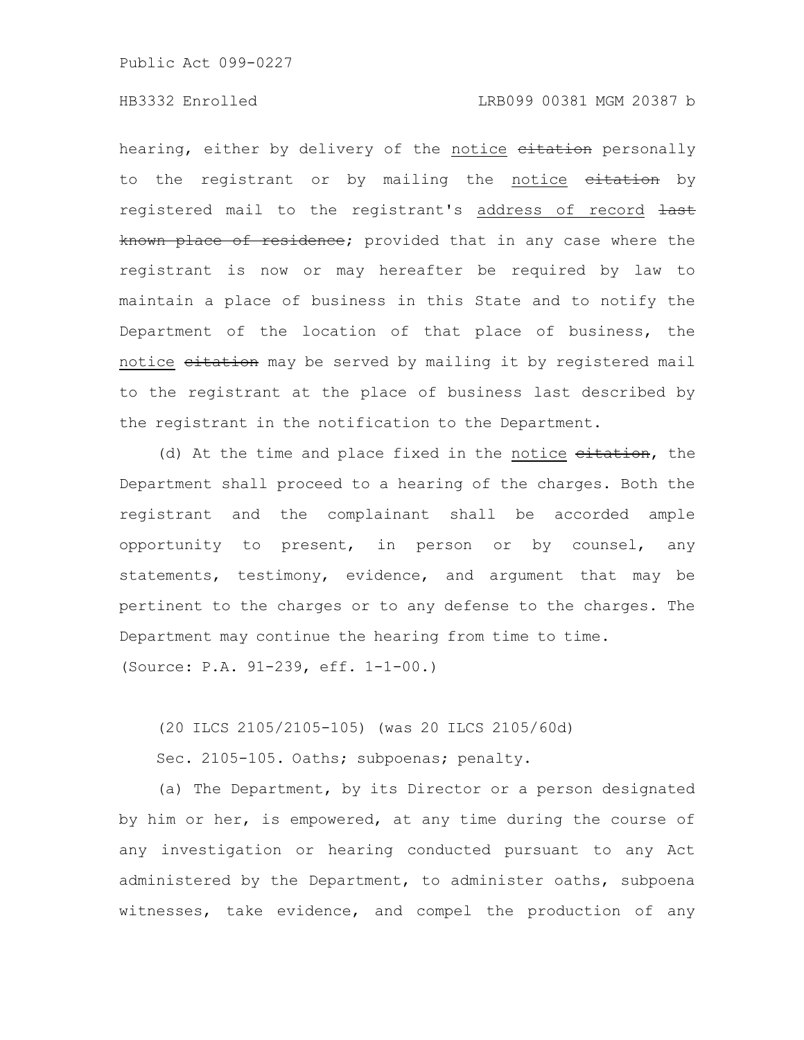hearing, either by delivery of the notice ~~citation~~ personally to the registrant or by mailing the notice ~~citation~~ by registered mail to the registrant's address of record ~~last known place of residence~~; provided that in any case where the registrant is now or may hereafter be required by law to maintain a place of business in this State and to notify the Department of the location of that place of business, the notice ~~citation~~ may be served by mailing it by registered mail to the registrant at the place of business last described by the registrant in the notification to the Department.

(d) At the time and place fixed in the notice ~~citation~~, the Department shall proceed to a hearing of the charges. Both the registrant and the complainant shall be accorded ample opportunity to present, in person or by counsel, any statements, testimony, evidence, and argument that may be pertinent to the charges or to any defense to the charges. The Department may continue the hearing from time to time.

(Source: P.A. 91-239, eff. 1-1-00.)

(20 ILCS 2105/2105-105) (was 20 ILCS 2105/60d)

Sec. 2105-105. Oaths; subpoenas; penalty.

(a) The Department, by its Director or a person designated by him or her, is empowered, at any time during the course of any investigation or hearing conducted pursuant to any Act administered by the Department, to administer oaths, subpoena witnesses, take evidence, and compel the production of any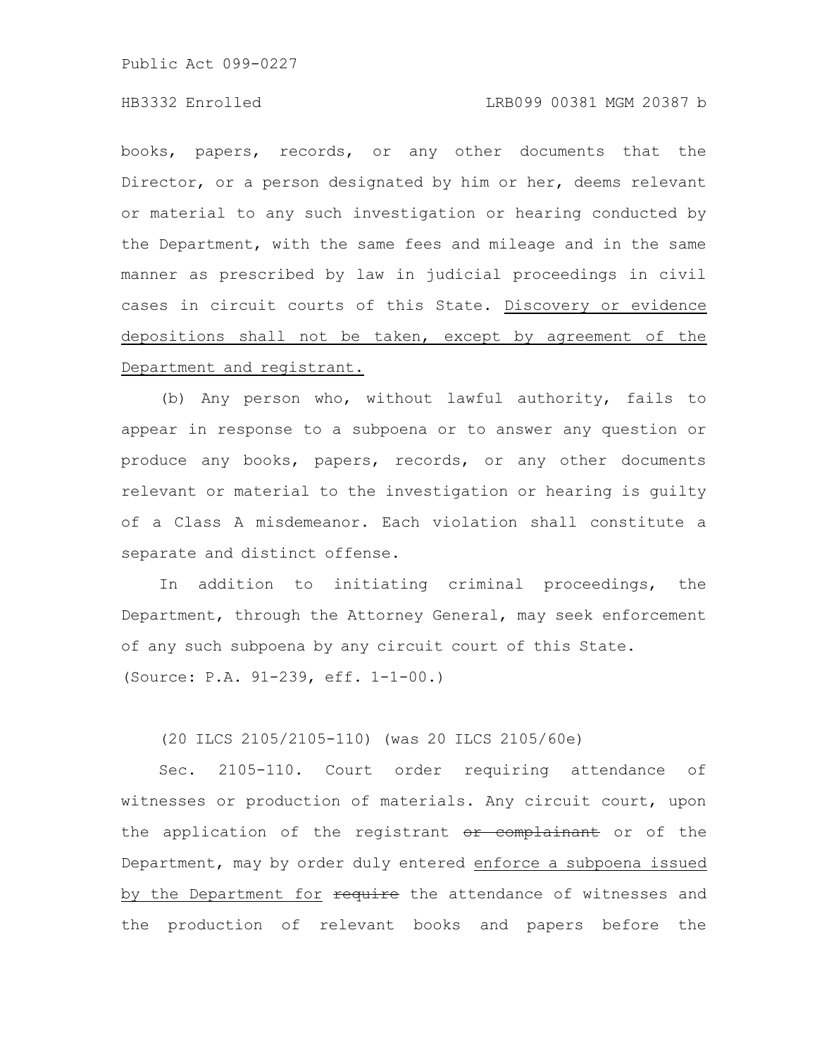books, papers, records, or any other documents that the Director, or a person designated by him or her, deems relevant or material to any such investigation or hearing conducted by the Department, with the same fees and mileage and in the same manner as prescribed by law in judicial proceedings in civil cases in circuit courts of this State. <u>Discovery or evidence depositions shall not be taken, except by agreement of the Department and registrant.</u>

(b) Any person who, without lawful authority, fails to appear in response to a subpoena or to answer any question or produce any books, papers, records, or any other documents relevant or material to the investigation or hearing is guilty of a Class A misdemeanor. Each violation shall constitute a separate and distinct offense.

In addition to initiating criminal proceedings, the Department, through the Attorney General, may seek enforcement of any such subpoena by any circuit court of this State.

(Source: P.A. 91-239, eff. 1-1-00.)

(20 ILCS 2105/2105-110) (was 20 ILCS 2105/60e)

Sec. 2105-110. Court order requiring attendance of witnesses or production of materials. Any circuit court, upon the application of the registrant ~~or complainant~~ or of the Department, may by order duly entered <u>enforce a subpoena issued by the Department for</u> ~~require~~ the attendance of witnesses and the production of relevant books and papers before the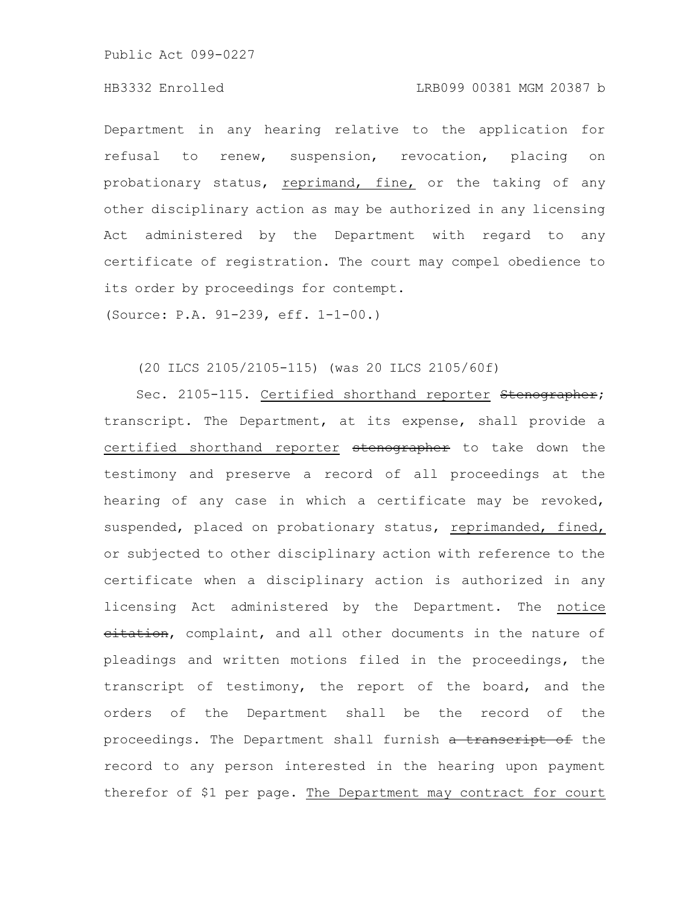Department in any hearing relative to the application for refusal to renew, suspension, revocation, placing on probationary status, reprimand, fine, or the taking of any other disciplinary action as may be authorized in any licensing Act administered by the Department with regard to any certificate of registration. The court may compel obedience to its order by proceedings for contempt.

(Source: P.A. 91-239, eff. 1-1-00.)

(20 ILCS 2105/2105-115) (was 20 ILCS 2105/60f)

Sec. 2105-115. Certified shorthand reporter ~~Stenographer~~; transcript. The Department, at its expense, shall provide a certified shorthand reporter ~~stenographer~~ to take down the testimony and preserve a record of all proceedings at the hearing of any case in which a certificate may be revoked, suspended, placed on probationary status, reprimanded, fined, or subjected to other disciplinary action with reference to the certificate when a disciplinary action is authorized in any licensing Act administered by the Department. The notice ~~citation~~, complaint, and all other documents in the nature of pleadings and written motions filed in the proceedings, the transcript of testimony, the report of the board, and the orders of the Department shall be the record of the proceedings. The Department shall furnish ~~a transcript of~~ the record to any person interested in the hearing upon payment therefor of $1 per page. The Department may contract for court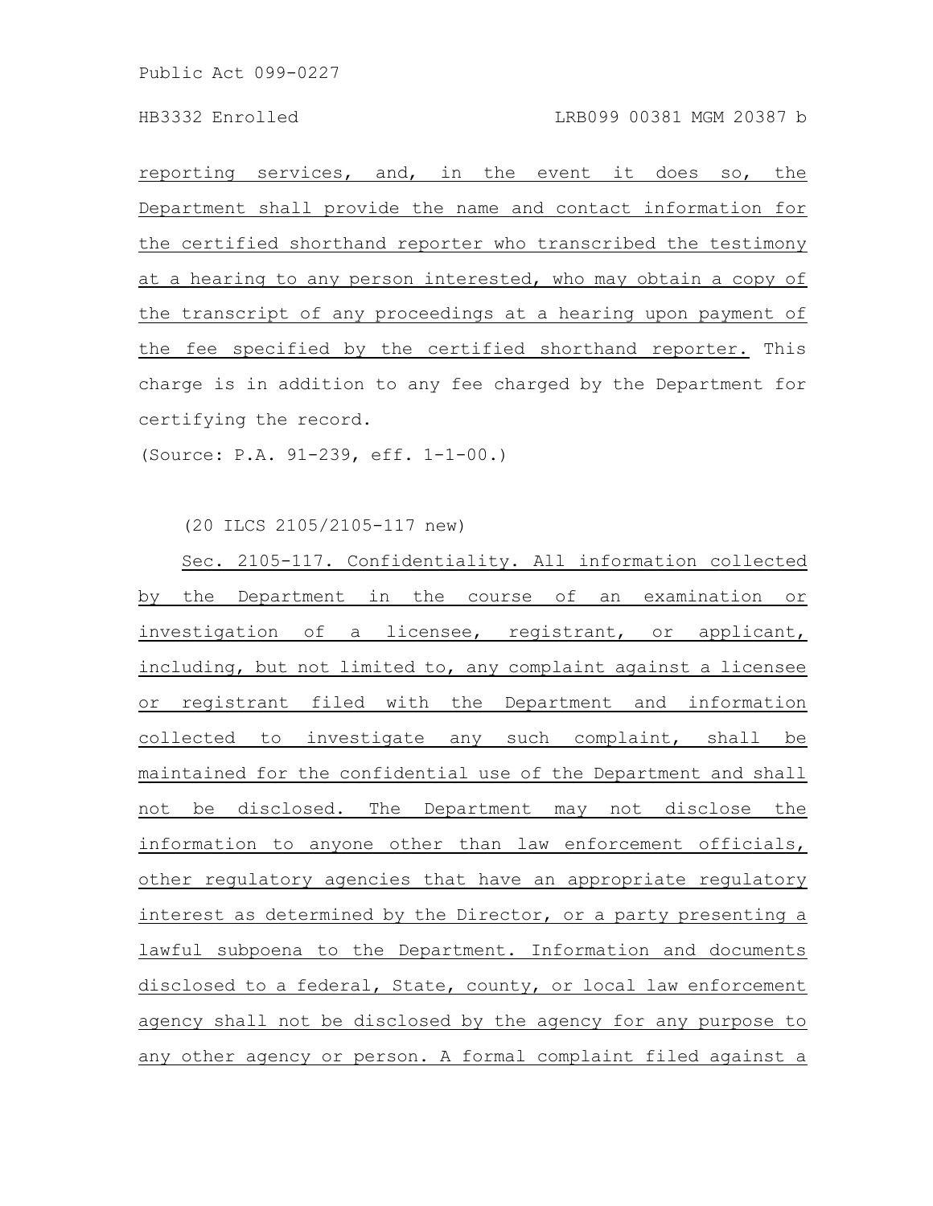reporting services, and, in the event it does so, the Department shall provide the name and contact information for the certified shorthand reporter who transcribed the testimony at a hearing to any person interested, who may obtain a copy of the transcript of any proceedings at a hearing upon payment of the fee specified by the certified shorthand reporter. This charge is in addition to any fee charged by the Department for certifying the record.

(Source: P.A. 91-239, eff. 1-1-00.)

(20 ILCS 2105/2105-117 new)

Sec. 2105-117. Confidentiality. All information collected by the Department in the course of an examination or investigation of a licensee, registrant, or applicant, including, but not limited to, any complaint against a licensee or registrant filed with the Department and information collected to investigate any such complaint, shall be maintained for the confidential use of the Department and shall not be disclosed. The Department may not disclose the information to anyone other than law enforcement officials, other regulatory agencies that have an appropriate regulatory interest as determined by the Director, or a party presenting a lawful subpoena to the Department. Information and documents disclosed to a federal, State, county, or local law enforcement agency shall not be disclosed by the agency for any purpose to any other agency or person. A formal complaint filed against a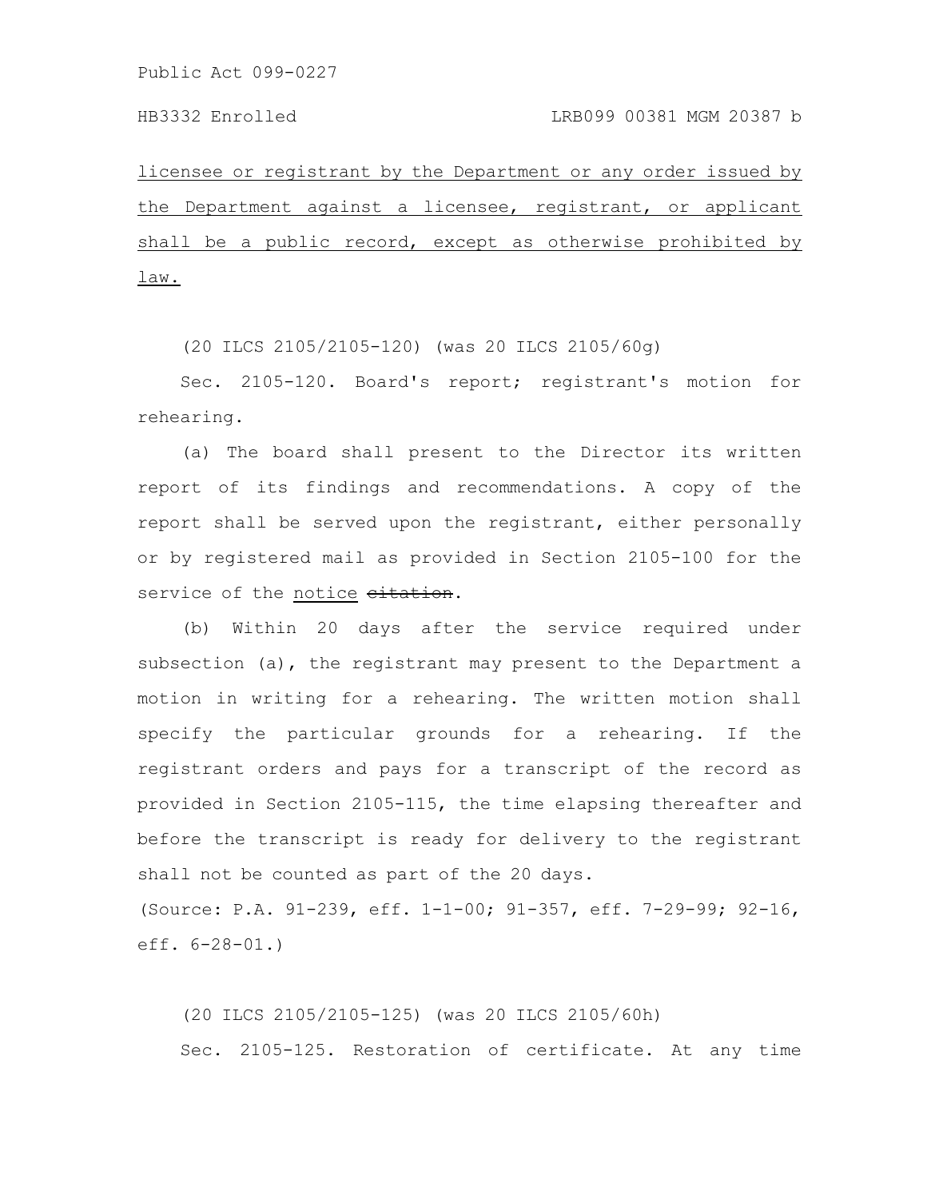licensee or registrant by the Department or any order issued by the Department against a licensee, registrant, or applicant shall be a public record, except as otherwise prohibited by law.

(20 ILCS 2105/2105-120) (was 20 ILCS 2105/60g)

Sec. 2105-120. Board's report; registrant's motion for rehearing.

(a) The board shall present to the Director its written report of its findings and recommendations. A copy of the report shall be served upon the registrant, either personally or by registered mail as provided in Section 2105-100 for the service of the notice ~~citation~~.

(b) Within 20 days after the service required under subsection (a), the registrant may present to the Department a motion in writing for a rehearing. The written motion shall specify the particular grounds for a rehearing. If the registrant orders and pays for a transcript of the record as provided in Section 2105-115, the time elapsing thereafter and before the transcript is ready for delivery to the registrant shall not be counted as part of the 20 days.

(Source: P.A. 91-239, eff. 1-1-00; 91-357, eff. 7-29-99; 92-16, eff. 6-28-01.)

(20 ILCS 2105/2105-125) (was 20 ILCS 2105/60h)

Sec. 2105-125. Restoration of certificate. At any time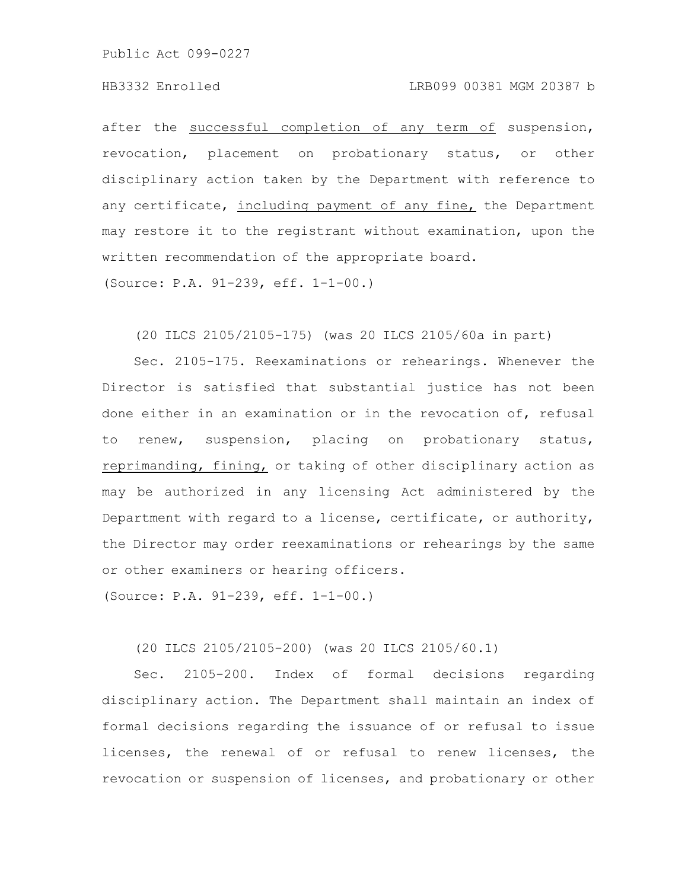after the successful completion of any term of suspension, revocation, placement on probationary status, or other disciplinary action taken by the Department with reference to any certificate, including payment of any fine, the Department may restore it to the registrant without examination, upon the written recommendation of the appropriate board.

(Source: P.A. 91-239, eff. 1-1-00.)

(20 ILCS 2105/2105-175) (was 20 ILCS 2105/60a in part)

Sec. 2105-175. Reexaminations or rehearings. Whenever the Director is satisfied that substantial justice has not been done either in an examination or in the revocation of, refusal to renew, suspension, placing on probationary status, reprimanding, fining, or taking of other disciplinary action as may be authorized in any licensing Act administered by the Department with regard to a license, certificate, or authority, the Director may order reexaminations or rehearings by the same or other examiners or hearing officers.

(Source: P.A. 91-239, eff. 1-1-00.)

(20 ILCS 2105/2105-200) (was 20 ILCS 2105/60.1)

Sec. 2105-200. Index of formal decisions regarding disciplinary action. The Department shall maintain an index of formal decisions regarding the issuance of or refusal to issue licenses, the renewal of or refusal to renew licenses, the revocation or suspension of licenses, and probationary or other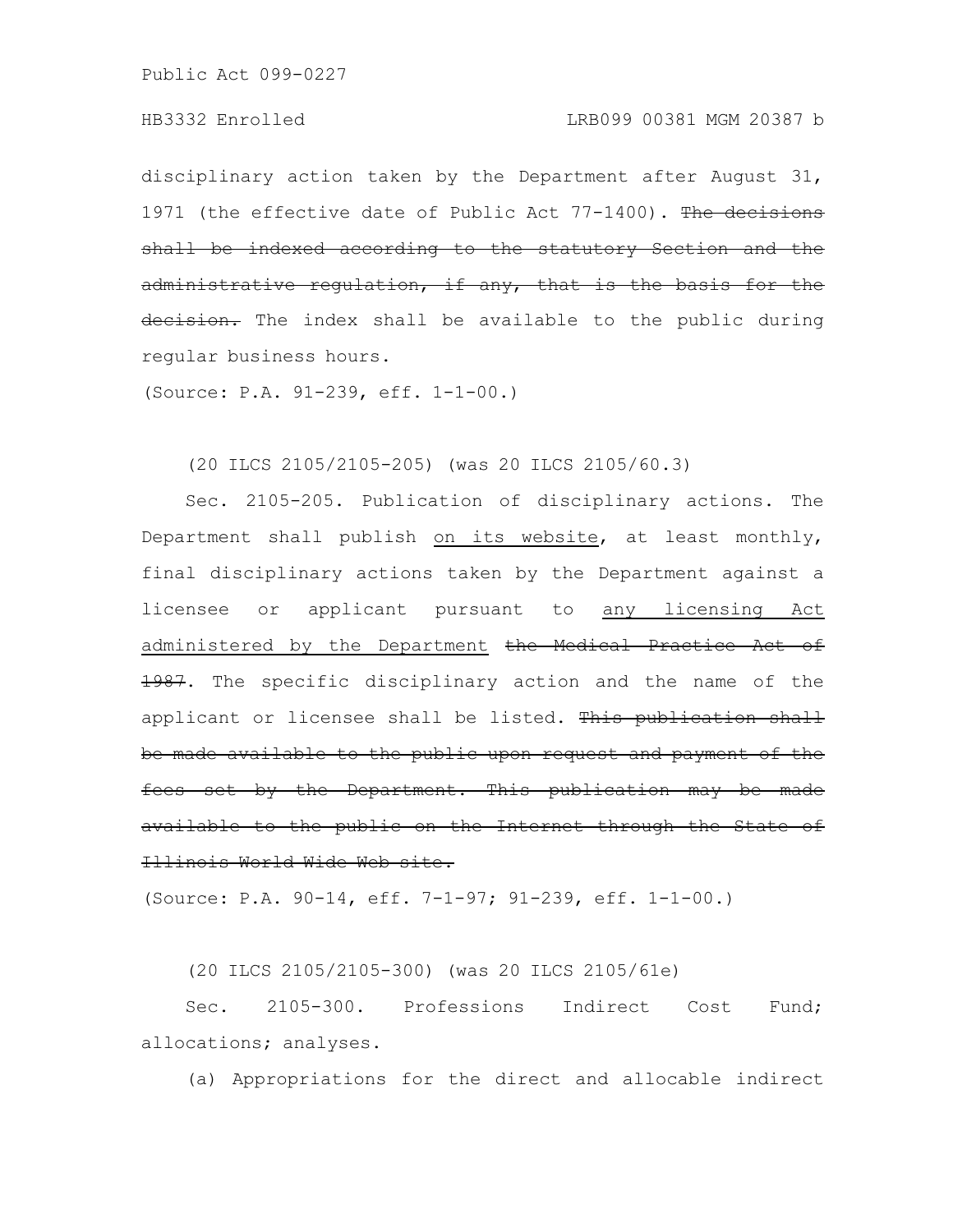disciplinary action taken by the Department after August 31, 1971 (the effective date of Public Act 77-1400). ~~The decisions shall be indexed according to the statutory Section and the administrative regulation, if any, that is the basis for the decision.~~ The index shall be available to the public during regular business hours.

(Source: P.A. 91-239, eff. 1-1-00.)

(20 ILCS 2105/2105-205) (was 20 ILCS 2105/60.3)

Sec. 2105-205. Publication of disciplinary actions. The Department shall publish <u>on its website</u>, at least monthly, final disciplinary actions taken by the Department against a licensee or applicant pursuant to <u>any licensing Act administered by the Department</u> ~~the Medical Practice Act of 1987~~. The specific disciplinary action and the name of the applicant or licensee shall be listed. ~~This publication shall be made available to the public upon request and payment of the fees set by the Department. This publication may be made available to the public on the Internet through the State of Illinois World Wide Web site.~~

(Source: P.A. 90-14, eff. 7-1-97; 91-239, eff. 1-1-00.)

(20 ILCS 2105/2105-300) (was 20 ILCS 2105/61e)

Sec. 2105-300. Professions Indirect Cost Fund; allocations; analyses.

(a) Appropriations for the direct and allocable indirect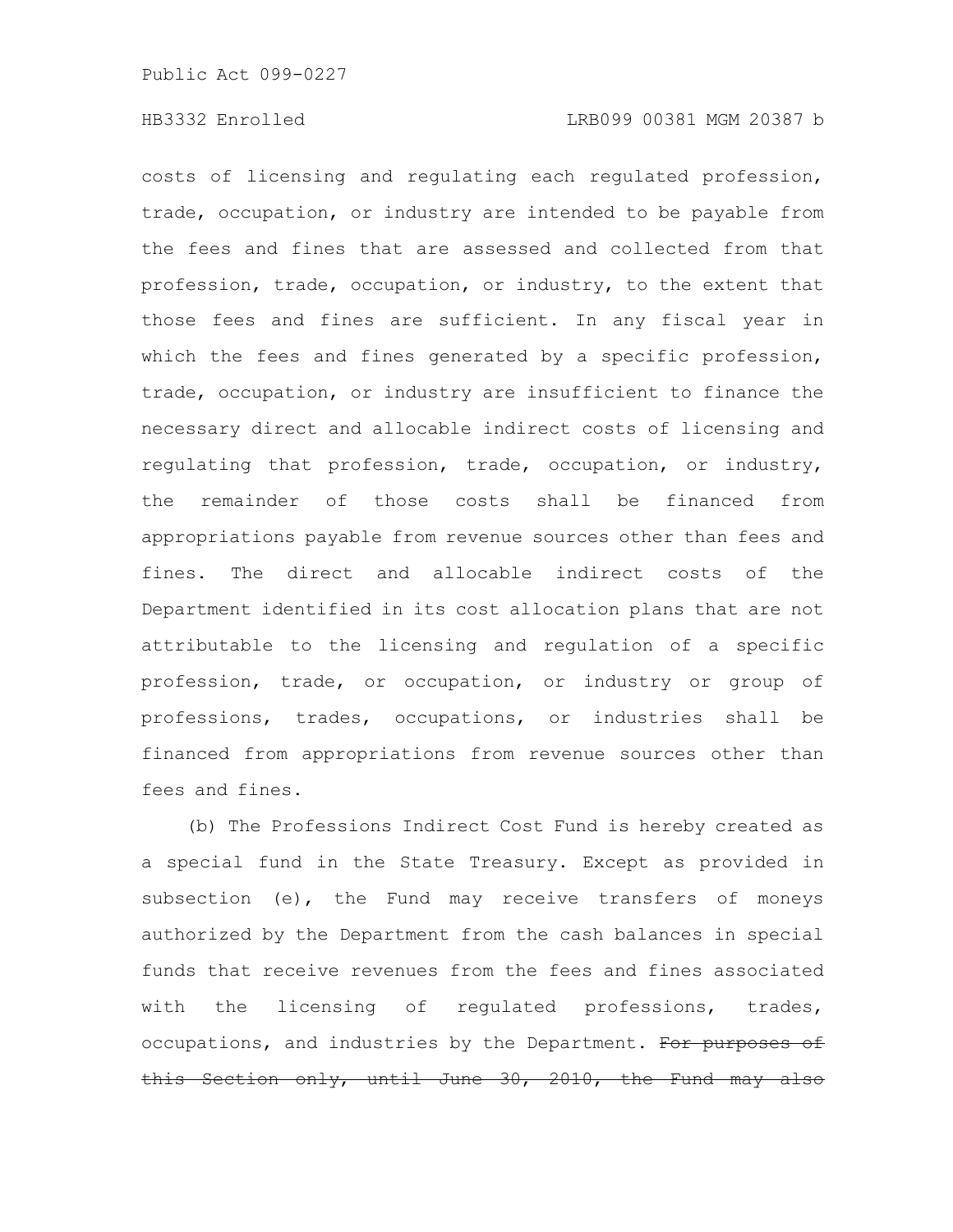costs of licensing and regulating each regulated profession, trade, occupation, or industry are intended to be payable from the fees and fines that are assessed and collected from that profession, trade, occupation, or industry, to the extent that those fees and fines are sufficient. In any fiscal year in which the fees and fines generated by a specific profession, trade, occupation, or industry are insufficient to finance the necessary direct and allocable indirect costs of licensing and regulating that profession, trade, occupation, or industry, the remainder of those costs shall be financed from appropriations payable from revenue sources other than fees and fines. The direct and allocable indirect costs of the Department identified in its cost allocation plans that are not attributable to the licensing and regulation of a specific profession, trade, or occupation, or industry or group of professions, trades, occupations, or industries shall be financed from appropriations from revenue sources other than fees and fines.

(b) The Professions Indirect Cost Fund is hereby created as a special fund in the State Treasury. Except as provided in subsection (e), the Fund may receive transfers of moneys authorized by the Department from the cash balances in special funds that receive revenues from the fees and fines associated with the licensing of regulated professions, trades, occupations, and industries by the Department. ~~For purposes of this Section only, until June 30, 2010, the Fund may also~~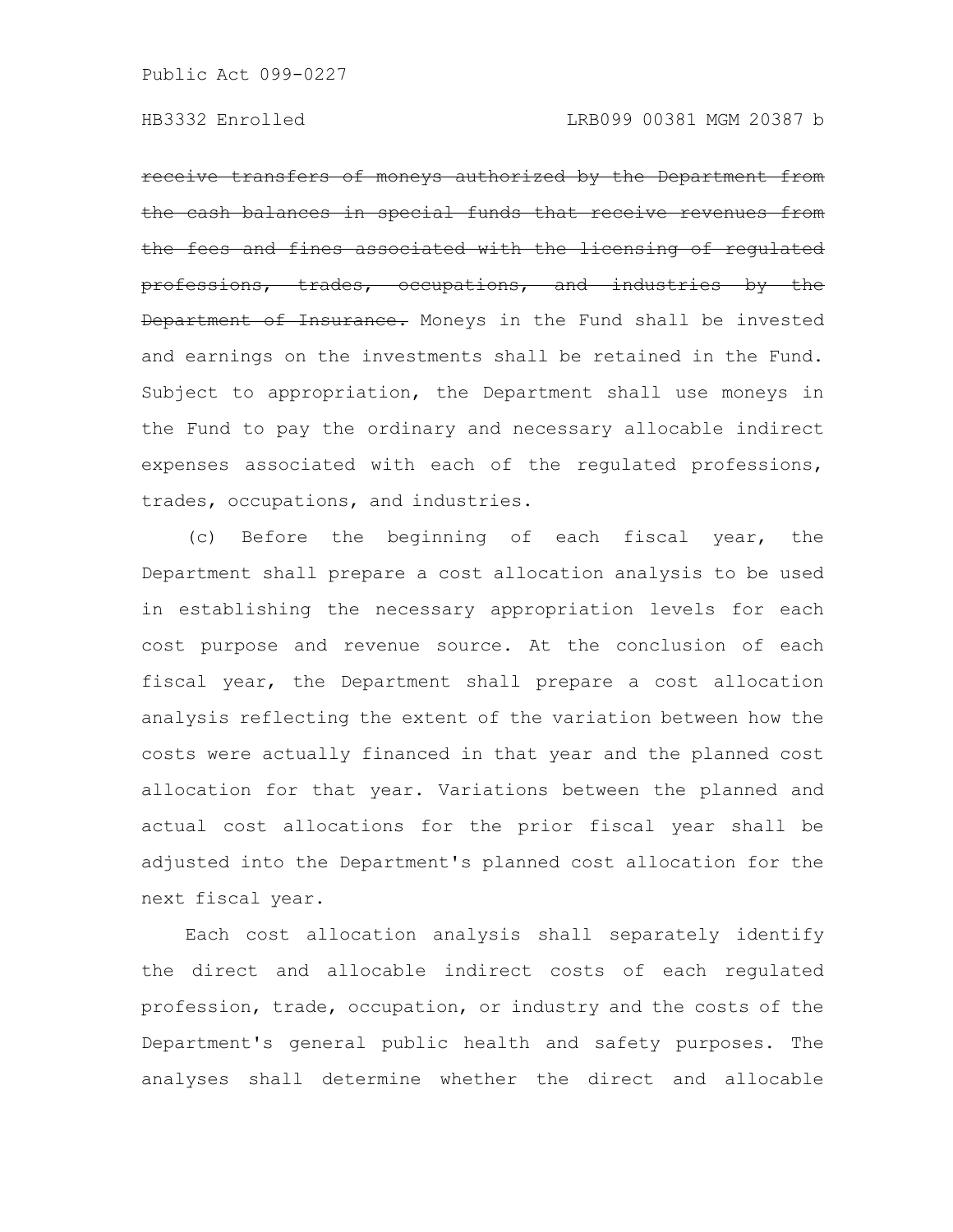~~receive transfers of moneys authorized by the Department from the cash balances in special funds that receive revenues from the fees and fines associated with the licensing of regulated professions, trades, occupations, and industries by the Department of Insurance.~~ Moneys in the Fund shall be invested and earnings on the investments shall be retained in the Fund. Subject to appropriation, the Department shall use moneys in the Fund to pay the ordinary and necessary allocable indirect expenses associated with each of the regulated professions, trades, occupations, and industries.

(c) Before the beginning of each fiscal year, the Department shall prepare a cost allocation analysis to be used in establishing the necessary appropriation levels for each cost purpose and revenue source. At the conclusion of each fiscal year, the Department shall prepare a cost allocation analysis reflecting the extent of the variation between how the costs were actually financed in that year and the planned cost allocation for that year. Variations between the planned and actual cost allocations for the prior fiscal year shall be adjusted into the Department's planned cost allocation for the next fiscal year.

Each cost allocation analysis shall separately identify the direct and allocable indirect costs of each regulated profession, trade, occupation, or industry and the costs of the Department's general public health and safety purposes. The analyses shall determine whether the direct and allocable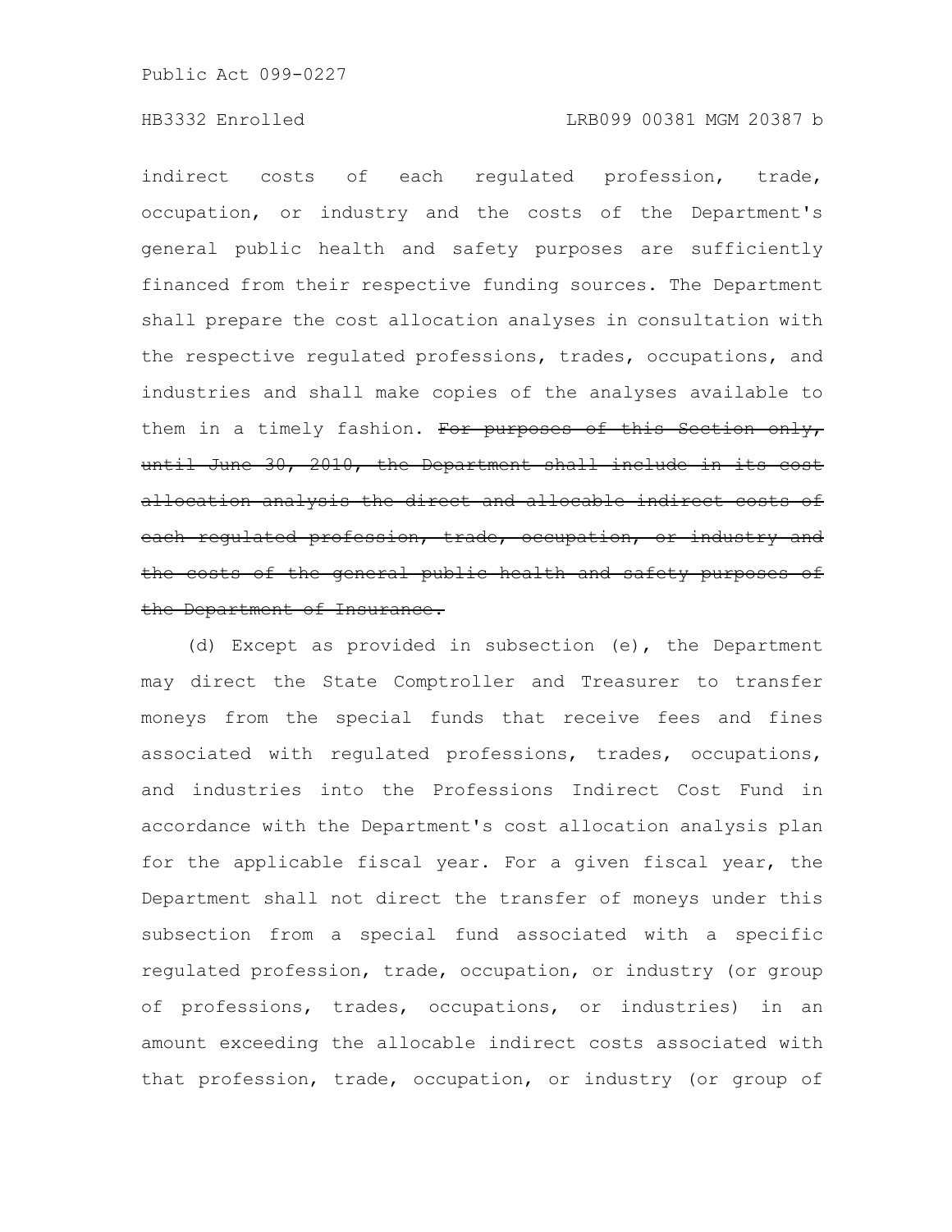indirect costs of each regulated profession, trade, occupation, or industry and the costs of the Department's general public health and safety purposes are sufficiently financed from their respective funding sources. The Department shall prepare the cost allocation analyses in consultation with the respective regulated professions, trades, occupations, and industries and shall make copies of the analyses available to them in a timely fashion. ~~For purposes of this Section only, until June 30, 2010, the Department shall include in its cost allocation analysis the direct and allocable indirect costs of each regulated profession, trade, occupation, or industry and the costs of the general public health and safety purposes of the Department of Insurance.~~

(d) Except as provided in subsection (e), the Department may direct the State Comptroller and Treasurer to transfer moneys from the special funds that receive fees and fines associated with regulated professions, trades, occupations, and industries into the Professions Indirect Cost Fund in accordance with the Department's cost allocation analysis plan for the applicable fiscal year. For a given fiscal year, the Department shall not direct the transfer of moneys under this subsection from a special fund associated with a specific regulated profession, trade, occupation, or industry (or group of professions, trades, occupations, or industries) in an amount exceeding the allocable indirect costs associated with that profession, trade, occupation, or industry (or group of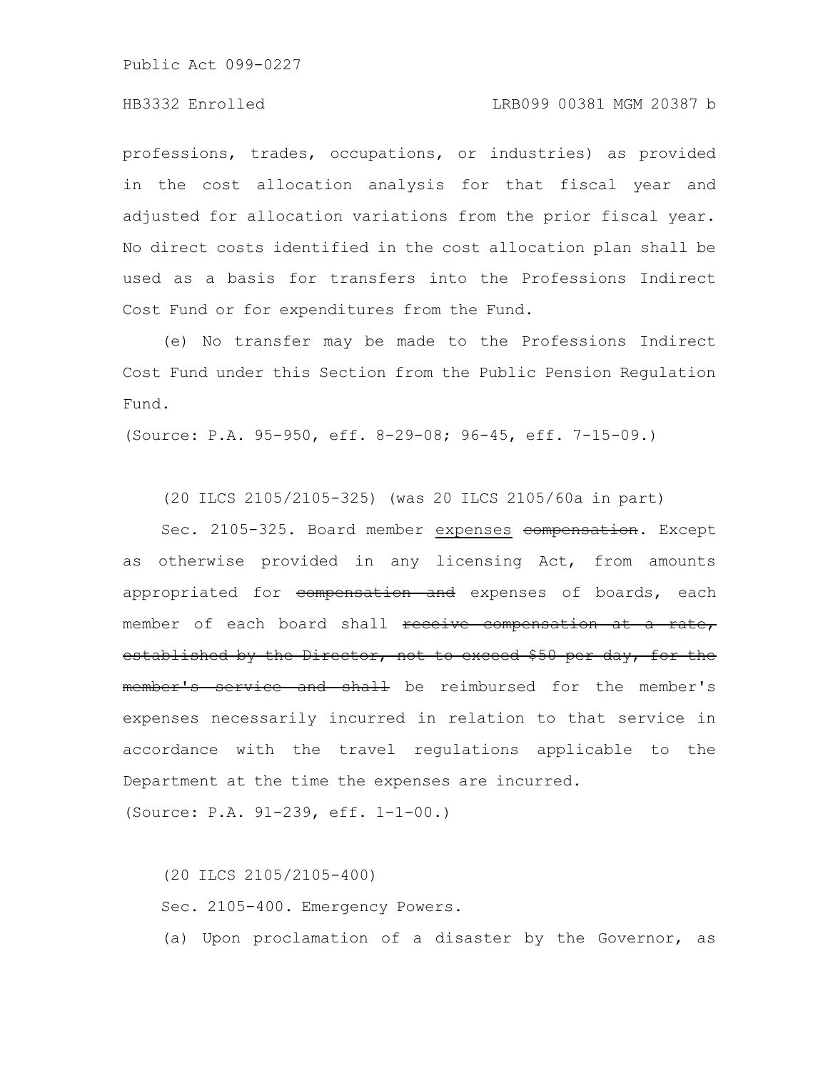professions, trades, occupations, or industries) as provided in the cost allocation analysis for that fiscal year and adjusted for allocation variations from the prior fiscal year. No direct costs identified in the cost allocation plan shall be used as a basis for transfers into the Professions Indirect Cost Fund or for expenditures from the Fund.

(e) No transfer may be made to the Professions Indirect Cost Fund under this Section from the Public Pension Regulation Fund.

(Source: P.A. 95-950, eff. 8-29-08; 96-45, eff. 7-15-09.)

(20 ILCS 2105/2105-325) (was 20 ILCS 2105/60a in part)

Sec. 2105-325. Board member <u>expenses</u> ~~compensation~~. Except as otherwise provided in any licensing Act, from amounts appropriated for ~~compensation and~~ expenses of boards, each member of each board shall ~~receive compensation at a rate, established by the Director, not to exceed \$50 per day, for the member's service and shall~~ be reimbursed for the member's expenses necessarily incurred in relation to that service in accordance with the travel regulations applicable to the Department at the time the expenses are incurred.

(Source: P.A. 91-239, eff. 1-1-00.)

(20 ILCS 2105/2105-400)

Sec. 2105-400. Emergency Powers.

(a) Upon proclamation of a disaster by the Governor, as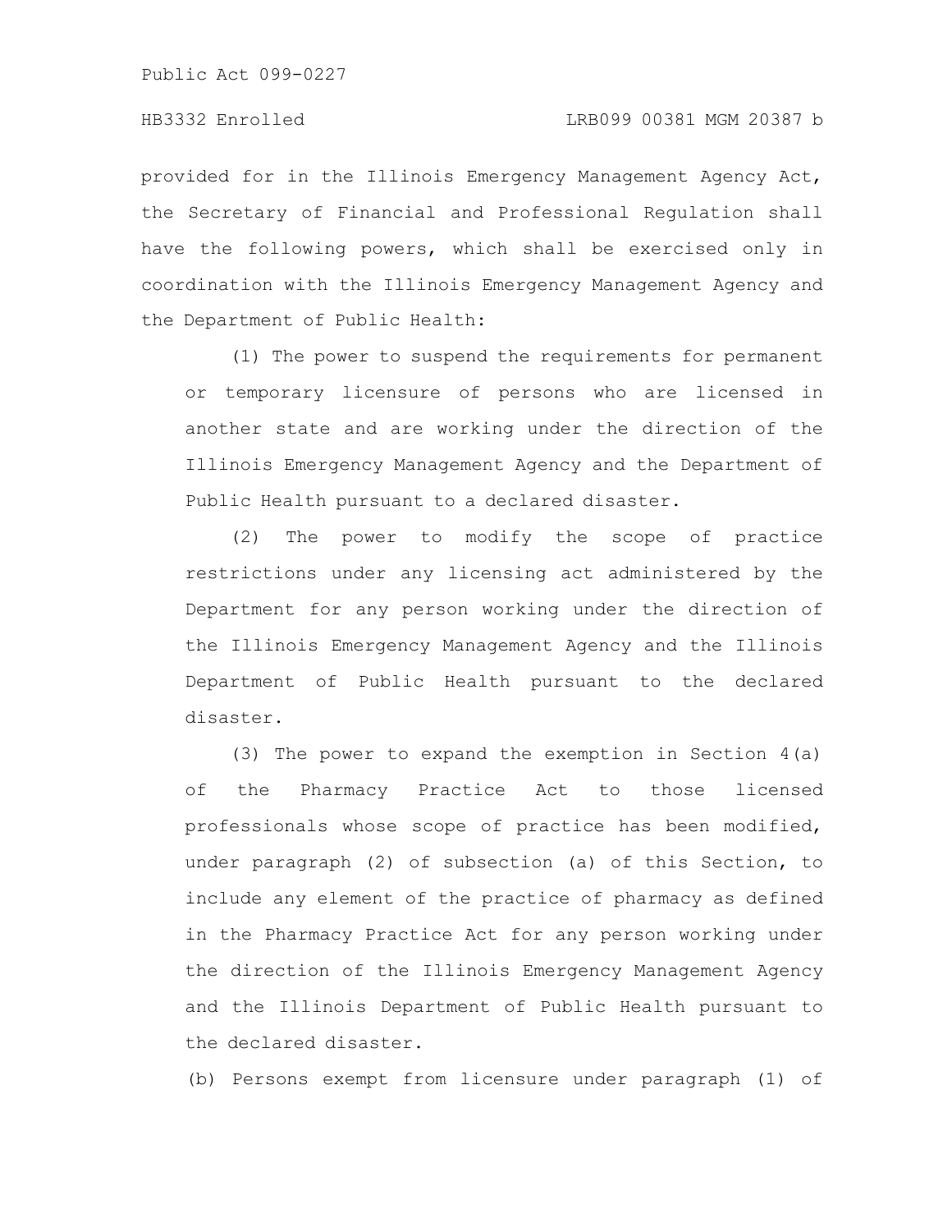provided for in the Illinois Emergency Management Agency Act, the Secretary of Financial and Professional Regulation shall have the following powers, which shall be exercised only in coordination with the Illinois Emergency Management Agency and the Department of Public Health:

(1) The power to suspend the requirements for permanent or temporary licensure of persons who are licensed in another state and are working under the direction of the Illinois Emergency Management Agency and the Department of Public Health pursuant to a declared disaster.

(2) The power to modify the scope of practice restrictions under any licensing act administered by the Department for any person working under the direction of the Illinois Emergency Management Agency and the Illinois Department of Public Health pursuant to the declared disaster.

(3) The power to expand the exemption in Section 4(a) of the Pharmacy Practice Act to those licensed professionals whose scope of practice has been modified, under paragraph (2) of subsection (a) of this Section, to include any element of the practice of pharmacy as defined in the Pharmacy Practice Act for any person working under the direction of the Illinois Emergency Management Agency and the Illinois Department of Public Health pursuant to the declared disaster.

(b) Persons exempt from licensure under paragraph (1) of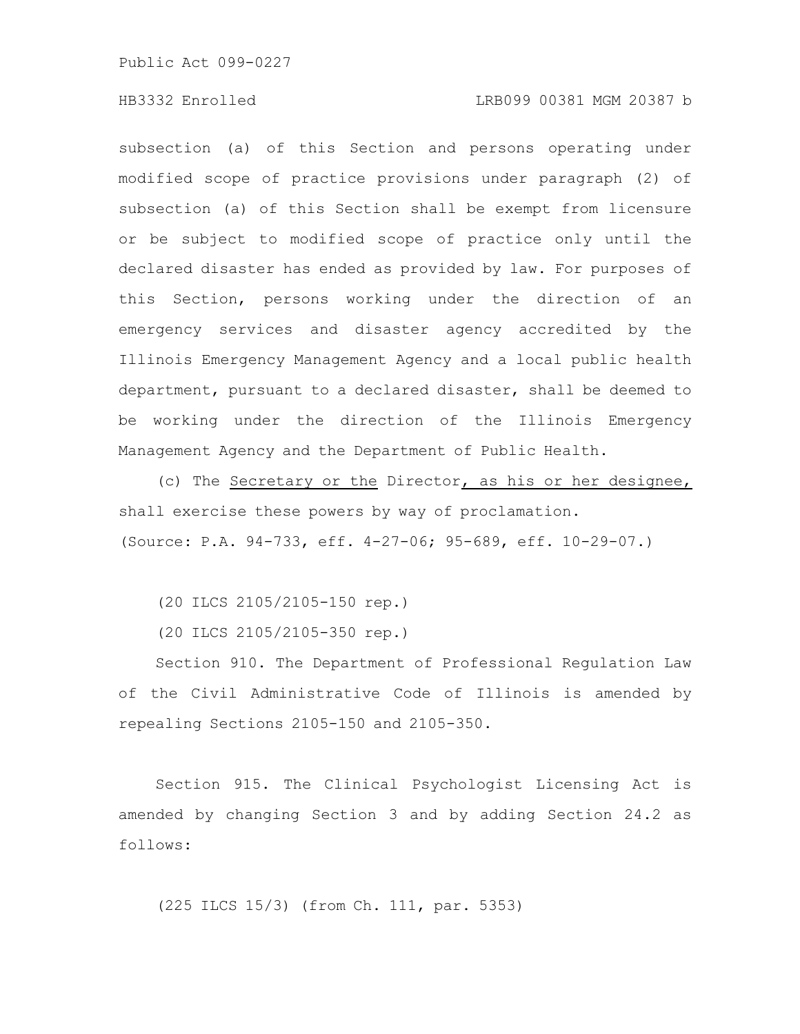subsection (a) of this Section and persons operating under modified scope of practice provisions under paragraph (2) of subsection (a) of this Section shall be exempt from licensure or be subject to modified scope of practice only until the declared disaster has ended as provided by law. For purposes of this Section, persons working under the direction of an emergency services and disaster agency accredited by the Illinois Emergency Management Agency and a local public health department, pursuant to a declared disaster, shall be deemed to be working under the direction of the Illinois Emergency Management Agency and the Department of Public Health.

(c) The Secretary or the Director, as his or her designee, shall exercise these powers by way of proclamation.

(Source: P.A. 94-733, eff. 4-27-06; 95-689, eff. 10-29-07.)

(20 ILCS 2105/2105-150 rep.)

(20 ILCS 2105/2105-350 rep.)

Section 910. The Department of Professional Regulation Law of the Civil Administrative Code of Illinois is amended by repealing Sections 2105-150 and 2105-350.

Section 915. The Clinical Psychologist Licensing Act is amended by changing Section 3 and by adding Section 24.2 as follows:

(225 ILCS 15/3) (from Ch. 111, par. 5353)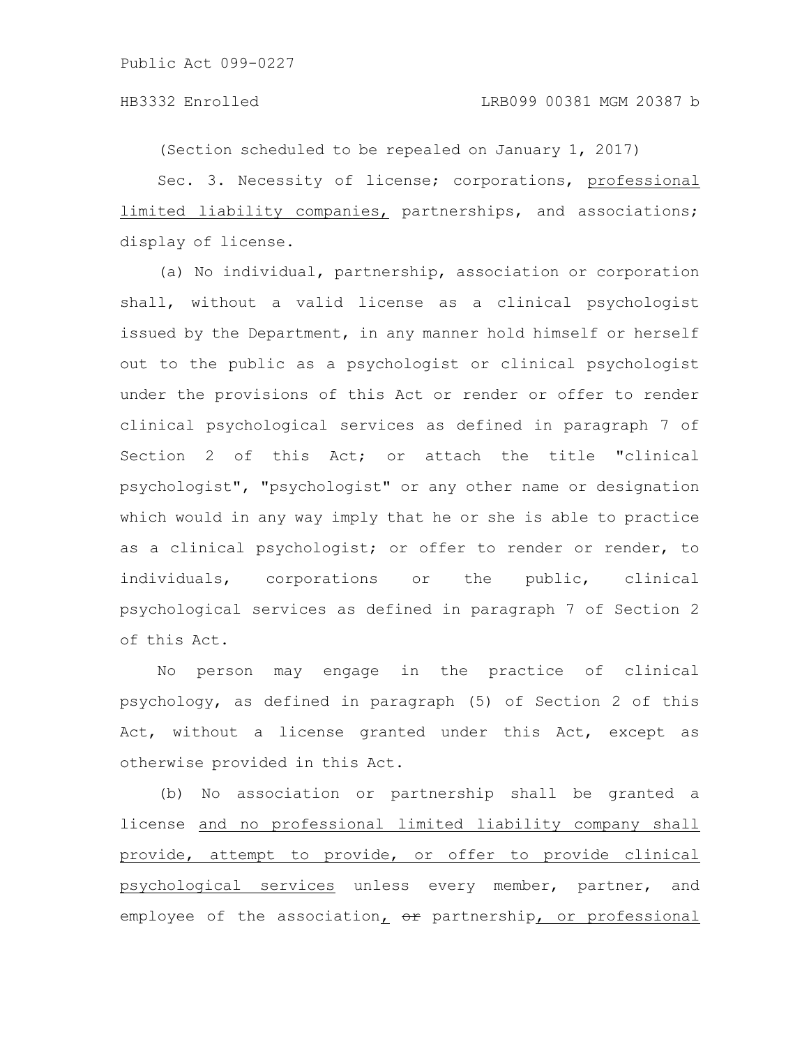(Section scheduled to be repealed on January 1, 2017)

Sec. 3. Necessity of license; corporations, professional limited liability companies, partnerships, and associations; display of license.

(a) No individual, partnership, association or corporation shall, without a valid license as a clinical psychologist issued by the Department, in any manner hold himself or herself out to the public as a psychologist or clinical psychologist under the provisions of this Act or render or offer to render clinical psychological services as defined in paragraph 7 of Section 2 of this Act; or attach the title "clinical psychologist", "psychologist" or any other name or designation which would in any way imply that he or she is able to practice as a clinical psychologist; or offer to render or render, to individuals, corporations or the public, clinical psychological services as defined in paragraph 7 of Section 2 of this Act.

No person may engage in the practice of clinical psychology, as defined in paragraph (5) of Section 2 of this Act, without a license granted under this Act, except as otherwise provided in this Act.

(b) No association or partnership shall be granted a license and no professional limited liability company shall provide, attempt to provide, or offer to provide clinical psychological services unless every member, partner, and employee of the association, ~~or~~ partnership, or professional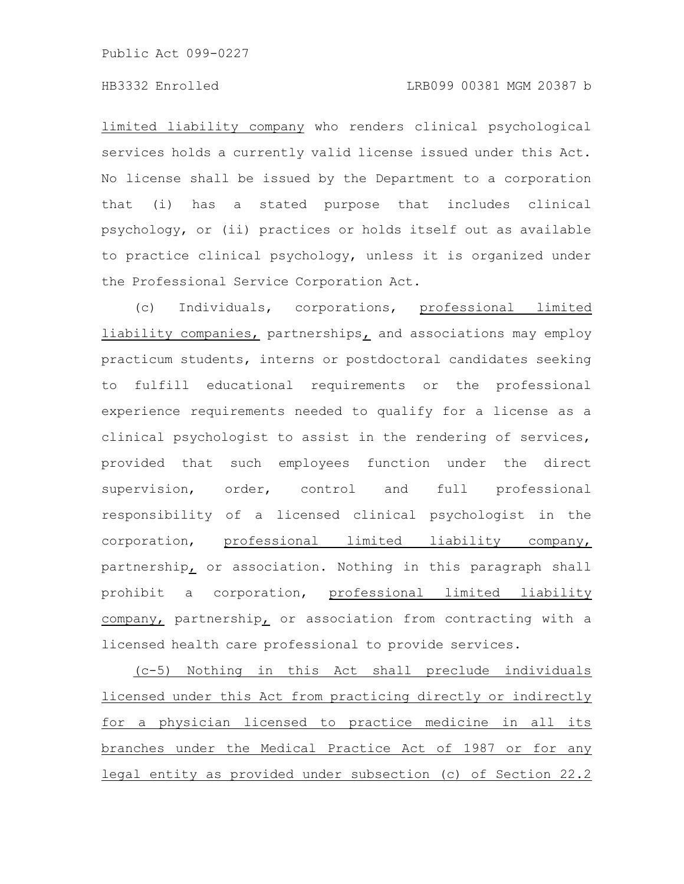limited liability company who renders clinical psychological services holds a currently valid license issued under this Act. No license shall be issued by the Department to a corporation that (i) has a stated purpose that includes clinical psychology, or (ii) practices or holds itself out as available to practice clinical psychology, unless it is organized under the Professional Service Corporation Act.

(c) Individuals, corporations, professional limited liability companies, partnerships, and associations may employ practicum students, interns or postdoctoral candidates seeking to fulfill educational requirements or the professional experience requirements needed to qualify for a license as a clinical psychologist to assist in the rendering of services, provided that such employees function under the direct supervision, order, control and full professional responsibility of a licensed clinical psychologist in the corporation, professional limited liability company, partnership, or association. Nothing in this paragraph shall prohibit a corporation, professional limited liability company, partnership, or association from contracting with a licensed health care professional to provide services.

(c-5) Nothing in this Act shall preclude individuals licensed under this Act from practicing directly or indirectly for a physician licensed to practice medicine in all its branches under the Medical Practice Act of 1987 or for any legal entity as provided under subsection (c) of Section 22.2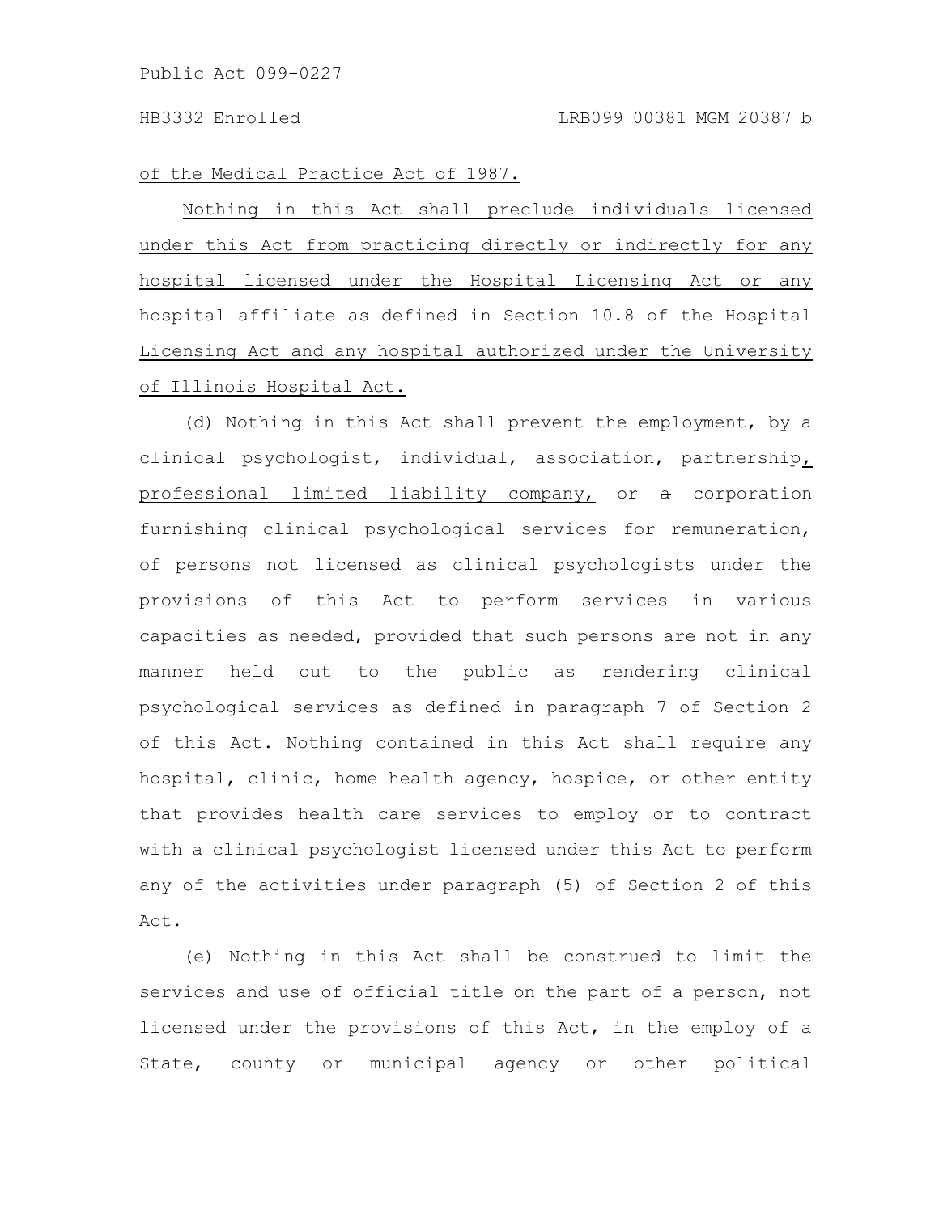of the Medical Practice Act of 1987.

Nothing in this Act shall preclude individuals licensed under this Act from practicing directly or indirectly for any hospital licensed under the Hospital Licensing Act or any hospital affiliate as defined in Section 10.8 of the Hospital Licensing Act and any hospital authorized under the University of Illinois Hospital Act.

(d) Nothing in this Act shall prevent the employment, by a clinical psychologist, individual, association, partnership, professional limited liability company, or a corporation furnishing clinical psychological services for remuneration, of persons not licensed as clinical psychologists under the provisions of this Act to perform services in various capacities as needed, provided that such persons are not in any manner held out to the public as rendering clinical psychological services as defined in paragraph 7 of Section 2 of this Act. Nothing contained in this Act shall require any hospital, clinic, home health agency, hospice, or other entity that provides health care services to employ or to contract with a clinical psychologist licensed under this Act to perform any of the activities under paragraph (5) of Section 2 of this Act.

(e) Nothing in this Act shall be construed to limit the services and use of official title on the part of a person, not licensed under the provisions of this Act, in the employ of a State, county or municipal agency or other political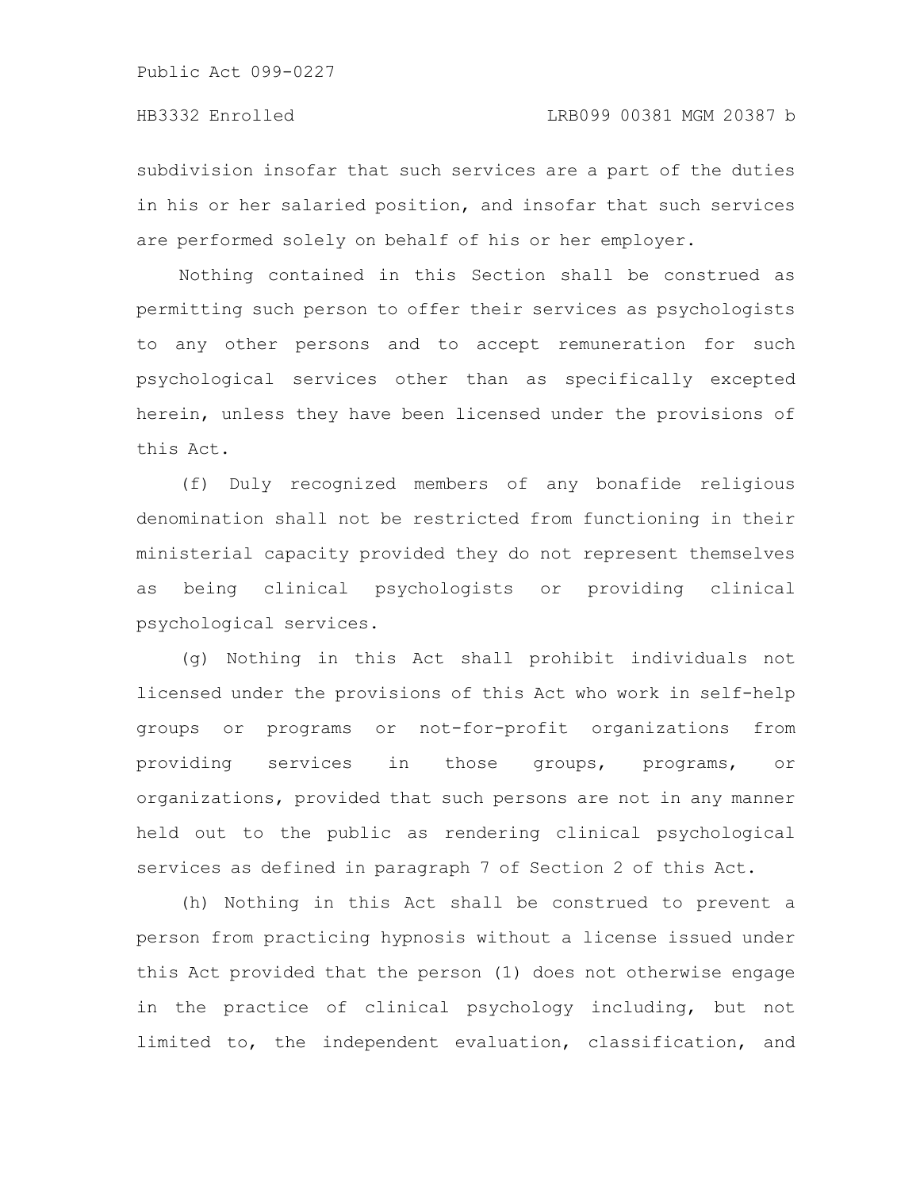subdivision insofar that such services are a part of the duties in his or her salaried position, and insofar that such services are performed solely on behalf of his or her employer.

Nothing contained in this Section shall be construed as permitting such person to offer their services as psychologists to any other persons and to accept remuneration for such psychological services other than as specifically excepted herein, unless they have been licensed under the provisions of this Act.

(f) Duly recognized members of any bonafide religious denomination shall not be restricted from functioning in their ministerial capacity provided they do not represent themselves as being clinical psychologists or providing clinical psychological services.

(g) Nothing in this Act shall prohibit individuals not licensed under the provisions of this Act who work in self-help groups or programs or not-for-profit organizations from providing services in those groups, programs, or organizations, provided that such persons are not in any manner held out to the public as rendering clinical psychological services as defined in paragraph 7 of Section 2 of this Act.

(h) Nothing in this Act shall be construed to prevent a person from practicing hypnosis without a license issued under this Act provided that the person (1) does not otherwise engage in the practice of clinical psychology including, but not limited to, the independent evaluation, classification, and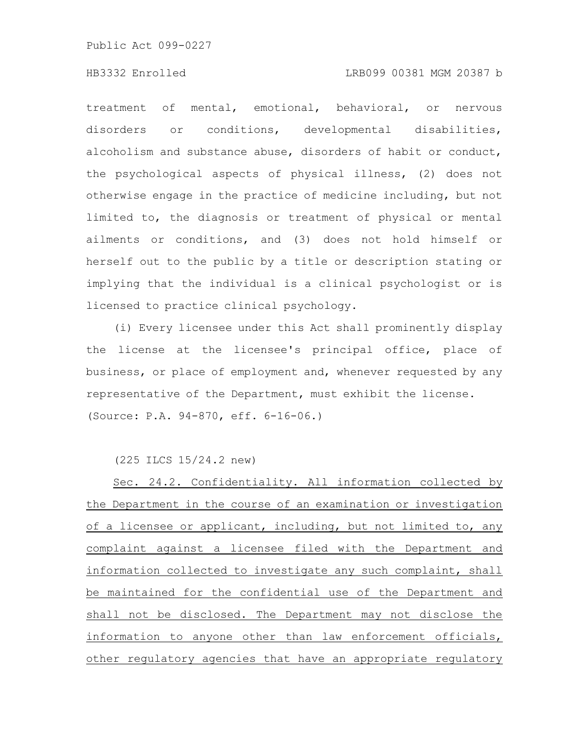treatment of mental, emotional, behavioral, or nervous disorders or conditions, developmental disabilities, alcoholism and substance abuse, disorders of habit or conduct, the psychological aspects of physical illness, (2) does not otherwise engage in the practice of medicine including, but not limited to, the diagnosis or treatment of physical or mental ailments or conditions, and (3) does not hold himself or herself out to the public by a title or description stating or implying that the individual is a clinical psychologist or is licensed to practice clinical psychology.

(i) Every licensee under this Act shall prominently display the license at the licensee's principal office, place of business, or place of employment and, whenever requested by any representative of the Department, must exhibit the license.

(Source: P.A. 94-870, eff. 6-16-06.)

(225 ILCS 15/24.2 new)

Sec. 24.2. Confidentiality. All information collected by the Department in the course of an examination or investigation of a licensee or applicant, including, but not limited to, any complaint against a licensee filed with the Department and information collected to investigate any such complaint, shall be maintained for the confidential use of the Department and shall not be disclosed. The Department may not disclose the information to anyone other than law enforcement officials, other regulatory agencies that have an appropriate regulatory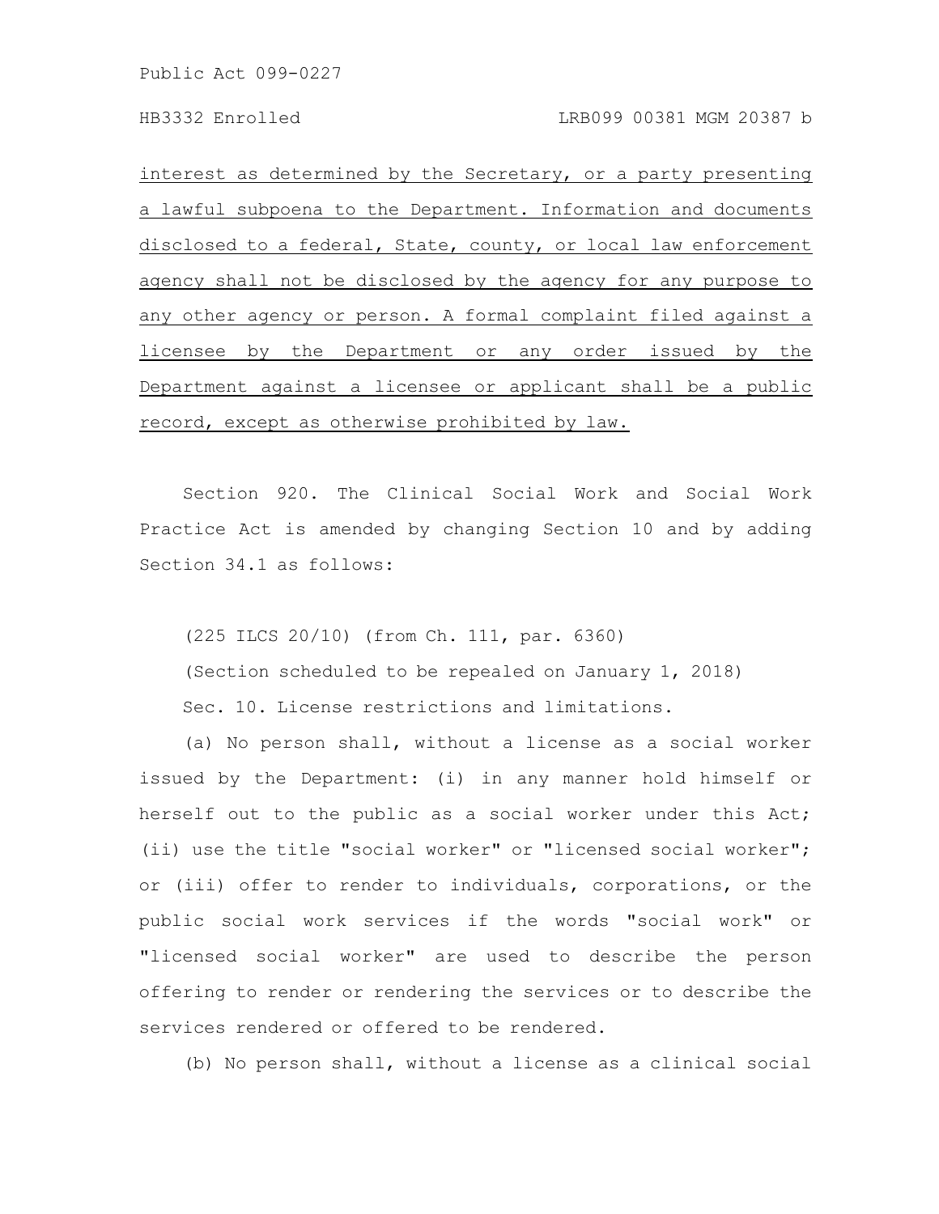interest as determined by the Secretary, or a party presenting a lawful subpoena to the Department. Information and documents disclosed to a federal, State, county, or local law enforcement agency shall not be disclosed by the agency for any purpose to any other agency or person. A formal complaint filed against a licensee by the Department or any order issued by the Department against a licensee or applicant shall be a public record, except as otherwise prohibited by law.

Section 920. The Clinical Social Work and Social Work Practice Act is amended by changing Section 10 and by adding Section 34.1 as follows:

(225 ILCS 20/10) (from Ch. 111, par. 6360)

(Section scheduled to be repealed on January 1, 2018)

Sec. 10. License restrictions and limitations.

(a) No person shall, without a license as a social worker issued by the Department: (i) in any manner hold himself or herself out to the public as a social worker under this Act; (ii) use the title "social worker" or "licensed social worker"; or (iii) offer to render to individuals, corporations, or the public social work services if the words "social work" or "licensed social worker" are used to describe the person offering to render or rendering the services or to describe the services rendered or offered to be rendered.

(b) No person shall, without a license as a clinical social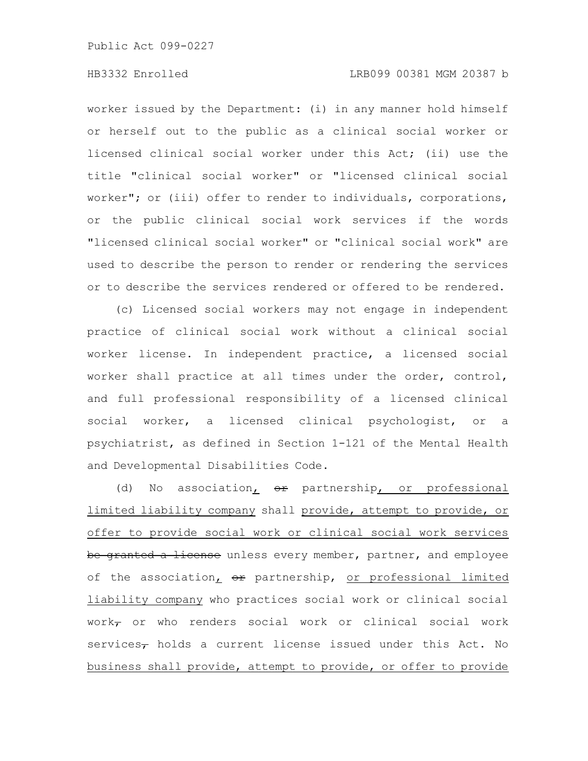worker issued by the Department: (i) in any manner hold himself or herself out to the public as a clinical social worker or licensed clinical social worker under this Act; (ii) use the title "clinical social worker" or "licensed clinical social worker"; or (iii) offer to render to individuals, corporations, or the public clinical social work services if the words "licensed clinical social worker" or "clinical social work" are used to describe the person to render or rendering the services or to describe the services rendered or offered to be rendered.

(c) Licensed social workers may not engage in independent practice of clinical social work without a clinical social worker license. In independent practice, a licensed social worker shall practice at all times under the order, control, and full professional responsibility of a licensed clinical social worker, a licensed clinical psychologist, or a psychiatrist, as defined in Section 1-121 of the Mental Health and Developmental Disabilities Code.

(d) No association, ~~or~~ partnership, or professional limited liability company shall provide, attempt to provide, or offer to provide social work or clinical social work services ~~be granted a license~~ unless every member, partner, and employee of the association, ~~or~~ partnership, or professional limited liability company who practices social work or clinical social work~~,~~ or who renders social work or clinical social work services~~,~~ holds a current license issued under this Act. No business shall provide, attempt to provide, or offer to provide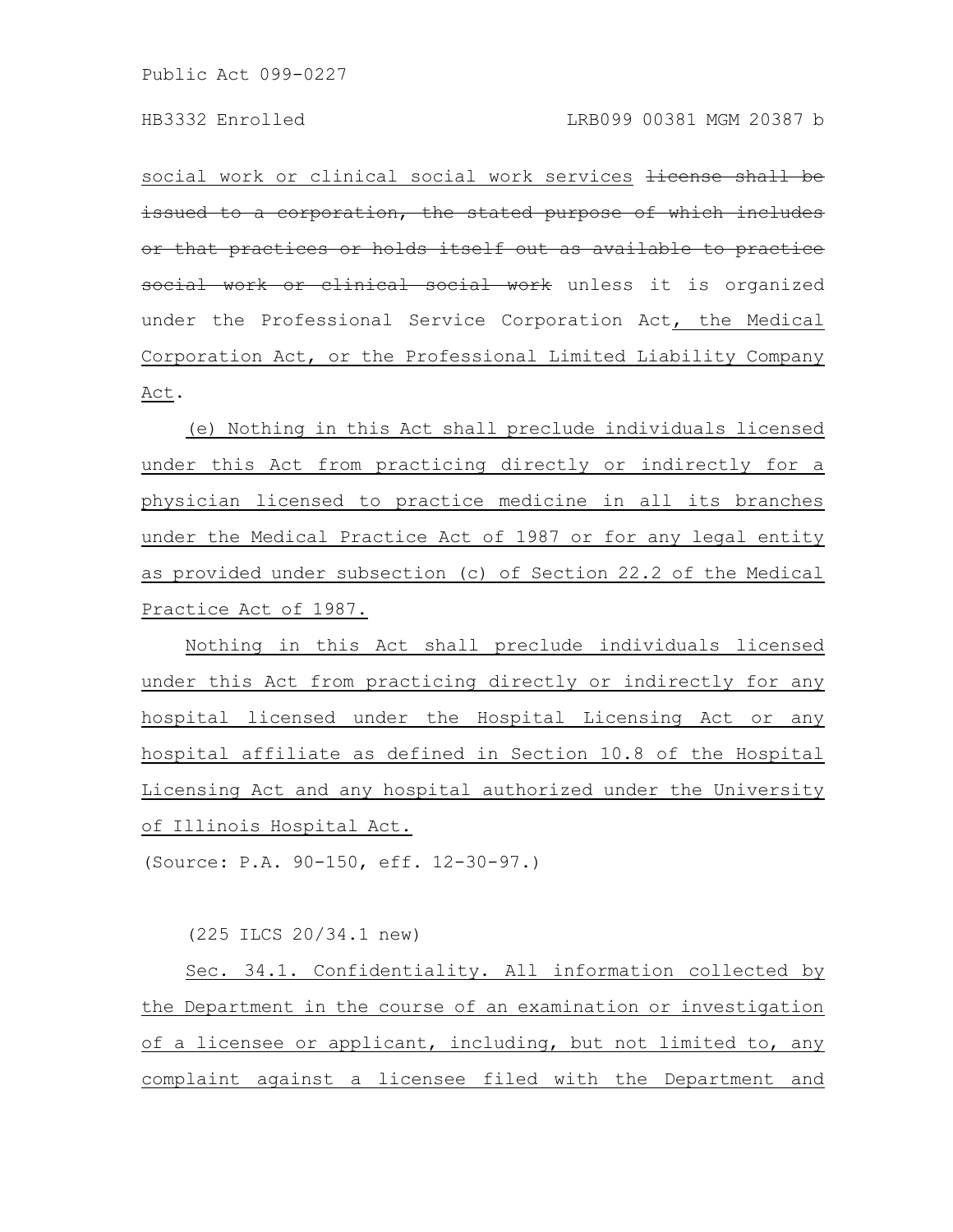social work or clinical social work services ~~license shall be issued to a corporation, the stated purpose of which includes or that practices or holds itself out as available to practice social work or clinical social work~~ unless it is organized under the Professional Service Corporation Act, the Medical Corporation Act, or the Professional Limited Liability Company Act.

(e) Nothing in this Act shall preclude individuals licensed under this Act from practicing directly or indirectly for a physician licensed to practice medicine in all its branches under the Medical Practice Act of 1987 or for any legal entity as provided under subsection (c) of Section 22.2 of the Medical Practice Act of 1987.

Nothing in this Act shall preclude individuals licensed under this Act from practicing directly or indirectly for any hospital licensed under the Hospital Licensing Act or any hospital affiliate as defined in Section 10.8 of the Hospital Licensing Act and any hospital authorized under the University of Illinois Hospital Act.

(Source: P.A. 90-150, eff. 12-30-97.)

(225 ILCS 20/34.1 new)

Sec. 34.1. Confidentiality. All information collected by the Department in the course of an examination or investigation of a licensee or applicant, including, but not limited to, any complaint against a licensee filed with the Department and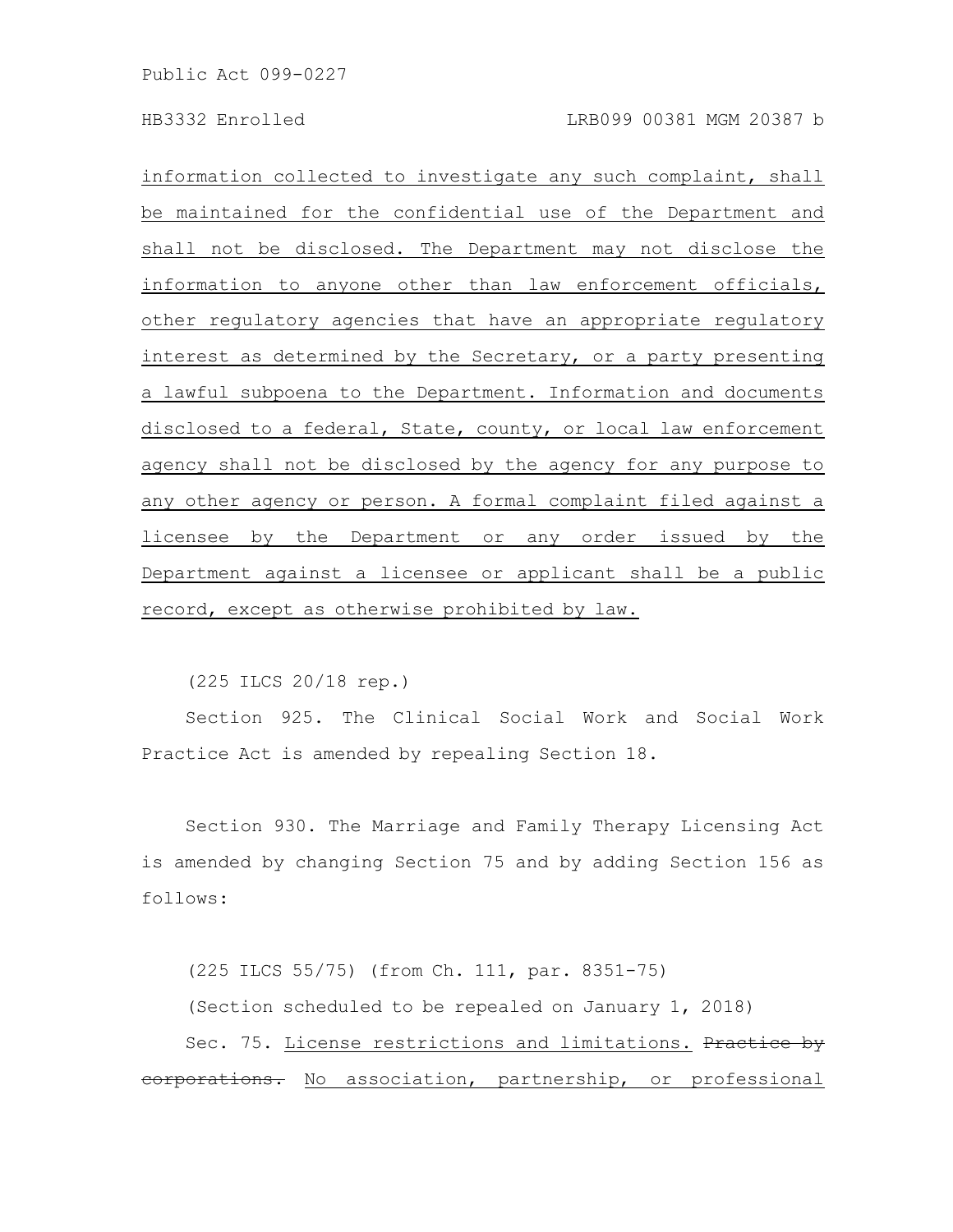information collected to investigate any such complaint, shall be maintained for the confidential use of the Department and shall not be disclosed. The Department may not disclose the information to anyone other than law enforcement officials, other regulatory agencies that have an appropriate regulatory interest as determined by the Secretary, or a party presenting a lawful subpoena to the Department. Information and documents disclosed to a federal, State, county, or local law enforcement agency shall not be disclosed by the agency for any purpose to any other agency or person. A formal complaint filed against a licensee by the Department or any order issued by the Department against a licensee or applicant shall be a public record, except as otherwise prohibited by law.

(225 ILCS 20/18 rep.)

Section 925. The Clinical Social Work and Social Work Practice Act is amended by repealing Section 18.

Section 930. The Marriage and Family Therapy Licensing Act is amended by changing Section 75 and by adding Section 156 as follows:

(225 ILCS 55/75) (from Ch. 111, par. 8351-75)

(Section scheduled to be repealed on January 1, 2018)

Sec. 75. License restrictions and limitations. ~~Practice by corporations.~~ No association, partnership, or professional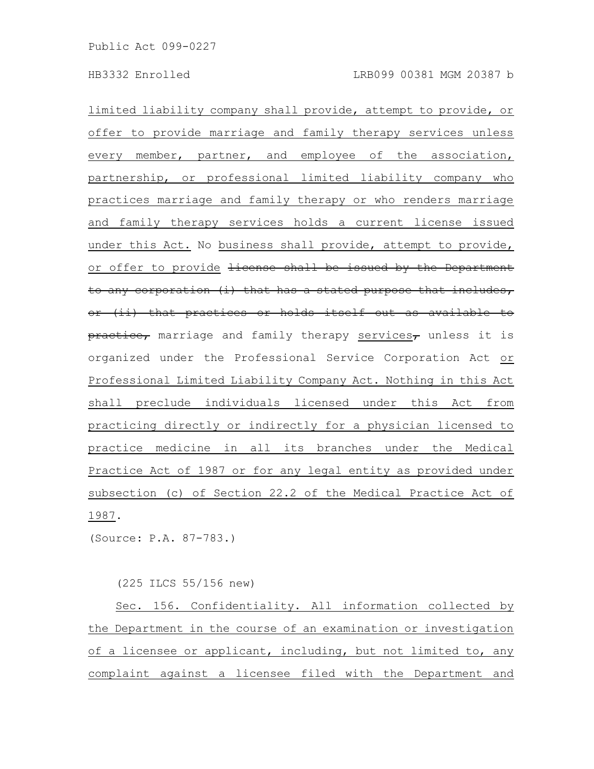limited liability company shall provide, attempt to provide, or offer to provide marriage and family therapy services unless every member, partner, and employee of the association, partnership, or professional limited liability company who practices marriage and family therapy or who renders marriage and family therapy services holds a current license issued under this Act. No business shall provide, attempt to provide, or offer to provide ~~license shall be issued by the Department to any corporation (i) that has a stated purpose that includes, or (ii) that practices or holds itself out as available to practice,~~ marriage and family therapy services~~,~~ unless it is organized under the Professional Service Corporation Act or Professional Limited Liability Company Act. Nothing in this Act shall preclude individuals licensed under this Act from practicing directly or indirectly for a physician licensed to practice medicine in all its branches under the Medical Practice Act of 1987 or for any legal entity as provided under subsection (c) of Section 22.2 of the Medical Practice Act of 1987.

(Source: P.A. 87-783.)

(225 ILCS 55/156 new)

Sec. 156. Confidentiality. All information collected by the Department in the course of an examination or investigation of a licensee or applicant, including, but not limited to, any complaint against a licensee filed with the Department and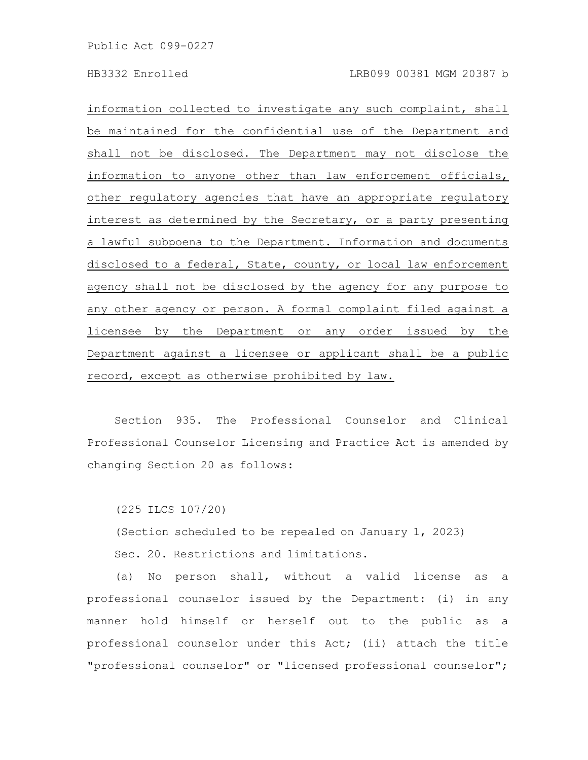information collected to investigate any such complaint, shall be maintained for the confidential use of the Department and shall not be disclosed. The Department may not disclose the information to anyone other than law enforcement officials, other regulatory agencies that have an appropriate regulatory interest as determined by the Secretary, or a party presenting a lawful subpoena to the Department. Information and documents disclosed to a federal, State, county, or local law enforcement agency shall not be disclosed by the agency for any purpose to any other agency or person. A formal complaint filed against a licensee by the Department or any order issued by the Department against a licensee or applicant shall be a public record, except as otherwise prohibited by law.

Section 935. The Professional Counselor and Clinical Professional Counselor Licensing and Practice Act is amended by changing Section 20 as follows:

(225 ILCS 107/20)

(Section scheduled to be repealed on January 1, 2023)

Sec. 20. Restrictions and limitations.

(a) No person shall, without a valid license as a professional counselor issued by the Department: (i) in any manner hold himself or herself out to the public as a professional counselor under this Act; (ii) attach the title "professional counselor" or "licensed professional counselor";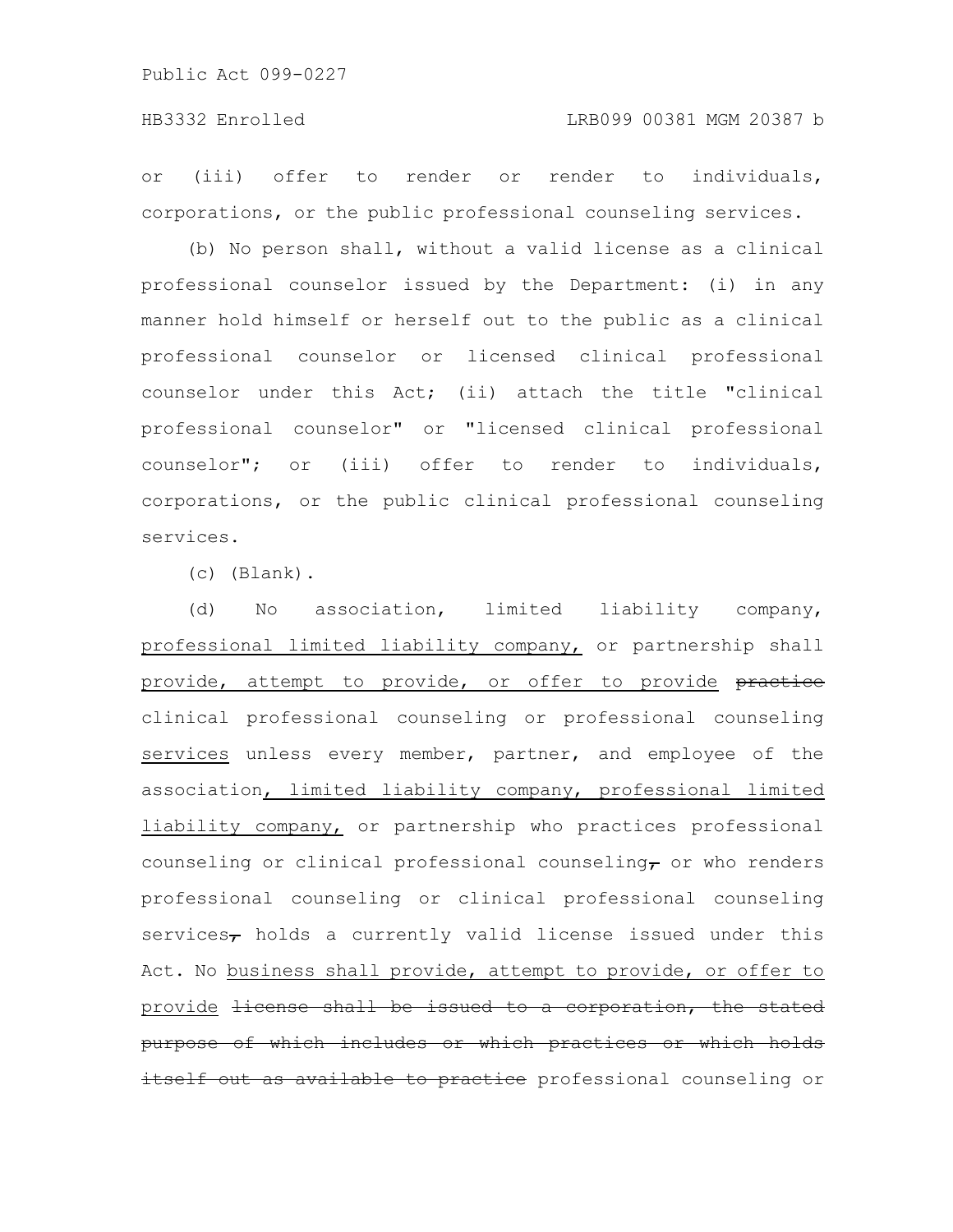or (iii) offer to render or render to individuals, corporations, or the public professional counseling services.

(b) No person shall, without a valid license as a clinical professional counselor issued by the Department: (i) in any manner hold himself or herself out to the public as a clinical professional counselor or licensed clinical professional counselor under this Act; (ii) attach the title "clinical professional counselor" or "licensed clinical professional counselor"; or (iii) offer to render to individuals, corporations, or the public clinical professional counseling services.

(c) (Blank).

(d) No association, limited liability company, <u>professional limited liability company,</u> or partnership shall <u>provide, attempt to provide, or offer to provide</u> ~~practice~~ clinical professional counseling or professional counseling <u>services</u> unless every member, partner, and employee of the association<u>, limited liability company, professional limited liability company,</u> or partnership who practices professional counseling or clinical professional counseling~~,~~ or who renders professional counseling or clinical professional counseling services~~,~~ holds a currently valid license issued under this Act. No <u>business shall provide, attempt to provide, or offer to provide</u> ~~license shall be issued to a corporation, the stated purpose of which includes or which practices or which holds itself out as available to practice~~ professional counseling or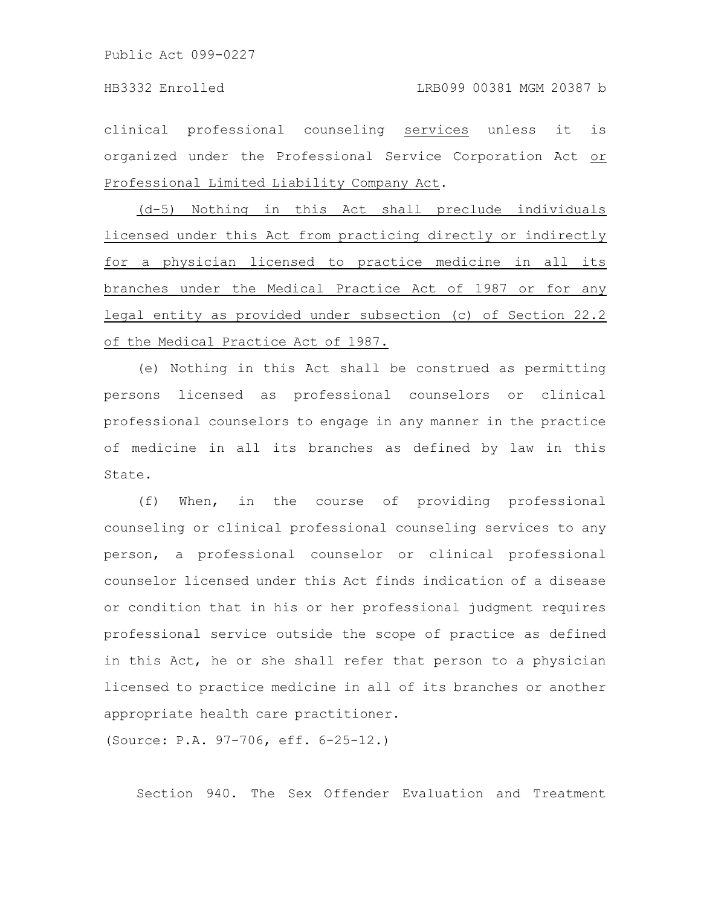clinical professional counseling services unless it is organized under the Professional Service Corporation Act or Professional Limited Liability Company Act.

(d-5) Nothing in this Act shall preclude individuals licensed under this Act from practicing directly or indirectly for a physician licensed to practice medicine in all its branches under the Medical Practice Act of 1987 or for any legal entity as provided under subsection (c) of Section 22.2 of the Medical Practice Act of 1987.

(e) Nothing in this Act shall be construed as permitting persons licensed as professional counselors or clinical professional counselors to engage in any manner in the practice of medicine in all its branches as defined by law in this State.

(f) When, in the course of providing professional counseling or clinical professional counseling services to any person, a professional counselor or clinical professional counselor licensed under this Act finds indication of a disease or condition that in his or her professional judgment requires professional service outside the scope of practice as defined in this Act, he or she shall refer that person to a physician licensed to practice medicine in all of its branches or another appropriate health care practitioner.

(Source: P.A. 97-706, eff. 6-25-12.)

Section 940. The Sex Offender Evaluation and Treatment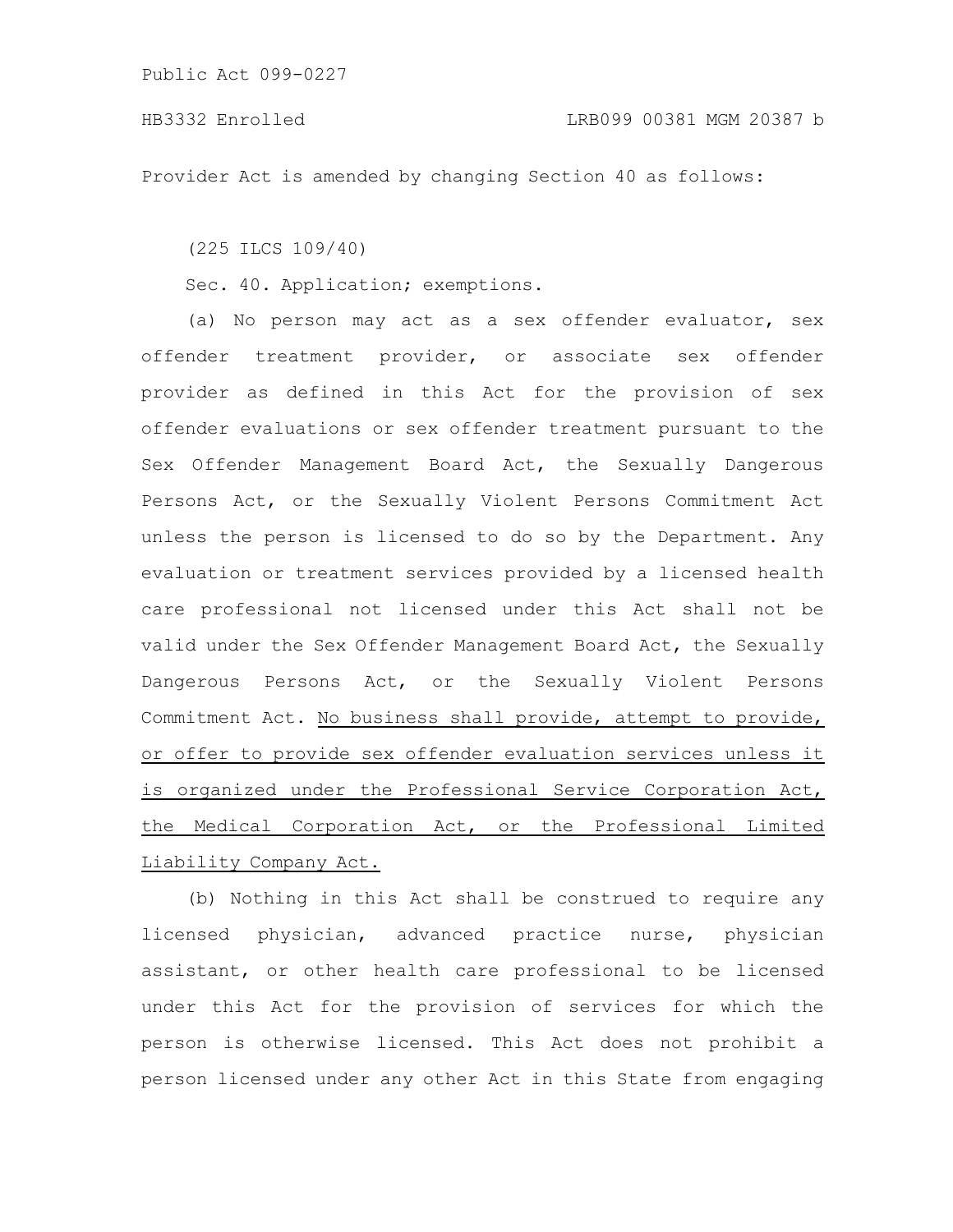Provider Act is amended by changing Section 40 as follows:

(225 ILCS 109/40)

Sec. 40. Application; exemptions.

(a) No person may act as a sex offender evaluator, sex offender treatment provider, or associate sex offender provider as defined in this Act for the provision of sex offender evaluations or sex offender treatment pursuant to the Sex Offender Management Board Act, the Sexually Dangerous Persons Act, or the Sexually Violent Persons Commitment Act unless the person is licensed to do so by the Department. Any evaluation or treatment services provided by a licensed health care professional not licensed under this Act shall not be valid under the Sex Offender Management Board Act, the Sexually Dangerous Persons Act, or the Sexually Violent Persons Commitment Act. No business shall provide, attempt to provide, or offer to provide sex offender evaluation services unless it is organized under the Professional Service Corporation Act, the Medical Corporation Act, or the Professional Limited Liability Company Act.

(b) Nothing in this Act shall be construed to require any licensed physician, advanced practice nurse, physician assistant, or other health care professional to be licensed under this Act for the provision of services for which the person is otherwise licensed. This Act does not prohibit a person licensed under any other Act in this State from engaging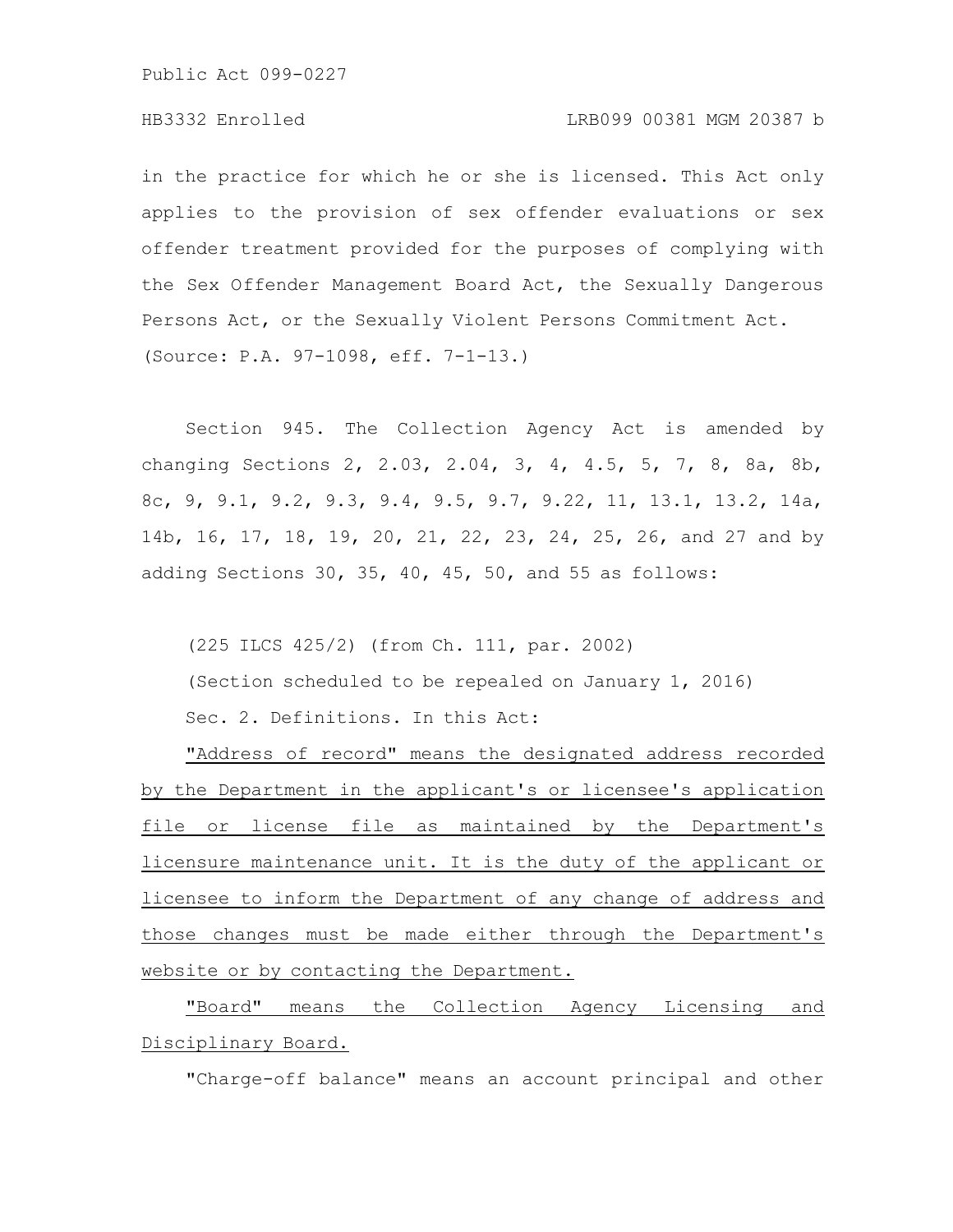in the practice for which he or she is licensed. This Act only applies to the provision of sex offender evaluations or sex offender treatment provided for the purposes of complying with the Sex Offender Management Board Act, the Sexually Dangerous Persons Act, or the Sexually Violent Persons Commitment Act.

(Source: P.A. 97-1098, eff. 7-1-13.)

Section 945. The Collection Agency Act is amended by changing Sections 2, 2.03, 2.04, 3, 4, 4.5, 5, 7, 8, 8a, 8b, 8c, 9, 9.1, 9.2, 9.3, 9.4, 9.5, 9.7, 9.22, 11, 13.1, 13.2, 14a, 14b, 16, 17, 18, 19, 20, 21, 22, 23, 24, 25, 26, and 27 and by adding Sections 30, 35, 40, 45, 50, and 55 as follows:

(225 ILCS 425/2) (from Ch. 111, par. 2002)

(Section scheduled to be repealed on January 1, 2016)

Sec. 2. Definitions. In this Act:

"Address of record" means the designated address recorded by the Department in the applicant's or licensee's application file or license file as maintained by the Department's licensure maintenance unit. It is the duty of the applicant or licensee to inform the Department of any change of address and those changes must be made either through the Department's website or by contacting the Department.

"Board" means the Collection Agency Licensing and Disciplinary Board.

"Charge-off balance" means an account principal and other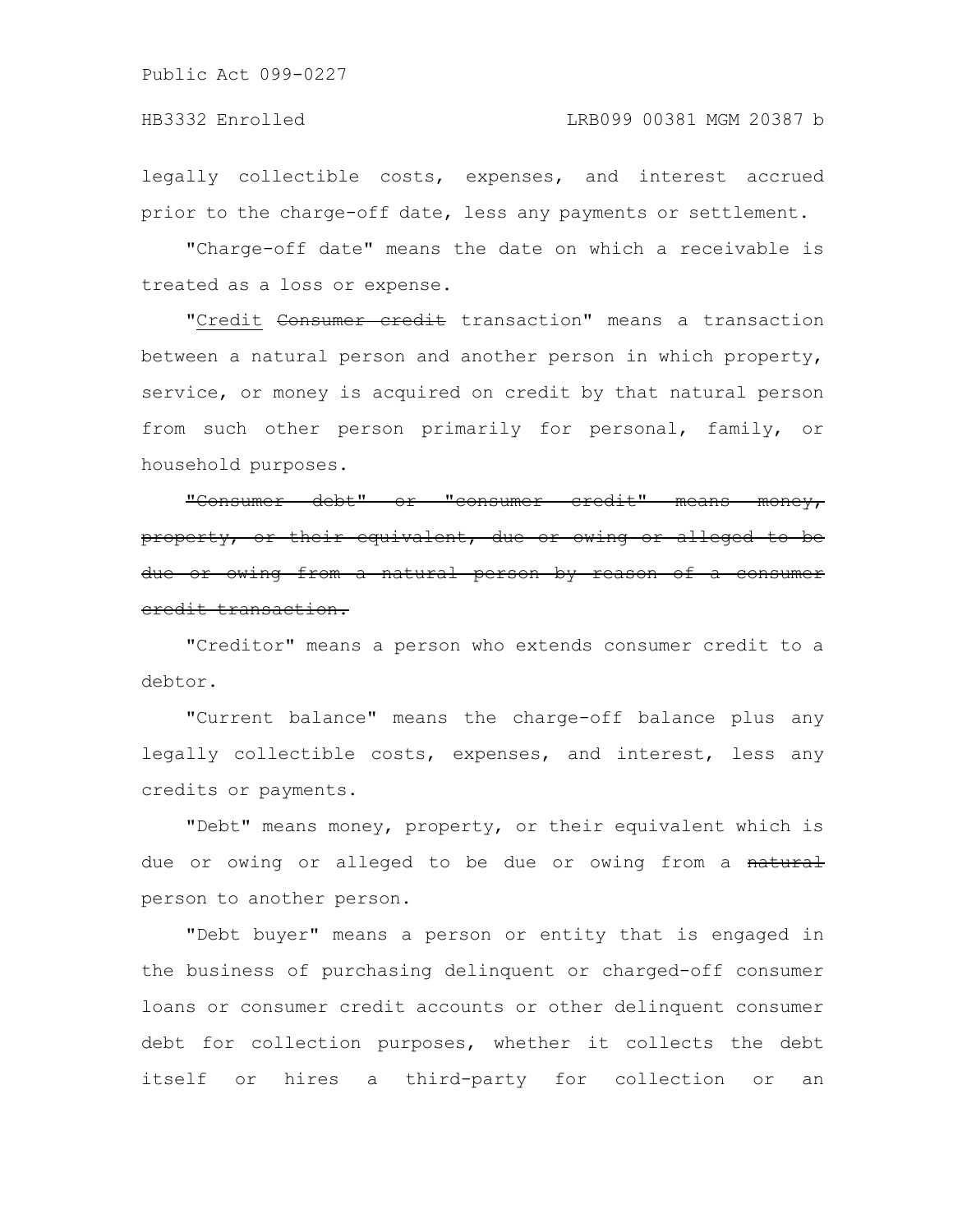legally collectible costs, expenses, and interest accrued prior to the charge-off date, less any payments or settlement.

"Charge-off date" means the date on which a receivable is treated as a loss or expense.

"Credit ~~Consumer credit~~ transaction" means a transaction between a natural person and another person in which property, service, or money is acquired on credit by that natural person from such other person primarily for personal, family, or household purposes.

~~"Consumer debt" or "consumer credit" means money, property, or their equivalent, due or owing or alleged to be due or owing from a natural person by reason of a consumer credit transaction.~~

"Creditor" means a person who extends consumer credit to a debtor.

"Current balance" means the charge-off balance plus any legally collectible costs, expenses, and interest, less any credits or payments.

"Debt" means money, property, or their equivalent which is due or owing or alleged to be due or owing from a ~~natural~~ person to another person.

"Debt buyer" means a person or entity that is engaged in the business of purchasing delinquent or charged-off consumer loans or consumer credit accounts or other delinquent consumer debt for collection purposes, whether it collects the debt itself or hires a third-party for collection or an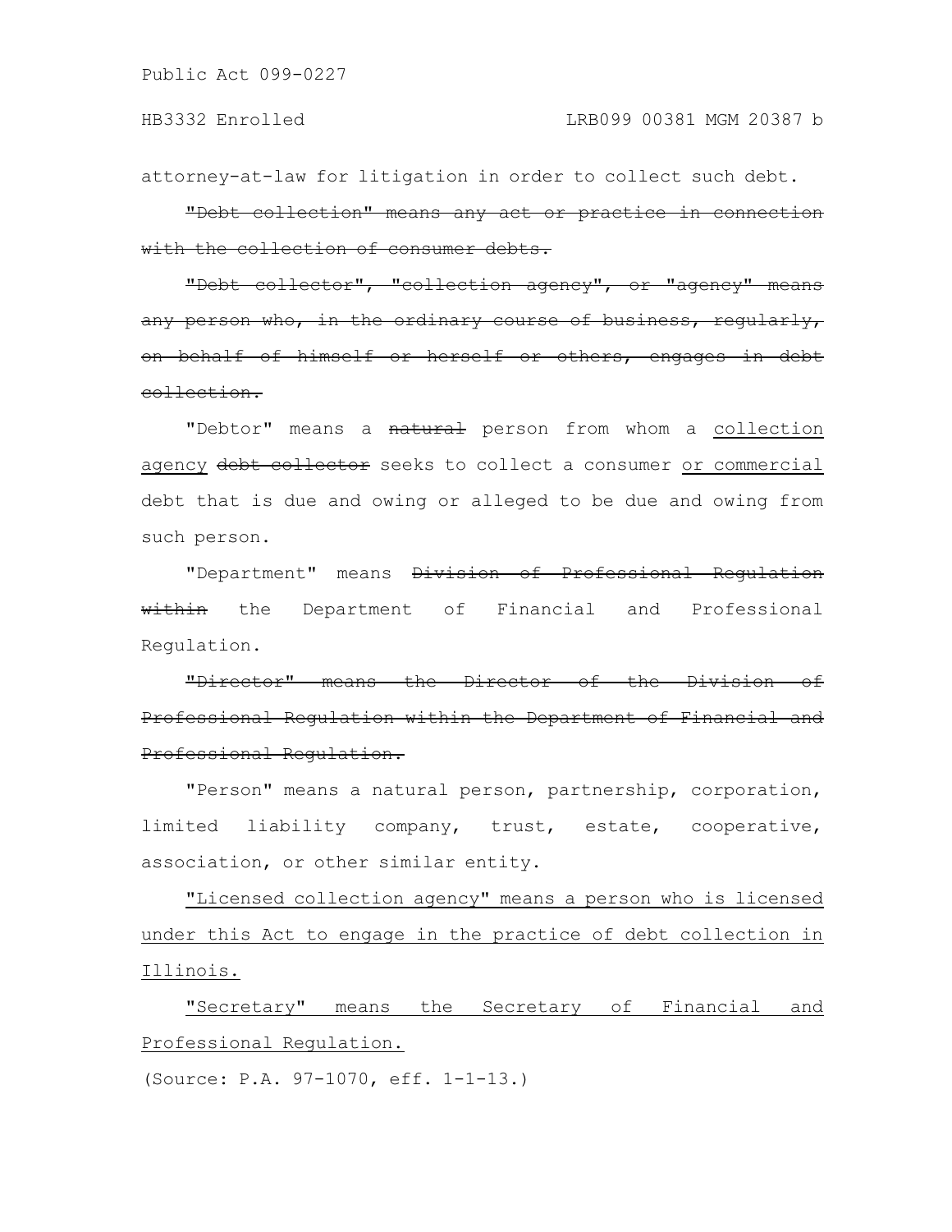attorney-at-law for litigation in order to collect such debt.

~~"Debt collection" means any act or practice in connection with the collection of consumer debts.~~

~~"Debt collector", "collection agency", or "agency" means any person who, in the ordinary course of business, regularly, on behalf of himself or herself or others, engages in debt collection.~~

"Debtor" means a ~~natural~~ person from whom a <u>collection agency</u> ~~debt collector~~ seeks to collect a consumer <u>or commercial</u> debt that is due and owing or alleged to be due and owing from such person.

"Department" means ~~Division of Professional Regulation within~~ the Department of Financial and Professional Regulation.

~~"Director" means the Director of the Division of Professional Regulation within the Department of Financial and Professional Regulation.~~

"Person" means a natural person, partnership, corporation, limited liability company, trust, estate, cooperative, association, or other similar entity.

<u>"Licensed collection agency" means a person who is licensed under this Act to engage in the practice of debt collection in Illinois.</u>

<u>"Secretary" means the Secretary of Financial and Professional Regulation.</u>

(Source: P.A. 97-1070, eff. 1-1-13.)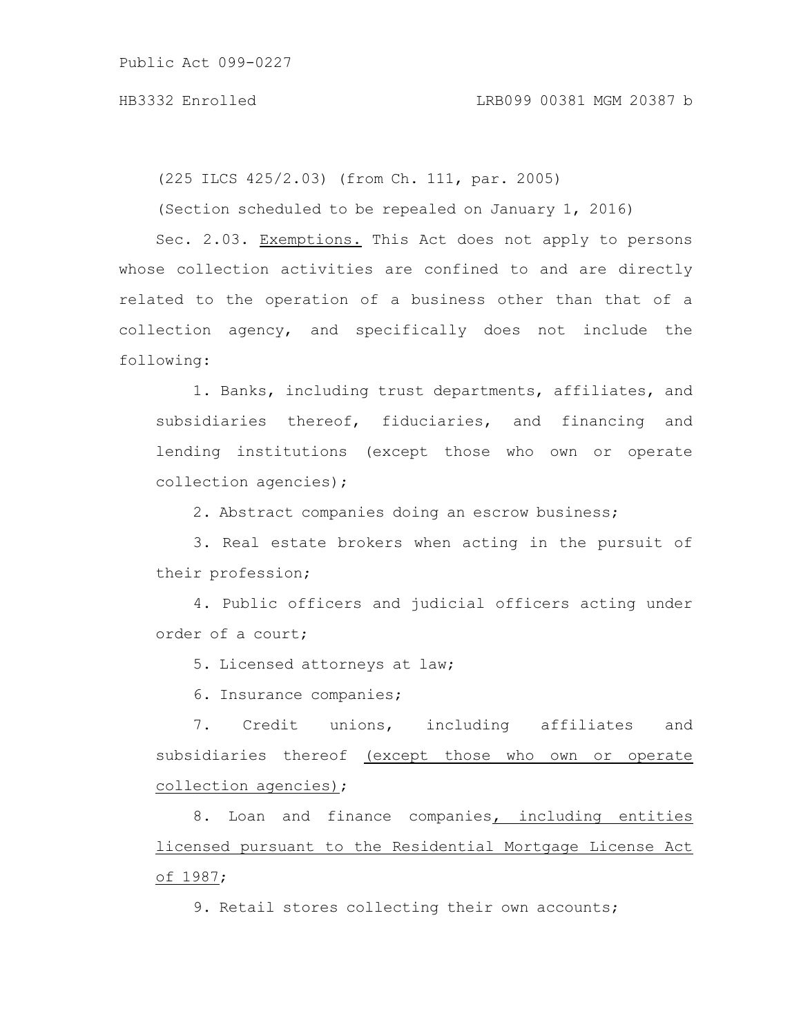(225 ILCS 425/2.03) (from Ch. 111, par. 2005)

(Section scheduled to be repealed on January 1, 2016)

Sec. 2.03. Exemptions. This Act does not apply to persons whose collection activities are confined to and are directly related to the operation of a business other than that of a collection agency, and specifically does not include the following:

1. Banks, including trust departments, affiliates, and subsidiaries thereof, fiduciaries, and financing and lending institutions (except those who own or operate collection agencies);

2. Abstract companies doing an escrow business;

3. Real estate brokers when acting in the pursuit of their profession;

4. Public officers and judicial officers acting under order of a court;

5. Licensed attorneys at law;

6. Insurance companies;

7. Credit unions, including affiliates and subsidiaries thereof (except those who own or operate collection agencies);

8. Loan and finance companies, including entities licensed pursuant to the Residential Mortgage License Act of 1987;

9. Retail stores collecting their own accounts;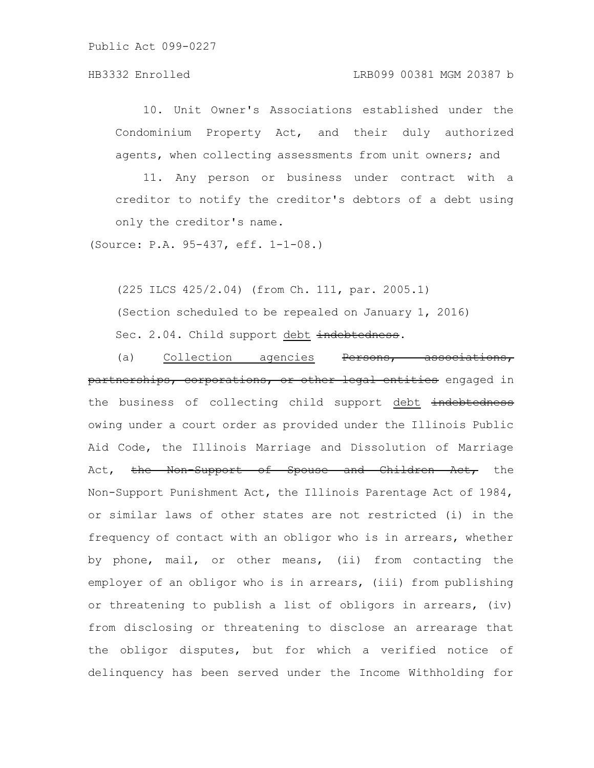10. Unit Owner's Associations established under the Condominium Property Act, and their duly authorized agents, when collecting assessments from unit owners; and

11. Any person or business under contract with a creditor to notify the creditor's debtors of a debt using only the creditor's name.

(Source: P.A. 95-437, eff. 1-1-08.)

(225 ILCS 425/2.04) (from Ch. 111, par. 2005.1)

(Section scheduled to be repealed on January 1, 2016)

Sec. 2.04. Child support <u>debt</u> ~~indebtedness~~.

(a) <u>Collection agencies</u> ~~Persons, associations, partnerships, corporations, or other legal entities~~ engaged in the business of collecting child support <u>debt</u> ~~indebtedness~~ owing under a court order as provided under the Illinois Public Aid Code, the Illinois Marriage and Dissolution of Marriage Act, ~~the Non-Support of Spouse and Children Act,~~ the Non-Support Punishment Act, the Illinois Parentage Act of 1984, or similar laws of other states are not restricted (i) in the frequency of contact with an obligor who is in arrears, whether by phone, mail, or other means, (ii) from contacting the employer of an obligor who is in arrears, (iii) from publishing or threatening to publish a list of obligors in arrears, (iv) from disclosing or threatening to disclose an arrearage that the obligor disputes, but for which a verified notice of delinquency has been served under the Income Withholding for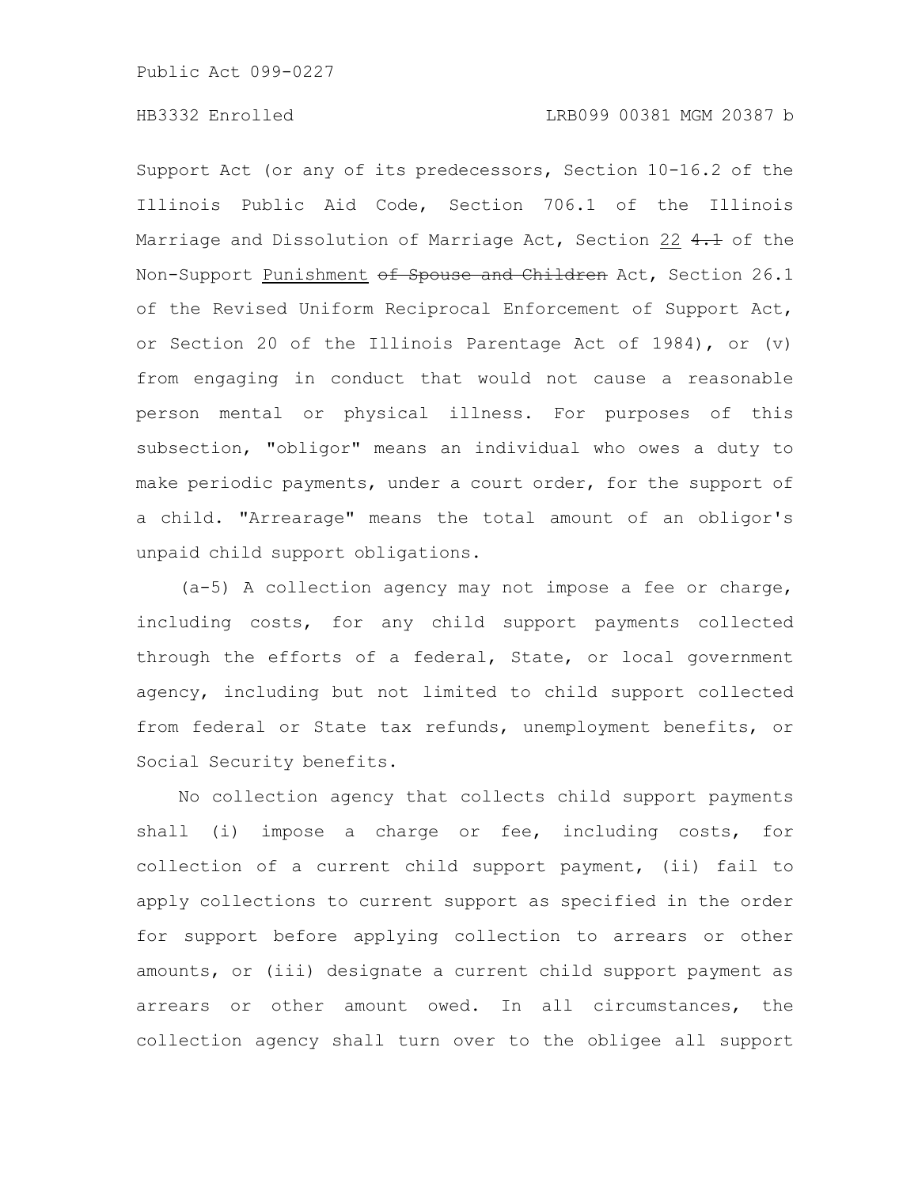Support Act (or any of its predecessors, Section 10-16.2 of the Illinois Public Aid Code, Section 706.1 of the Illinois Marriage and Dissolution of Marriage Act, Section 22 ~~4.1~~ of the Non-Support Punishment ~~of Spouse and Children~~ Act, Section 26.1 of the Revised Uniform Reciprocal Enforcement of Support Act, or Section 20 of the Illinois Parentage Act of 1984), or (v) from engaging in conduct that would not cause a reasonable person mental or physical illness. For purposes of this subsection, "obligor" means an individual who owes a duty to make periodic payments, under a court order, for the support of a child. "Arrearage" means the total amount of an obligor's unpaid child support obligations.

(a-5) A collection agency may not impose a fee or charge, including costs, for any child support payments collected through the efforts of a federal, State, or local government agency, including but not limited to child support collected from federal or State tax refunds, unemployment benefits, or Social Security benefits.

No collection agency that collects child support payments shall (i) impose a charge or fee, including costs, for collection of a current child support payment, (ii) fail to apply collections to current support as specified in the order for support before applying collection to arrears or other amounts, or (iii) designate a current child support payment as arrears or other amount owed. In all circumstances, the collection agency shall turn over to the obligee all support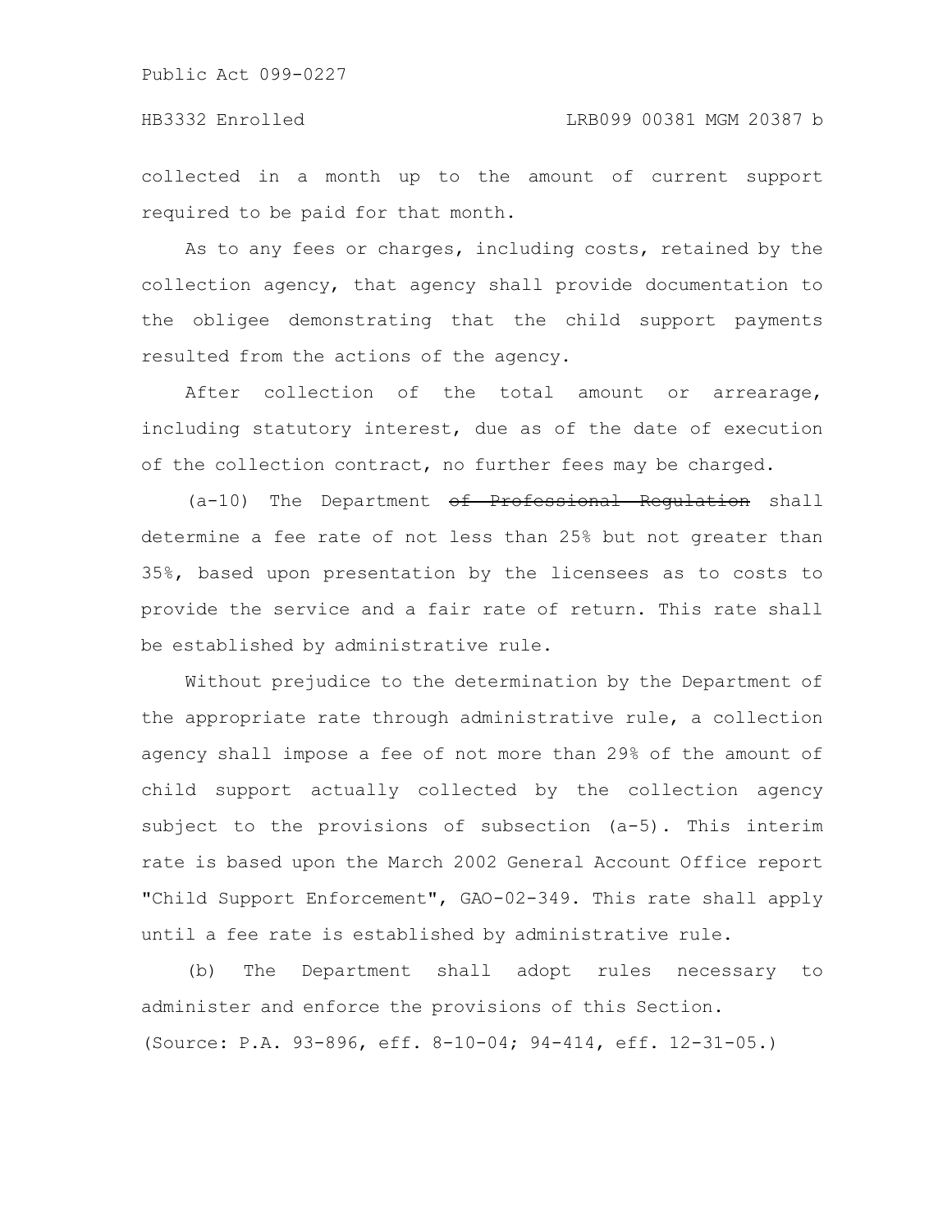collected in a month up to the amount of current support required to be paid for that month.

As to any fees or charges, including costs, retained by the collection agency, that agency shall provide documentation to the obligee demonstrating that the child support payments resulted from the actions of the agency.

After collection of the total amount or arrearage, including statutory interest, due as of the date of execution of the collection contract, no further fees may be charged.

(a-10) The Department ~~of Professional Regulation~~ shall determine a fee rate of not less than 25% but not greater than 35%, based upon presentation by the licensees as to costs to provide the service and a fair rate of return. This rate shall be established by administrative rule.

Without prejudice to the determination by the Department of the appropriate rate through administrative rule, a collection agency shall impose a fee of not more than 29% of the amount of child support actually collected by the collection agency subject to the provisions of subsection (a-5). This interim rate is based upon the March 2002 General Account Office report "Child Support Enforcement", GAO-02-349. This rate shall apply until a fee rate is established by administrative rule.

(b) The Department shall adopt rules necessary to administer and enforce the provisions of this Section.

(Source: P.A. 93-896, eff. 8-10-04; 94-414, eff. 12-31-05.)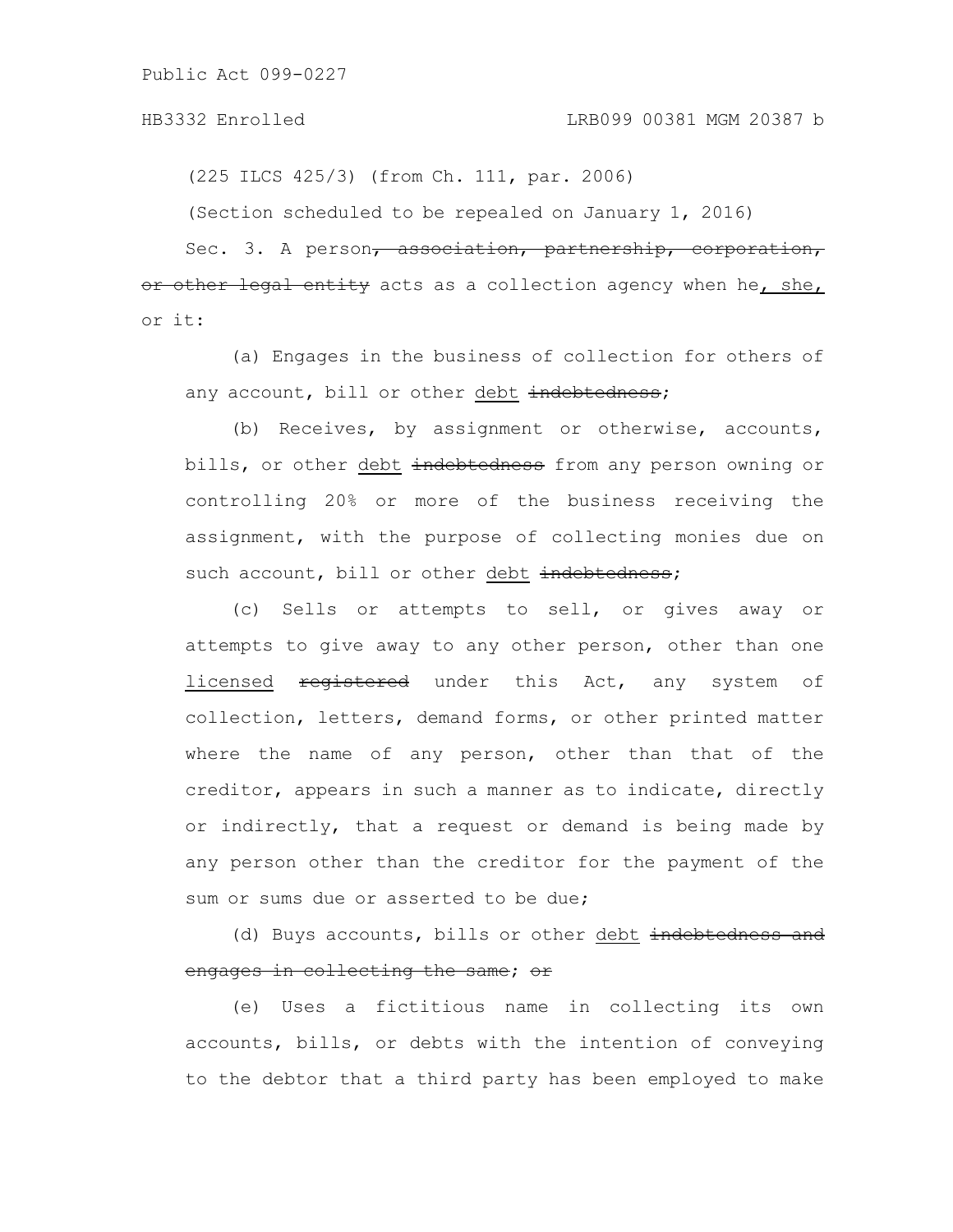(225 ILCS 425/3) (from Ch. 111, par. 2006)

(Section scheduled to be repealed on January 1, 2016)

Sec. 3. A person~~, association, partnership, corporation, or other legal entity~~ acts as a collection agency when he<u>, she,</u> or it:

(a) Engages in the business of collection for others of any account, bill or other <u>debt</u> ~~indebtedness~~;

(b) Receives, by assignment or otherwise, accounts, bills, or other <u>debt</u> ~~indebtedness~~ from any person owning or controlling 20% or more of the business receiving the assignment, with the purpose of collecting monies due on such account, bill or other <u>debt</u> ~~indebtedness~~;

(c) Sells or attempts to sell, or gives away or attempts to give away to any other person, other than one <u>licensed</u> ~~registered~~ under this Act, any system of collection, letters, demand forms, or other printed matter where the name of any person, other than that of the creditor, appears in such a manner as to indicate, directly or indirectly, that a request or demand is being made by any person other than the creditor for the payment of the sum or sums due or asserted to be due;

(d) Buys accounts, bills or other <u>debt</u> ~~indebtedness and engages in collecting the same~~; ~~or~~

(e) Uses a fictitious name in collecting its own accounts, bills, or debts with the intention of conveying to the debtor that a third party has been employed to make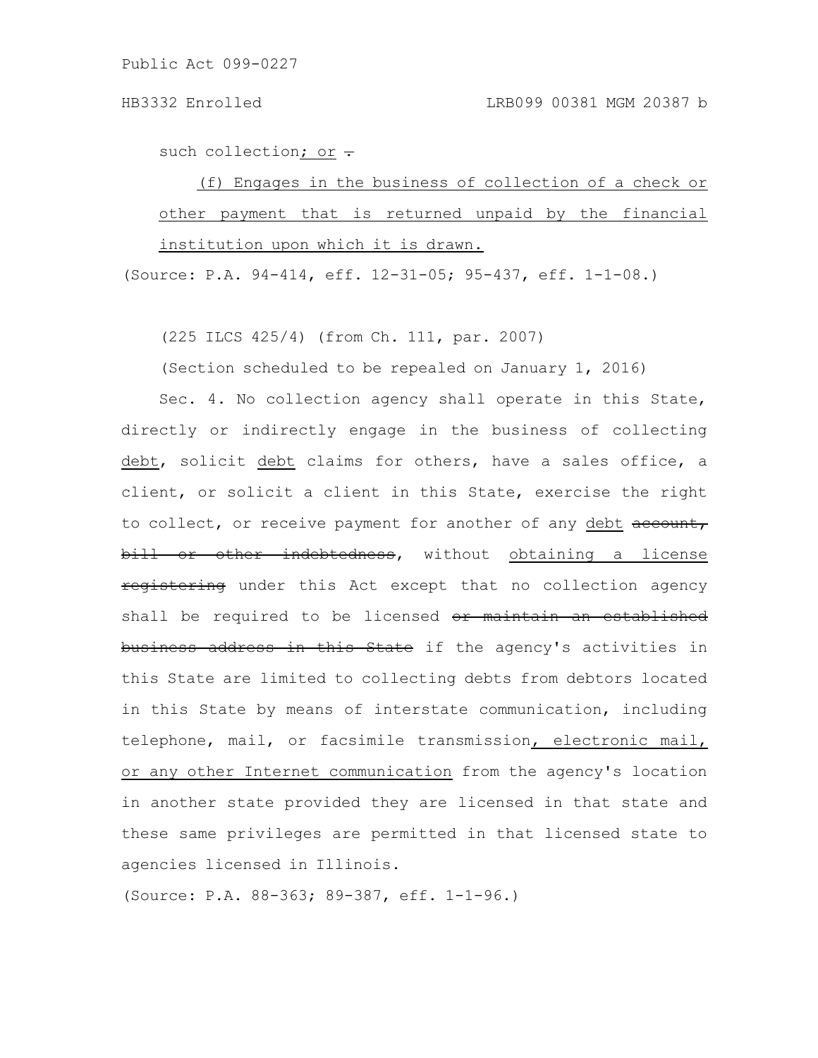such collection; or .

(f) Engages in the business of collection of a check or other payment that is returned unpaid by the financial institution upon which it is drawn.

(Source: P.A. 94-414, eff. 12-31-05; 95-437, eff. 1-1-08.)

(225 ILCS 425/4) (from Ch. 111, par. 2007)

(Section scheduled to be repealed on January 1, 2016)

Sec. 4. No collection agency shall operate in this State, directly or indirectly engage in the business of collecting debt, solicit debt claims for others, have a sales office, a client, or solicit a client in this State, exercise the right to collect, or receive payment for another of any debt account, bill or other indebtedness, without obtaining a license registering under this Act except that no collection agency shall be required to be licensed or maintain an established business address in this State if the agency's activities in this State are limited to collecting debts from debtors located in this State by means of interstate communication, including telephone, mail, or facsimile transmission, electronic mail, or any other Internet communication from the agency's location in another state provided they are licensed in that state and these same privileges are permitted in that licensed state to agencies licensed in Illinois.

(Source: P.A. 88-363; 89-387, eff. 1-1-96.)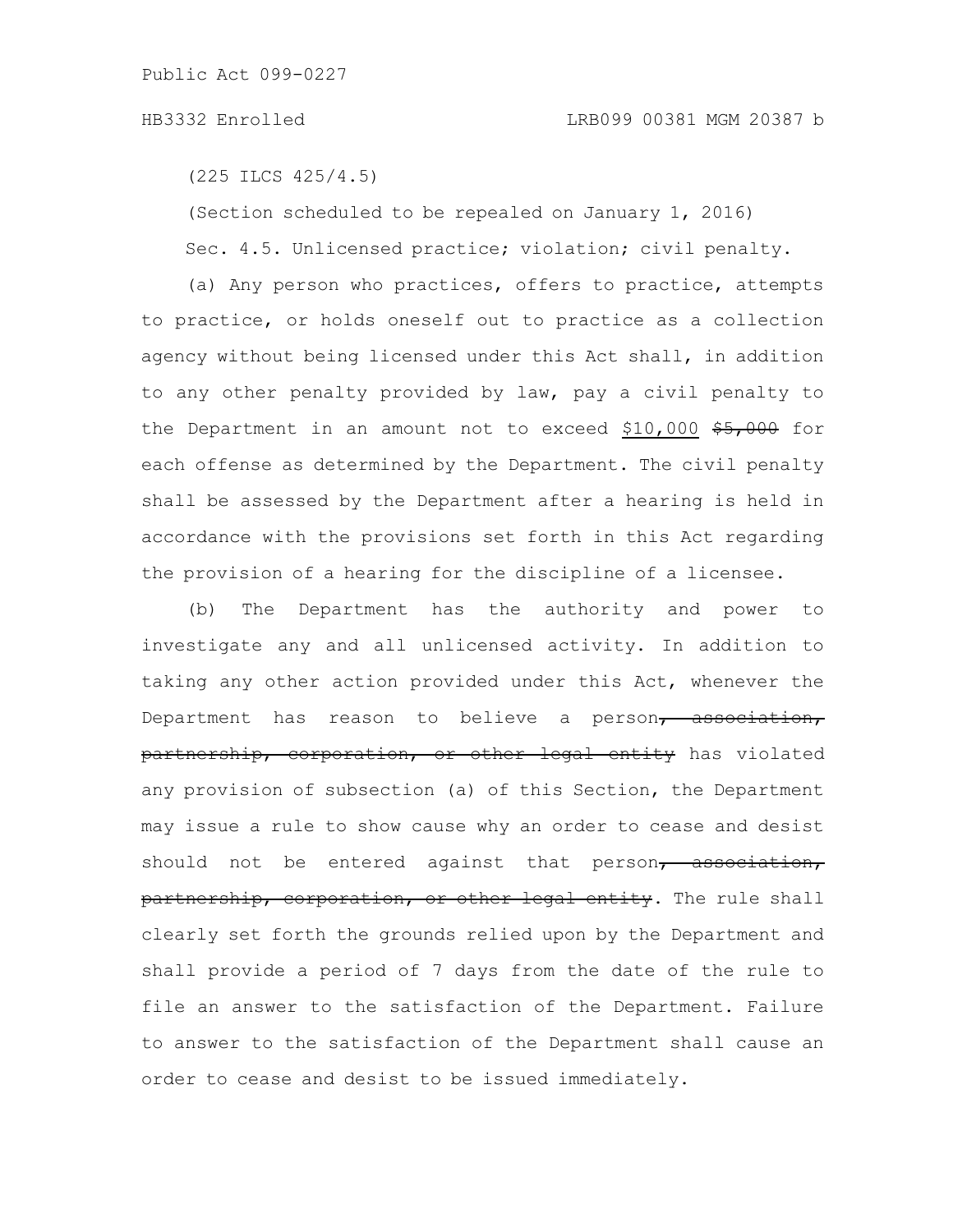(225 ILCS 425/4.5)

(Section scheduled to be repealed on January 1, 2016)

Sec. 4.5. Unlicensed practice; violation; civil penalty.

(a) Any person who practices, offers to practice, attempts to practice, or holds oneself out to practice as a collection agency without being licensed under this Act shall, in addition to any other penalty provided by law, pay a civil penalty to the Department in an amount not to exceed <u>$10,000</u> ~~$5,000~~ for each offense as determined by the Department. The civil penalty shall be assessed by the Department after a hearing is held in accordance with the provisions set forth in this Act regarding the provision of a hearing for the discipline of a licensee.

(b) The Department has the authority and power to investigate any and all unlicensed activity. In addition to taking any other action provided under this Act, whenever the Department has reason to believe a person~~, association, partnership, corporation, or other legal entity~~ has violated any provision of subsection (a) of this Section, the Department may issue a rule to show cause why an order to cease and desist should not be entered against that person~~, association, partnership, corporation, or other legal entity~~. The rule shall clearly set forth the grounds relied upon by the Department and shall provide a period of 7 days from the date of the rule to file an answer to the satisfaction of the Department. Failure to answer to the satisfaction of the Department shall cause an order to cease and desist to be issued immediately.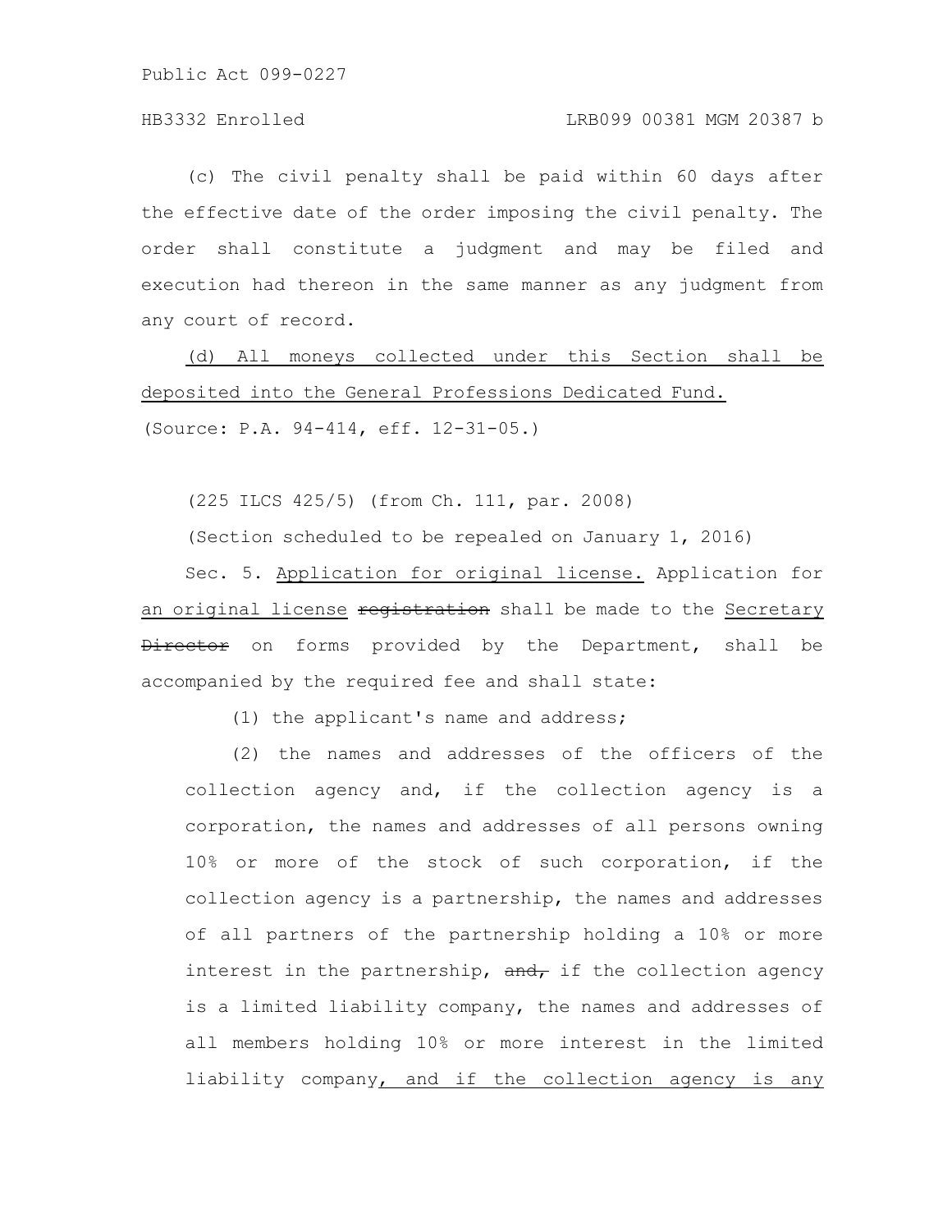(c) The civil penalty shall be paid within 60 days after the effective date of the order imposing the civil penalty. The order shall constitute a judgment and may be filed and execution had thereon in the same manner as any judgment from any court of record.

<u>(d) All moneys collected under this Section shall be deposited into the General Professions Dedicated Fund.</u>

(Source: P.A. 94-414, eff. 12-31-05.)

(225 ILCS 425/5) (from Ch. 111, par. 2008)

(Section scheduled to be repealed on January 1, 2016)

Sec. 5. <u>Application for original license.</u> Application for <u>an original license</u> ~~registration~~ shall be made to the <u>Secretary</u> ~~Director~~ on forms provided by the Department, shall be accompanied by the required fee and shall state:

(1) the applicant's name and address;

(2) the names and addresses of the officers of the collection agency and, if the collection agency is a corporation, the names and addresses of all persons owning 10% or more of the stock of such corporation, if the collection agency is a partnership, the names and addresses of all partners of the partnership holding a 10% or more interest in the partnership, ~~and,~~ if the collection agency is a limited liability company, the names and addresses of all members holding 10% or more interest in the limited liability company<u>, and if the collection agency is any</u>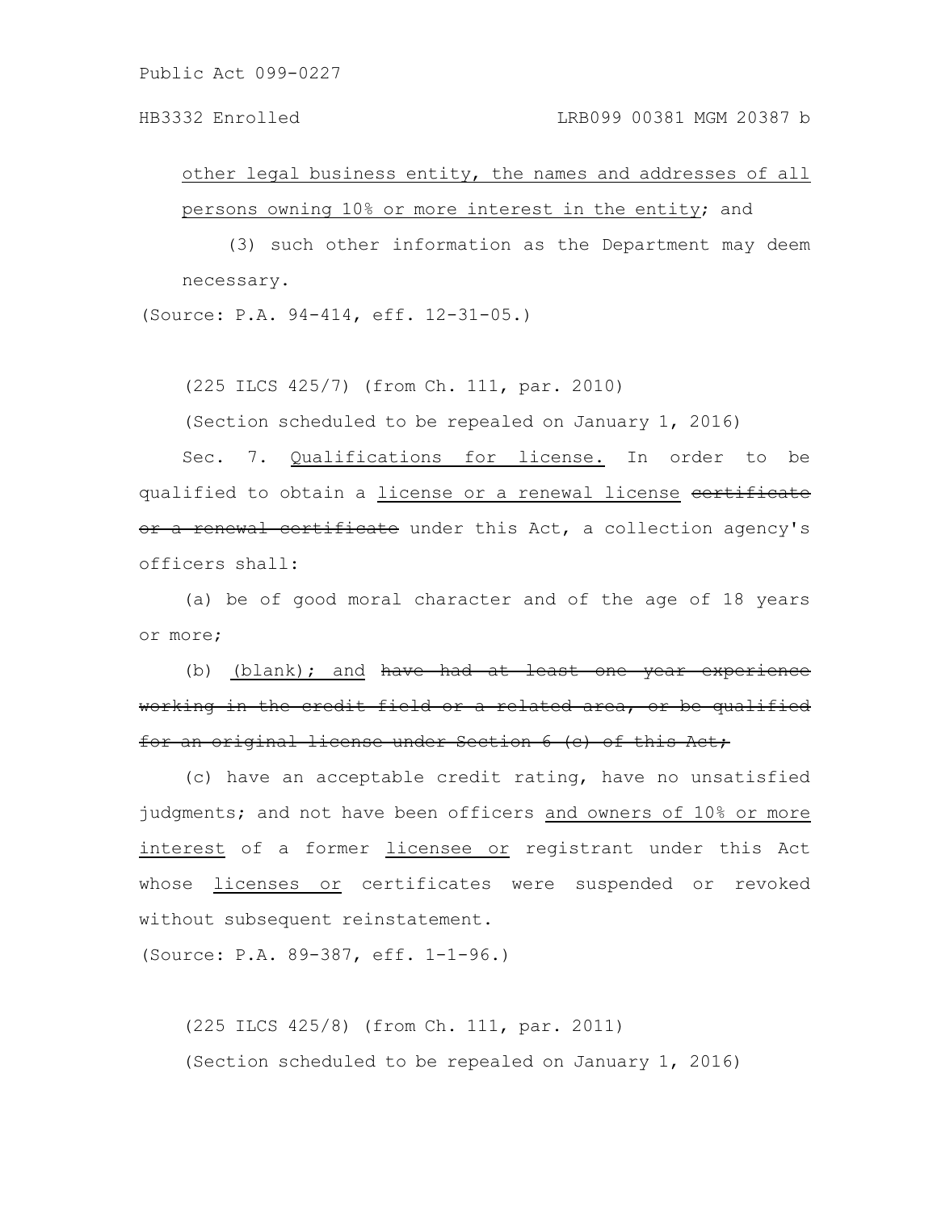other legal business entity, the names and addresses of all persons owning 10% or more interest in the entity; and

(3) such other information as the Department may deem necessary.

(Source: P.A. 94-414, eff. 12-31-05.)

(225 ILCS 425/7) (from Ch. 111, par. 2010)

(Section scheduled to be repealed on January 1, 2016)

Sec. 7. Qualifications for license. In order to be qualified to obtain a license or a renewal license ~~certificate or a renewal certificate~~ under this Act, a collection agency's officers shall:

(a) be of good moral character and of the age of 18 years or more;

(b) (blank); and ~~have had at least one year experience working in the credit field or a related area, or be qualified for an original license under Section 6 (c) of this Act;~~

(c) have an acceptable credit rating, have no unsatisfied judgments; and not have been officers and owners of 10% or more interest of a former licensee or registrant under this Act whose licenses or certificates were suspended or revoked without subsequent reinstatement.

(Source: P.A. 89-387, eff. 1-1-96.)

(225 ILCS 425/8) (from Ch. 111, par. 2011)

(Section scheduled to be repealed on January 1, 2016)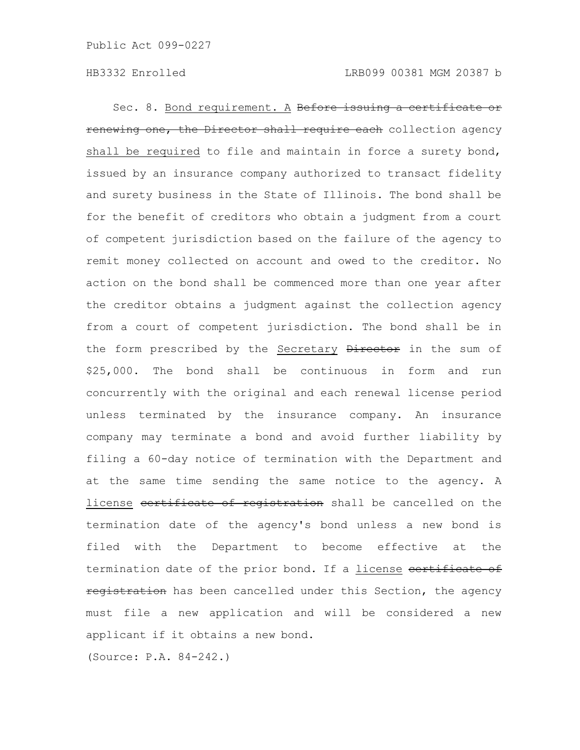Sec. 8. <u>Bond requirement. A</u> ~~Before issuing a certificate or renewing one, the Director shall require each~~ collection agency <u>shall be required</u> to file and maintain in force a surety bond, issued by an insurance company authorized to transact fidelity and surety business in the State of Illinois. The bond shall be for the benefit of creditors who obtain a judgment from a court of competent jurisdiction based on the failure of the agency to remit money collected on account and owed to the creditor. No action on the bond shall be commenced more than one year after the creditor obtains a judgment against the collection agency from a court of competent jurisdiction. The bond shall be in the form prescribed by the <u>Secretary</u> ~~Director~~ in the sum of $25,000. The bond shall be continuous in form and run concurrently with the original and each renewal license period unless terminated by the insurance company. An insurance company may terminate a bond and avoid further liability by filing a 60-day notice of termination with the Department and at the same time sending the same notice to the agency. A <u>license</u> ~~certificate of registration~~ shall be cancelled on the termination date of the agency's bond unless a new bond is filed with the Department to become effective at the termination date of the prior bond. If a <u>license</u> ~~certificate of registration~~ has been cancelled under this Section, the agency must file a new application and will be considered a new applicant if it obtains a new bond.

(Source: P.A. 84-242.)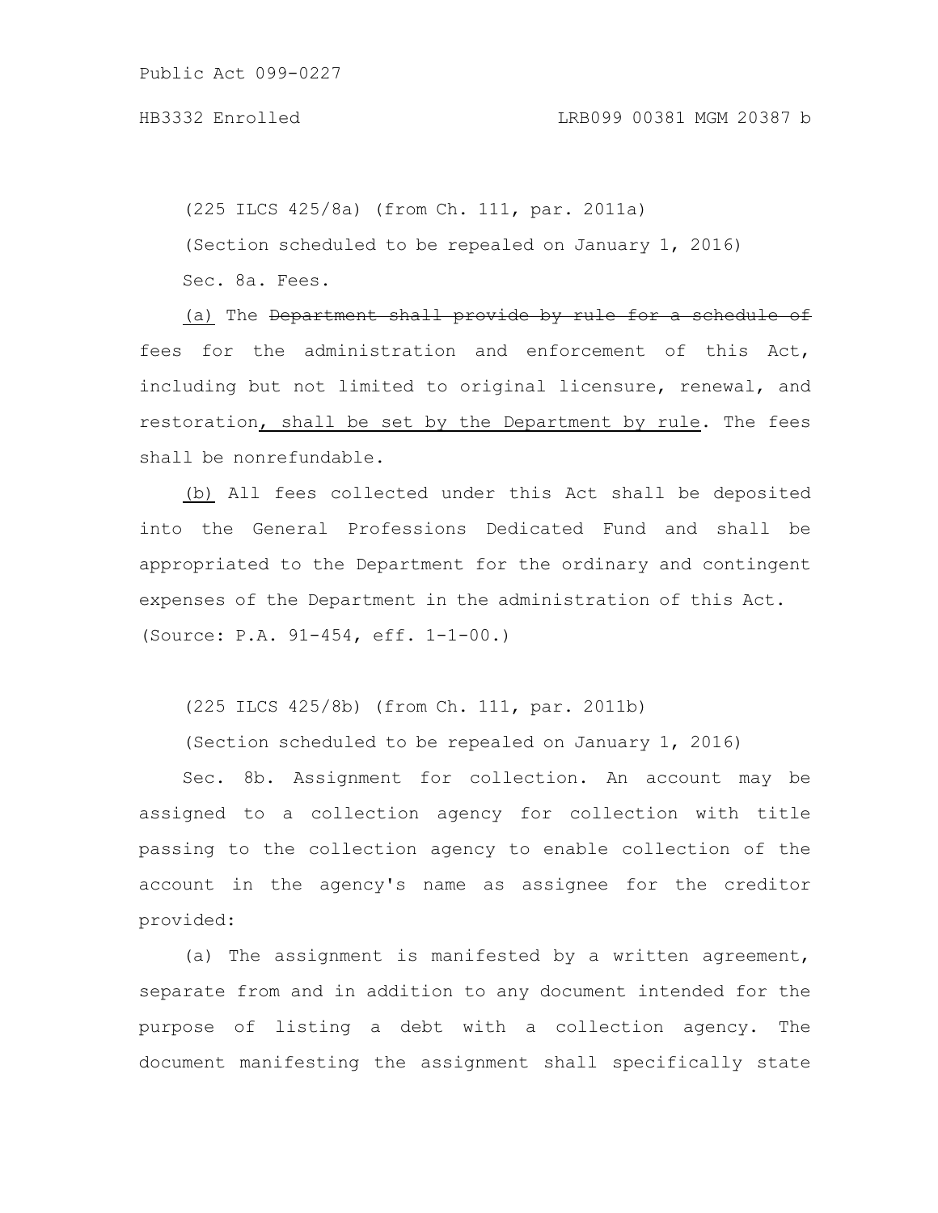(225 ILCS 425/8a) (from Ch. 111, par. 2011a)

(Section scheduled to be repealed on January 1, 2016)

Sec. 8a. Fees.

(a) The ~~Department shall provide by rule for a schedule of~~ fees for the administration and enforcement of this Act, including but not limited to original licensure, renewal, and restoration, shall be set by the Department by rule. The fees shall be nonrefundable.

(b) All fees collected under this Act shall be deposited into the General Professions Dedicated Fund and shall be appropriated to the Department for the ordinary and contingent expenses of the Department in the administration of this Act.

(Source: P.A. 91-454, eff. 1-1-00.)

(225 ILCS 425/8b) (from Ch. 111, par. 2011b)

(Section scheduled to be repealed on January 1, 2016)

Sec. 8b. Assignment for collection. An account may be assigned to a collection agency for collection with title passing to the collection agency to enable collection of the account in the agency's name as assignee for the creditor provided:

(a) The assignment is manifested by a written agreement, separate from and in addition to any document intended for the purpose of listing a debt with a collection agency. The document manifesting the assignment shall specifically state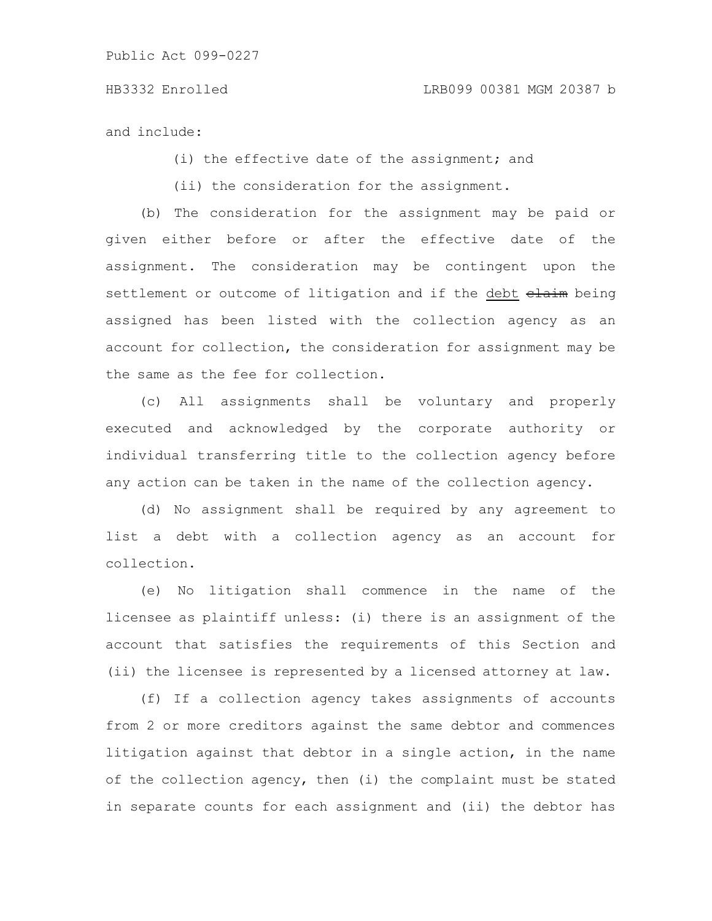and include:

(i) the effective date of the assignment; and

(ii) the consideration for the assignment.

(b) The consideration for the assignment may be paid or given either before or after the effective date of the assignment. The consideration may be contingent upon the settlement or outcome of litigation and if the <u>debt</u> ~~claim~~ being assigned has been listed with the collection agency as an account for collection, the consideration for assignment may be the same as the fee for collection.

(c) All assignments shall be voluntary and properly executed and acknowledged by the corporate authority or individual transferring title to the collection agency before any action can be taken in the name of the collection agency.

(d) No assignment shall be required by any agreement to list a debt with a collection agency as an account for collection.

(e) No litigation shall commence in the name of the licensee as plaintiff unless: (i) there is an assignment of the account that satisfies the requirements of this Section and (ii) the licensee is represented by a licensed attorney at law.

(f) If a collection agency takes assignments of accounts from 2 or more creditors against the same debtor and commences litigation against that debtor in a single action, in the name of the collection agency, then (i) the complaint must be stated in separate counts for each assignment and (ii) the debtor has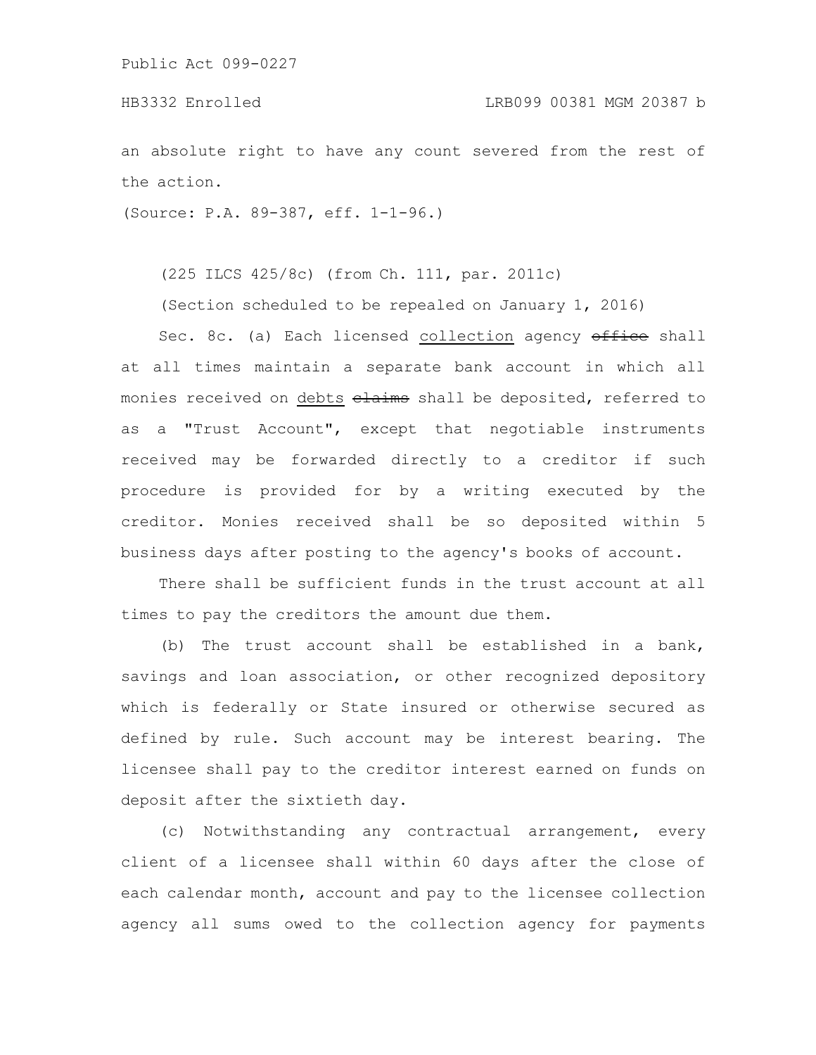an absolute right to have any count severed from the rest of the action.

(Source: P.A. 89-387, eff. 1-1-96.)

(225 ILCS 425/8c) (from Ch. 111, par. 2011c)

(Section scheduled to be repealed on January 1, 2016)

Sec. 8c. (a) Each licensed <u>collection</u> agency ~~office~~ shall at all times maintain a separate bank account in which all monies received on <u>debts</u> ~~claims~~ shall be deposited, referred to as a "Trust Account", except that negotiable instruments received may be forwarded directly to a creditor if such procedure is provided for by a writing executed by the creditor. Monies received shall be so deposited within 5 business days after posting to the agency's books of account.

There shall be sufficient funds in the trust account at all times to pay the creditors the amount due them.

(b) The trust account shall be established in a bank, savings and loan association, or other recognized depository which is federally or State insured or otherwise secured as defined by rule. Such account may be interest bearing. The licensee shall pay to the creditor interest earned on funds on deposit after the sixtieth day.

(c) Notwithstanding any contractual arrangement, every client of a licensee shall within 60 days after the close of each calendar month, account and pay to the licensee collection agency all sums owed to the collection agency for payments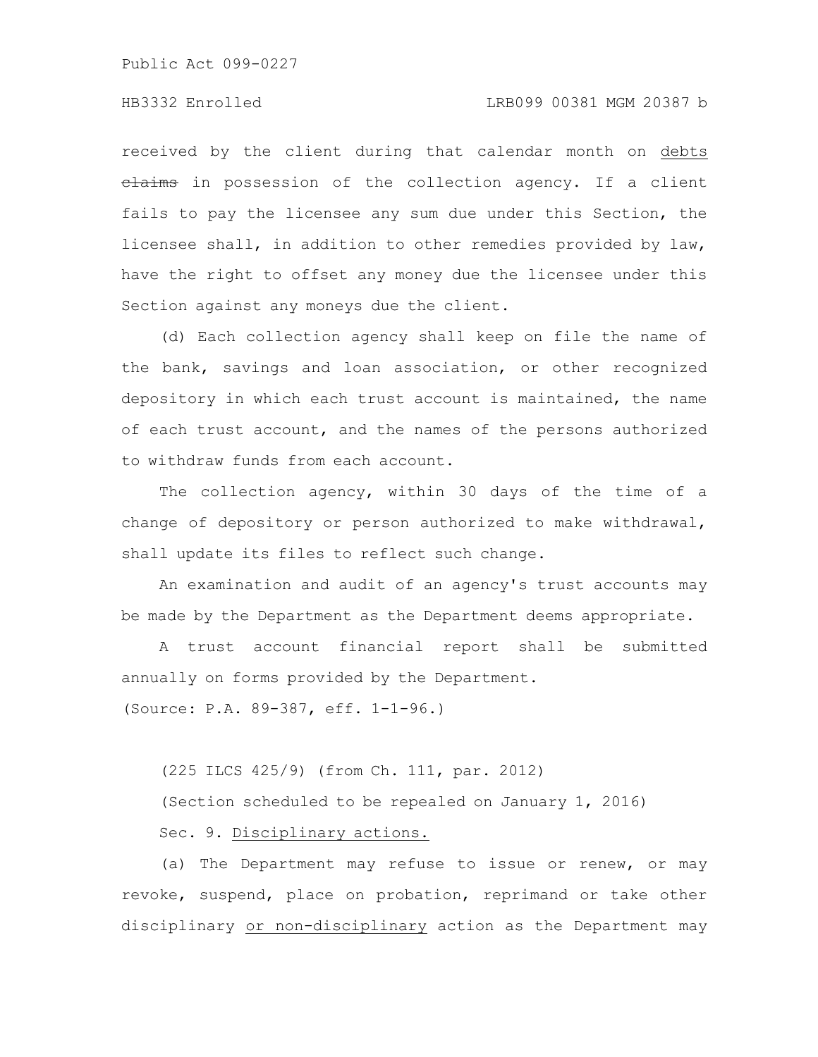received by the client during that calendar month on debts ~~claims~~ in possession of the collection agency. If a client fails to pay the licensee any sum due under this Section, the licensee shall, in addition to other remedies provided by law, have the right to offset any money due the licensee under this Section against any moneys due the client.

(d) Each collection agency shall keep on file the name of the bank, savings and loan association, or other recognized depository in which each trust account is maintained, the name of each trust account, and the names of the persons authorized to withdraw funds from each account.

The collection agency, within 30 days of the time of a change of depository or person authorized to make withdrawal, shall update its files to reflect such change.

An examination and audit of an agency's trust accounts may be made by the Department as the Department deems appropriate.

A trust account financial report shall be submitted annually on forms provided by the Department.

(Source: P.A. 89-387, eff. 1-1-96.)

(225 ILCS 425/9) (from Ch. 111, par. 2012)

(Section scheduled to be repealed on January 1, 2016)

Sec. 9. Disciplinary actions.

(a) The Department may refuse to issue or renew, or may revoke, suspend, place on probation, reprimand or take other disciplinary or non-disciplinary action as the Department may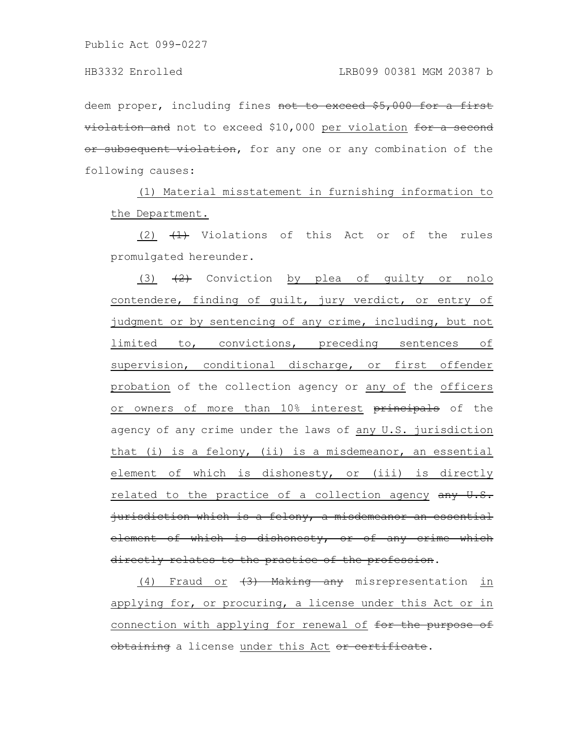deem proper, including fines ~~not to exceed $5,000 for a first violation and~~ not to exceed $10,000 <u>per violation</u> ~~for a second or subsequent violation~~, for any one or any combination of the following causes:

<u>(1) Material misstatement in furnishing information to the Department.</u>

<u>(2)</u> ~~(1)~~ Violations of this Act or of the rules promulgated hereunder.

<u>(3)</u> ~~(2)~~ Conviction <u>by plea of guilty or nolo contendere, finding of guilt, jury verdict, or entry of judgment or by sentencing of any crime, including, but not limited to, convictions, preceding sentences of supervision, conditional discharge, or first offender probation</u> of the collection agency or <u>any of</u> the <u>officers or owners of more than 10% interest</u> ~~principals~~ of the agency of any crime under the laws of <u>any U.S. jurisdiction that (i) is a felony, (ii) is a misdemeanor, an essential element of which is dishonesty, or (iii) is directly related to the practice of a collection agency</u> ~~any U.S. jurisdiction which is a felony, a misdemeanor an essential element of which is dishonesty, or of any crime which directly relates to the practice of the profession~~.

<u>(4) Fraud or</u> ~~(3) Making any~~ misrepresentation <u>in applying for, or procuring, a license under this Act or in connection with applying for renewal of</u> ~~for the purpose of obtaining~~ a license <u>under this Act</u> ~~or certificate~~.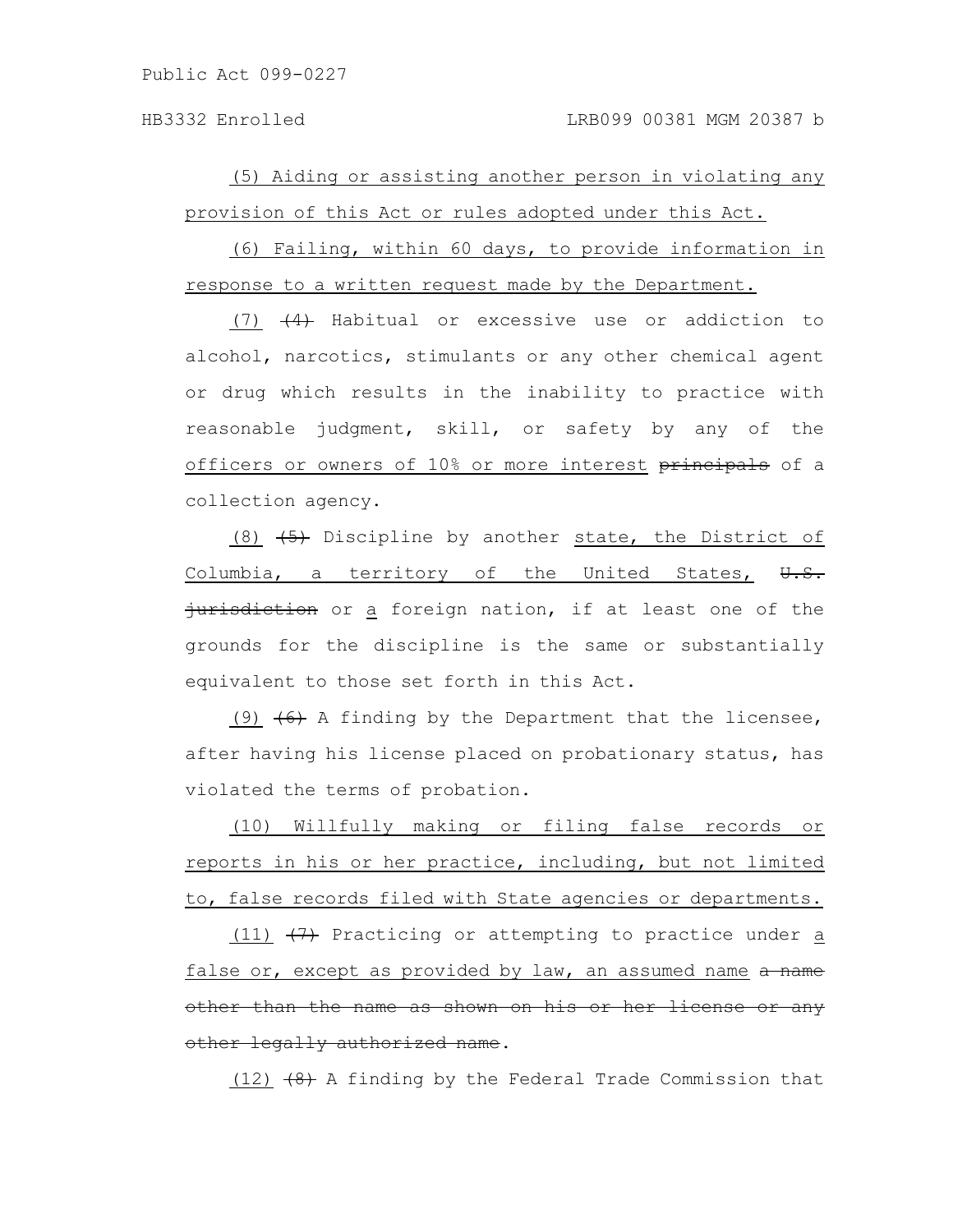(5) Aiding or assisting another person in violating any provision of this Act or rules adopted under this Act.

(6) Failing, within 60 days, to provide information in response to a written request made by the Department.

(7) (4) Habitual or excessive use or addiction to alcohol, narcotics, stimulants or any other chemical agent or drug which results in the inability to practice with reasonable judgment, skill, or safety by any of the officers or owners of 10% or more interest principals of a collection agency.

(8) (5) Discipline by another state, the District of Columbia, a territory of the United States, U.S. jurisdiction or a foreign nation, if at least one of the grounds for the discipline is the same or substantially equivalent to those set forth in this Act.

(9) (6) A finding by the Department that the licensee, after having his license placed on probationary status, has violated the terms of probation.

(10) Willfully making or filing false records or reports in his or her practice, including, but not limited to, false records filed with State agencies or departments.

(11) (7) Practicing or attempting to practice under a false or, except as provided by law, an assumed name a name other than the name as shown on his or her license or any other legally authorized name.

(12) (8) A finding by the Federal Trade Commission that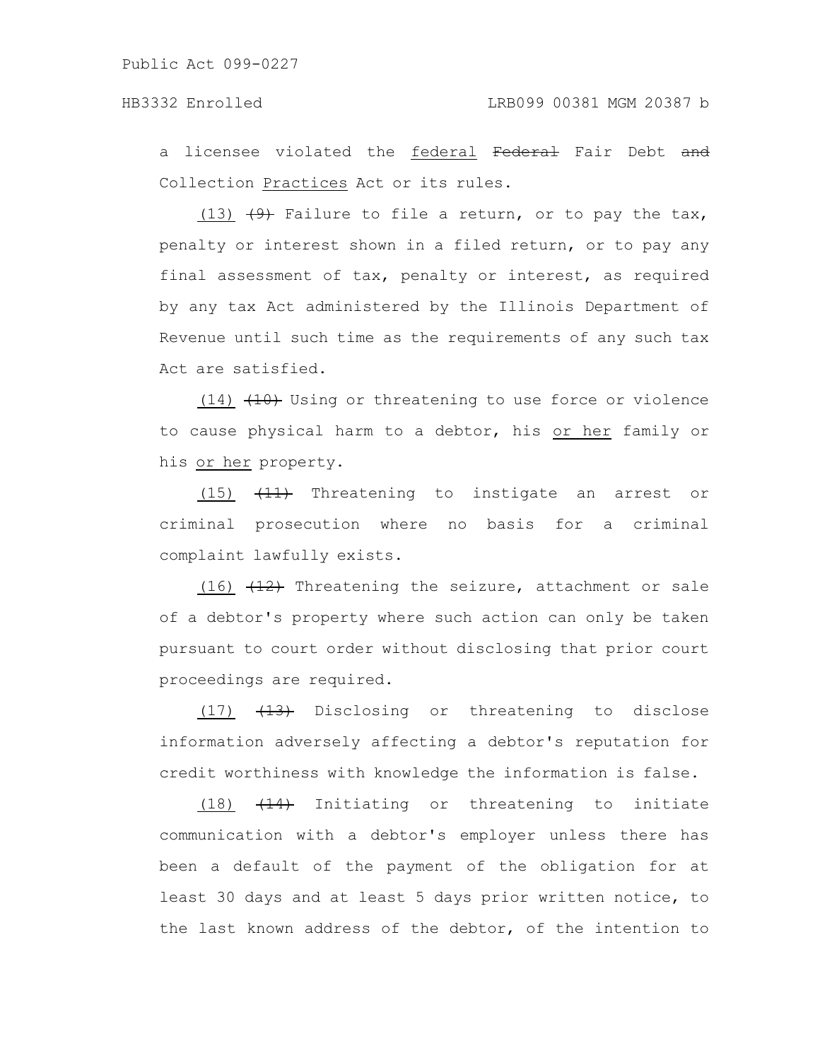a licensee violated the federal ~~Federal~~ Fair Debt ~~and~~ Collection Practices Act or its rules.

(13) ~~(9)~~ Failure to file a return, or to pay the tax, penalty or interest shown in a filed return, or to pay any final assessment of tax, penalty or interest, as required by any tax Act administered by the Illinois Department of Revenue until such time as the requirements of any such tax Act are satisfied.

(14) ~~(10)~~ Using or threatening to use force or violence to cause physical harm to a debtor, his or her family or his or her property.

(15) ~~(11)~~ Threatening to instigate an arrest or criminal prosecution where no basis for a criminal complaint lawfully exists.

(16) ~~(12)~~ Threatening the seizure, attachment or sale of a debtor's property where such action can only be taken pursuant to court order without disclosing that prior court proceedings are required.

(17) ~~(13)~~ Disclosing or threatening to disclose information adversely affecting a debtor's reputation for credit worthiness with knowledge the information is false.

(18) ~~(14)~~ Initiating or threatening to initiate communication with a debtor's employer unless there has been a default of the payment of the obligation for at least 30 days and at least 5 days prior written notice, to the last known address of the debtor, of the intention to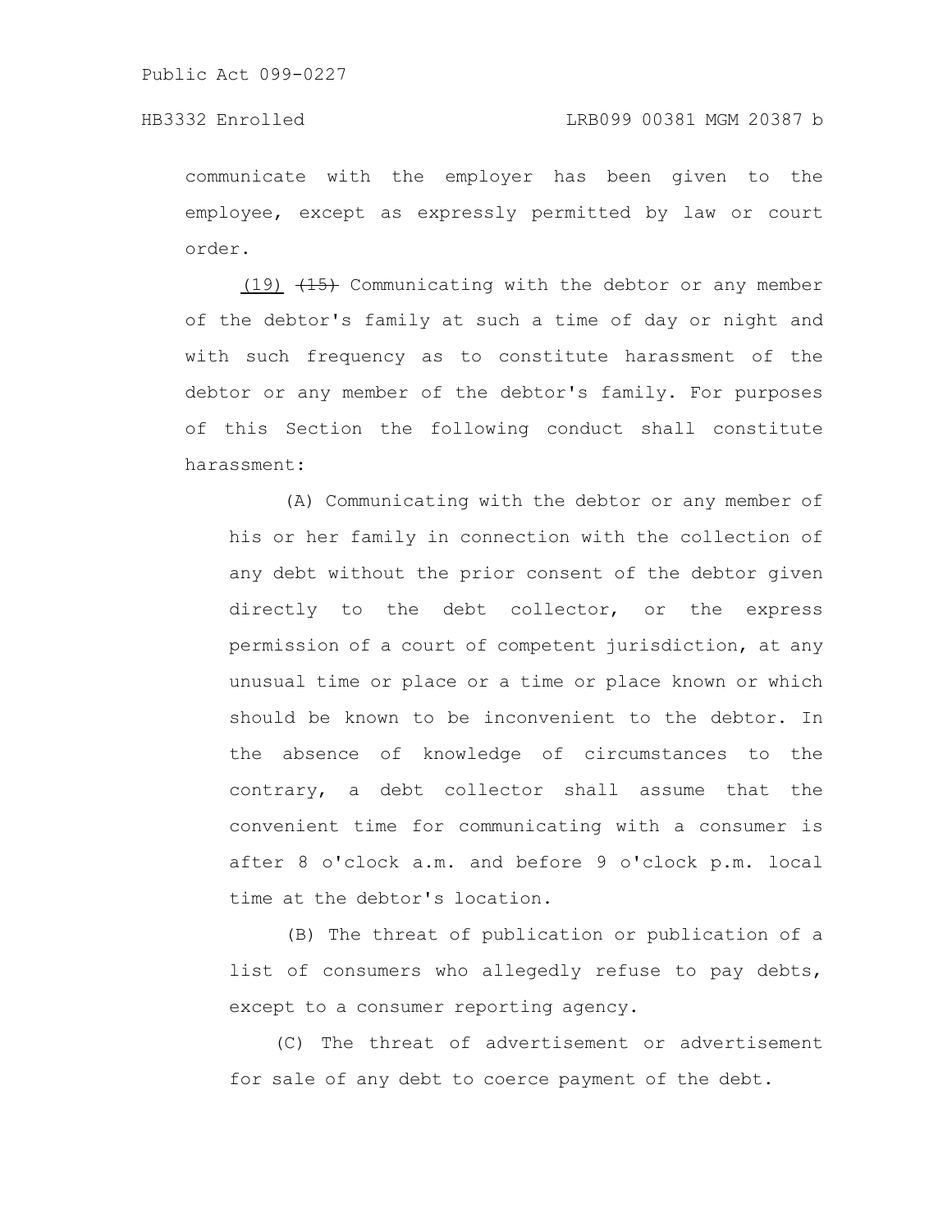communicate with the employer has been given to the employee, except as expressly permitted by law or court order.

(19) ~~(15)~~ Communicating with the debtor or any member of the debtor's family at such a time of day or night and with such frequency as to constitute harassment of the debtor or any member of the debtor's family. For purposes of this Section the following conduct shall constitute harassment:

(A) Communicating with the debtor or any member of his or her family in connection with the collection of any debt without the prior consent of the debtor given directly to the debt collector, or the express permission of a court of competent jurisdiction, at any unusual time or place or a time or place known or which should be known to be inconvenient to the debtor. In the absence of knowledge of circumstances to the contrary, a debt collector shall assume that the convenient time for communicating with a consumer is after 8 o'clock a.m. and before 9 o'clock p.m. local time at the debtor's location.

(B) The threat of publication or publication of a list of consumers who allegedly refuse to pay debts, except to a consumer reporting agency.

(C) The threat of advertisement or advertisement for sale of any debt to coerce payment of the debt.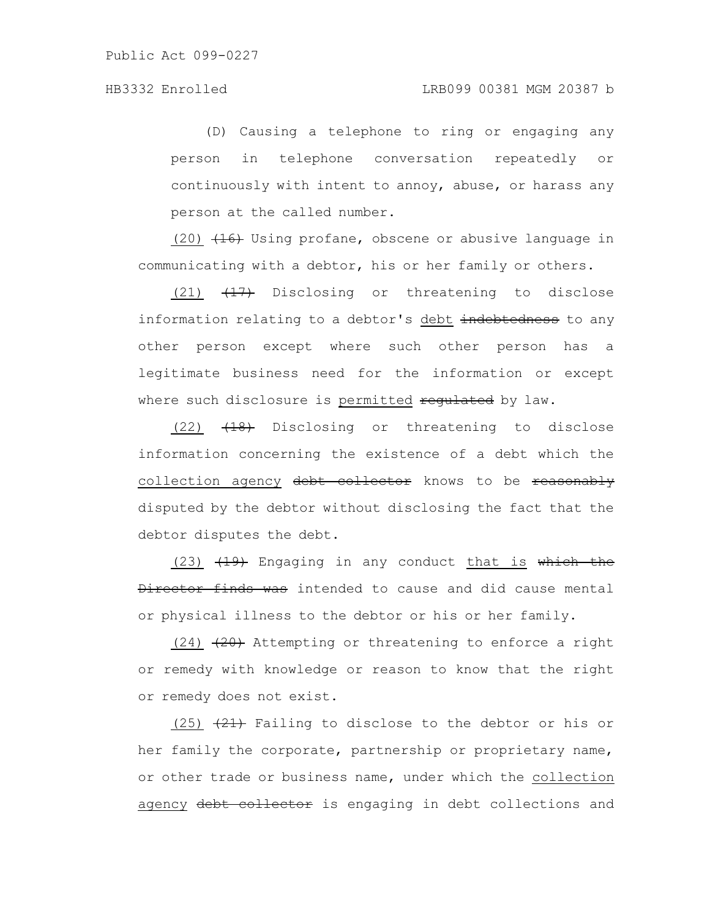(D) Causing a telephone to ring or engaging any person in telephone conversation repeatedly or continuously with intent to annoy, abuse, or harass any person at the called number.

(20) ~~(16)~~ Using profane, obscene or abusive language in communicating with a debtor, his or her family or others.

(21) ~~(17)~~ Disclosing or threatening to disclose information relating to a debtor's debt ~~indebtedness~~ to any other person except where such other person has a legitimate business need for the information or except where such disclosure is permitted ~~regulated~~ by law.

(22) ~~(18)~~ Disclosing or threatening to disclose information concerning the existence of a debt which the collection agency ~~debt collector~~ knows to be ~~reasonably~~ disputed by the debtor without disclosing the fact that the debtor disputes the debt.

(23) ~~(19)~~ Engaging in any conduct that is ~~which the Director finds was~~ intended to cause and did cause mental or physical illness to the debtor or his or her family.

(24) ~~(20)~~ Attempting or threatening to enforce a right or remedy with knowledge or reason to know that the right or remedy does not exist.

(25) ~~(21)~~ Failing to disclose to the debtor or his or her family the corporate, partnership or proprietary name, or other trade or business name, under which the collection agency ~~debt collector~~ is engaging in debt collections and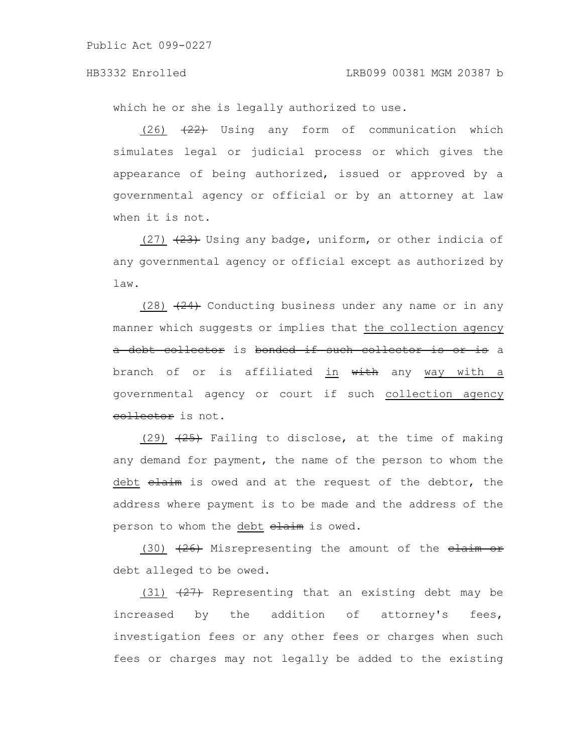which he or she is legally authorized to use.

(26) ~~(22)~~ Using any form of communication which simulates legal or judicial process or which gives the appearance of being authorized, issued or approved by a governmental agency or official or by an attorney at law when it is not.

(27) ~~(23)~~ Using any badge, uniform, or other indicia of any governmental agency or official except as authorized by law.

(28) ~~(24)~~ Conducting business under any name or in any manner which suggests or implies that <u>the collection agency</u> ~~a debt collector~~ is ~~bonded if such collector is or is~~ a branch of or is affiliated <u>in</u> ~~with~~ any <u>way with a</u> governmental agency or court if such <u>collection agency</u> ~~collector~~ is not.

(29) ~~(25)~~ Failing to disclose, at the time of making any demand for payment, the name of the person to whom the <u>debt</u> ~~claim~~ is owed and at the request of the debtor, the address where payment is to be made and the address of the person to whom the <u>debt</u> ~~claim~~ is owed.

(30) ~~(26)~~ Misrepresenting the amount of the ~~claim or~~ debt alleged to be owed.

(31) ~~(27)~~ Representing that an existing debt may be increased by the addition of attorney's fees, investigation fees or any other fees or charges when such fees or charges may not legally be added to the existing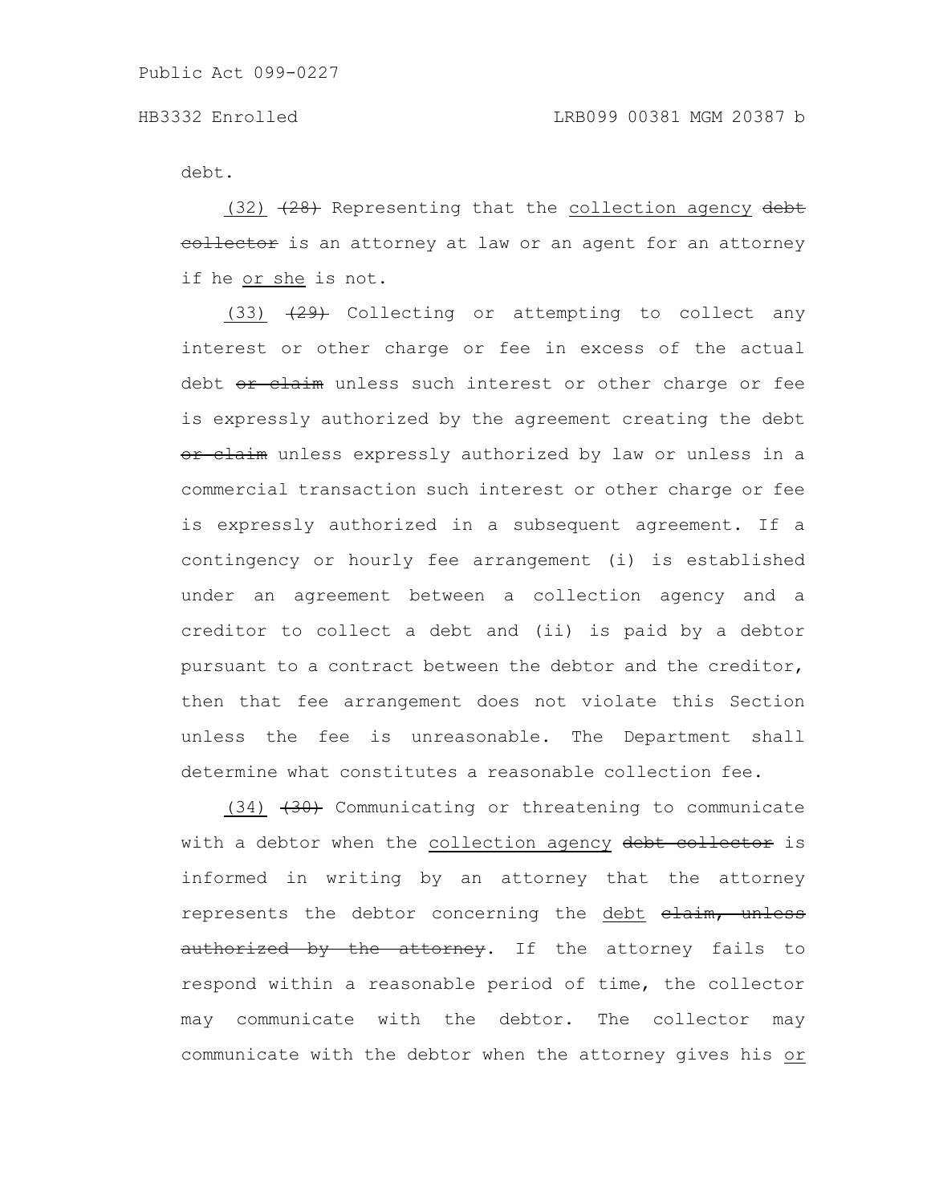debt.

(32) ~~(28)~~ Representing that the <u>collection agency</u> ~~debt collector~~ is an attorney at law or an agent for an attorney if he <u>or she</u> is not.

(33) ~~(29)~~ Collecting or attempting to collect any interest or other charge or fee in excess of the actual debt ~~or claim~~ unless such interest or other charge or fee is expressly authorized by the agreement creating the debt ~~or claim~~ unless expressly authorized by law or unless in a commercial transaction such interest or other charge or fee is expressly authorized in a subsequent agreement. If a contingency or hourly fee arrangement (i) is established under an agreement between a collection agency and a creditor to collect a debt and (ii) is paid by a debtor pursuant to a contract between the debtor and the creditor, then that fee arrangement does not violate this Section unless the fee is unreasonable. The Department shall determine what constitutes a reasonable collection fee.

(34) ~~(30)~~ Communicating or threatening to communicate with a debtor when the <u>collection agency</u> ~~debt collector~~ is informed in writing by an attorney that the attorney represents the debtor concerning the <u>debt</u> ~~claim, unless authorized by the attorney~~. If the attorney fails to respond within a reasonable period of time, the collector may communicate with the debtor. The collector may communicate with the debtor when the attorney gives his <u>or</u>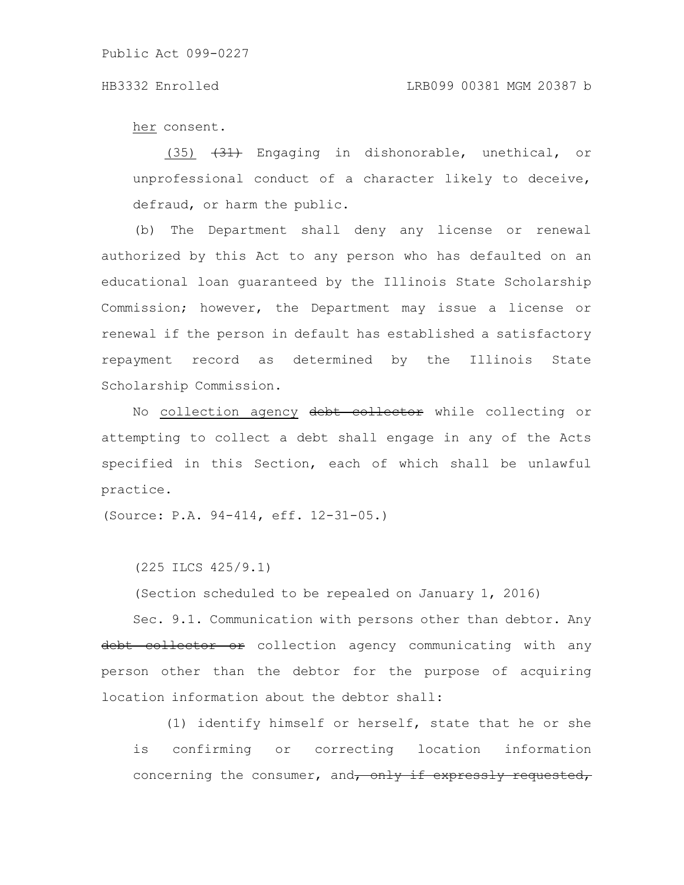her consent.

(35) ~~(31)~~ Engaging in dishonorable, unethical, or unprofessional conduct of a character likely to deceive, defraud, or harm the public.

(b) The Department shall deny any license or renewal authorized by this Act to any person who has defaulted on an educational loan guaranteed by the Illinois State Scholarship Commission; however, the Department may issue a license or renewal if the person in default has established a satisfactory repayment record as determined by the Illinois State Scholarship Commission.

No collection agency ~~debt collector~~ while collecting or attempting to collect a debt shall engage in any of the Acts specified in this Section, each of which shall be unlawful practice.

(Source: P.A. 94-414, eff. 12-31-05.)

(225 ILCS 425/9.1)

(Section scheduled to be repealed on January 1, 2016)

Sec. 9.1. Communication with persons other than debtor. Any ~~debt collector or~~ collection agency communicating with any person other than the debtor for the purpose of acquiring location information about the debtor shall:

(1) identify himself or herself, state that he or she is confirming or correcting location information concerning the consumer, and~~, only if expressly requested,~~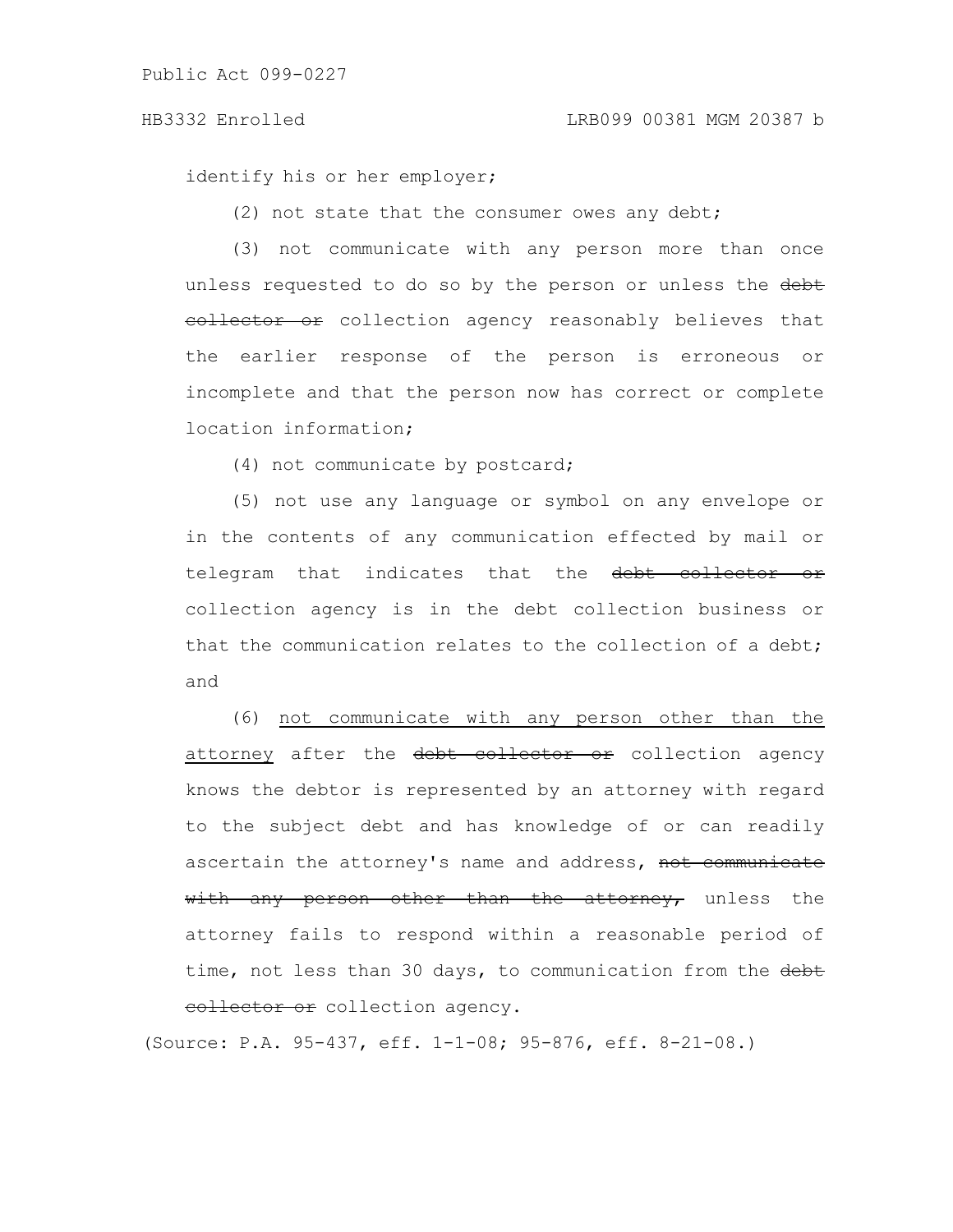identify his or her employer;

(2) not state that the consumer owes any debt;

(3) not communicate with any person more than once unless requested to do so by the person or unless the ~~debt collector or~~ collection agency reasonably believes that the earlier response of the person is erroneous or incomplete and that the person now has correct or complete location information;

(4) not communicate by postcard;

(5) not use any language or symbol on any envelope or in the contents of any communication effected by mail or telegram that indicates that the ~~debt collector or~~ collection agency is in the debt collection business or that the communication relates to the collection of a debt; and

(6) <u>not communicate with any person other than the attorney</u> after the ~~debt collector or~~ collection agency knows the debtor is represented by an attorney with regard to the subject debt and has knowledge of or can readily ascertain the attorney's name and address, ~~not communicate with any person other than the attorney,~~ unless the attorney fails to respond within a reasonable period of time, not less than 30 days, to communication from the ~~debt collector or~~ collection agency.

(Source: P.A. 95-437, eff. 1-1-08; 95-876, eff. 8-21-08.)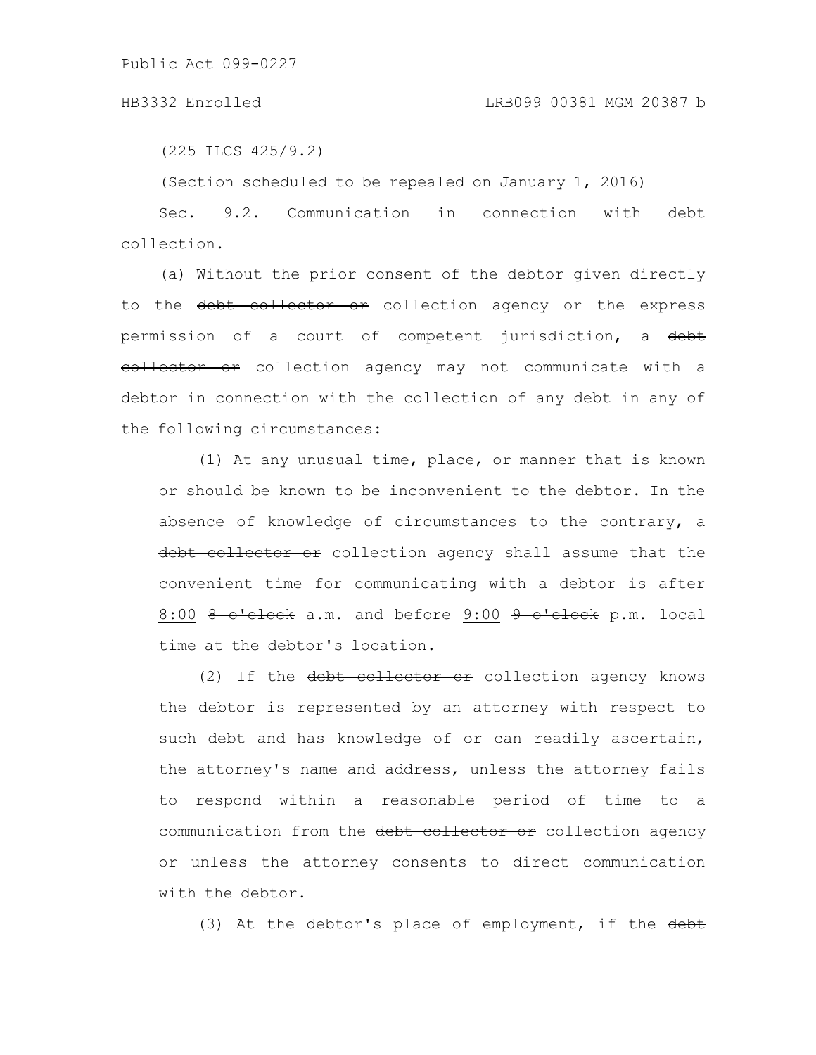(225 ILCS 425/9.2)

(Section scheduled to be repealed on January 1, 2016)

Sec. 9.2. Communication in connection with debt collection.

(a) Without the prior consent of the debtor given directly to the ~~debt collector or~~ collection agency or the express permission of a court of competent jurisdiction, a ~~debt collector or~~ collection agency may not communicate with a debtor in connection with the collection of any debt in any of the following circumstances:

(1) At any unusual time, place, or manner that is known or should be known to be inconvenient to the debtor. In the absence of knowledge of circumstances to the contrary, a ~~debt collector or~~ collection agency shall assume that the convenient time for communicating with a debtor is after <u>8:00</u> ~~8 o'clock~~ a.m. and before <u>9:00</u> ~~9 o'clock~~ p.m. local time at the debtor's location.

(2) If the ~~debt collector or~~ collection agency knows the debtor is represented by an attorney with respect to such debt and has knowledge of or can readily ascertain, the attorney's name and address, unless the attorney fails to respond within a reasonable period of time to a communication from the ~~debt collector or~~ collection agency or unless the attorney consents to direct communication with the debtor.

(3) At the debtor's place of employment, if the ~~debt~~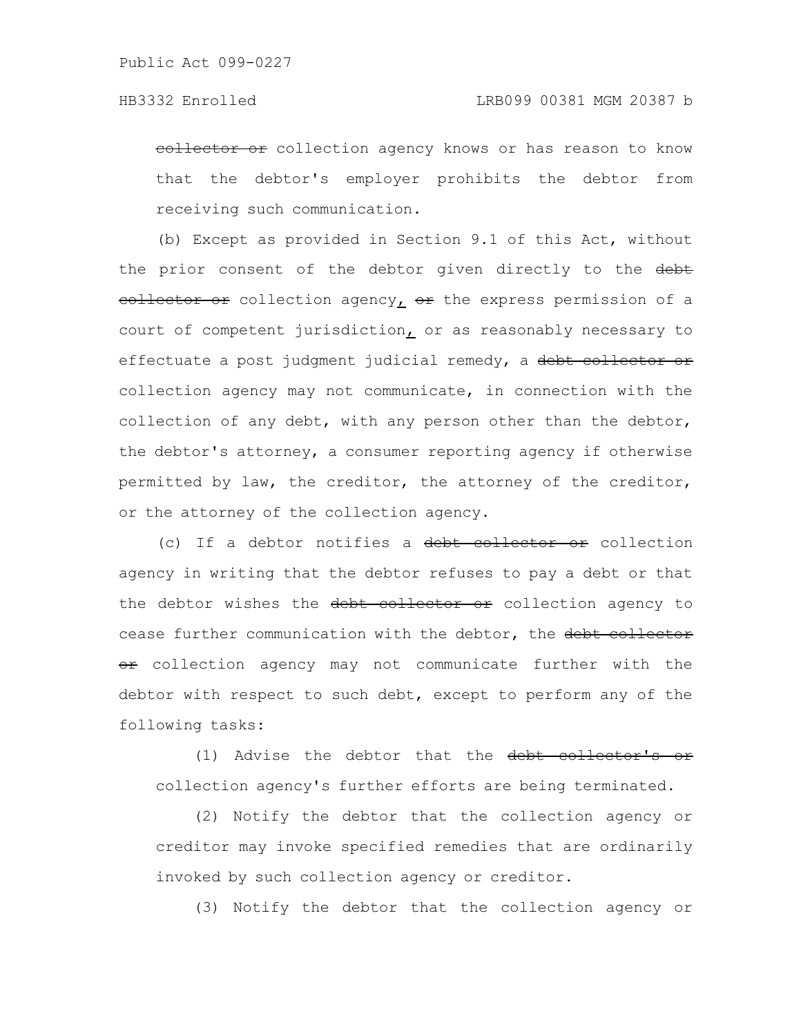~~collector or~~ collection agency knows or has reason to know that the debtor's employer prohibits the debtor from receiving such communication.

(b) Except as provided in Section 9.1 of this Act, without the prior consent of the debtor given directly to the ~~debt collector or~~ collection agency, ~~or~~ the express permission of a court of competent jurisdiction, or as reasonably necessary to effectuate a post judgment judicial remedy, a ~~debt collector or~~ collection agency may not communicate, in connection with the collection of any debt, with any person other than the debtor, the debtor's attorney, a consumer reporting agency if otherwise permitted by law, the creditor, the attorney of the creditor, or the attorney of the collection agency.

(c) If a debtor notifies a ~~debt collector or~~ collection agency in writing that the debtor refuses to pay a debt or that the debtor wishes the ~~debt collector or~~ collection agency to cease further communication with the debtor, the ~~debt collector or~~ collection agency may not communicate further with the debtor with respect to such debt, except to perform any of the following tasks:

(1) Advise the debtor that the ~~debt collector's or~~ collection agency's further efforts are being terminated.

(2) Notify the debtor that the collection agency or creditor may invoke specified remedies that are ordinarily invoked by such collection agency or creditor.

(3) Notify the debtor that the collection agency or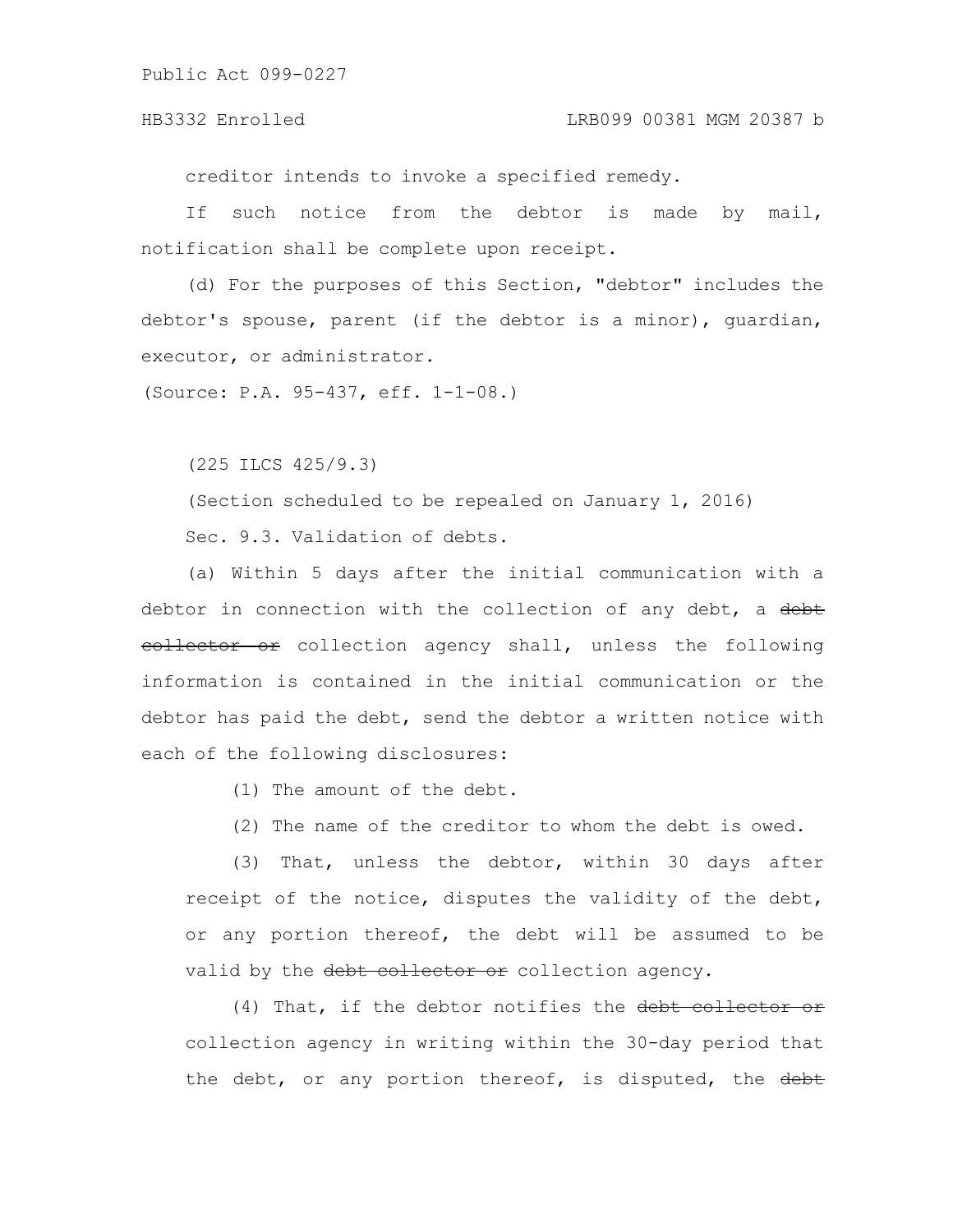creditor intends to invoke a specified remedy.

If such notice from the debtor is made by mail, notification shall be complete upon receipt.

(d) For the purposes of this Section, "debtor" includes the debtor's spouse, parent (if the debtor is a minor), guardian, executor, or administrator.

(Source: P.A. 95-437, eff. 1-1-08.)

(225 ILCS 425/9.3)

(Section scheduled to be repealed on January 1, 2016)

Sec. 9.3. Validation of debts.

(a) Within 5 days after the initial communication with a debtor in connection with the collection of any debt, a ~~debt collector or~~ collection agency shall, unless the following information is contained in the initial communication or the debtor has paid the debt, send the debtor a written notice with each of the following disclosures:

(1) The amount of the debt.

(2) The name of the creditor to whom the debt is owed.

(3) That, unless the debtor, within 30 days after receipt of the notice, disputes the validity of the debt, or any portion thereof, the debt will be assumed to be valid by the ~~debt collector or~~ collection agency.

(4) That, if the debtor notifies the ~~debt collector or~~ collection agency in writing within the 30-day period that the debt, or any portion thereof, is disputed, the ~~debt~~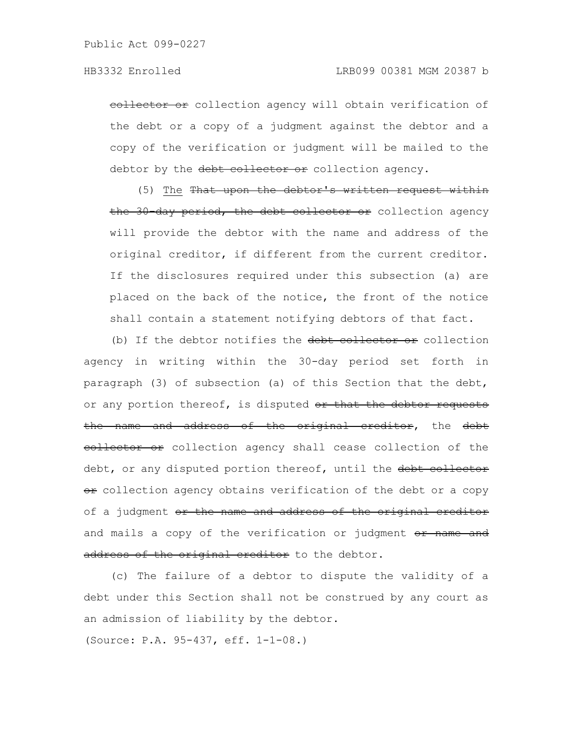collector or collection agency will obtain verification of the debt or a copy of a judgment against the debtor and a copy of the verification or judgment will be mailed to the debtor by the debt collector or collection agency.

(5) The That upon the debtor's written request within the 30-day period, the debt collector or collection agency will provide the debtor with the name and address of the original creditor, if different from the current creditor. If the disclosures required under this subsection (a) are placed on the back of the notice, the front of the notice shall contain a statement notifying debtors of that fact.

(b) If the debtor notifies the debt collector or collection agency in writing within the 30-day period set forth in paragraph (3) of subsection (a) of this Section that the debt, or any portion thereof, is disputed or that the debtor requests the name and address of the original creditor, the debt collector or collection agency shall cease collection of the debt, or any disputed portion thereof, until the debt collector or collection agency obtains verification of the debt or a copy of a judgment or the name and address of the original creditor and mails a copy of the verification or judgment or name and address of the original creditor to the debtor.

(c) The failure of a debtor to dispute the validity of a debt under this Section shall not be construed by any court as an admission of liability by the debtor.

(Source: P.A. 95-437, eff. 1-1-08.)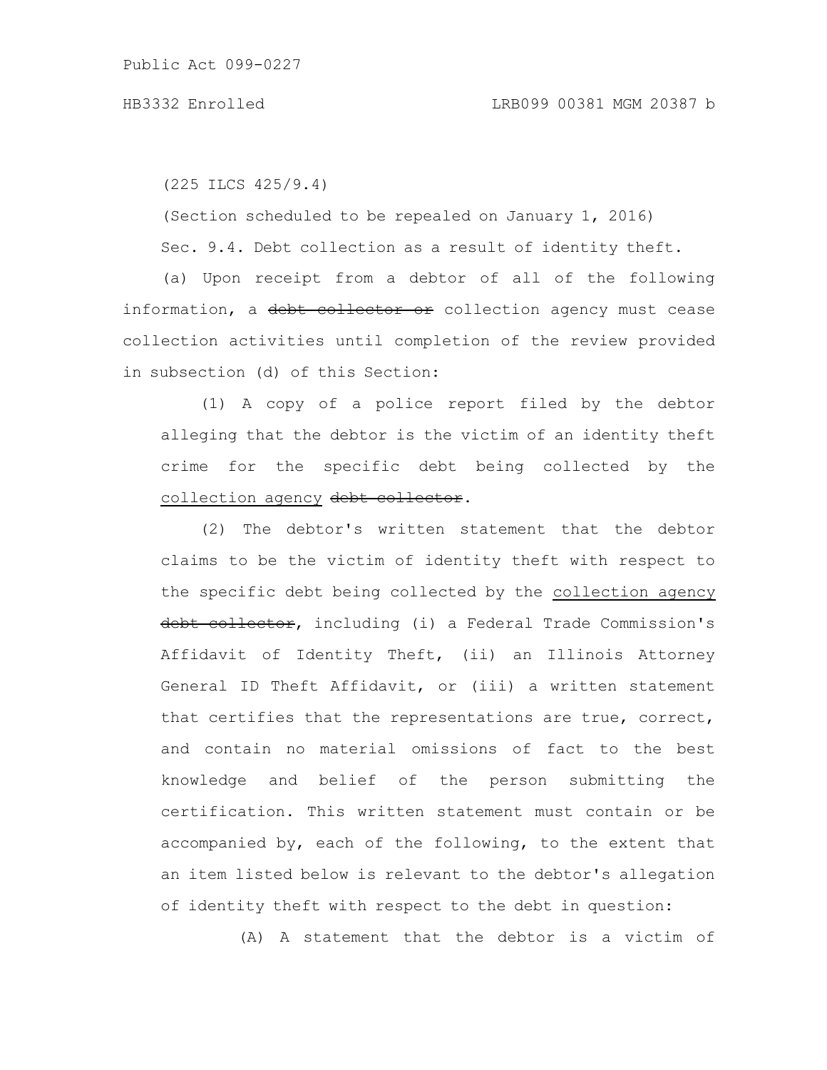(225 ILCS 425/9.4)

(Section scheduled to be repealed on January 1, 2016)

Sec. 9.4. Debt collection as a result of identity theft.

(a) Upon receipt from a debtor of all of the following information, a ~~debt collector or~~ collection agency must cease collection activities until completion of the review provided in subsection (d) of this Section:

(1) A copy of a police report filed by the debtor alleging that the debtor is the victim of an identity theft crime for the specific debt being collected by the <u>collection agency</u> ~~debt collector~~.

(2) The debtor's written statement that the debtor claims to be the victim of identity theft with respect to the specific debt being collected by the <u>collection agency</u> ~~debt collector~~, including (i) a Federal Trade Commission's Affidavit of Identity Theft, (ii) an Illinois Attorney General ID Theft Affidavit, or (iii) a written statement that certifies that the representations are true, correct, and contain no material omissions of fact to the best knowledge and belief of the person submitting the certification. This written statement must contain or be accompanied by, each of the following, to the extent that an item listed below is relevant to the debtor's allegation of identity theft with respect to the debt in question:

(A) A statement that the debtor is a victim of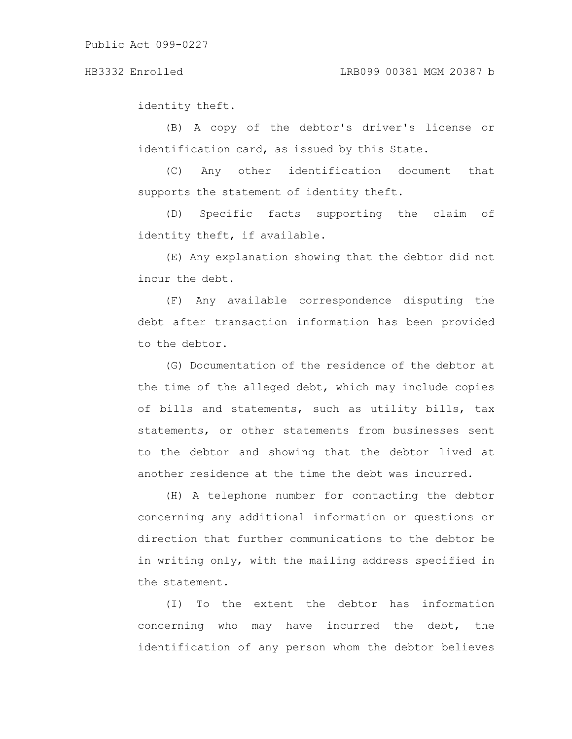identity theft.

(B) A copy of the debtor's driver's license or identification card, as issued by this State.

(C) Any other identification document that supports the statement of identity theft.

(D) Specific facts supporting the claim of identity theft, if available.

(E) Any explanation showing that the debtor did not incur the debt.

(F) Any available correspondence disputing the debt after transaction information has been provided to the debtor.

(G) Documentation of the residence of the debtor at the time of the alleged debt, which may include copies of bills and statements, such as utility bills, tax statements, or other statements from businesses sent to the debtor and showing that the debtor lived at another residence at the time the debt was incurred.

(H) A telephone number for contacting the debtor concerning any additional information or questions or direction that further communications to the debtor be in writing only, with the mailing address specified in the statement.

(I) To the extent the debtor has information concerning who may have incurred the debt, the identification of any person whom the debtor believes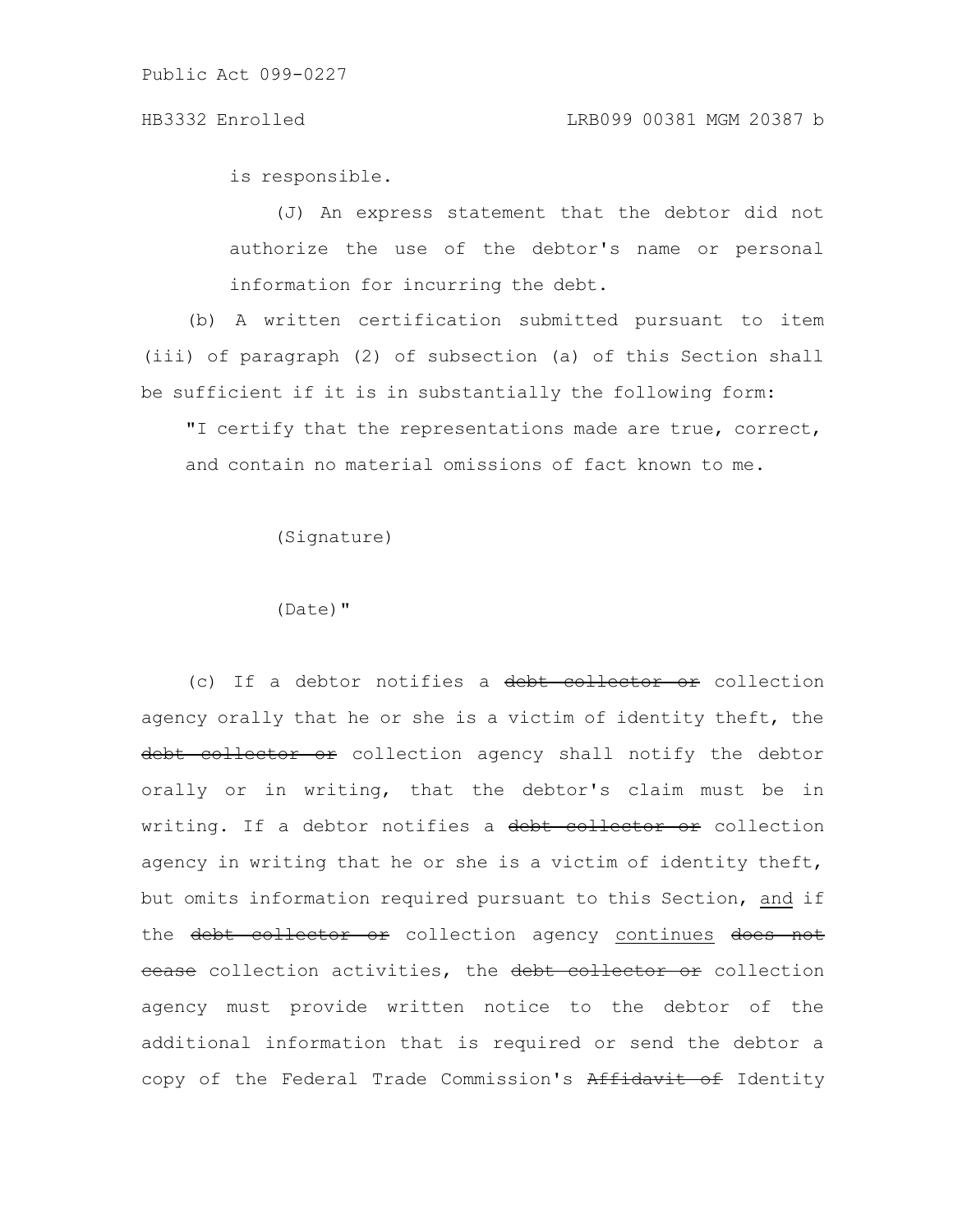is responsible.

(J) An express statement that the debtor did not authorize the use of the debtor's name or personal information for incurring the debt.

(b) A written certification submitted pursuant to item (iii) of paragraph (2) of subsection (a) of this Section shall be sufficient if it is in substantially the following form:

"I certify that the representations made are true, correct, and contain no material omissions of fact known to me.

(Signature)

(Date)"

(c) If a debtor notifies a ~~debt collector or~~ collection agency orally that he or she is a victim of identity theft, the ~~debt collector or~~ collection agency shall notify the debtor orally or in writing, that the debtor's claim must be in writing. If a debtor notifies a ~~debt collector or~~ collection agency in writing that he or she is a victim of identity theft, but omits information required pursuant to this Section, <u>and</u> if the ~~debt collector or~~ collection agency <u>continues</u> ~~does not cease~~ collection activities, the ~~debt collector or~~ collection agency must provide written notice to the debtor of the additional information that is required or send the debtor a copy of the Federal Trade Commission's ~~Affidavit of~~ Identity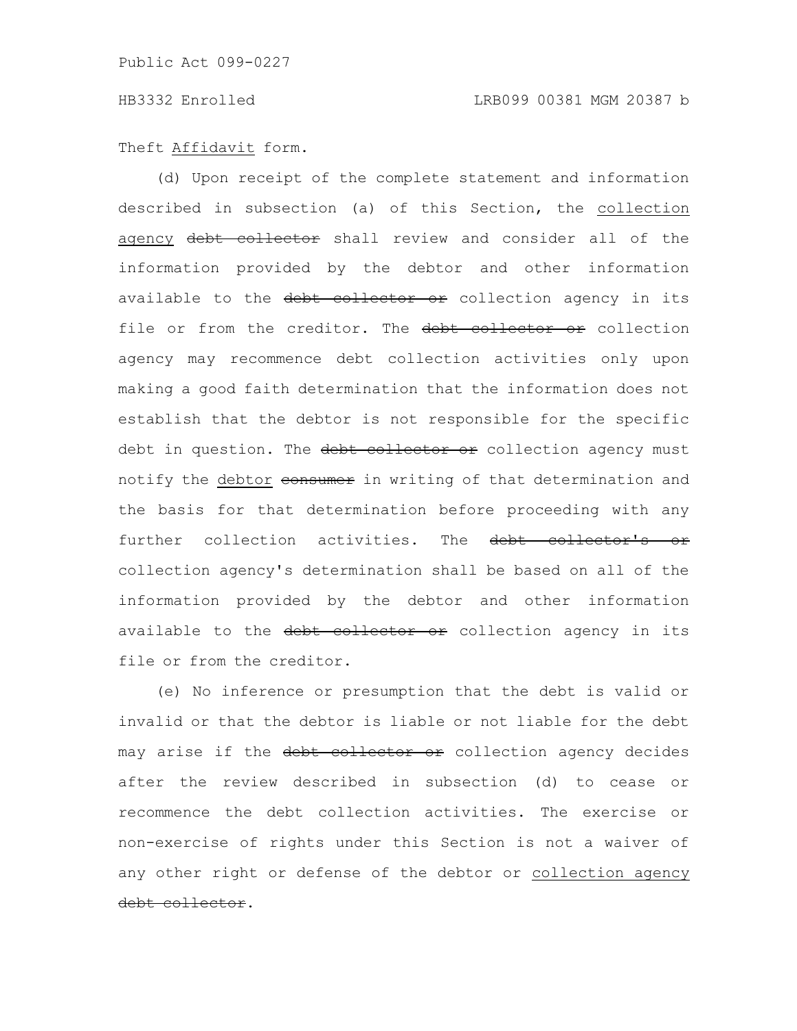Theft <u>Affidavit</u> form.

(d) Upon receipt of the complete statement and information described in subsection (a) of this Section, the <u>collection agency</u> ~~debt collector~~ shall review and consider all of the information provided by the debtor and other information available to the ~~debt collector or~~ collection agency in its file or from the creditor. The ~~debt collector or~~ collection agency may recommence debt collection activities only upon making a good faith determination that the information does not establish that the debtor is not responsible for the specific debt in question. The ~~debt collector or~~ collection agency must notify the <u>debtor</u> ~~consumer~~ in writing of that determination and the basis for that determination before proceeding with any further collection activities. The ~~debt collector's or~~ collection agency's determination shall be based on all of the information provided by the debtor and other information available to the ~~debt collector or~~ collection agency in its file or from the creditor.

(e) No inference or presumption that the debt is valid or invalid or that the debtor is liable or not liable for the debt may arise if the ~~debt collector or~~ collection agency decides after the review described in subsection (d) to cease or recommence the debt collection activities. The exercise or non-exercise of rights under this Section is not a waiver of any other right or defense of the debtor or <u>collection agency</u> ~~debt collector~~.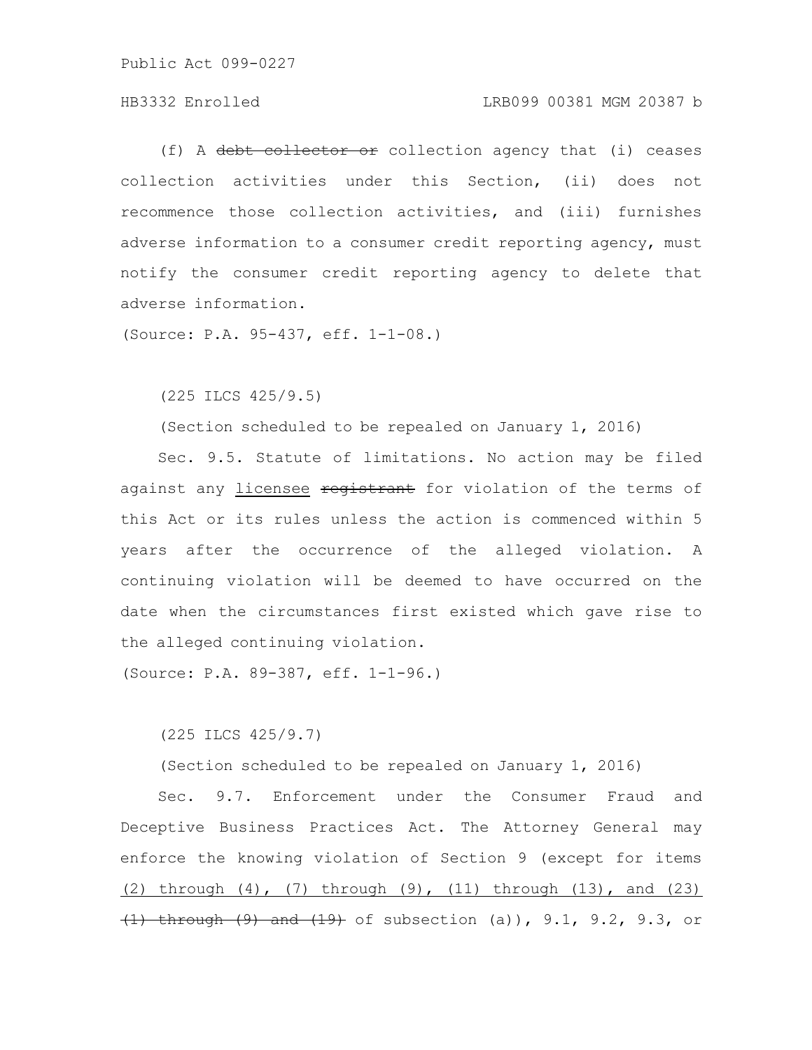(f) A ~~debt collector or~~ collection agency that (i) ceases collection activities under this Section, (ii) does not recommence those collection activities, and (iii) furnishes adverse information to a consumer credit reporting agency, must notify the consumer credit reporting agency to delete that adverse information.

(Source: P.A. 95-437, eff. 1-1-08.)

(225 ILCS 425/9.5)

(Section scheduled to be repealed on January 1, 2016)

Sec. 9.5. Statute of limitations. No action may be filed against any <u>licensee</u> ~~registrant~~ for violation of the terms of this Act or its rules unless the action is commenced within 5 years after the occurrence of the alleged violation. A continuing violation will be deemed to have occurred on the date when the circumstances first existed which gave rise to the alleged continuing violation.

(Source: P.A. 89-387, eff. 1-1-96.)

(225 ILCS 425/9.7)

(Section scheduled to be repealed on January 1, 2016)

Sec. 9.7. Enforcement under the Consumer Fraud and Deceptive Business Practices Act. The Attorney General may enforce the knowing violation of Section 9 (except for items <u>(2) through (4), (7) through (9), (11) through (13), and (23)</u> ~~(1) through (9) and (19)~~ of subsection (a)), 9.1, 9.2, 9.3, or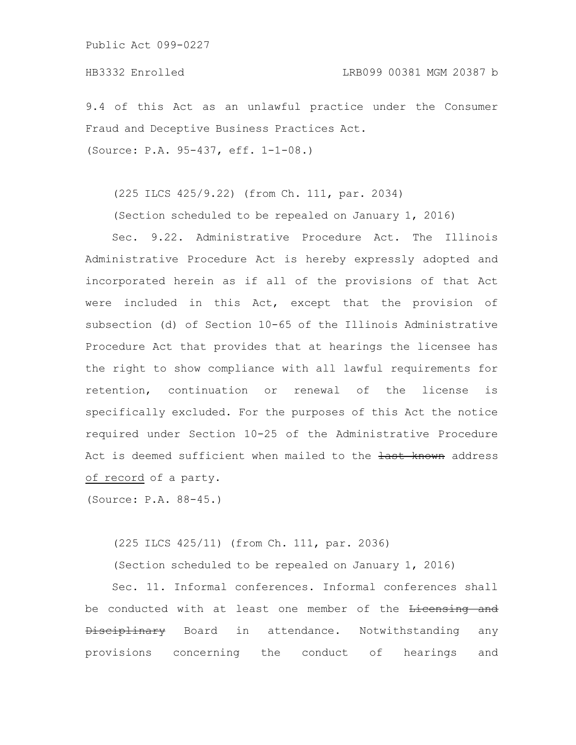9.4 of this Act as an unlawful practice under the Consumer Fraud and Deceptive Business Practices Act.

(Source: P.A. 95-437, eff. 1-1-08.)

(225 ILCS 425/9.22) (from Ch. 111, par. 2034)

(Section scheduled to be repealed on January 1, 2016)

Sec. 9.22. Administrative Procedure Act. The Illinois Administrative Procedure Act is hereby expressly adopted and incorporated herein as if all of the provisions of that Act were included in this Act, except that the provision of subsection (d) of Section 10-65 of the Illinois Administrative Procedure Act that provides that at hearings the licensee has the right to show compliance with all lawful requirements for retention, continuation or renewal of the license is specifically excluded. For the purposes of this Act the notice required under Section 10-25 of the Administrative Procedure Act is deemed sufficient when mailed to the ~~last known~~ address <u>of record</u> of a party.

(Source: P.A. 88-45.)

(225 ILCS 425/11) (from Ch. 111, par. 2036)

(Section scheduled to be repealed on January 1, 2016)

Sec. 11. Informal conferences. Informal conferences shall be conducted with at least one member of the ~~Licensing and Disciplinary~~ Board in attendance. Notwithstanding any provisions concerning the conduct of hearings and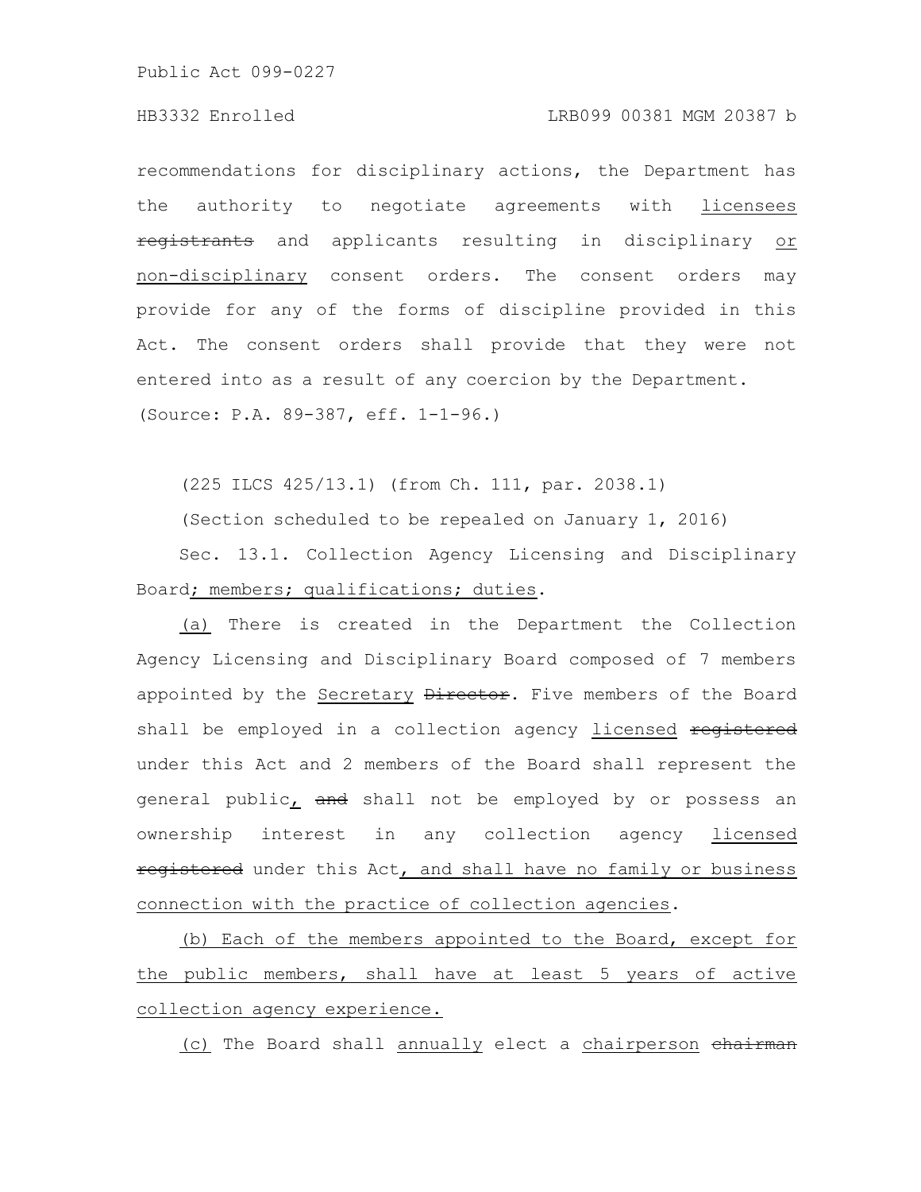recommendations for disciplinary actions, the Department has the authority to negotiate agreements with <u>licensees</u> ~~registrants~~ and applicants resulting in disciplinary <u>or non-disciplinary</u> consent orders. The consent orders may provide for any of the forms of discipline provided in this Act. The consent orders shall provide that they were not entered into as a result of any coercion by the Department.

(Source: P.A. 89-387, eff. 1-1-96.)

(225 ILCS 425/13.1) (from Ch. 111, par. 2038.1)

(Section scheduled to be repealed on January 1, 2016)

Sec. 13.1. Collection Agency Licensing and Disciplinary Board<u>; members; qualifications; duties</u>.

<u>(a)</u> There is created in the Department the Collection Agency Licensing and Disciplinary Board composed of 7 members appointed by the <u>Secretary</u> ~~Director~~. Five members of the Board shall be employed in a collection agency <u>licensed</u> ~~registered~~ under this Act and 2 members of the Board shall represent the general public<u>,</u> ~~and~~ shall not be employed by or possess an ownership interest in any collection agency <u>licensed</u> ~~registered~~ under this Act<u>, and shall have no family or business connection with the practice of collection agencies</u>.

<u>(b) Each of the members appointed to the Board, except for the public members, shall have at least 5 years of active collection agency experience.</u>

<u>(c)</u> The Board shall <u>annually</u> elect a <u>chairperson</u> ~~chairman~~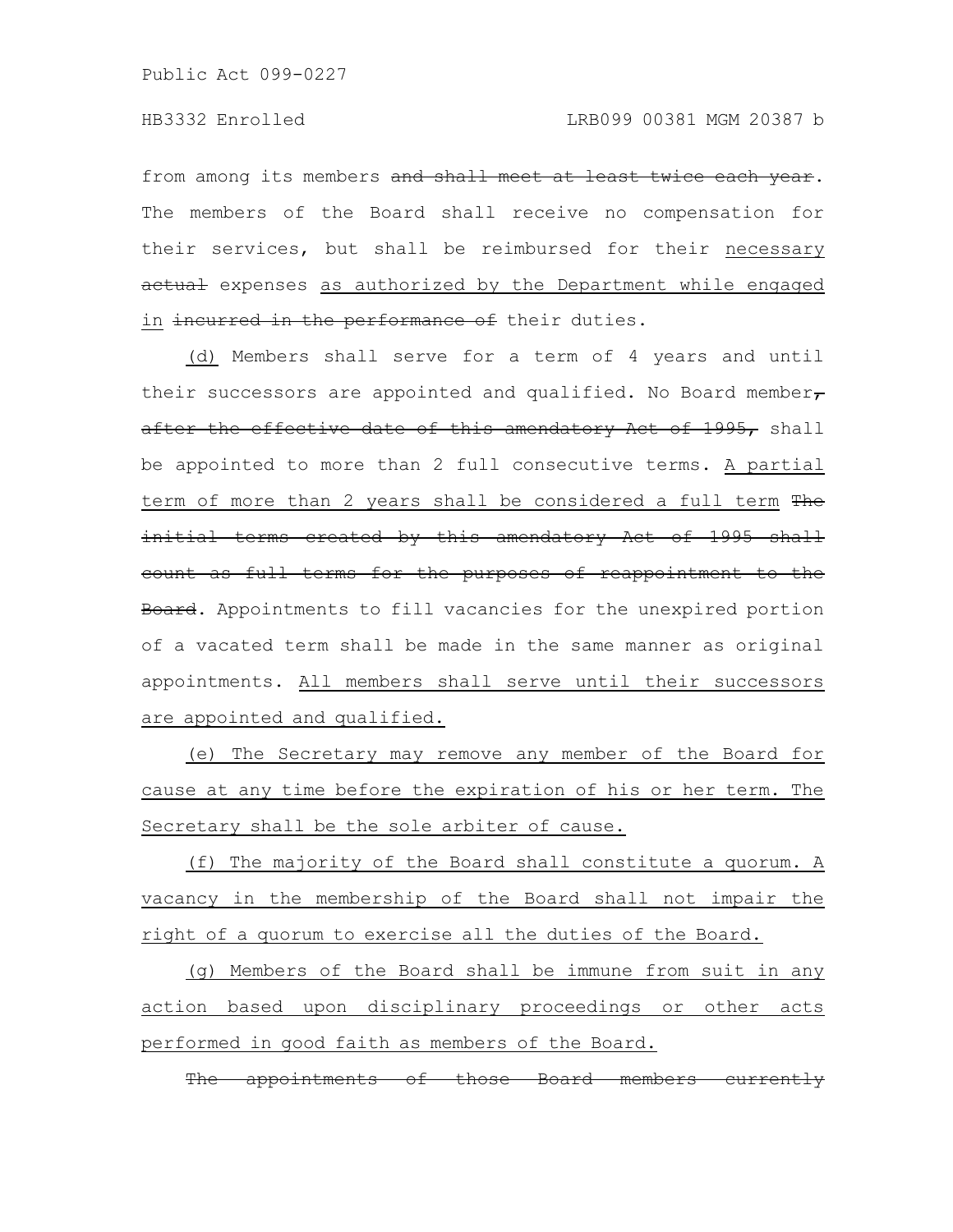from among its members ~~and shall meet at least twice each year~~. The members of the Board shall receive no compensation for their services, but shall be reimbursed for their necessary ~~actual~~ expenses as authorized by the Department while engaged in ~~incurred in the performance of~~ their duties.

(d) Members shall serve for a term of 4 years and until their successors are appointed and qualified. No Board member~~, after the effective date of this amendatory Act of 1995,~~ shall be appointed to more than 2 full consecutive terms. A partial term of more than 2 years shall be considered a full term ~~The initial terms created by this amendatory Act of 1995 shall count as full terms for the purposes of reappointment to the Board~~. Appointments to fill vacancies for the unexpired portion of a vacated term shall be made in the same manner as original appointments. All members shall serve until their successors are appointed and qualified.

(e) The Secretary may remove any member of the Board for cause at any time before the expiration of his or her term. The Secretary shall be the sole arbiter of cause.

(f) The majority of the Board shall constitute a quorum. A vacancy in the membership of the Board shall not impair the right of a quorum to exercise all the duties of the Board.

(g) Members of the Board shall be immune from suit in any action based upon disciplinary proceedings or other acts performed in good faith as members of the Board.

~~The appointments of those Board members currently~~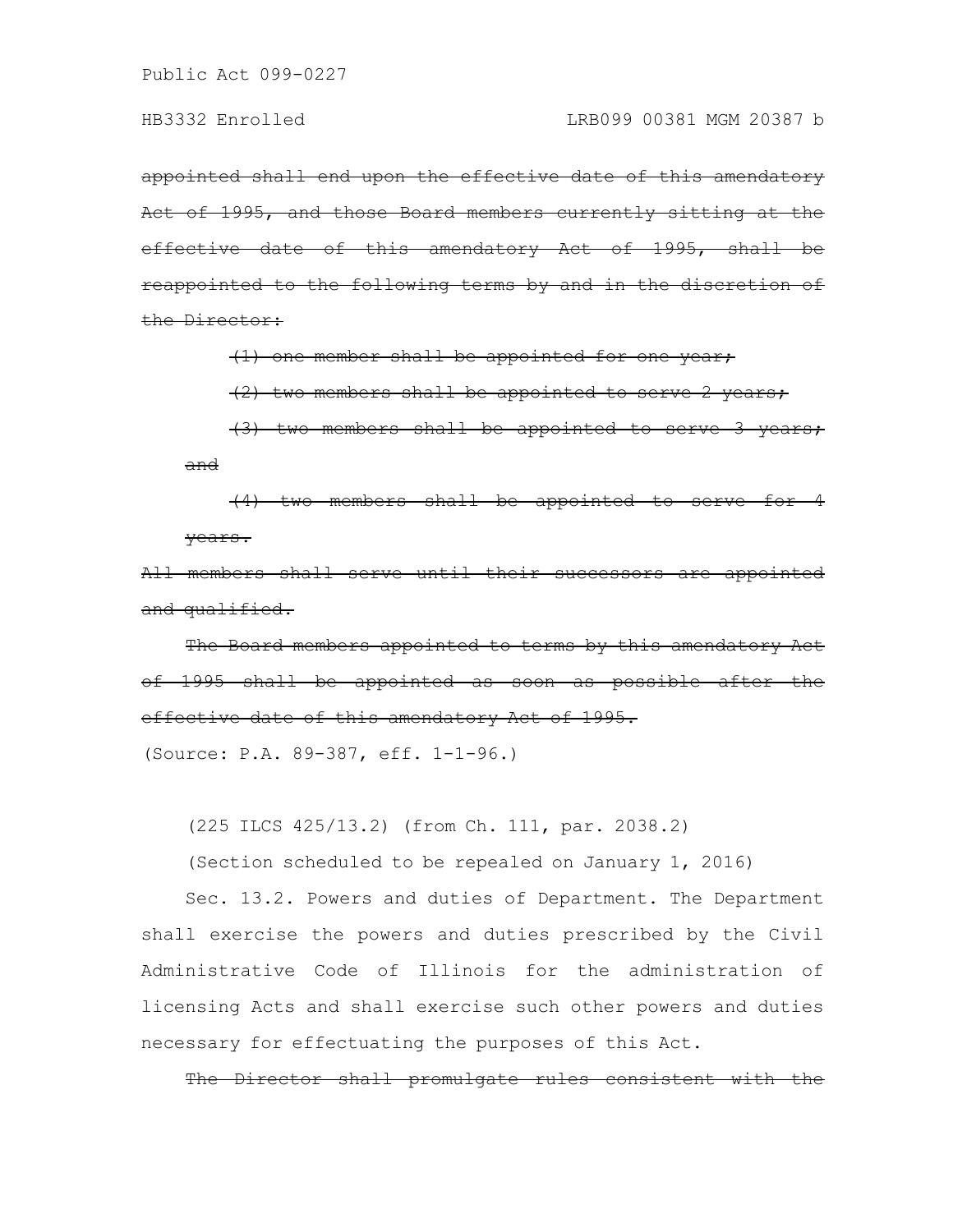~~appointed shall end upon the effective date of this amendatory Act of 1995, and those Board members currently sitting at the effective date of this amendatory Act of 1995, shall be reappointed to the following terms by and in the discretion of the Director:~~

~~(1) one member shall be appointed for one year;~~

~~(2) two members shall be appointed to serve 2 years;~~

~~(3) two members shall be appointed to serve 3 years; and~~

~~(4) two members shall be appointed to serve for 4 years.~~

~~All members shall serve until their successors are appointed and qualified.~~

~~The Board members appointed to terms by this amendatory Act of 1995 shall be appointed as soon as possible after the effective date of this amendatory Act of 1995.~~

(Source: P.A. 89-387, eff. 1-1-96.)

(225 ILCS 425/13.2) (from Ch. 111, par. 2038.2)

(Section scheduled to be repealed on January 1, 2016)

Sec. 13.2. Powers and duties of Department. The Department shall exercise the powers and duties prescribed by the Civil Administrative Code of Illinois for the administration of licensing Acts and shall exercise such other powers and duties necessary for effectuating the purposes of this Act.

~~The Director shall promulgate rules consistent with the~~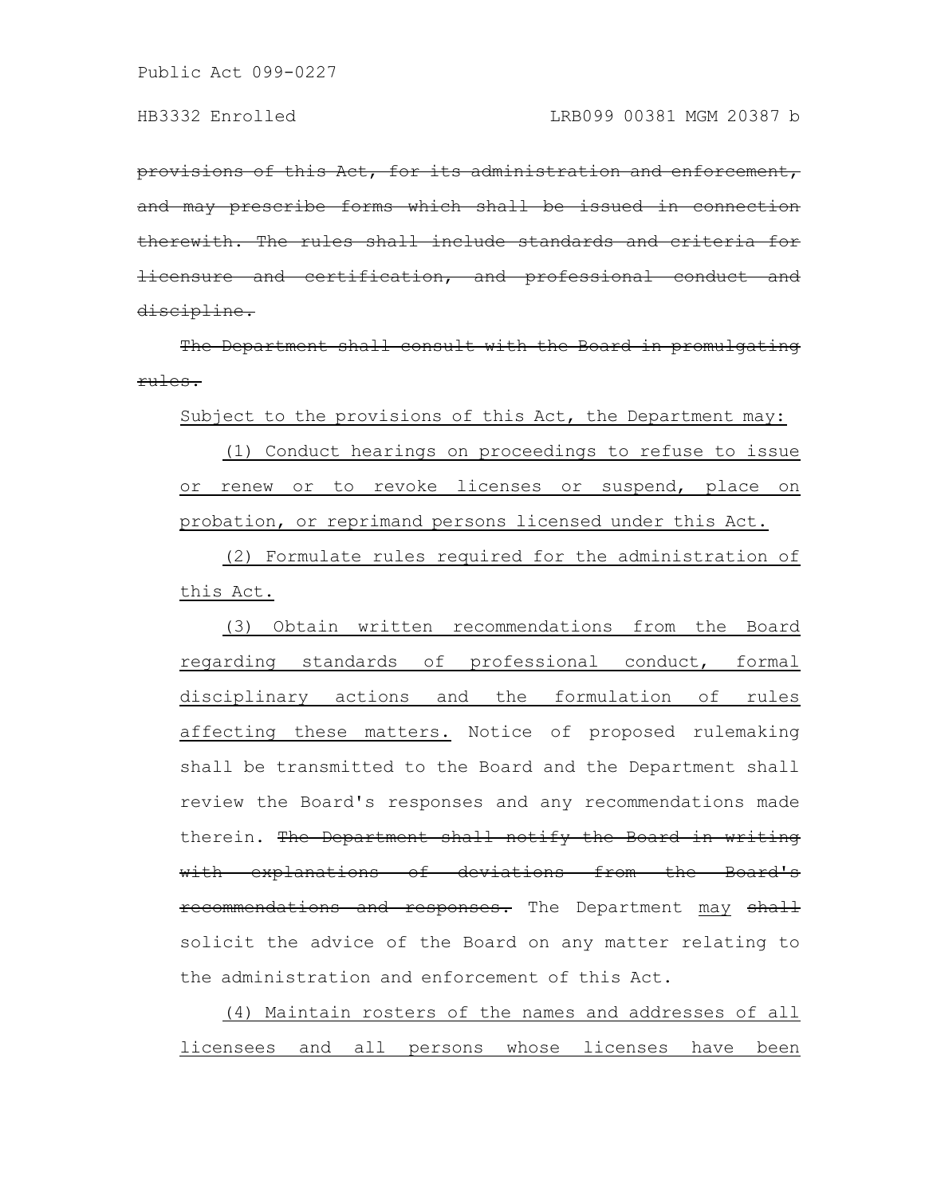~~provisions of this Act, for its administration and enforcement, and may prescribe forms which shall be issued in connection therewith. The rules shall include standards and criteria for licensure and certification, and professional conduct and discipline.~~

~~The Department shall consult with the Board in promulgating rules.~~

<u>Subject to the provisions of this Act, the Department may:</u>

<u>(1) Conduct hearings on proceedings to refuse to issue or renew or to revoke licenses or suspend, place on probation, or reprimand persons licensed under this Act.</u>

<u>(2) Formulate rules required for the administration of this Act.</u>

<u>(3) Obtain written recommendations from the Board regarding standards of professional conduct, formal disciplinary actions and the formulation of rules affecting these matters.</u> Notice of proposed rulemaking shall be transmitted to the Board and the Department shall review the Board's responses and any recommendations made therein. ~~The Department shall notify the Board in writing with explanations of deviations from the Board's recommendations and responses.~~ The Department <u>may</u> ~~shall~~ solicit the advice of the Board on any matter relating to the administration and enforcement of this Act.

<u>(4) Maintain rosters of the names and addresses of all licensees and all persons whose licenses have been</u>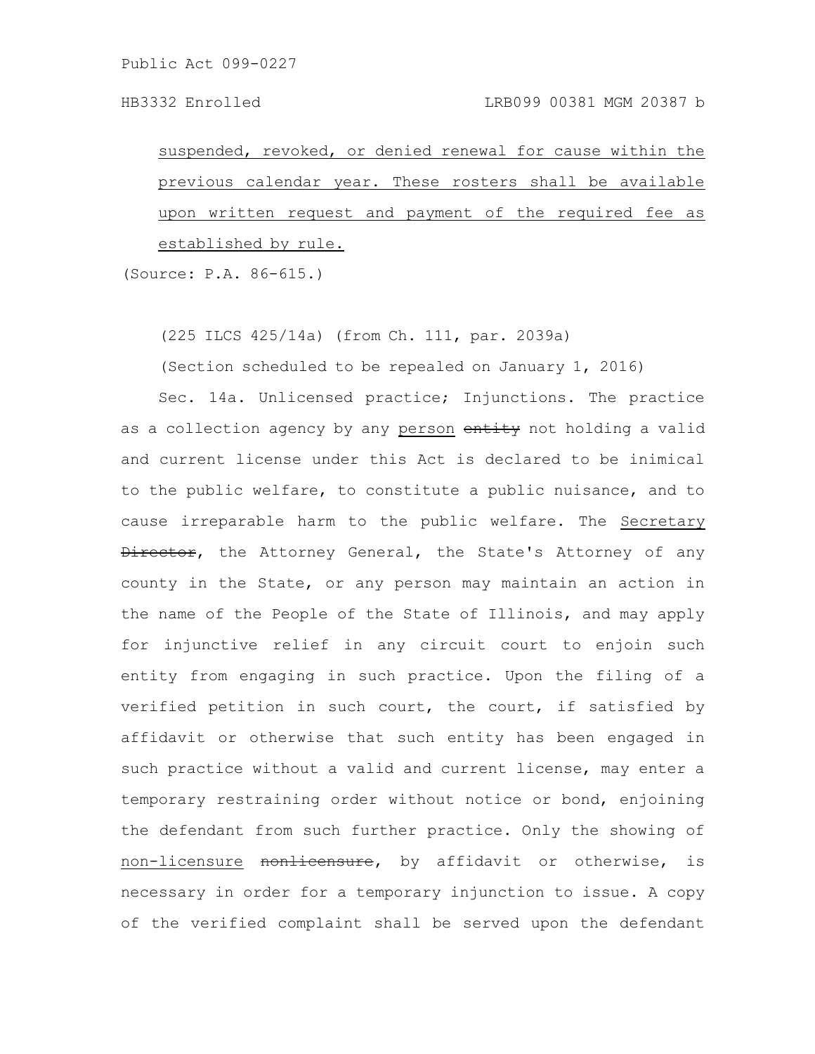suspended, revoked, or denied renewal for cause within the previous calendar year. These rosters shall be available upon written request and payment of the required fee as established by rule.

(Source: P.A. 86-615.)

(225 ILCS 425/14a) (from Ch. 111, par. 2039a)

(Section scheduled to be repealed on January 1, 2016)

Sec. 14a. Unlicensed practice; Injunctions. The practice as a collection agency by any person ~~entity~~ not holding a valid and current license under this Act is declared to be inimical to the public welfare, to constitute a public nuisance, and to cause irreparable harm to the public welfare. The Secretary ~~Director~~, the Attorney General, the State's Attorney of any county in the State, or any person may maintain an action in the name of the People of the State of Illinois, and may apply for injunctive relief in any circuit court to enjoin such entity from engaging in such practice. Upon the filing of a verified petition in such court, the court, if satisfied by affidavit or otherwise that such entity has been engaged in such practice without a valid and current license, may enter a temporary restraining order without notice or bond, enjoining the defendant from such further practice. Only the showing of non-licensure ~~nonlicensure~~, by affidavit or otherwise, is necessary in order for a temporary injunction to issue. A copy of the verified complaint shall be served upon the defendant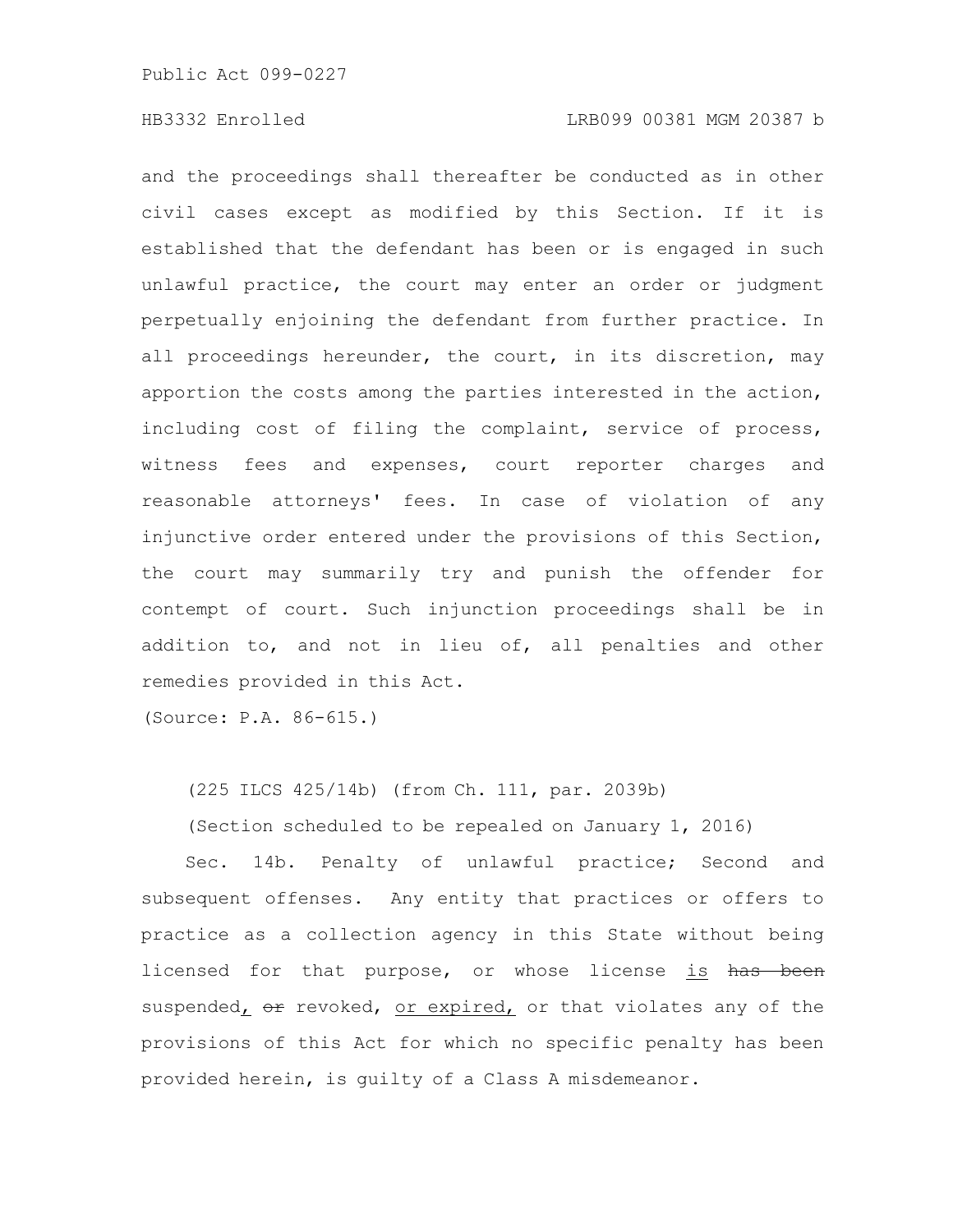and the proceedings shall thereafter be conducted as in other civil cases except as modified by this Section. If it is established that the defendant has been or is engaged in such unlawful practice, the court may enter an order or judgment perpetually enjoining the defendant from further practice. In all proceedings hereunder, the court, in its discretion, may apportion the costs among the parties interested in the action, including cost of filing the complaint, service of process, witness fees and expenses, court reporter charges and reasonable attorneys' fees. In case of violation of any injunctive order entered under the provisions of this Section, the court may summarily try and punish the offender for contempt of court. Such injunction proceedings shall be in addition to, and not in lieu of, all penalties and other remedies provided in this Act.

(Source: P.A. 86-615.)

(225 ILCS 425/14b) (from Ch. 111, par. 2039b)

(Section scheduled to be repealed on January 1, 2016)

Sec. 14b. Penalty of unlawful practice; Second and subsequent offenses. Any entity that practices or offers to practice as a collection agency in this State without being licensed for that purpose, or whose license is ~~has been~~ suspended, ~~or~~ revoked, or expired, or that violates any of the provisions of this Act for which no specific penalty has been provided herein, is guilty of a Class A misdemeanor.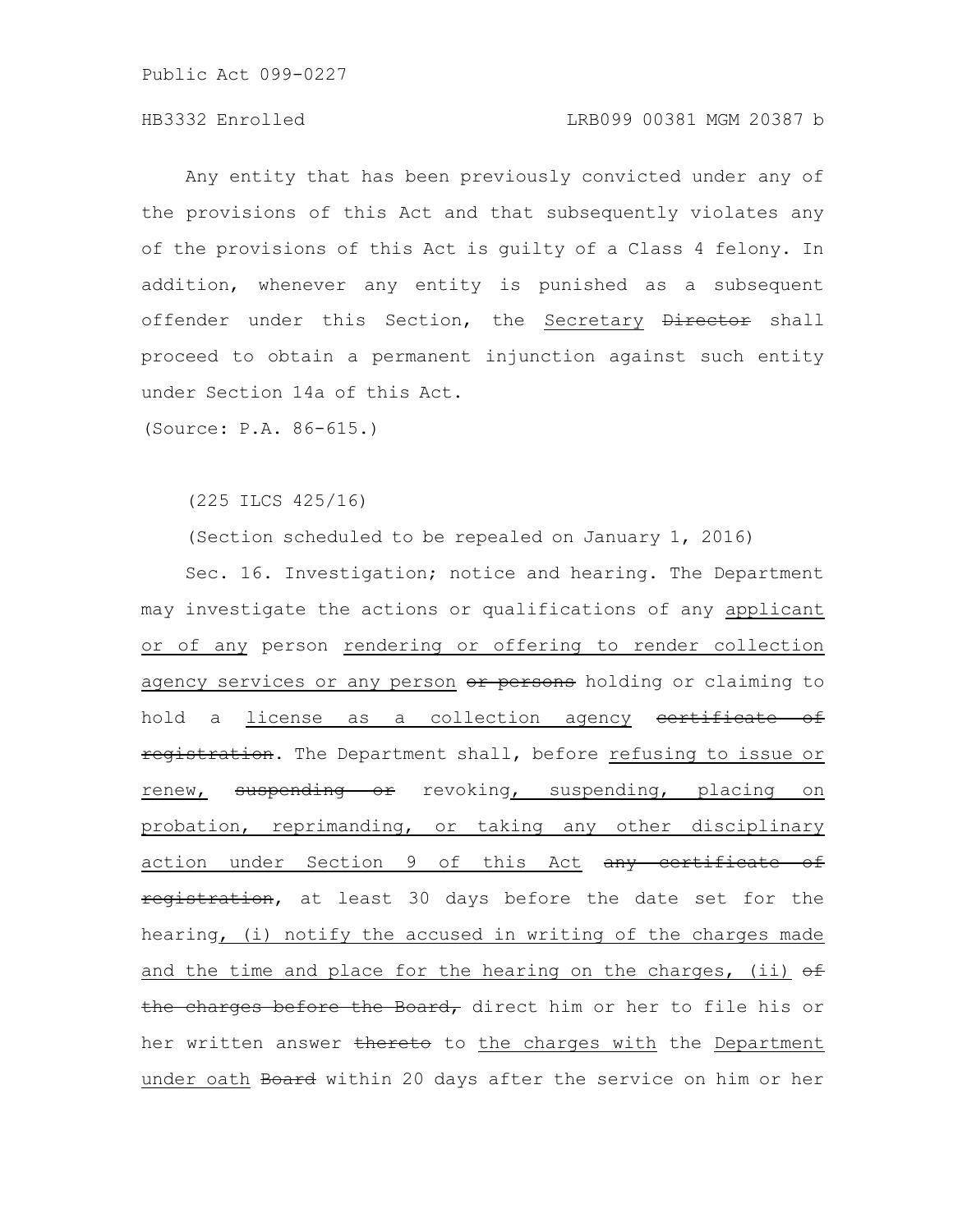Any entity that has been previously convicted under any of the provisions of this Act and that subsequently violates any of the provisions of this Act is guilty of a Class 4 felony. In addition, whenever any entity is punished as a subsequent offender under this Section, the <u>Secretary</u> ~~Director~~ shall proceed to obtain a permanent injunction against such entity under Section 14a of this Act.

(Source: P.A. 86-615.)

(225 ILCS 425/16)

(Section scheduled to be repealed on January 1, 2016)

Sec. 16. Investigation; notice and hearing. The Department may investigate the actions or qualifications of any <u>applicant or of any</u> person <u>rendering or offering to render collection agency services or any person</u> ~~or persons~~ holding or claiming to hold a <u>license as a collection agency</u> ~~certificate of registration~~. The Department shall, before <u>refusing to issue or renew,</u> ~~suspending or~~ revoking<u>, suspending, placing on probation, reprimanding, or taking any other disciplinary action under Section 9 of this Act</u> ~~any certificate of registration~~, at least 30 days before the date set for the hearing<u>, (i) notify the accused in writing of the charges made and the time and place for the hearing on the charges, (ii)</u> ~~of the charges before the Board,~~ direct him or her to file his or her written answer ~~thereto~~ to <u>the charges with</u> the <u>Department under oath</u> ~~Board~~ within 20 days after the service on him or her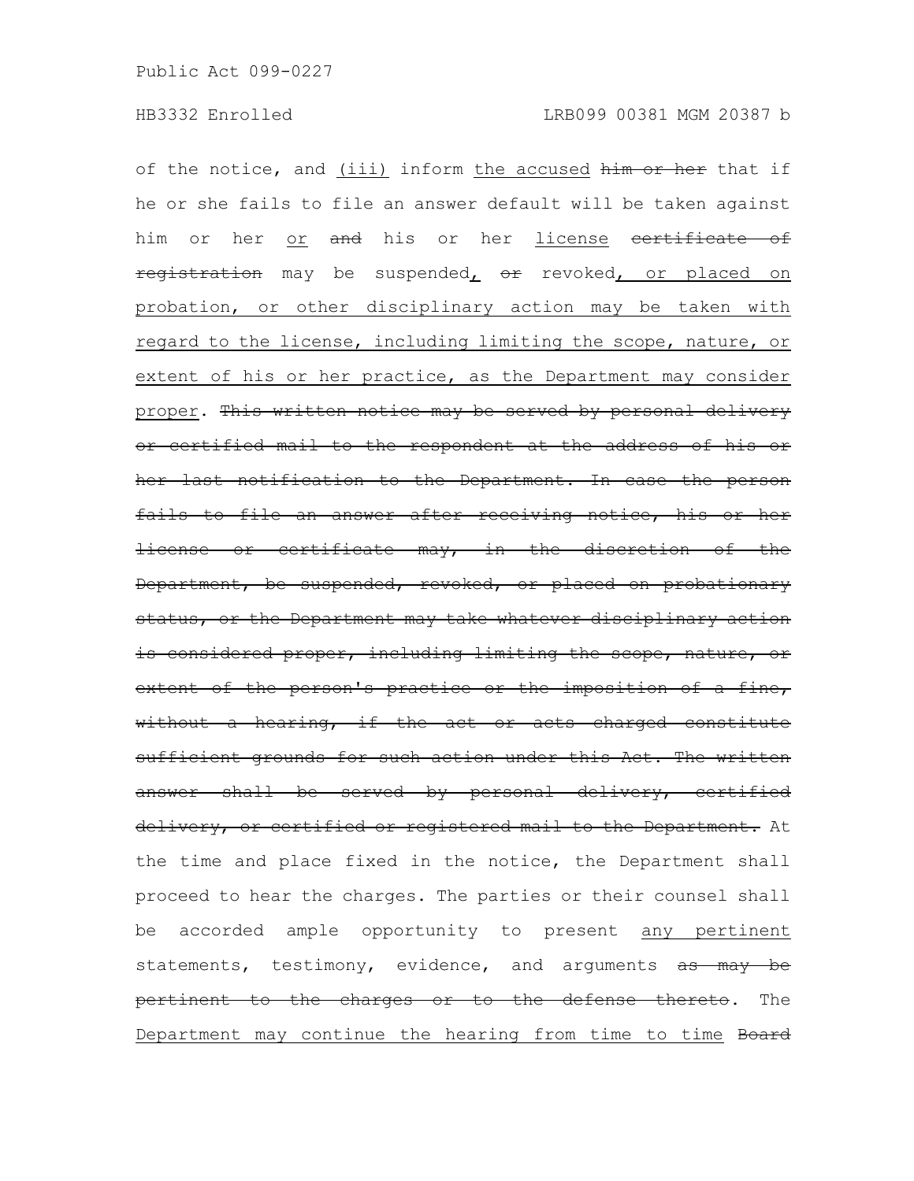of the notice, and <u>(iii)</u> inform <u>the accused</u> ~~him or her~~ that if he or she fails to file an answer default will be taken against him or her <u>or</u> ~~and~~ his or her <u>license</u> ~~certificate of registration~~ may be suspended<u>,</u> ~~or~~ revoked<u>, or placed on probation, or other disciplinary action may be taken with regard to the license, including limiting the scope, nature, or extent of his or her practice, as the Department may consider proper</u>. ~~This written notice may be served by personal delivery or certified mail to the respondent at the address of his or her last notification to the Department. In case the person fails to file an answer after receiving notice, his or her license or certificate may, in the discretion of the Department, be suspended, revoked, or placed on probationary status, or the Department may take whatever disciplinary action is considered proper, including limiting the scope, nature, or extent of the person's practice or the imposition of a fine, without a hearing, if the act or acts charged constitute sufficient grounds for such action under this Act. The written answer shall be served by personal delivery, certified delivery, or certified or registered mail to the Department.~~ At the time and place fixed in the notice, the Department shall proceed to hear the charges. The parties or their counsel shall be accorded ample opportunity to present <u>any pertinent</u> statements, testimony, evidence, and arguments ~~as may be pertinent to the charges or to the defense thereto~~. The <u>Department may continue the hearing from time to time</u> ~~Board~~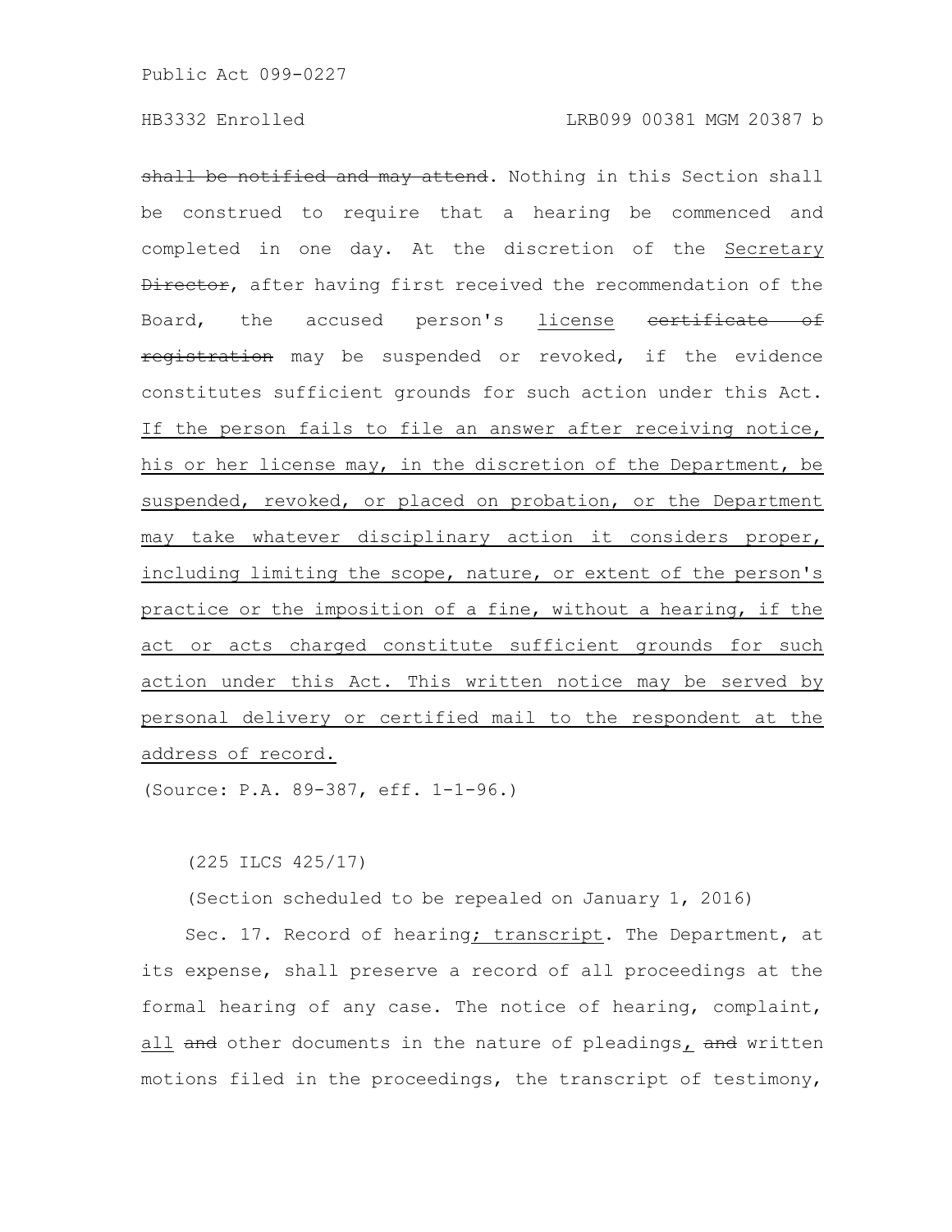~~shall be notified and may attend~~. Nothing in this Section shall be construed to require that a hearing be commenced and completed in one day. At the discretion of the <u>Secretary</u> ~~Director~~, after having first received the recommendation of the Board, the accused person's <u>license</u> ~~certificate of registration~~ may be suspended or revoked, if the evidence constitutes sufficient grounds for such action under this Act. <u>If the person fails to file an answer after receiving notice, his or her license may, in the discretion of the Department, be suspended, revoked, or placed on probation, or the Department may take whatever disciplinary action it considers proper, including limiting the scope, nature, or extent of the person's practice or the imposition of a fine, without a hearing, if the act or acts charged constitute sufficient grounds for such action under this Act. This written notice may be served by personal delivery or certified mail to the respondent at the address of record.</u>

(Source: P.A. 89-387, eff. 1-1-96.)

(225 ILCS 425/17)

(Section scheduled to be repealed on January 1, 2016)

Sec. 17. Record of hearing<u>; transcript</u>. The Department, at its expense, shall preserve a record of all proceedings at the formal hearing of any case. The notice of hearing, complaint, <u>all</u> ~~and~~ other documents in the nature of pleadings<u>,</u> ~~and~~ written motions filed in the proceedings, the transcript of testimony,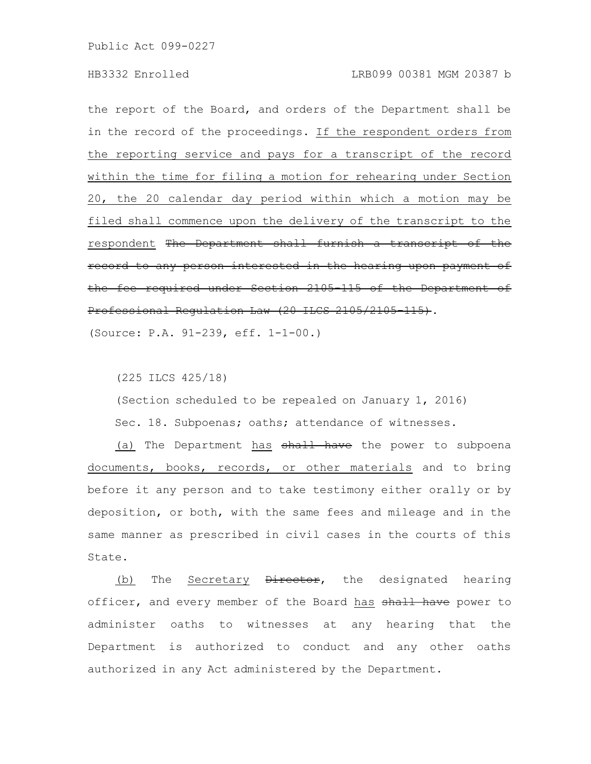the report of the Board, and orders of the Department shall be in the record of the proceedings. <u>If the respondent orders from the reporting service and pays for a transcript of the record within the time for filing a motion for rehearing under Section 20, the 20 calendar day period within which a motion may be filed shall commence upon the delivery of the transcript to the respondent</u> ~~The Department shall furnish a transcript of the record to any person interested in the hearing upon payment of the fee required under Section 2105-115 of the Department of Professional Regulation Law (20 ILCS 2105/2105-115)~~.

(Source: P.A. 91-239, eff. 1-1-00.)

(225 ILCS 425/18)

(Section scheduled to be repealed on January 1, 2016)

Sec. 18. Subpoenas; oaths; attendance of witnesses.

<u>(a)</u> The Department <u>has</u> ~~shall have~~ the power to subpoena <u>documents, books, records, or other materials</u> and to bring before it any person and to take testimony either orally or by deposition, or both, with the same fees and mileage and in the same manner as prescribed in civil cases in the courts of this State.

<u>(b)</u> The <u>Secretary</u> ~~Director~~, the designated hearing officer, and every member of the Board <u>has</u> ~~shall have~~ power to administer oaths to witnesses at any hearing that the Department is authorized to conduct and any other oaths authorized in any Act administered by the Department.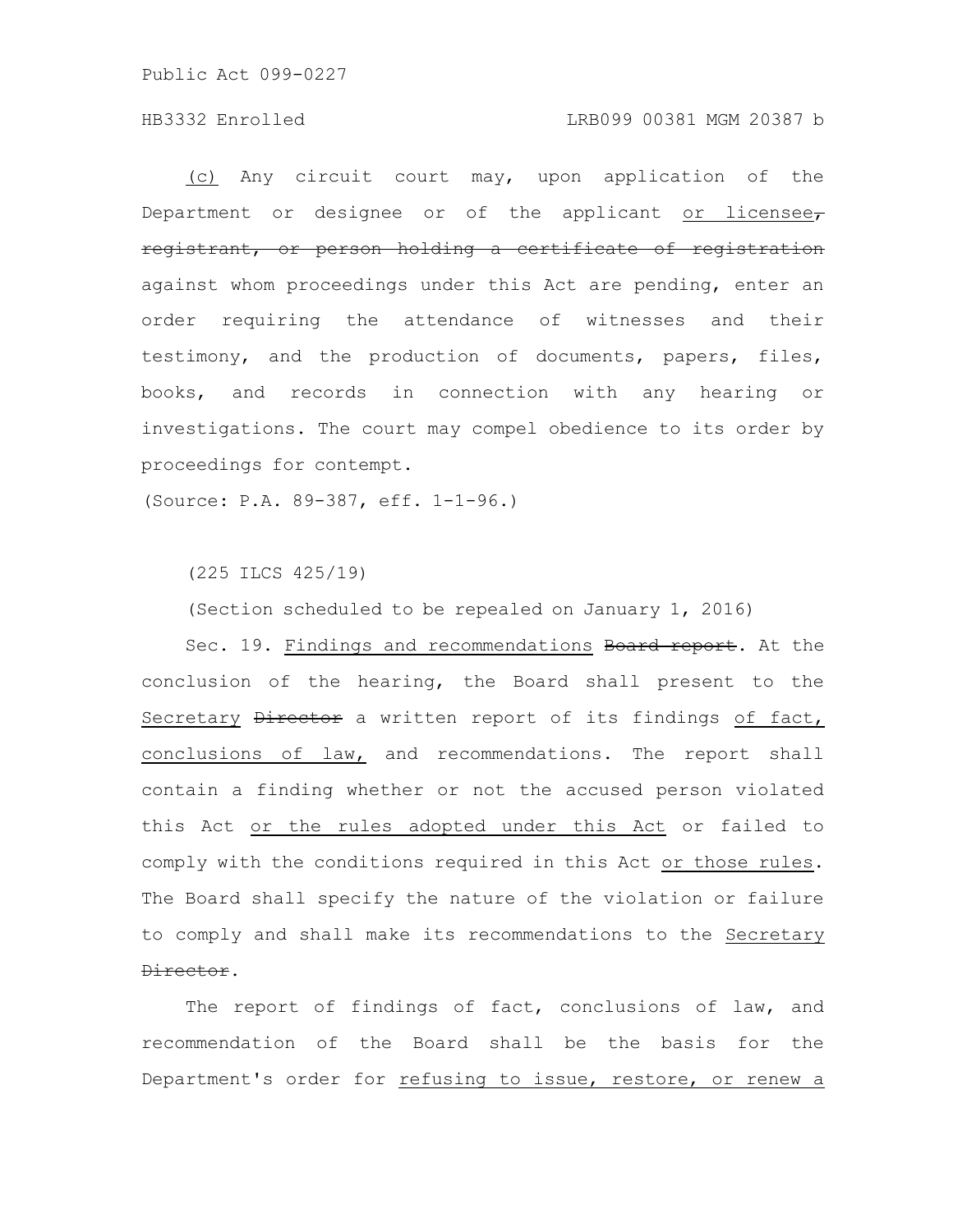(c) Any circuit court may, upon application of the Department or designee or of the applicant or licensee, registrant, or person holding a certificate of registration against whom proceedings under this Act are pending, enter an order requiring the attendance of witnesses and their testimony, and the production of documents, papers, files, books, and records in connection with any hearing or investigations. The court may compel obedience to its order by proceedings for contempt.

(Source: P.A. 89-387, eff. 1-1-96.)

(225 ILCS 425/19)

(Section scheduled to be repealed on January 1, 2016)

Sec. 19. Findings and recommendations Board report. At the conclusion of the hearing, the Board shall present to the Secretary Director a written report of its findings of fact, conclusions of law, and recommendations. The report shall contain a finding whether or not the accused person violated this Act or the rules adopted under this Act or failed to comply with the conditions required in this Act or those rules. The Board shall specify the nature of the violation or failure to comply and shall make its recommendations to the Secretary Director.

The report of findings of fact, conclusions of law, and recommendation of the Board shall be the basis for the Department's order for refusing to issue, restore, or renew a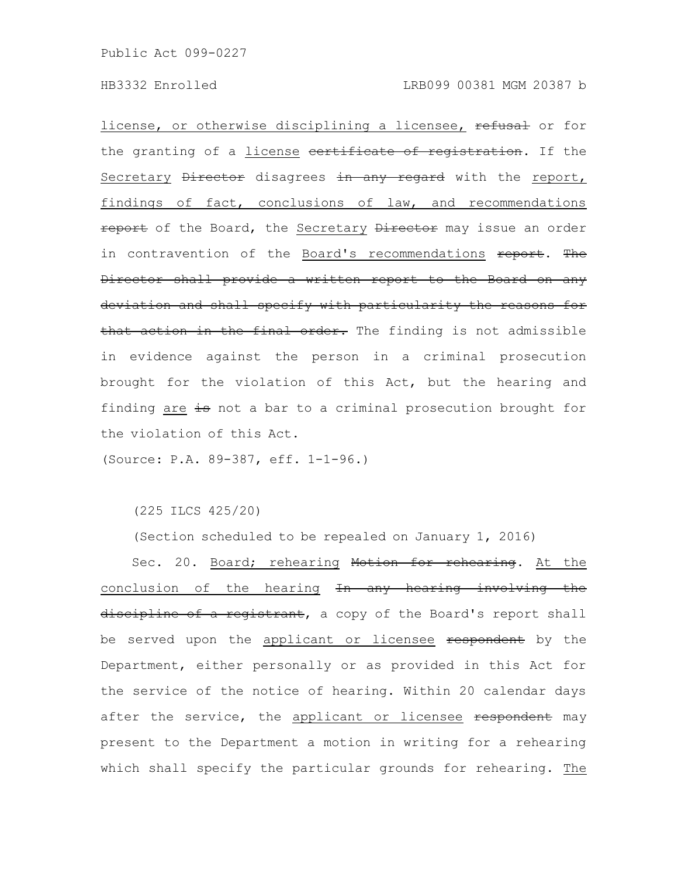license, or otherwise disciplining a licensee, ~~refusal~~ or for the granting of a license ~~certificate of registration~~. If the Secretary ~~Director~~ disagrees ~~in any regard~~ with the report, findings of fact, conclusions of law, and recommendations ~~report~~ of the Board, the Secretary ~~Director~~ may issue an order in contravention of the Board's recommendations ~~report~~. ~~The Director shall provide a written report to the Board on any deviation and shall specify with particularity the reasons for that action in the final order.~~ The finding is not admissible in evidence against the person in a criminal prosecution brought for the violation of this Act, but the hearing and finding are ~~is~~ not a bar to a criminal prosecution brought for the violation of this Act.

(Source: P.A. 89-387, eff. 1-1-96.)

(225 ILCS 425/20)

(Section scheduled to be repealed on January 1, 2016)

Sec. 20. Board; rehearing ~~Motion for rehearing~~. At the conclusion of the hearing ~~In any hearing involving the discipline of a registrant~~, a copy of the Board's report shall be served upon the applicant or licensee ~~respondent~~ by the Department, either personally or as provided in this Act for the service of the notice of hearing. Within 20 calendar days after the service, the applicant or licensee ~~respondent~~ may present to the Department a motion in writing for a rehearing which shall specify the particular grounds for rehearing. The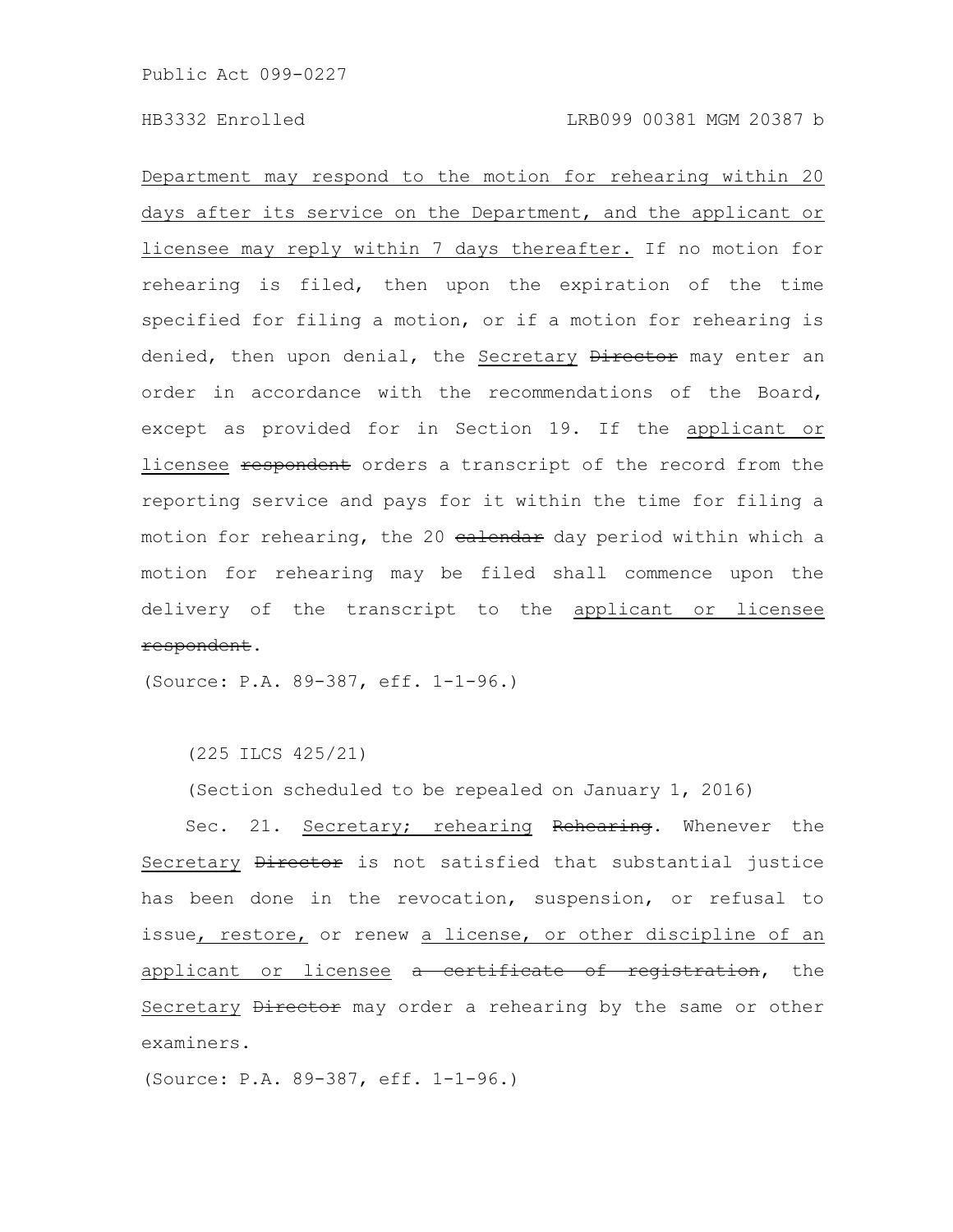Department may respond to the motion for rehearing within 20 days after its service on the Department, and the applicant or licensee may reply within 7 days thereafter. If no motion for rehearing is filed, then upon the expiration of the time specified for filing a motion, or if a motion for rehearing is denied, then upon denial, the Secretary ~~Director~~ may enter an order in accordance with the recommendations of the Board, except as provided for in Section 19. If the applicant or licensee ~~respondent~~ orders a transcript of the record from the reporting service and pays for it within the time for filing a motion for rehearing, the 20 ~~calendar~~ day period within which a motion for rehearing may be filed shall commence upon the delivery of the transcript to the applicant or licensee ~~respondent~~.

(Source: P.A. 89-387, eff. 1-1-96.)

(225 ILCS 425/21)

(Section scheduled to be repealed on January 1, 2016)

Sec. 21. Secretary; rehearing ~~Rehearing~~. Whenever the Secretary ~~Director~~ is not satisfied that substantial justice has been done in the revocation, suspension, or refusal to issue, restore, or renew a license, or other discipline of an applicant or licensee ~~a certificate of registration~~, the Secretary ~~Director~~ may order a rehearing by the same or other examiners.

(Source: P.A. 89-387, eff. 1-1-96.)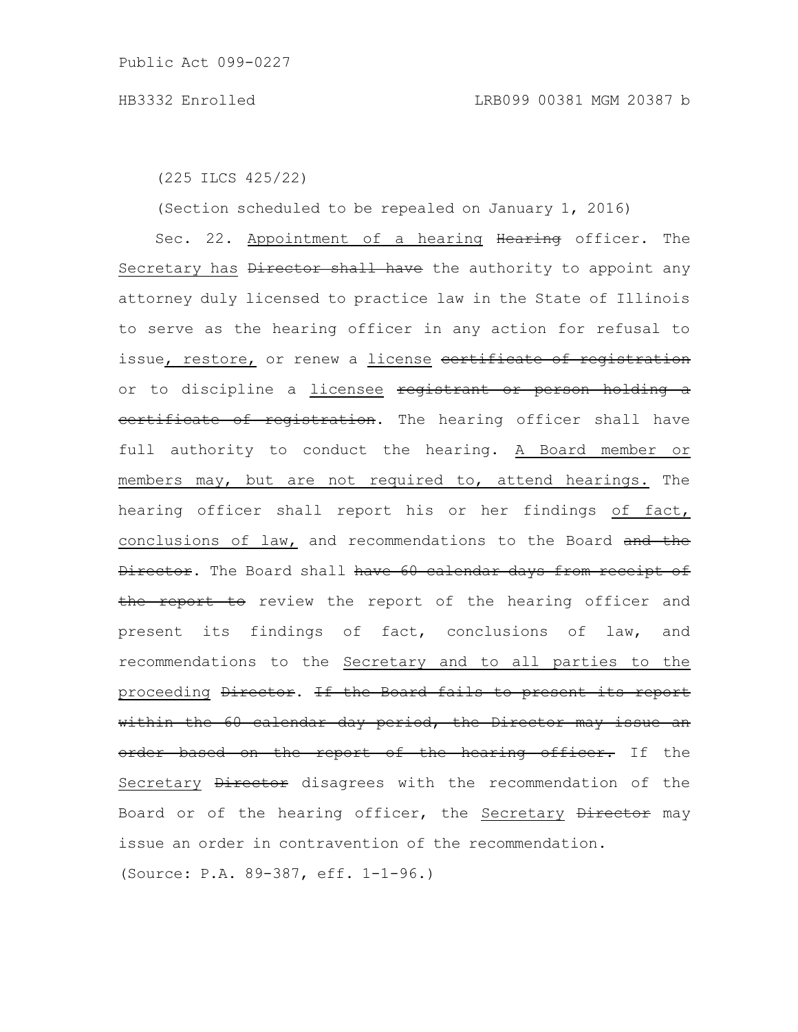(225 ILCS 425/22)

(Section scheduled to be repealed on January 1, 2016)

Sec. 22. Appointment of a hearing ~~Hearing~~ officer. The Secretary has ~~Director shall have~~ the authority to appoint any attorney duly licensed to practice law in the State of Illinois to serve as the hearing officer in any action for refusal to issue, restore, or renew a license ~~certificate of registration~~ or to discipline a licensee ~~registrant or person holding a certificate of registration~~. The hearing officer shall have full authority to conduct the hearing. A Board member or members may, but are not required to, attend hearings. The hearing officer shall report his or her findings of fact, conclusions of law, and recommendations to the Board ~~and the Director~~. The Board shall ~~have 60 calendar days from receipt of the report to~~ review the report of the hearing officer and present its findings of fact, conclusions of law, and recommendations to the Secretary and to all parties to the proceeding ~~Director~~. ~~If the Board fails to present its report within the 60 calendar day period, the Director may issue an order based on the report of the hearing officer.~~ If the Secretary ~~Director~~ disagrees with the recommendation of the Board or of the hearing officer, the Secretary ~~Director~~ may issue an order in contravention of the recommendation.

(Source: P.A. 89-387, eff. 1-1-96.)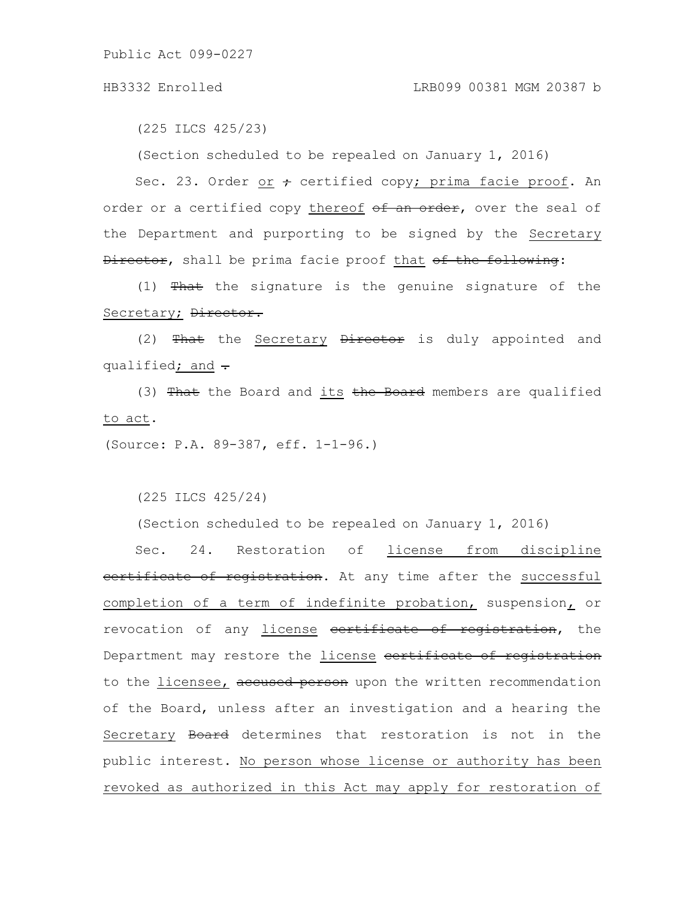(225 ILCS 425/23)

(Section scheduled to be repealed on January 1, 2016)

Sec. 23. Order or ; certified copy; prima facie proof. An order or a certified copy thereof ~~of an order~~, over the seal of the Department and purporting to be signed by the Secretary ~~Director~~, shall be prima facie proof that ~~of the following~~:

(1) ~~That~~ the signature is the genuine signature of the Secretary; ~~Director.~~

(2) ~~That~~ the Secretary ~~Director~~ is duly appointed and qualified; and ~~.~~

(3) ~~That~~ the Board and its ~~the Board~~ members are qualified to act.

(Source: P.A. 89-387, eff. 1-1-96.)

(225 ILCS 425/24)

(Section scheduled to be repealed on January 1, 2016)

Sec. 24. Restoration of license from discipline ~~certificate of registration~~. At any time after the successful completion of a term of indefinite probation, suspension, or revocation of any license ~~certificate of registration~~, the Department may restore the license ~~certificate of registration~~ to the licensee, ~~accused person~~ upon the written recommendation of the Board, unless after an investigation and a hearing the Secretary ~~Board~~ determines that restoration is not in the public interest. No person whose license or authority has been revoked as authorized in this Act may apply for restoration of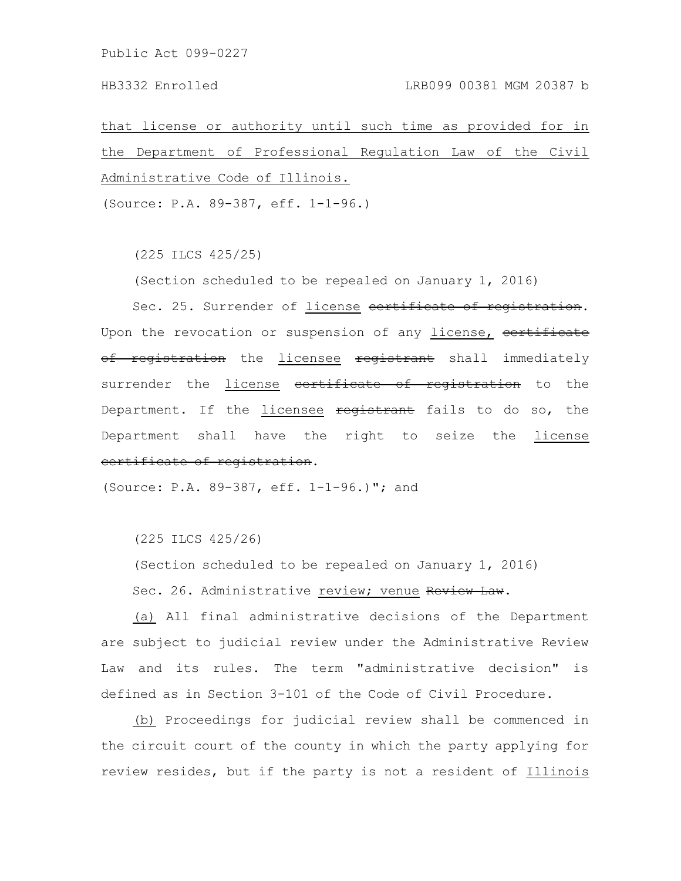that license or authority until such time as provided for in the Department of Professional Regulation Law of the Civil Administrative Code of Illinois.

(Source: P.A. 89-387, eff. 1-1-96.)

(225 ILCS 425/25)

(Section scheduled to be repealed on January 1, 2016)

Sec. 25. Surrender of license ~~certificate of registration~~. Upon the revocation or suspension of any license, ~~certificate of registration~~ the licensee ~~registrant~~ shall immediately surrender the license ~~certificate of registration~~ to the Department. If the licensee ~~registrant~~ fails to do so, the Department shall have the right to seize the license ~~certificate of registration~~.

(Source: P.A. 89-387, eff. 1-1-96.)"; and

(225 ILCS 425/26)

(Section scheduled to be repealed on January 1, 2016)

Sec. 26. Administrative review; venue ~~Review Law~~.

(a) All final administrative decisions of the Department are subject to judicial review under the Administrative Review Law and its rules. The term "administrative decision" is defined as in Section 3-101 of the Code of Civil Procedure.

(b) Proceedings for judicial review shall be commenced in the circuit court of the county in which the party applying for review resides, but if the party is not a resident of Illinois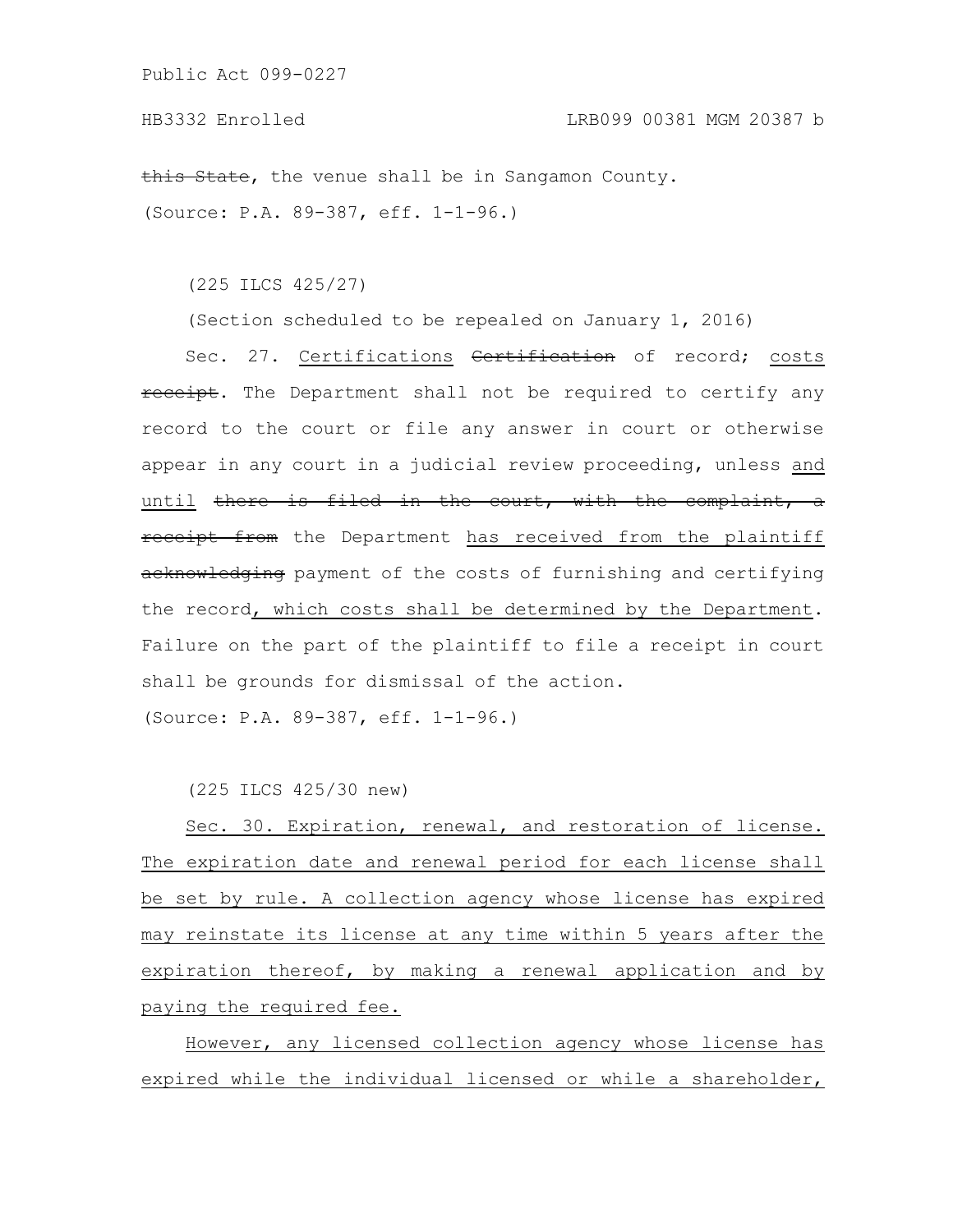~~this State~~, the venue shall be in Sangamon County.

(Source: P.A. 89-387, eff. 1-1-96.)

(225 ILCS 425/27)

(Section scheduled to be repealed on January 1, 2016)

Sec. 27. <u>Certifications</u> ~~Certification~~ of record; <u>costs</u> ~~receipt~~. The Department shall not be required to certify any record to the court or file any answer in court or otherwise appear in any court in a judicial review proceeding, unless <u>and until</u> ~~there is filed in the court, with the complaint, a receipt from~~ the Department <u>has received from the plaintiff</u> ~~acknowledging~~ payment of the costs of furnishing and certifying the record<u>, which costs shall be determined by the Department</u>. Failure on the part of the plaintiff to file a receipt in court shall be grounds for dismissal of the action.

(Source: P.A. 89-387, eff. 1-1-96.)

(225 ILCS 425/30 new)

<u>Sec. 30. Expiration, renewal, and restoration of license. The expiration date and renewal period for each license shall be set by rule. A collection agency whose license has expired may reinstate its license at any time within 5 years after the expiration thereof, by making a renewal application and by paying the required fee.</u>

<u>However, any licensed collection agency whose license has expired while the individual licensed or while a shareholder,</u>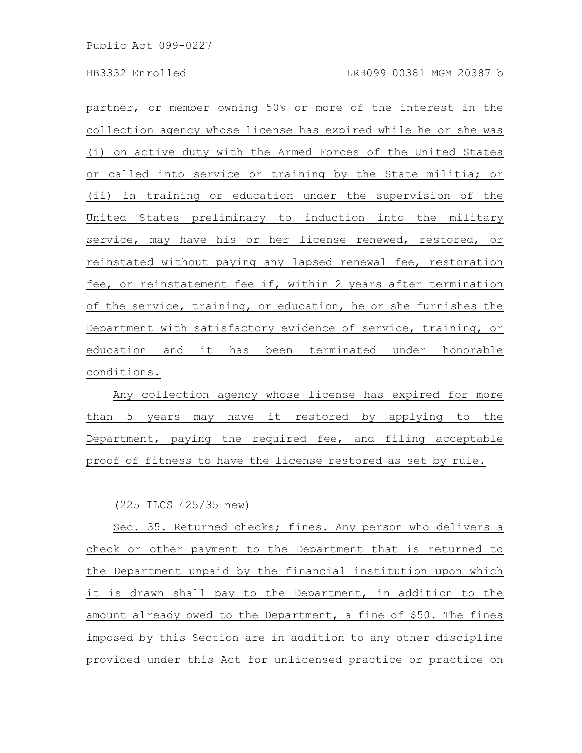partner, or member owning 50% or more of the interest in the collection agency whose license has expired while he or she was (i) on active duty with the Armed Forces of the United States or called into service or training by the State militia; or (ii) in training or education under the supervision of the United States preliminary to induction into the military service, may have his or her license renewed, restored, or reinstated without paying any lapsed renewal fee, restoration fee, or reinstatement fee if, within 2 years after termination of the service, training, or education, he or she furnishes the Department with satisfactory evidence of service, training, or education and it has been terminated under honorable conditions.

Any collection agency whose license has expired for more than 5 years may have it restored by applying to the Department, paying the required fee, and filing acceptable proof of fitness to have the license restored as set by rule.

(225 ILCS 425/35 new)

Sec. 35. Returned checks; fines. Any person who delivers a check or other payment to the Department that is returned to the Department unpaid by the financial institution upon which it is drawn shall pay to the Department, in addition to the amount already owed to the Department, a fine of $50. The fines imposed by this Section are in addition to any other discipline provided under this Act for unlicensed practice or practice on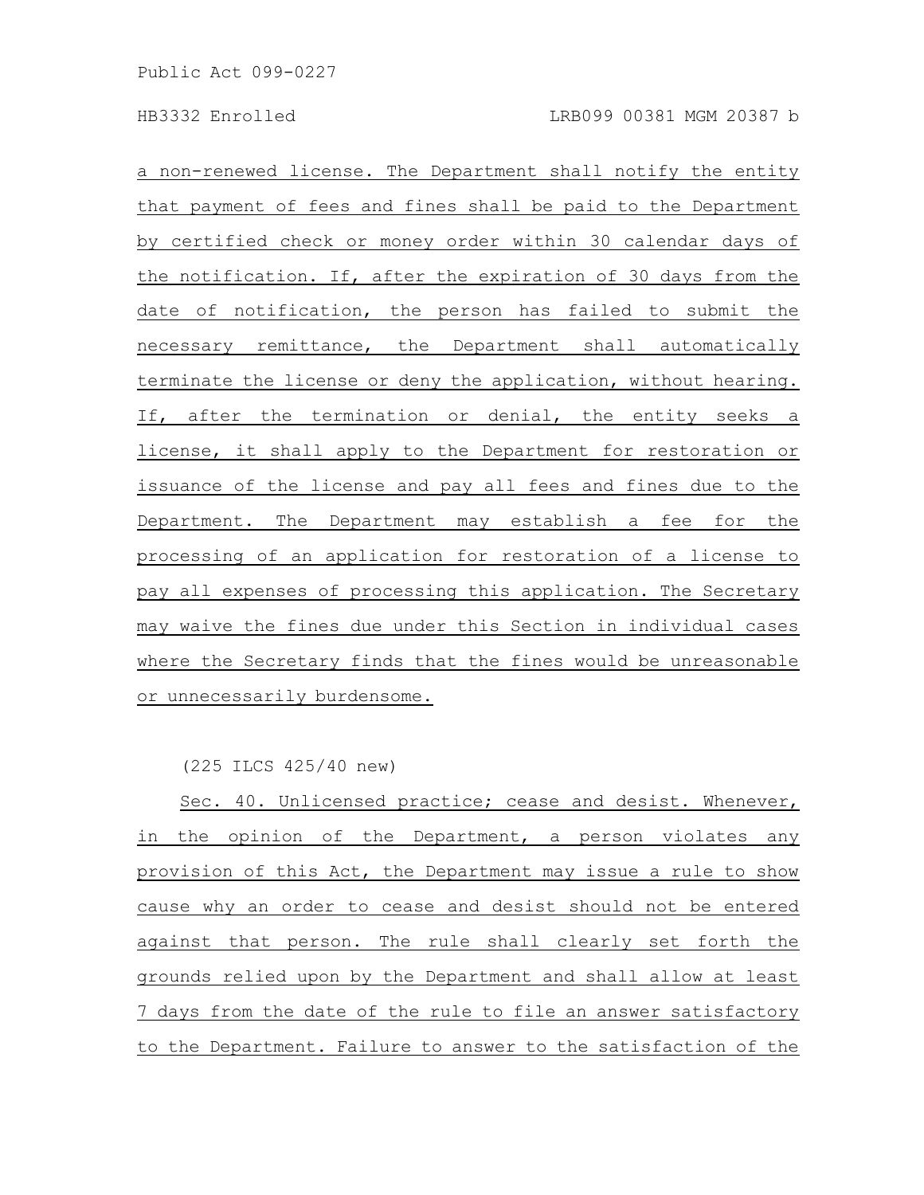a non-renewed license. The Department shall notify the entity that payment of fees and fines shall be paid to the Department by certified check or money order within 30 calendar days of the notification. If, after the expiration of 30 days from the date of notification, the person has failed to submit the necessary remittance, the Department shall automatically terminate the license or deny the application, without hearing. If, after the termination or denial, the entity seeks a license, it shall apply to the Department for restoration or issuance of the license and pay all fees and fines due to the Department. The Department may establish a fee for the processing of an application for restoration of a license to pay all expenses of processing this application. The Secretary may waive the fines due under this Section in individual cases where the Secretary finds that the fines would be unreasonable or unnecessarily burdensome.

(225 ILCS 425/40 new)

Sec. 40. Unlicensed practice; cease and desist. Whenever, in the opinion of the Department, a person violates any provision of this Act, the Department may issue a rule to show cause why an order to cease and desist should not be entered against that person. The rule shall clearly set forth the grounds relied upon by the Department and shall allow at least 7 days from the date of the rule to file an answer satisfactory to the Department. Failure to answer to the satisfaction of the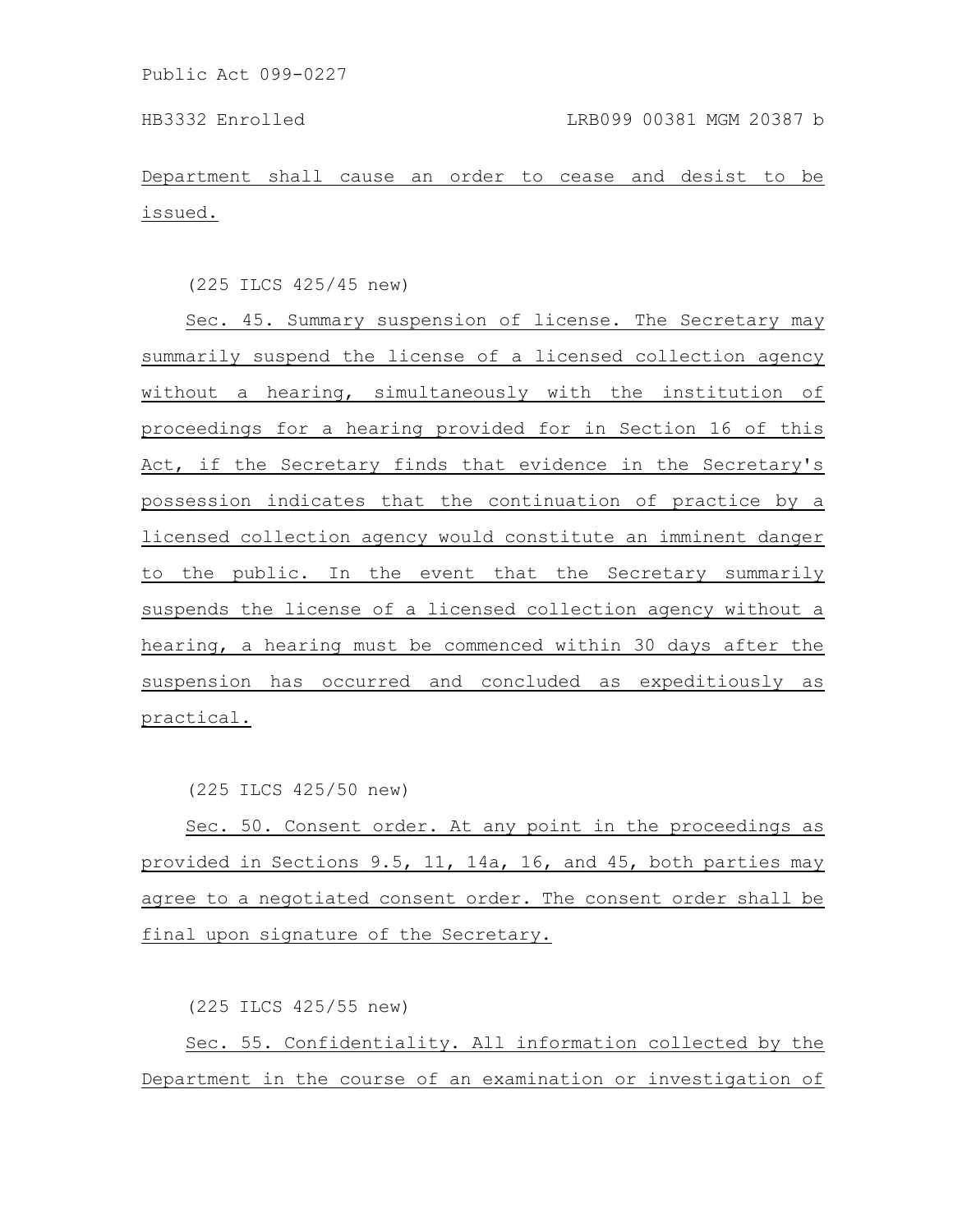Department shall cause an order to cease and desist to be issued.

(225 ILCS 425/45 new)

Sec. 45. Summary suspension of license. The Secretary may summarily suspend the license of a licensed collection agency without a hearing, simultaneously with the institution of proceedings for a hearing provided for in Section 16 of this Act, if the Secretary finds that evidence in the Secretary's possession indicates that the continuation of practice by a licensed collection agency would constitute an imminent danger to the public. In the event that the Secretary summarily suspends the license of a licensed collection agency without a hearing, a hearing must be commenced within 30 days after the suspension has occurred and concluded as expeditiously as practical.

(225 ILCS 425/50 new)

Sec. 50. Consent order. At any point in the proceedings as provided in Sections 9.5, 11, 14a, 16, and 45, both parties may agree to a negotiated consent order. The consent order shall be final upon signature of the Secretary.

(225 ILCS 425/55 new)

Sec. 55. Confidentiality. All information collected by the Department in the course of an examination or investigation of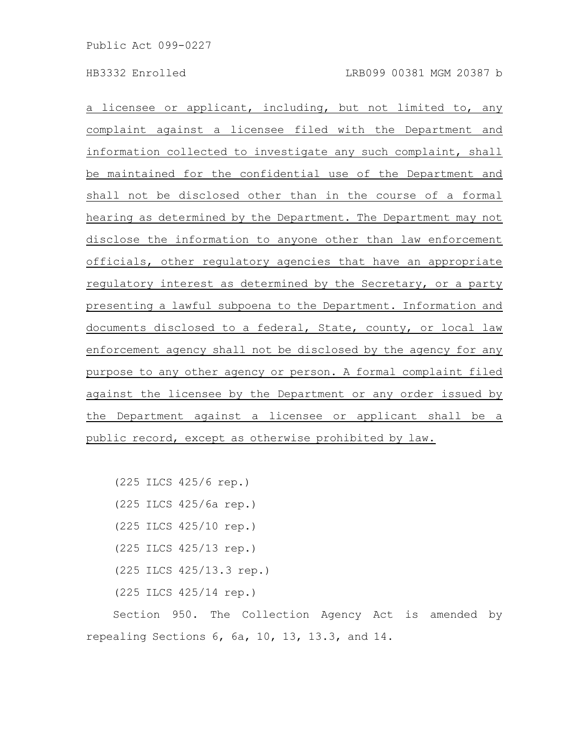<u>a licensee or applicant, including, but not limited to, any complaint against a licensee filed with the Department and information collected to investigate any such complaint, shall be maintained for the confidential use of the Department and shall not be disclosed other than in the course of a formal hearing as determined by the Department. The Department may not disclose the information to anyone other than law enforcement officials, other regulatory agencies that have an appropriate regulatory interest as determined by the Secretary, or a party presenting a lawful subpoena to the Department. Information and documents disclosed to a federal, State, county, or local law enforcement agency shall not be disclosed by the agency for any purpose to any other agency or person. A formal complaint filed against the licensee by the Department or any order issued by the Department against a licensee or applicant shall be a public record, except as otherwise prohibited by law.</u>

(225 ILCS 425/6 rep.)

(225 ILCS 425/6a rep.)

(225 ILCS 425/10 rep.)

(225 ILCS 425/13 rep.)

(225 ILCS 425/13.3 rep.)

(225 ILCS 425/14 rep.)

Section 950. The Collection Agency Act is amended by repealing Sections 6, 6a, 10, 13, 13.3, and 14.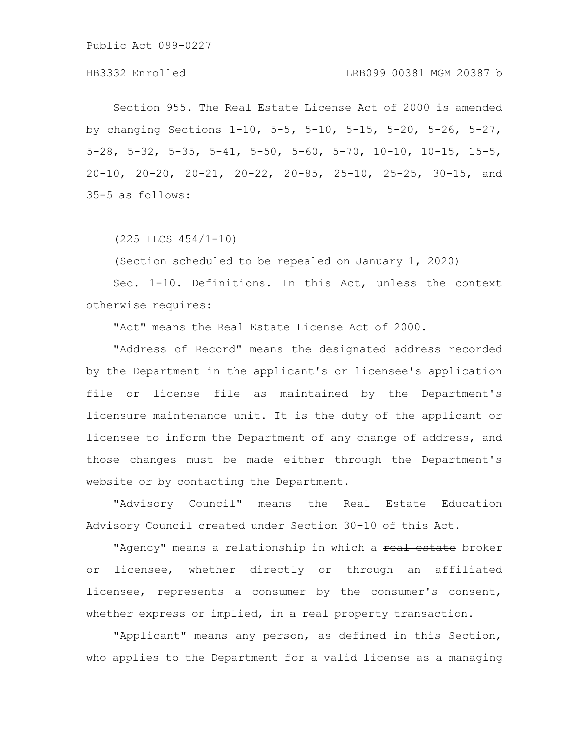Section 955. The Real Estate License Act of 2000 is amended by changing Sections 1-10, 5-5, 5-10, 5-15, 5-20, 5-26, 5-27, 5-28, 5-32, 5-35, 5-41, 5-50, 5-60, 5-70, 10-10, 10-15, 15-5, 20-10, 20-20, 20-21, 20-22, 20-85, 25-10, 25-25, 30-15, and 35-5 as follows:

(225 ILCS 454/1-10)

(Section scheduled to be repealed on January 1, 2020)

Sec. 1-10. Definitions. In this Act, unless the context otherwise requires:

"Act" means the Real Estate License Act of 2000.

"Address of Record" means the designated address recorded by the Department in the applicant's or licensee's application file or license file as maintained by the Department's licensure maintenance unit. It is the duty of the applicant or licensee to inform the Department of any change of address, and those changes must be made either through the Department's website or by contacting the Department.

"Advisory Council" means the Real Estate Education Advisory Council created under Section 30-10 of this Act.

"Agency" means a relationship in which a ~~real estate~~ broker or licensee, whether directly or through an affiliated licensee, represents a consumer by the consumer's consent, whether express or implied, in a real property transaction.

"Applicant" means any person, as defined in this Section, who applies to the Department for a valid license as a managing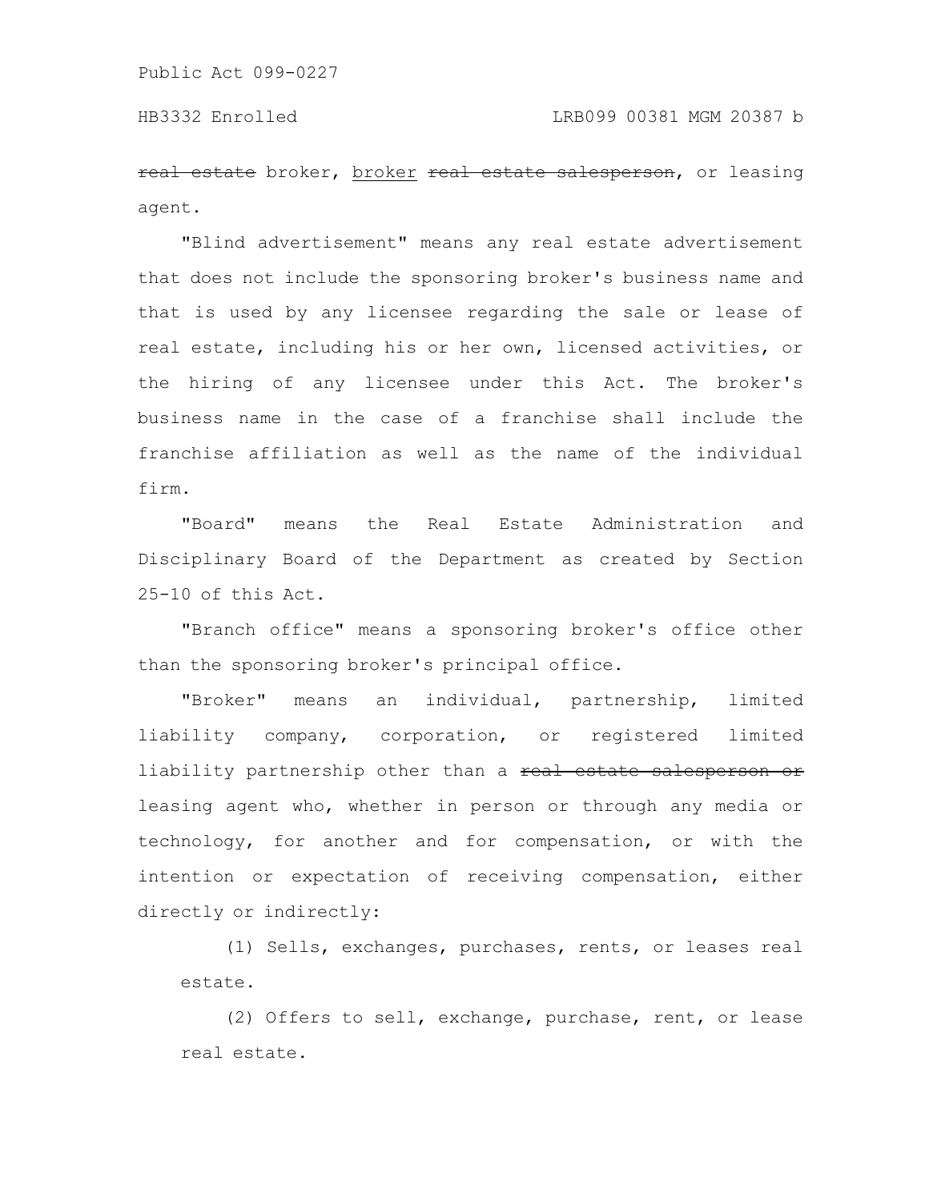~~real estate~~ broker, <u>broker</u> ~~real estate salesperson~~, or leasing agent.

"Blind advertisement" means any real estate advertisement that does not include the sponsoring broker's business name and that is used by any licensee regarding the sale or lease of real estate, including his or her own, licensed activities, or the hiring of any licensee under this Act. The broker's business name in the case of a franchise shall include the franchise affiliation as well as the name of the individual firm.

"Board" means the Real Estate Administration and Disciplinary Board of the Department as created by Section 25-10 of this Act.

"Branch office" means a sponsoring broker's office other than the sponsoring broker's principal office.

"Broker" means an individual, partnership, limited liability company, corporation, or registered limited liability partnership other than a ~~real estate salesperson or~~ leasing agent who, whether in person or through any media or technology, for another and for compensation, or with the intention or expectation of receiving compensation, either directly or indirectly:

(1) Sells, exchanges, purchases, rents, or leases real estate.

(2) Offers to sell, exchange, purchase, rent, or lease real estate.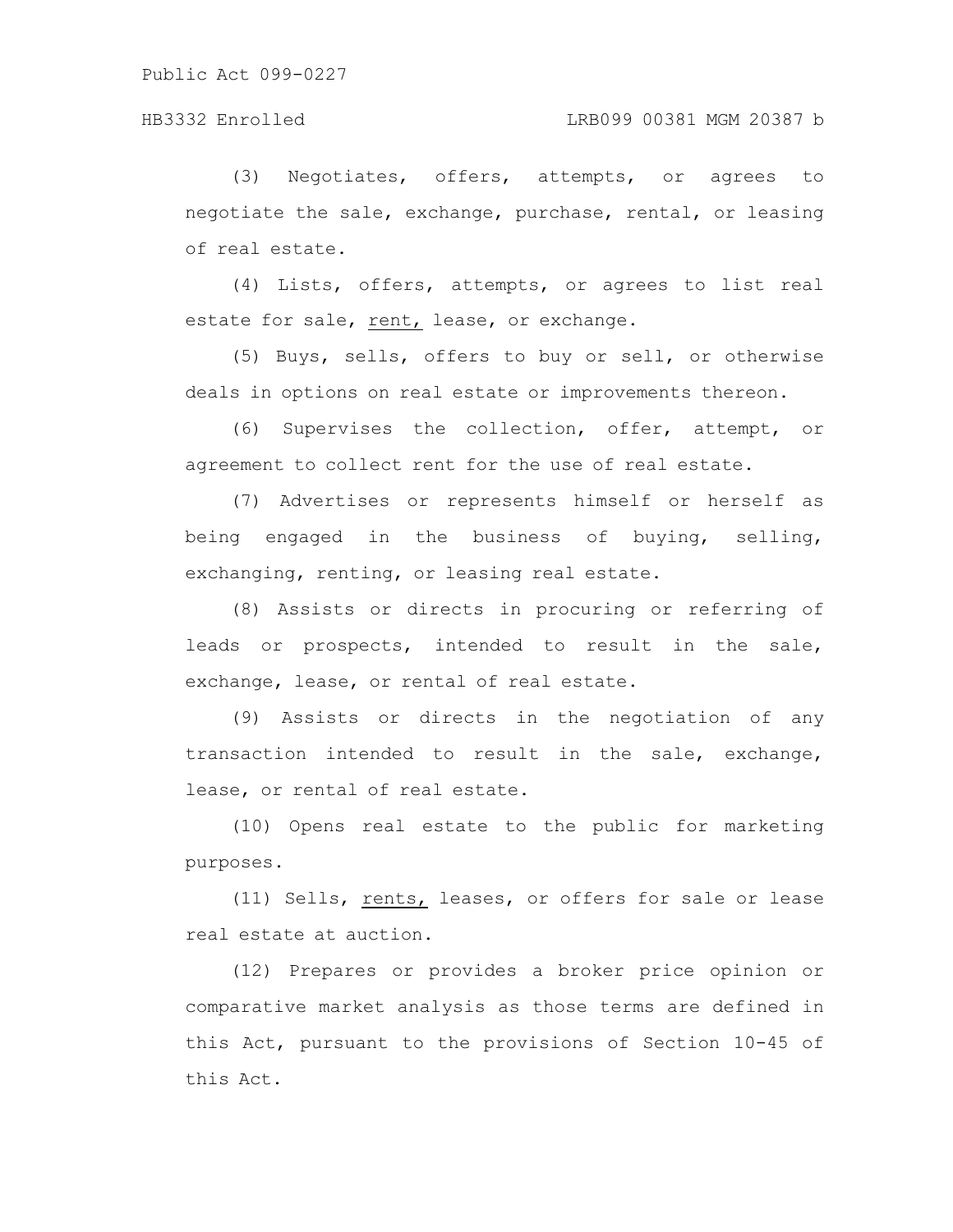(3) Negotiates, offers, attempts, or agrees to negotiate the sale, exchange, purchase, rental, or leasing of real estate.

(4) Lists, offers, attempts, or agrees to list real estate for sale, rent, lease, or exchange.

(5) Buys, sells, offers to buy or sell, or otherwise deals in options on real estate or improvements thereon.

(6) Supervises the collection, offer, attempt, or agreement to collect rent for the use of real estate.

(7) Advertises or represents himself or herself as being engaged in the business of buying, selling, exchanging, renting, or leasing real estate.

(8) Assists or directs in procuring or referring of leads or prospects, intended to result in the sale, exchange, lease, or rental of real estate.

(9) Assists or directs in the negotiation of any transaction intended to result in the sale, exchange, lease, or rental of real estate.

(10) Opens real estate to the public for marketing purposes.

(11) Sells, rents, leases, or offers for sale or lease real estate at auction.

(12) Prepares or provides a broker price opinion or comparative market analysis as those terms are defined in this Act, pursuant to the provisions of Section 10-45 of this Act.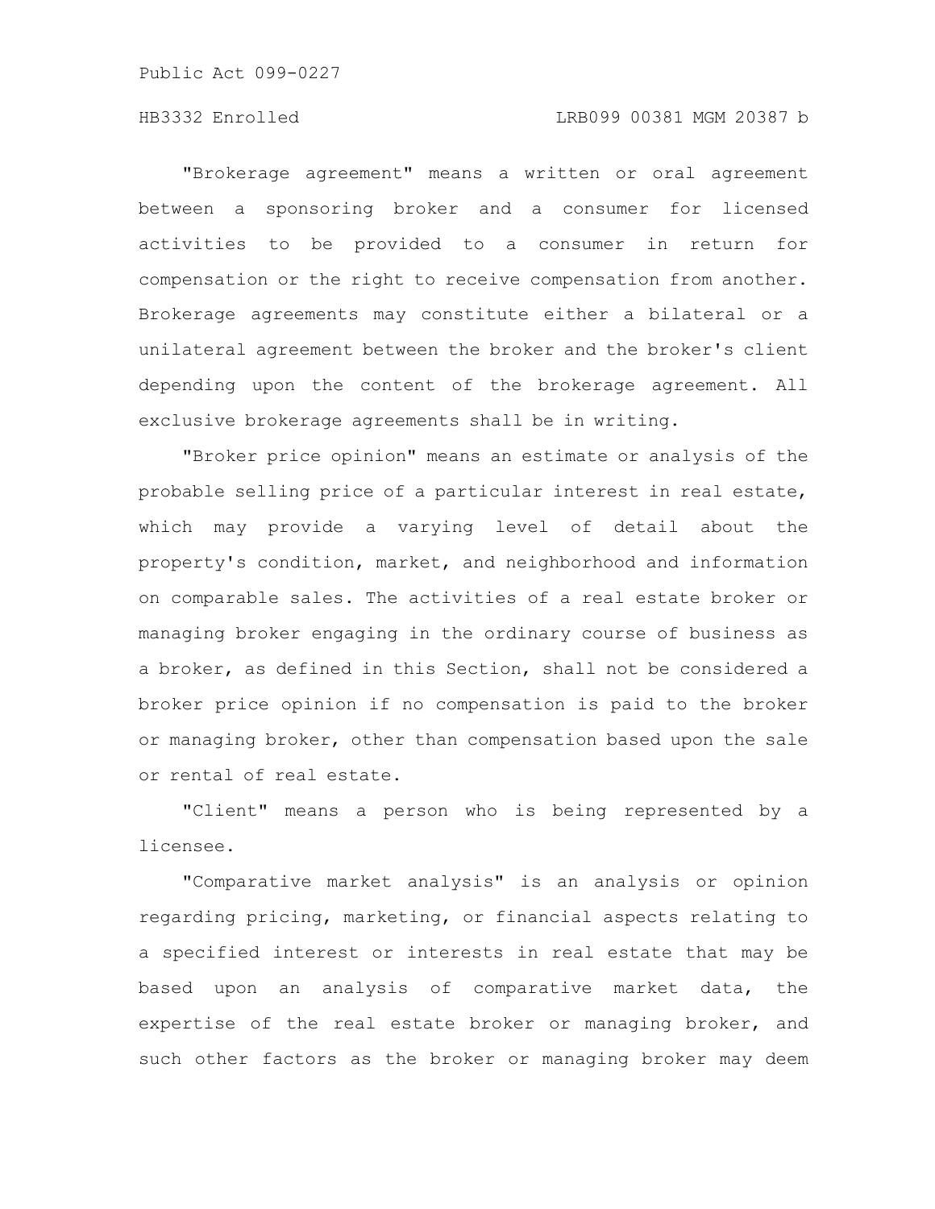"Brokerage agreement" means a written or oral agreement between a sponsoring broker and a consumer for licensed activities to be provided to a consumer in return for compensation or the right to receive compensation from another. Brokerage agreements may constitute either a bilateral or a unilateral agreement between the broker and the broker's client depending upon the content of the brokerage agreement. All exclusive brokerage agreements shall be in writing.

"Broker price opinion" means an estimate or analysis of the probable selling price of a particular interest in real estate, which may provide a varying level of detail about the property's condition, market, and neighborhood and information on comparable sales. The activities of a real estate broker or managing broker engaging in the ordinary course of business as a broker, as defined in this Section, shall not be considered a broker price opinion if no compensation is paid to the broker or managing broker, other than compensation based upon the sale or rental of real estate.

"Client" means a person who is being represented by a licensee.

"Comparative market analysis" is an analysis or opinion regarding pricing, marketing, or financial aspects relating to a specified interest or interests in real estate that may be based upon an analysis of comparative market data, the expertise of the real estate broker or managing broker, and such other factors as the broker or managing broker may deem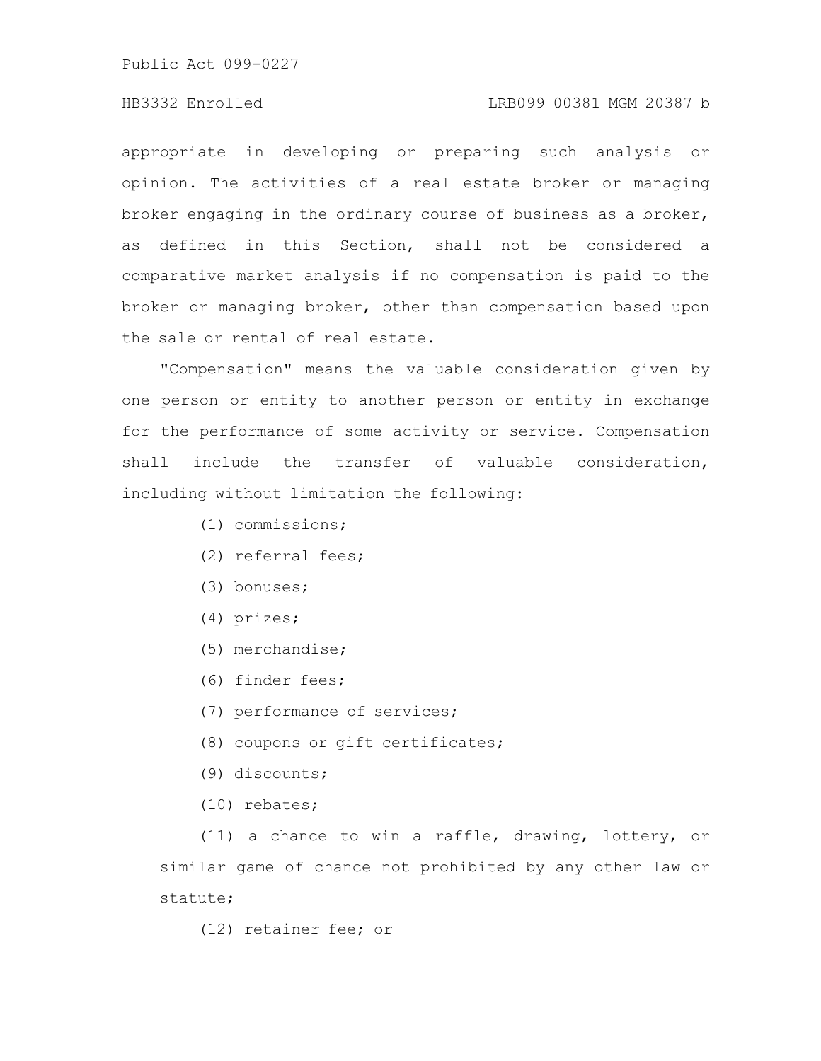appropriate in developing or preparing such analysis or opinion. The activities of a real estate broker or managing broker engaging in the ordinary course of business as a broker, as defined in this Section, shall not be considered a comparative market analysis if no compensation is paid to the broker or managing broker, other than compensation based upon the sale or rental of real estate.

"Compensation" means the valuable consideration given by one person or entity to another person or entity in exchange for the performance of some activity or service. Compensation shall include the transfer of valuable consideration, including without limitation the following:

(1) commissions;

(2) referral fees;

(3) bonuses;

(4) prizes;

(5) merchandise;

(6) finder fees;

(7) performance of services;

(8) coupons or gift certificates;

(9) discounts;

(10) rebates;

(11) a chance to win a raffle, drawing, lottery, or similar game of chance not prohibited by any other law or statute;

(12) retainer fee; or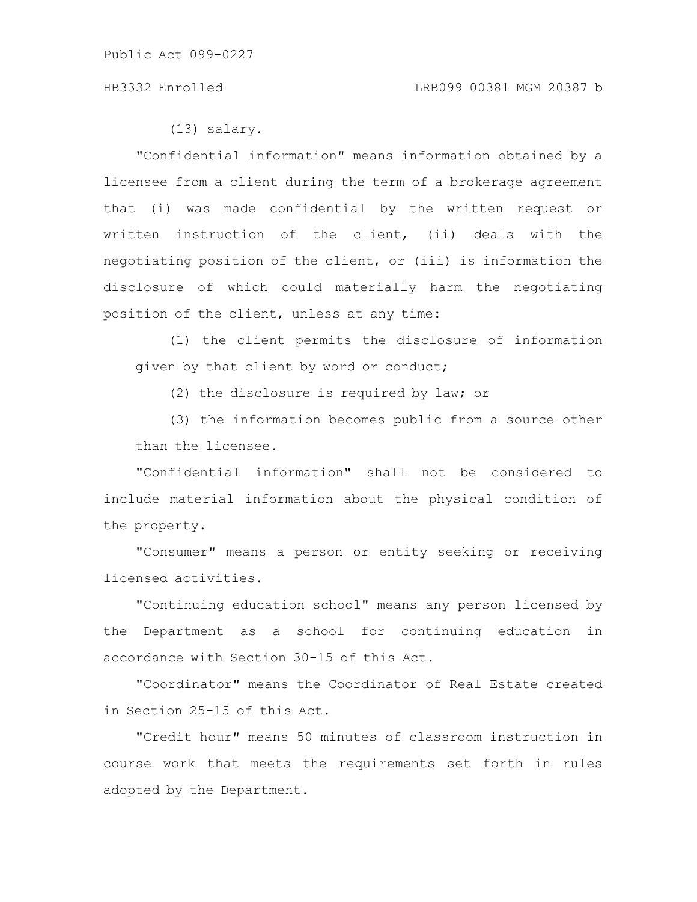(13) salary.

"Confidential information" means information obtained by a licensee from a client during the term of a brokerage agreement that (i) was made confidential by the written request or written instruction of the client, (ii) deals with the negotiating position of the client, or (iii) is information the disclosure of which could materially harm the negotiating position of the client, unless at any time:

(1) the client permits the disclosure of information given by that client by word or conduct;

(2) the disclosure is required by law; or

(3) the information becomes public from a source other than the licensee.

"Confidential information" shall not be considered to include material information about the physical condition of the property.

"Consumer" means a person or entity seeking or receiving licensed activities.

"Continuing education school" means any person licensed by the Department as a school for continuing education in accordance with Section 30-15 of this Act.

"Coordinator" means the Coordinator of Real Estate created in Section 25-15 of this Act.

"Credit hour" means 50 minutes of classroom instruction in course work that meets the requirements set forth in rules adopted by the Department.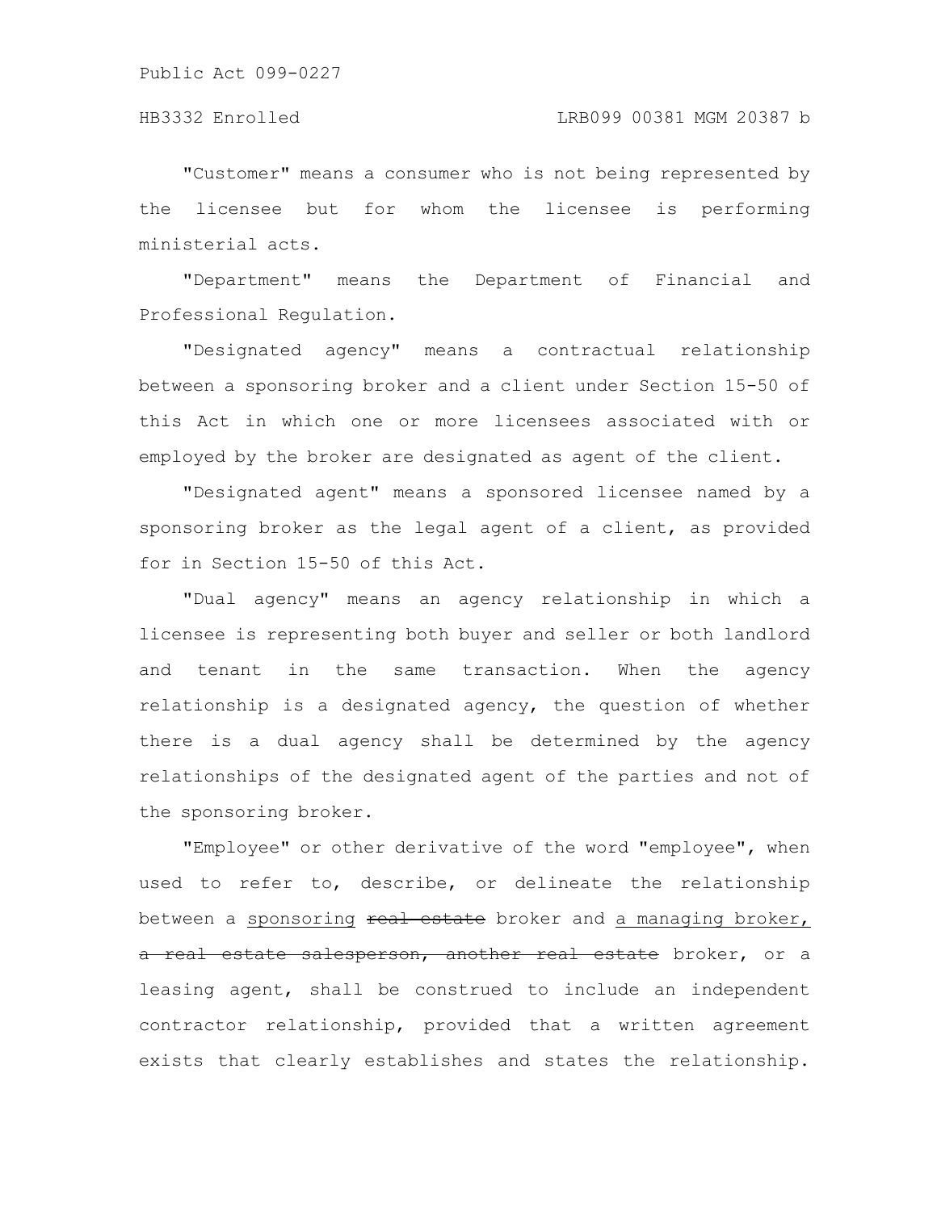"Customer" means a consumer who is not being represented by the licensee but for whom the licensee is performing ministerial acts.

"Department" means the Department of Financial and Professional Regulation.

"Designated agency" means a contractual relationship between a sponsoring broker and a client under Section 15-50 of this Act in which one or more licensees associated with or employed by the broker are designated as agent of the client.

"Designated agent" means a sponsored licensee named by a sponsoring broker as the legal agent of a client, as provided for in Section 15-50 of this Act.

"Dual agency" means an agency relationship in which a licensee is representing both buyer and seller or both landlord and tenant in the same transaction. When the agency relationship is a designated agency, the question of whether there is a dual agency shall be determined by the agency relationships of the designated agent of the parties and not of the sponsoring broker.

"Employee" or other derivative of the word "employee", when used to refer to, describe, or delineate the relationship between a <u>sponsoring</u> ~~real estate~~ broker and <u>a managing broker,</u> ~~a real estate salesperson, another real estate~~ broker, or a leasing agent, shall be construed to include an independent contractor relationship, provided that a written agreement exists that clearly establishes and states the relationship.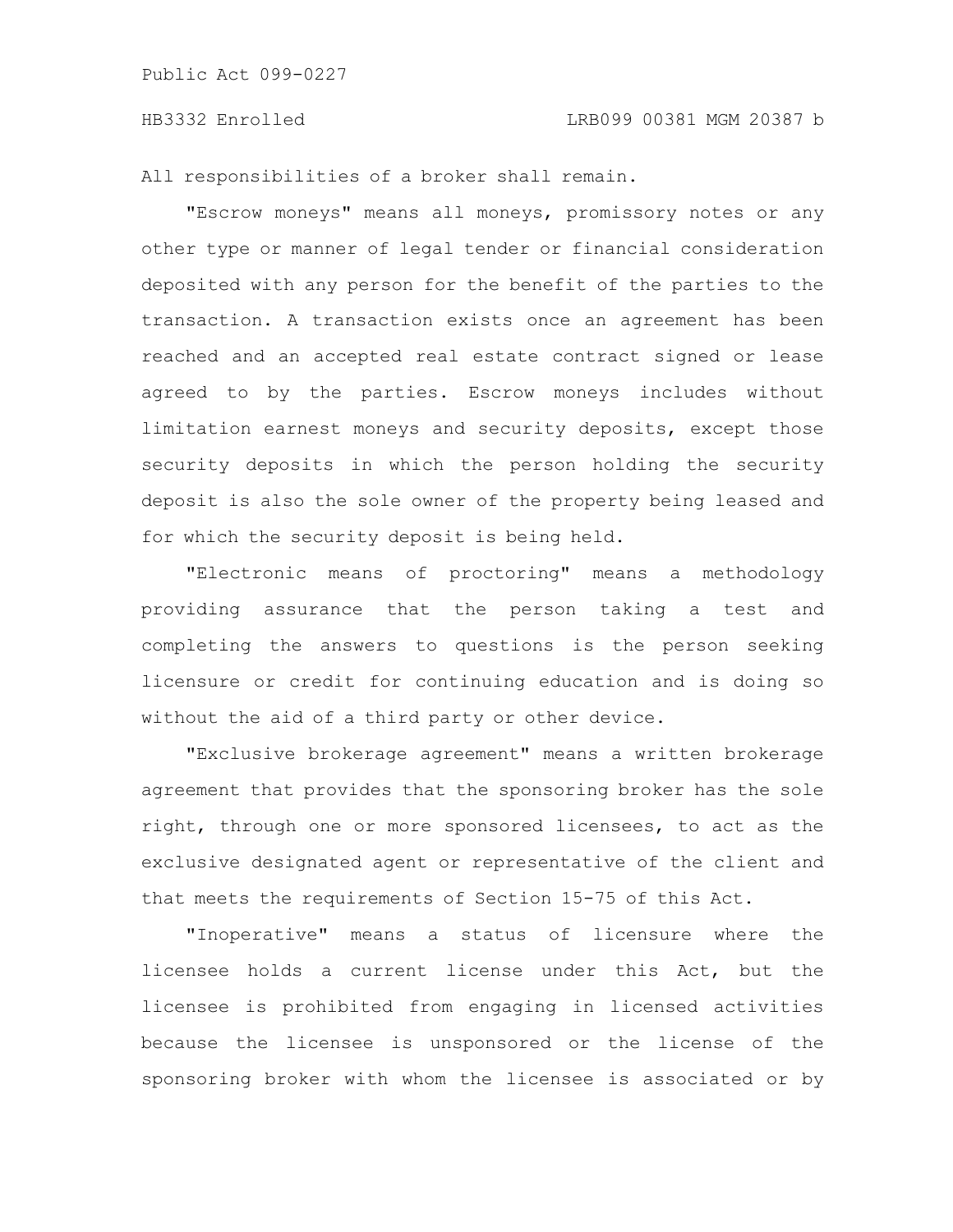All responsibilities of a broker shall remain.

"Escrow moneys" means all moneys, promissory notes or any other type or manner of legal tender or financial consideration deposited with any person for the benefit of the parties to the transaction. A transaction exists once an agreement has been reached and an accepted real estate contract signed or lease agreed to by the parties. Escrow moneys includes without limitation earnest moneys and security deposits, except those security deposits in which the person holding the security deposit is also the sole owner of the property being leased and for which the security deposit is being held.

"Electronic means of proctoring" means a methodology providing assurance that the person taking a test and completing the answers to questions is the person seeking licensure or credit for continuing education and is doing so without the aid of a third party or other device.

"Exclusive brokerage agreement" means a written brokerage agreement that provides that the sponsoring broker has the sole right, through one or more sponsored licensees, to act as the exclusive designated agent or representative of the client and that meets the requirements of Section 15-75 of this Act.

"Inoperative" means a status of licensure where the licensee holds a current license under this Act, but the licensee is prohibited from engaging in licensed activities because the licensee is unsponsored or the license of the sponsoring broker with whom the licensee is associated or by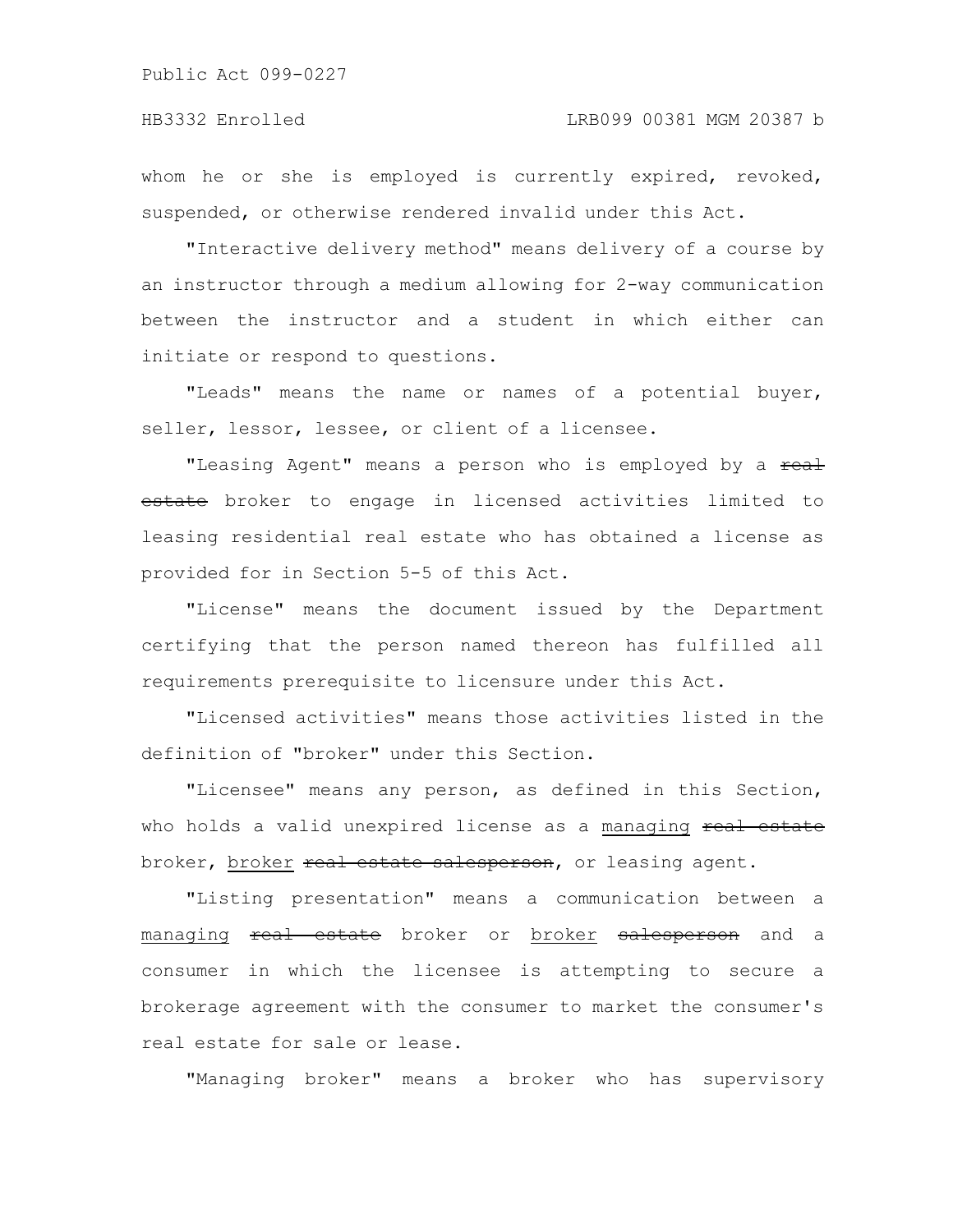whom he or she is employed is currently expired, revoked, suspended, or otherwise rendered invalid under this Act.

"Interactive delivery method" means delivery of a course by an instructor through a medium allowing for 2-way communication between the instructor and a student in which either can initiate or respond to questions.

"Leads" means the name or names of a potential buyer, seller, lessor, lessee, or client of a licensee.

"Leasing Agent" means a person who is employed by a ~~real estate~~ broker to engage in licensed activities limited to leasing residential real estate who has obtained a license as provided for in Section 5-5 of this Act.

"License" means the document issued by the Department certifying that the person named thereon has fulfilled all requirements prerequisite to licensure under this Act.

"Licensed activities" means those activities listed in the definition of "broker" under this Section.

"Licensee" means any person, as defined in this Section, who holds a valid unexpired license as a managing ~~real estate~~ broker, broker ~~real estate salesperson~~, or leasing agent.

"Listing presentation" means a communication between a managing ~~real estate~~ broker or broker ~~salesperson~~ and a consumer in which the licensee is attempting to secure a brokerage agreement with the consumer to market the consumer's real estate for sale or lease.

"Managing broker" means a broker who has supervisory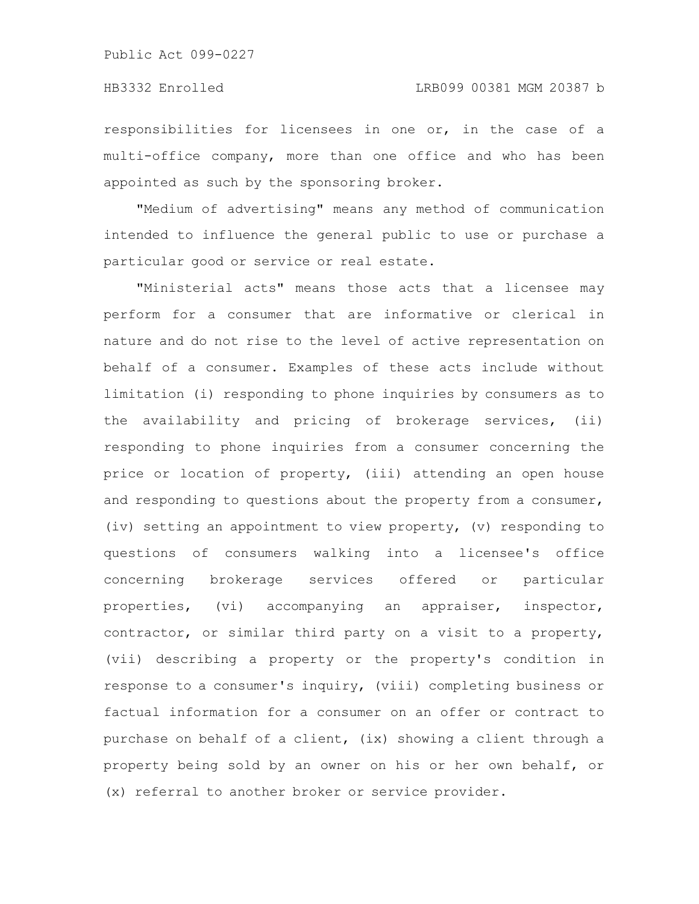responsibilities for licensees in one or, in the case of a multi-office company, more than one office and who has been appointed as such by the sponsoring broker.

"Medium of advertising" means any method of communication intended to influence the general public to use or purchase a particular good or service or real estate.

"Ministerial acts" means those acts that a licensee may perform for a consumer that are informative or clerical in nature and do not rise to the level of active representation on behalf of a consumer. Examples of these acts include without limitation (i) responding to phone inquiries by consumers as to the availability and pricing of brokerage services, (ii) responding to phone inquiries from a consumer concerning the price or location of property, (iii) attending an open house and responding to questions about the property from a consumer, (iv) setting an appointment to view property, (v) responding to questions of consumers walking into a licensee's office concerning brokerage services offered or particular properties, (vi) accompanying an appraiser, inspector, contractor, or similar third party on a visit to a property, (vii) describing a property or the property's condition in response to a consumer's inquiry, (viii) completing business or factual information for a consumer on an offer or contract to purchase on behalf of a client, (ix) showing a client through a property being sold by an owner on his or her own behalf, or (x) referral to another broker or service provider.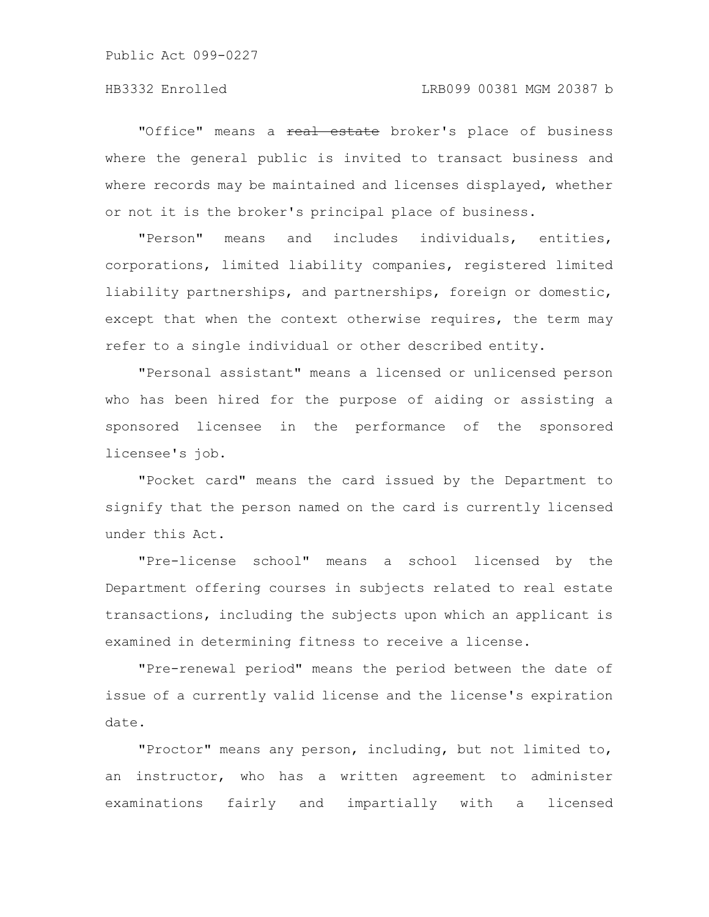"Office" means a ~~real estate~~ broker's place of business where the general public is invited to transact business and where records may be maintained and licenses displayed, whether or not it is the broker's principal place of business.

"Person" means and includes individuals, entities, corporations, limited liability companies, registered limited liability partnerships, and partnerships, foreign or domestic, except that when the context otherwise requires, the term may refer to a single individual or other described entity.

"Personal assistant" means a licensed or unlicensed person who has been hired for the purpose of aiding or assisting a sponsored licensee in the performance of the sponsored licensee's job.

"Pocket card" means the card issued by the Department to signify that the person named on the card is currently licensed under this Act.

"Pre-license school" means a school licensed by the Department offering courses in subjects related to real estate transactions, including the subjects upon which an applicant is examined in determining fitness to receive a license.

"Pre-renewal period" means the period between the date of issue of a currently valid license and the license's expiration date.

"Proctor" means any person, including, but not limited to, an instructor, who has a written agreement to administer examinations fairly and impartially with a licensed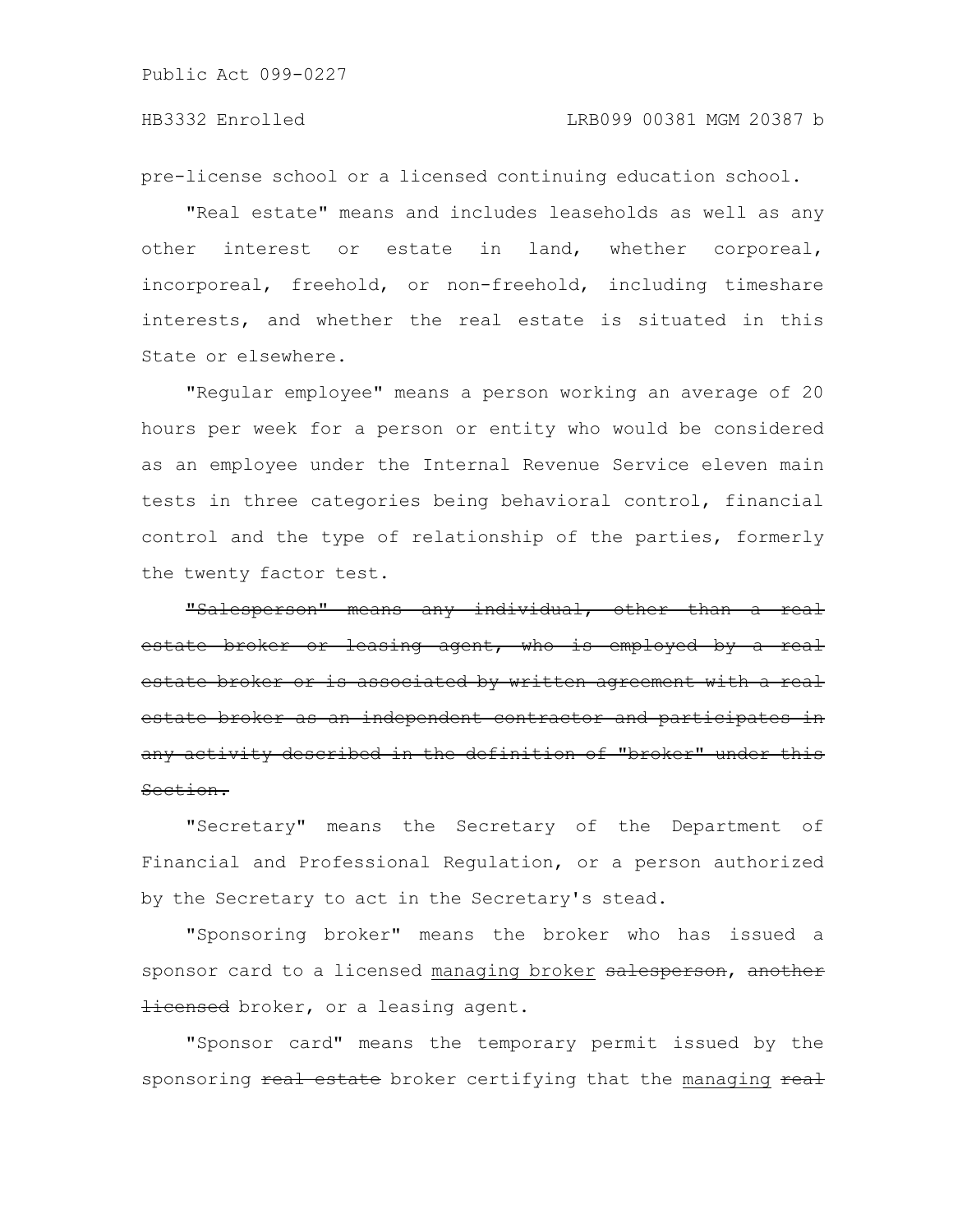pre-license school or a licensed continuing education school.

"Real estate" means and includes leaseholds as well as any other interest or estate in land, whether corporeal, incorporeal, freehold, or non-freehold, including timeshare interests, and whether the real estate is situated in this State or elsewhere.

"Regular employee" means a person working an average of 20 hours per week for a person or entity who would be considered as an employee under the Internal Revenue Service eleven main tests in three categories being behavioral control, financial control and the type of relationship of the parties, formerly the twenty factor test.

~~"Salesperson" means any individual, other than a real estate broker or leasing agent, who is employed by a real estate broker or is associated by written agreement with a real estate broker as an independent contractor and participates in any activity described in the definition of "broker" under this Section.~~

"Secretary" means the Secretary of the Department of Financial and Professional Regulation, or a person authorized by the Secretary to act in the Secretary's stead.

"Sponsoring broker" means the broker who has issued a sponsor card to a licensed <u>managing broker</u> ~~salesperson~~, ~~another licensed~~ broker, or a leasing agent.

"Sponsor card" means the temporary permit issued by the sponsoring ~~real estate~~ broker certifying that the <u>managing</u> ~~real~~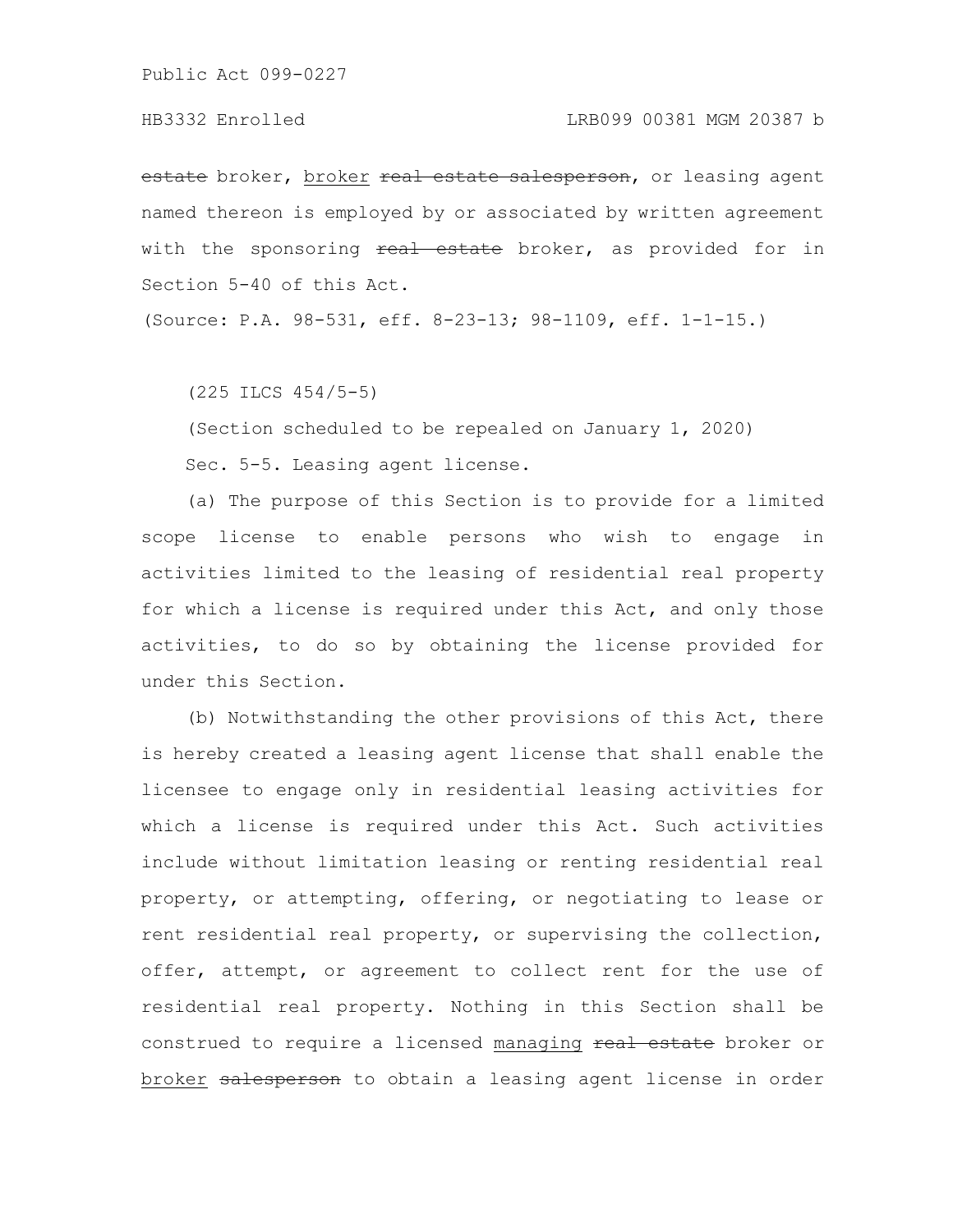~~estate~~ broker, broker ~~real estate salesperson~~, or leasing agent named thereon is employed by or associated by written agreement with the sponsoring ~~real estate~~ broker, as provided for in Section 5-40 of this Act.

(Source: P.A. 98-531, eff. 8-23-13; 98-1109, eff. 1-1-15.)

(225 ILCS 454/5-5)

(Section scheduled to be repealed on January 1, 2020)

Sec. 5-5. Leasing agent license.

(a) The purpose of this Section is to provide for a limited scope license to enable persons who wish to engage in activities limited to the leasing of residential real property for which a license is required under this Act, and only those activities, to do so by obtaining the license provided for under this Section.

(b) Notwithstanding the other provisions of this Act, there is hereby created a leasing agent license that shall enable the licensee to engage only in residential leasing activities for which a license is required under this Act. Such activities include without limitation leasing or renting residential real property, or attempting, offering, or negotiating to lease or rent residential real property, or supervising the collection, offer, attempt, or agreement to collect rent for the use of residential real property. Nothing in this Section shall be construed to require a licensed managing ~~real estate~~ broker or broker ~~salesperson~~ to obtain a leasing agent license in order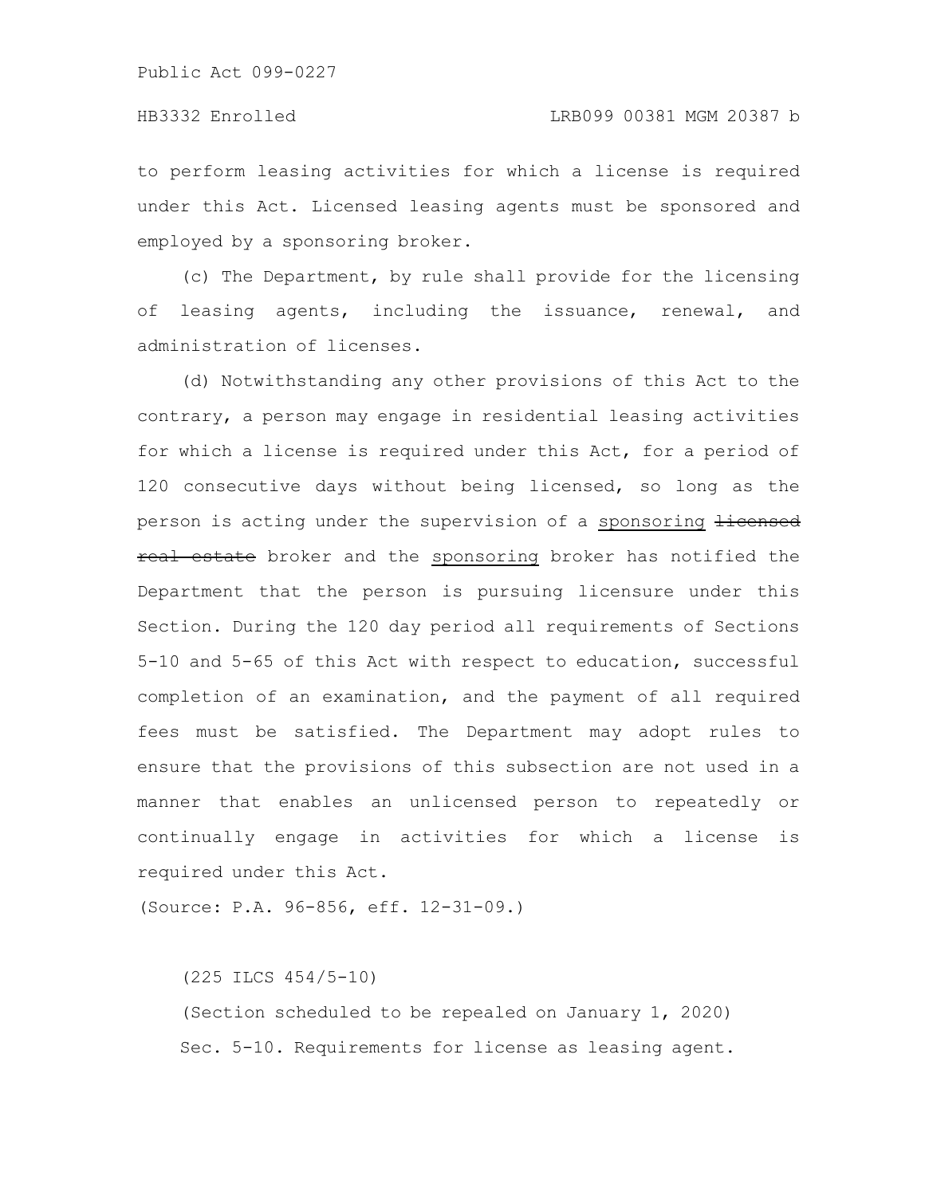to perform leasing activities for which a license is required under this Act. Licensed leasing agents must be sponsored and employed by a sponsoring broker.

(c) The Department, by rule shall provide for the licensing of leasing agents, including the issuance, renewal, and administration of licenses.

(d) Notwithstanding any other provisions of this Act to the contrary, a person may engage in residential leasing activities for which a license is required under this Act, for a period of 120 consecutive days without being licensed, so long as the person is acting under the supervision of a <u>sponsoring</u> ~~licensed real estate~~ broker and the <u>sponsoring</u> broker has notified the Department that the person is pursuing licensure under this Section. During the 120 day period all requirements of Sections 5-10 and 5-65 of this Act with respect to education, successful completion of an examination, and the payment of all required fees must be satisfied. The Department may adopt rules to ensure that the provisions of this subsection are not used in a manner that enables an unlicensed person to repeatedly or continually engage in activities for which a license is required under this Act.

(Source: P.A. 96-856, eff. 12-31-09.)

(225 ILCS 454/5-10)

(Section scheduled to be repealed on January 1, 2020)

Sec. 5-10. Requirements for license as leasing agent.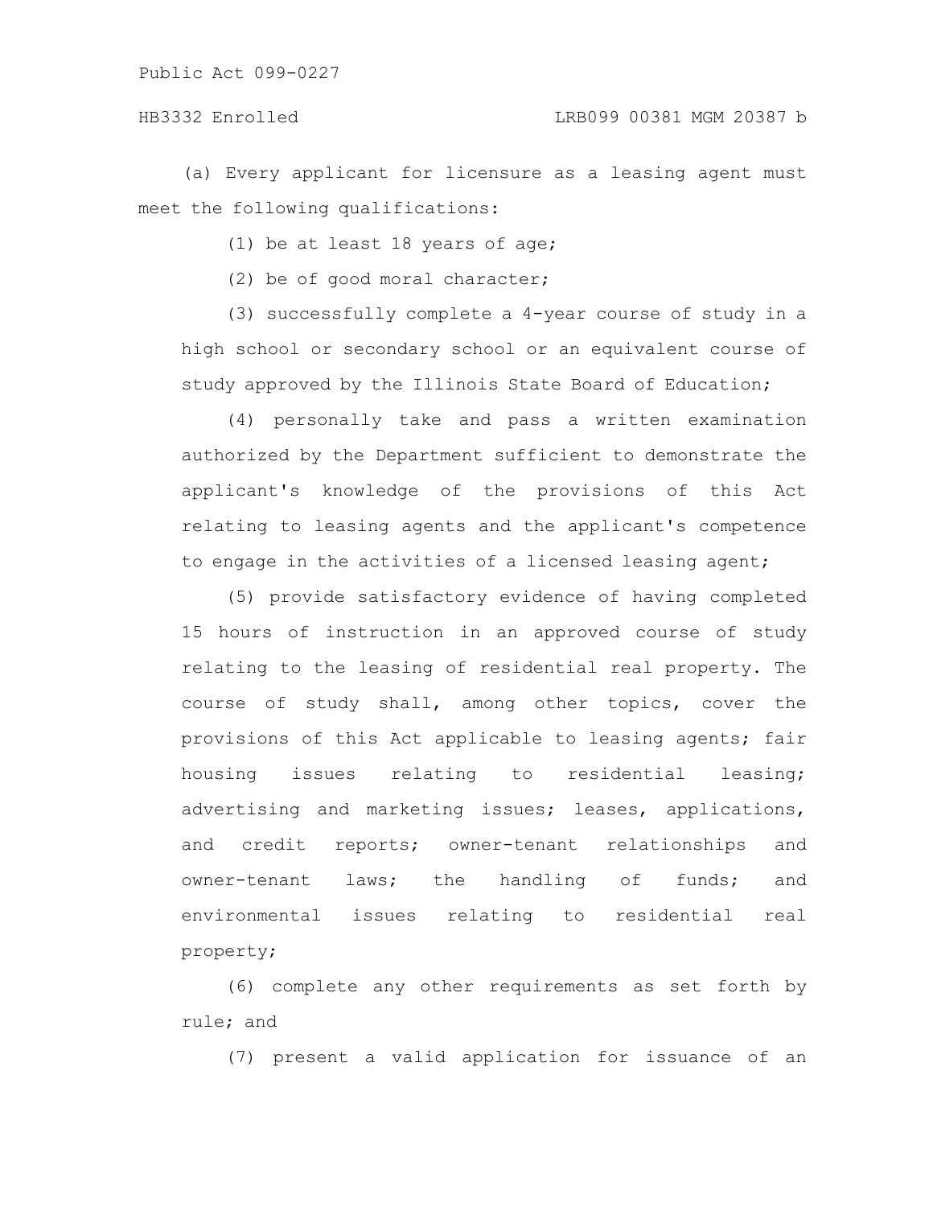(a) Every applicant for licensure as a leasing agent must meet the following qualifications:

(1) be at least 18 years of age;

(2) be of good moral character;

(3) successfully complete a 4-year course of study in a high school or secondary school or an equivalent course of study approved by the Illinois State Board of Education;

(4) personally take and pass a written examination authorized by the Department sufficient to demonstrate the applicant's knowledge of the provisions of this Act relating to leasing agents and the applicant's competence to engage in the activities of a licensed leasing agent;

(5) provide satisfactory evidence of having completed 15 hours of instruction in an approved course of study relating to the leasing of residential real property. The course of study shall, among other topics, cover the provisions of this Act applicable to leasing agents; fair housing issues relating to residential leasing; advertising and marketing issues; leases, applications, and credit reports; owner-tenant relationships and owner-tenant laws; the handling of funds; and environmental issues relating to residential real property;

(6) complete any other requirements as set forth by rule; and

(7) present a valid application for issuance of an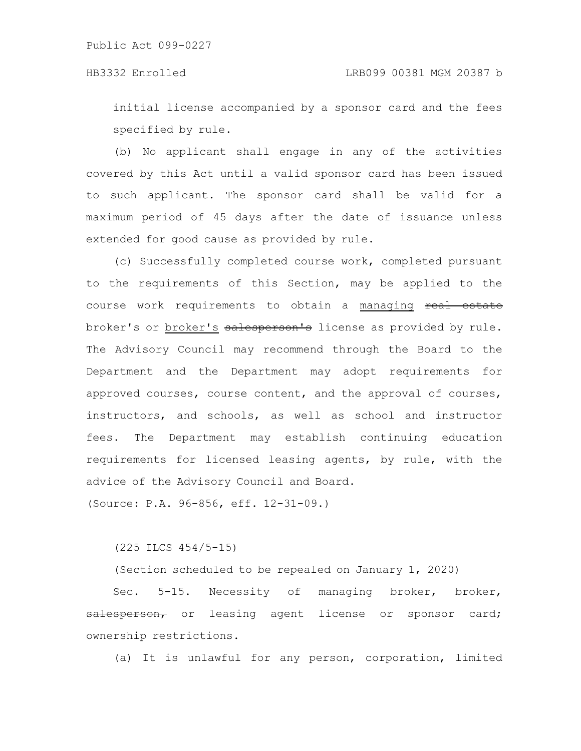initial license accompanied by a sponsor card and the fees specified by rule.

(b) No applicant shall engage in any of the activities covered by this Act until a valid sponsor card has been issued to such applicant. The sponsor card shall be valid for a maximum period of 45 days after the date of issuance unless extended for good cause as provided by rule.

(c) Successfully completed course work, completed pursuant to the requirements of this Section, may be applied to the course work requirements to obtain a <u>managing</u> ~~real estate~~ broker's or <u>broker's</u> ~~salesperson's~~ license as provided by rule. The Advisory Council may recommend through the Board to the Department and the Department may adopt requirements for approved courses, course content, and the approval of courses, instructors, and schools, as well as school and instructor fees. The Department may establish continuing education requirements for licensed leasing agents, by rule, with the advice of the Advisory Council and Board.

(Source: P.A. 96-856, eff. 12-31-09.)

(225 ILCS 454/5-15)

(Section scheduled to be repealed on January 1, 2020)

Sec. 5-15. Necessity of managing broker, broker, ~~salesperson,~~ or leasing agent license or sponsor card; ownership restrictions.

(a) It is unlawful for any person, corporation, limited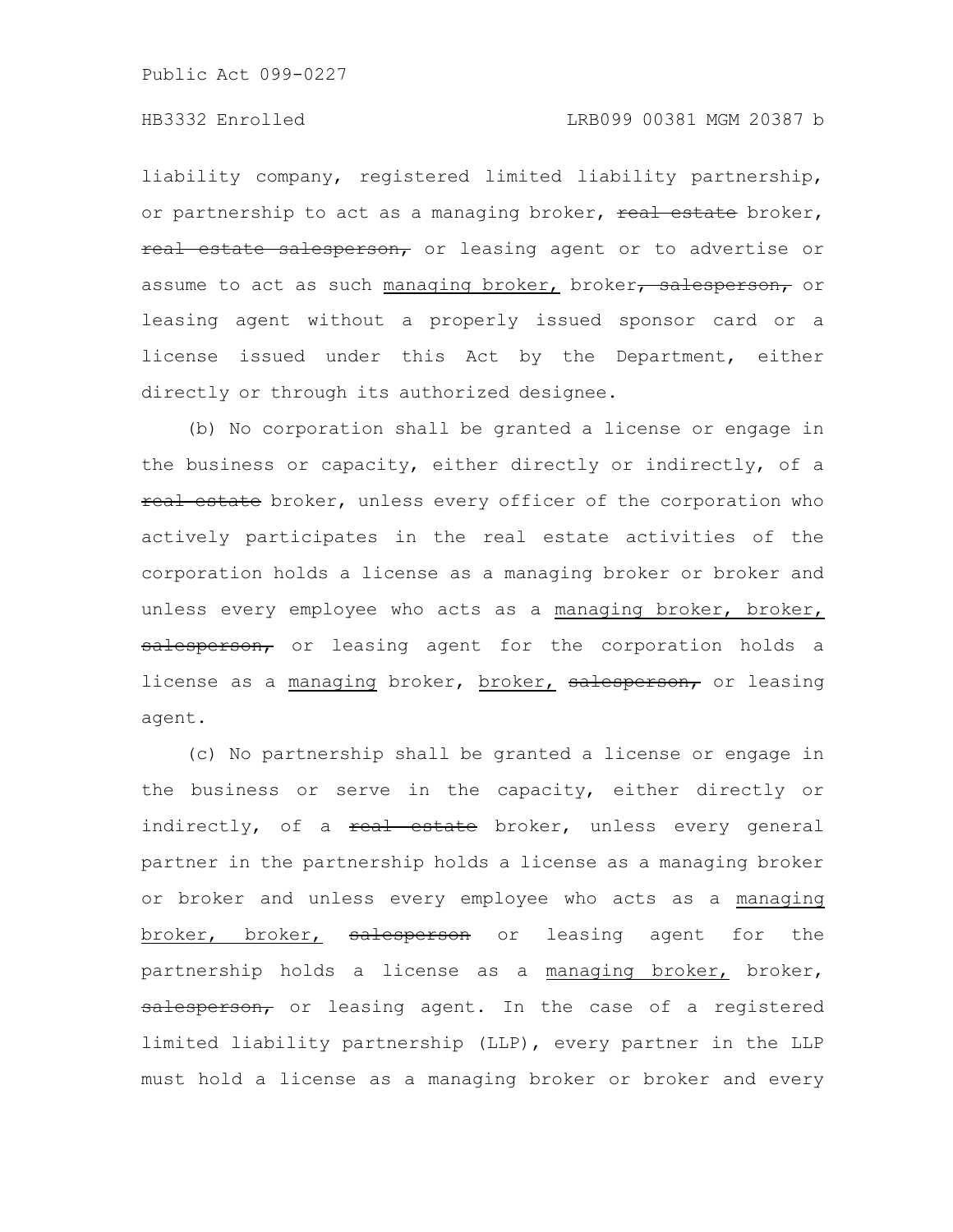liability company, registered limited liability partnership, or partnership to act as a managing broker, ~~real estate~~ broker, ~~real estate salesperson,~~ or leasing agent or to advertise or assume to act as such <u>managing broker,</u> broker~~, salesperson,~~ or leasing agent without a properly issued sponsor card or a license issued under this Act by the Department, either directly or through its authorized designee.

(b) No corporation shall be granted a license or engage in the business or capacity, either directly or indirectly, of a ~~real estate~~ broker, unless every officer of the corporation who actively participates in the real estate activities of the corporation holds a license as a managing broker or broker and unless every employee who acts as a <u>managing broker, broker,</u> ~~salesperson,~~ or leasing agent for the corporation holds a license as a <u>managing</u> broker, <u>broker,</u> ~~salesperson,~~ or leasing agent.

(c) No partnership shall be granted a license or engage in the business or serve in the capacity, either directly or indirectly, of a ~~real estate~~ broker, unless every general partner in the partnership holds a license as a managing broker or broker and unless every employee who acts as a <u>managing broker, broker,</u> ~~salesperson~~ or leasing agent for the partnership holds a license as a <u>managing broker,</u> broker, ~~salesperson,~~ or leasing agent. In the case of a registered limited liability partnership (LLP), every partner in the LLP must hold a license as a managing broker or broker and every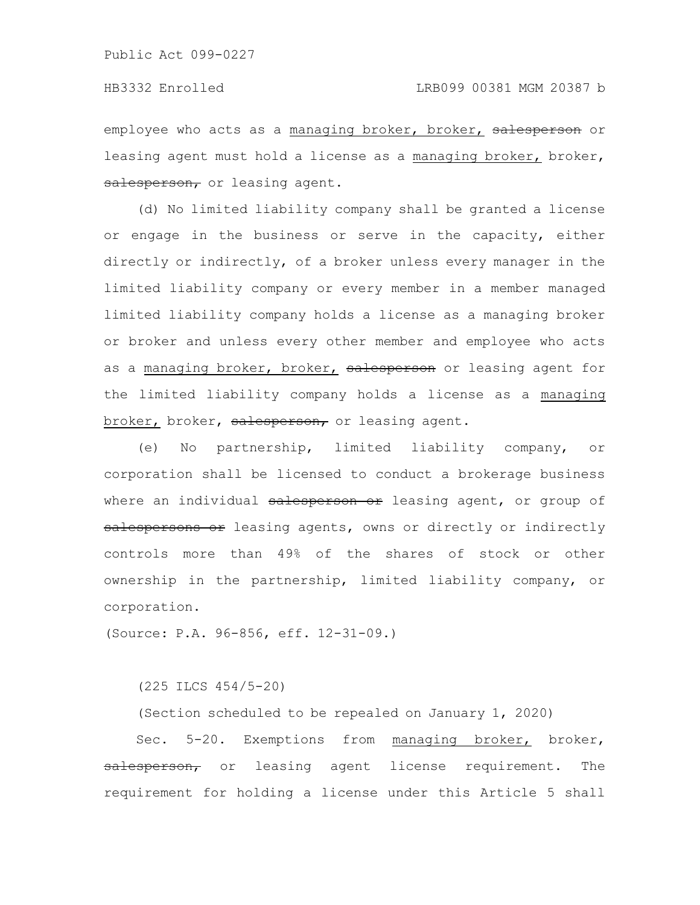employee who acts as a <u>managing broker, broker,</u> ~~salesperson~~ or leasing agent must hold a license as a <u>managing broker,</u> broker, ~~salesperson,~~ or leasing agent.

(d) No limited liability company shall be granted a license or engage in the business or serve in the capacity, either directly or indirectly, of a broker unless every manager in the limited liability company or every member in a member managed limited liability company holds a license as a managing broker or broker and unless every other member and employee who acts as a <u>managing broker, broker,</u> ~~salesperson~~ or leasing agent for the limited liability company holds a license as a <u>managing broker,</u> broker, ~~salesperson,~~ or leasing agent.

(e) No partnership, limited liability company, or corporation shall be licensed to conduct a brokerage business where an individual ~~salesperson or~~ leasing agent, or group of ~~salespersons or~~ leasing agents, owns or directly or indirectly controls more than 49% of the shares of stock or other ownership in the partnership, limited liability company, or corporation.

(Source: P.A. 96-856, eff. 12-31-09.)

(225 ILCS 454/5-20)

(Section scheduled to be repealed on January 1, 2020)

Sec. 5-20. Exemptions from <u>managing broker,</u> broker, ~~salesperson,~~ or leasing agent license requirement. The requirement for holding a license under this Article 5 shall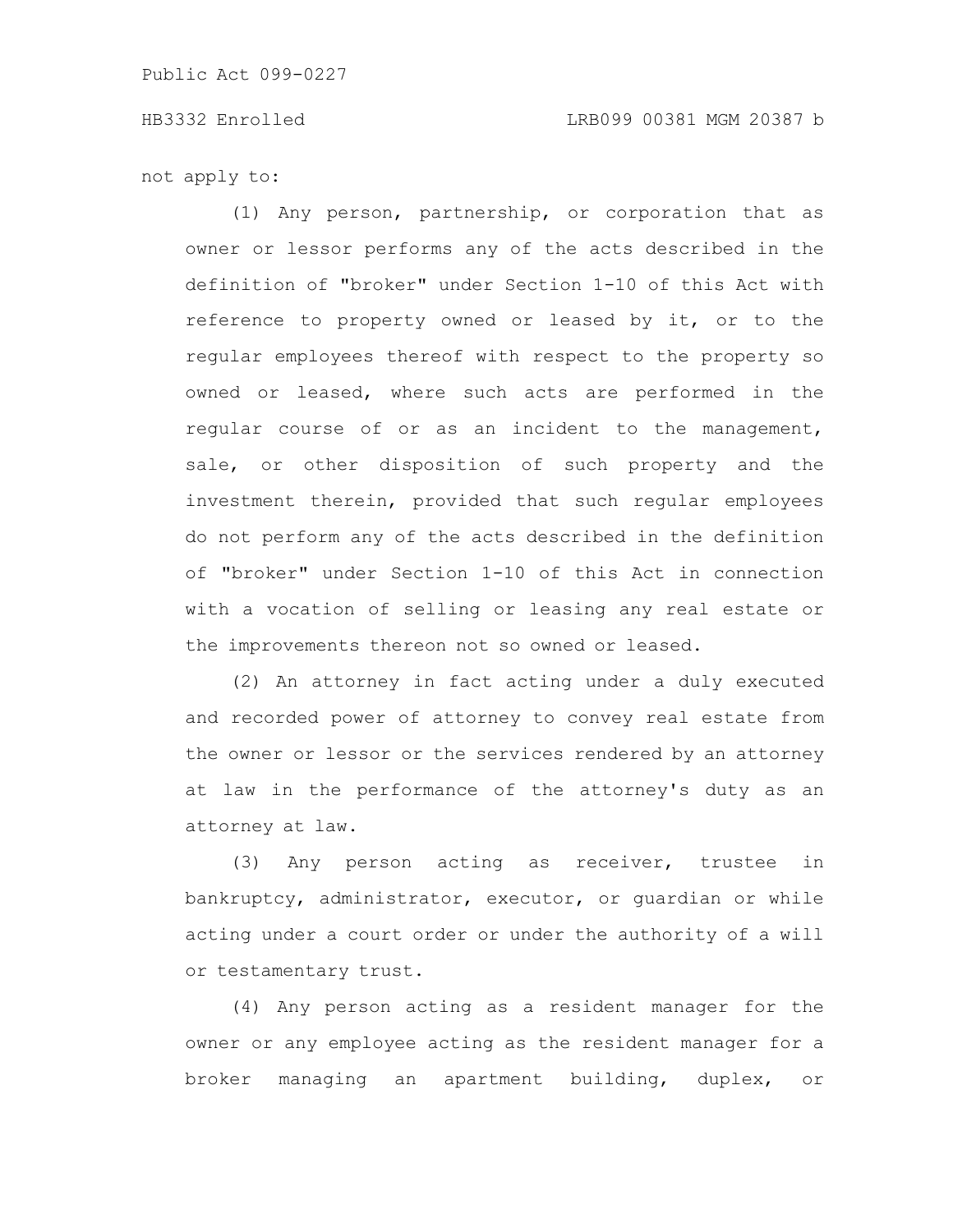not apply to:

(1) Any person, partnership, or corporation that as owner or lessor performs any of the acts described in the definition of "broker" under Section 1-10 of this Act with reference to property owned or leased by it, or to the regular employees thereof with respect to the property so owned or leased, where such acts are performed in the regular course of or as an incident to the management, sale, or other disposition of such property and the investment therein, provided that such regular employees do not perform any of the acts described in the definition of "broker" under Section 1-10 of this Act in connection with a vocation of selling or leasing any real estate or the improvements thereon not so owned or leased.

(2) An attorney in fact acting under a duly executed and recorded power of attorney to convey real estate from the owner or lessor or the services rendered by an attorney at law in the performance of the attorney's duty as an attorney at law.

(3) Any person acting as receiver, trustee in bankruptcy, administrator, executor, or guardian or while acting under a court order or under the authority of a will or testamentary trust.

(4) Any person acting as a resident manager for the owner or any employee acting as the resident manager for a broker managing an apartment building, duplex, or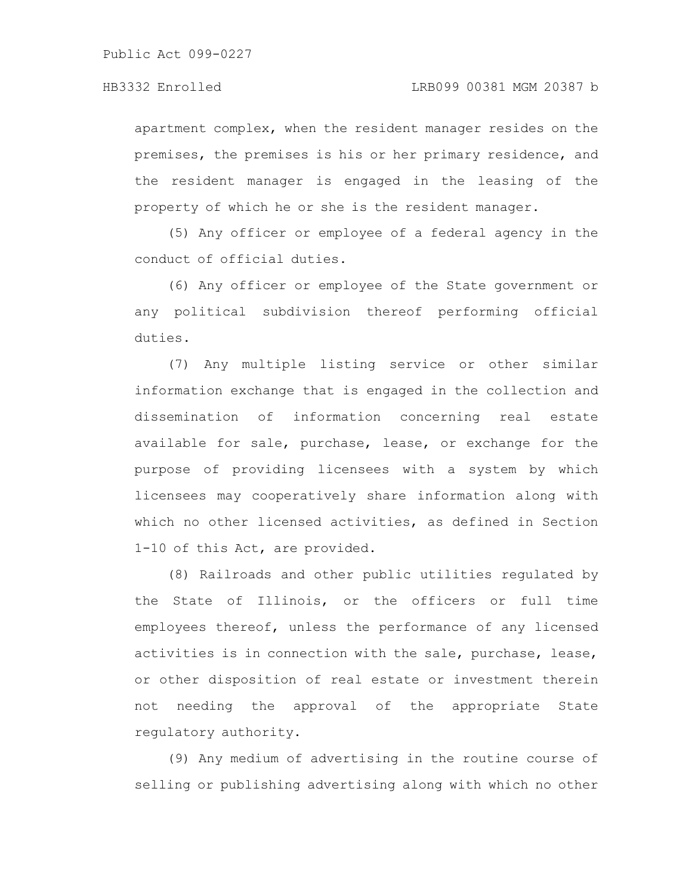apartment complex, when the resident manager resides on the premises, the premises is his or her primary residence, and the resident manager is engaged in the leasing of the property of which he or she is the resident manager.

(5) Any officer or employee of a federal agency in the conduct of official duties.

(6) Any officer or employee of the State government or any political subdivision thereof performing official duties.

(7) Any multiple listing service or other similar information exchange that is engaged in the collection and dissemination of information concerning real estate available for sale, purchase, lease, or exchange for the purpose of providing licensees with a system by which licensees may cooperatively share information along with which no other licensed activities, as defined in Section 1-10 of this Act, are provided.

(8) Railroads and other public utilities regulated by the State of Illinois, or the officers or full time employees thereof, unless the performance of any licensed activities is in connection with the sale, purchase, lease, or other disposition of real estate or investment therein not needing the approval of the appropriate State regulatory authority.

(9) Any medium of advertising in the routine course of selling or publishing advertising along with which no other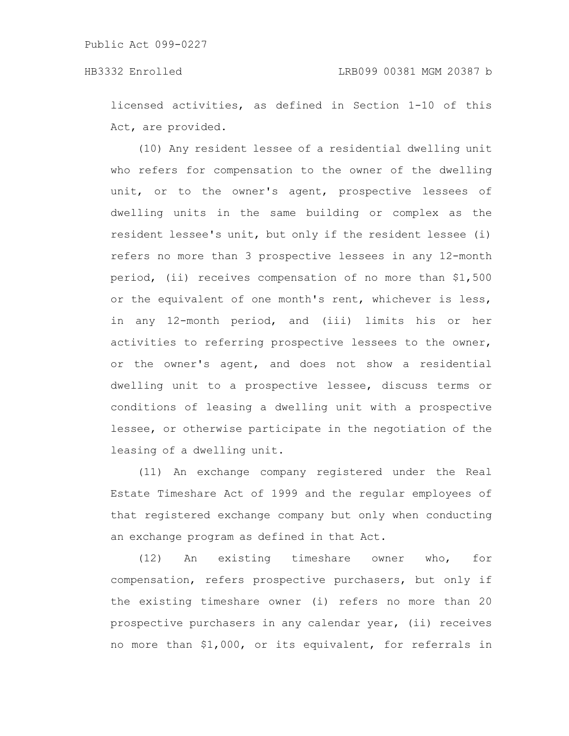licensed activities, as defined in Section 1-10 of this Act, are provided.

(10) Any resident lessee of a residential dwelling unit who refers for compensation to the owner of the dwelling unit, or to the owner's agent, prospective lessees of dwelling units in the same building or complex as the resident lessee's unit, but only if the resident lessee (i) refers no more than 3 prospective lessees in any 12-month period, (ii) receives compensation of no more than $1,500 or the equivalent of one month's rent, whichever is less, in any 12-month period, and (iii) limits his or her activities to referring prospective lessees to the owner, or the owner's agent, and does not show a residential dwelling unit to a prospective lessee, discuss terms or conditions of leasing a dwelling unit with a prospective lessee, or otherwise participate in the negotiation of the leasing of a dwelling unit.

(11) An exchange company registered under the Real Estate Timeshare Act of 1999 and the regular employees of that registered exchange company but only when conducting an exchange program as defined in that Act.

(12) An existing timeshare owner who, for compensation, refers prospective purchasers, but only if the existing timeshare owner (i) refers no more than 20 prospective purchasers in any calendar year, (ii) receives no more than $1,000, or its equivalent, for referrals in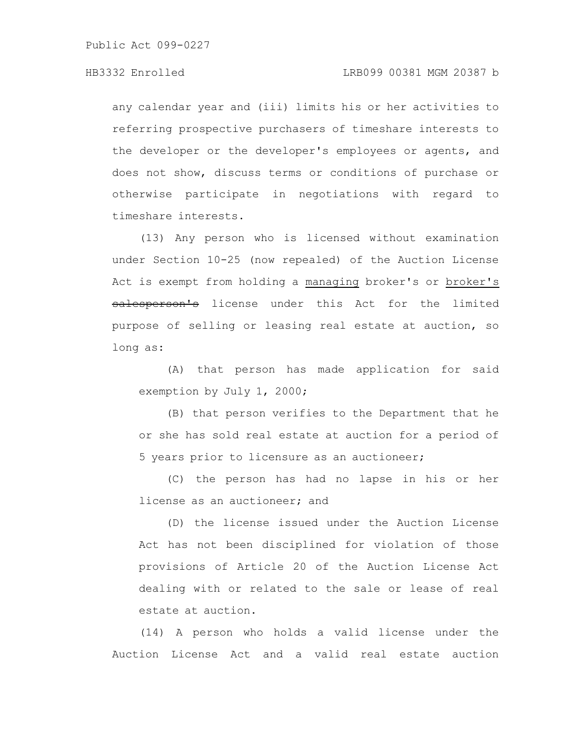any calendar year and (iii) limits his or her activities to referring prospective purchasers of timeshare interests to the developer or the developer's employees or agents, and does not show, discuss terms or conditions of purchase or otherwise participate in negotiations with regard to timeshare interests.

(13) Any person who is licensed without examination under Section 10-25 (now repealed) of the Auction License Act is exempt from holding a managing broker's or broker's ~~salesperson's~~ license under this Act for the limited purpose of selling or leasing real estate at auction, so long as:

(A) that person has made application for said exemption by July 1, 2000;

(B) that person verifies to the Department that he or she has sold real estate at auction for a period of 5 years prior to licensure as an auctioneer;

(C) the person has had no lapse in his or her license as an auctioneer; and

(D) the license issued under the Auction License Act has not been disciplined for violation of those provisions of Article 20 of the Auction License Act dealing with or related to the sale or lease of real estate at auction.

(14) A person who holds a valid license under the Auction License Act and a valid real estate auction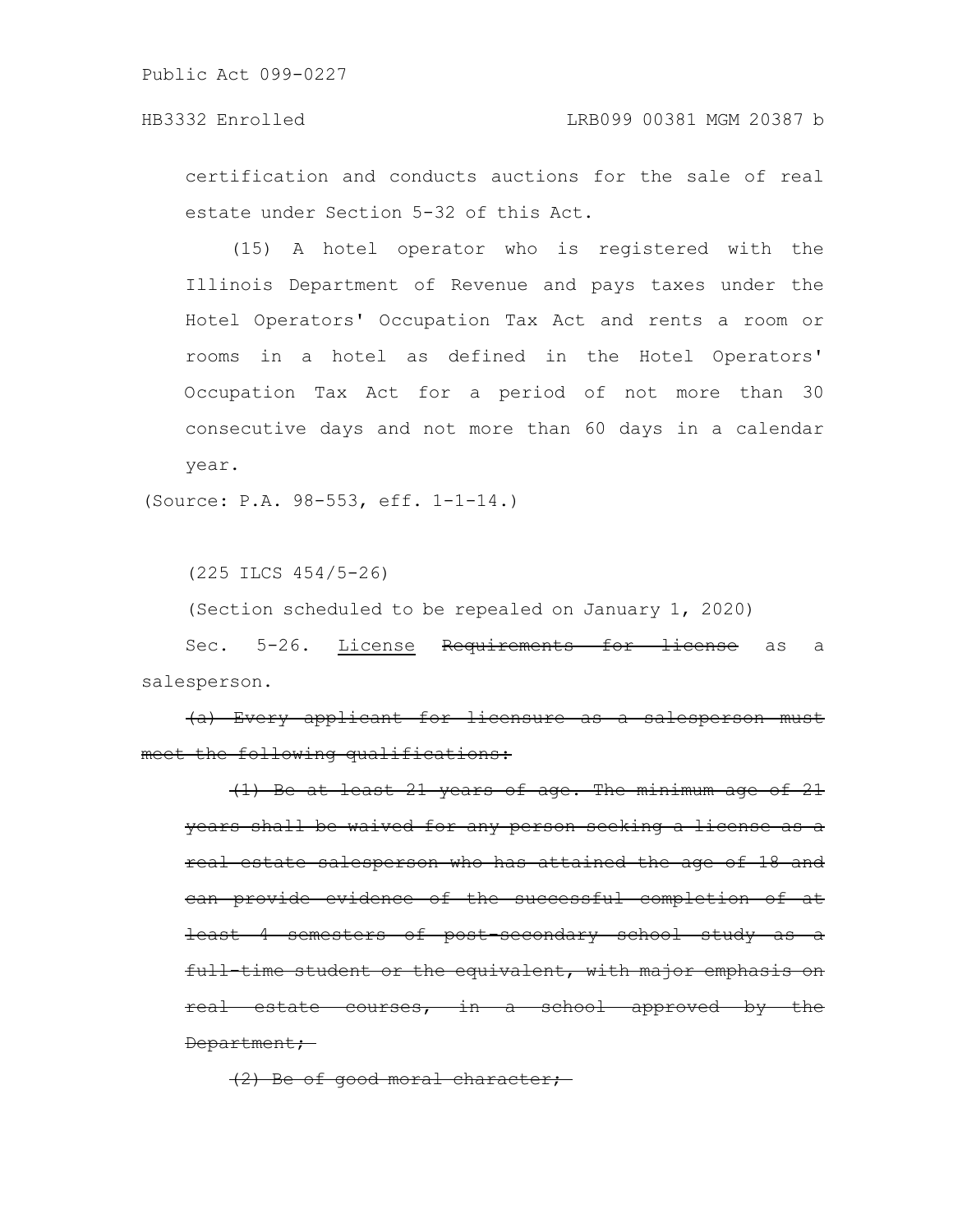certification and conducts auctions for the sale of real estate under Section 5-32 of this Act.

(15) A hotel operator who is registered with the Illinois Department of Revenue and pays taxes under the Hotel Operators' Occupation Tax Act and rents a room or rooms in a hotel as defined in the Hotel Operators' Occupation Tax Act for a period of not more than 30 consecutive days and not more than 60 days in a calendar year.

(Source: P.A. 98-553, eff. 1-1-14.)

(225 ILCS 454/5-26)

(Section scheduled to be repealed on January 1, 2020)

Sec. 5-26. <u>License</u> ~~Requirements for license~~ as a salesperson.

~~(a) Every applicant for licensure as a salesperson must meet the following qualifications:~~

~~(1) Be at least 21 years of age. The minimum age of 21 years shall be waived for any person seeking a license as a real estate salesperson who has attained the age of 18 and can provide evidence of the successful completion of at least 4 semesters of post-secondary school study as a full-time student or the equivalent, with major emphasis on real estate courses, in a school approved by the Department;~~

~~(2) Be of good moral character;~~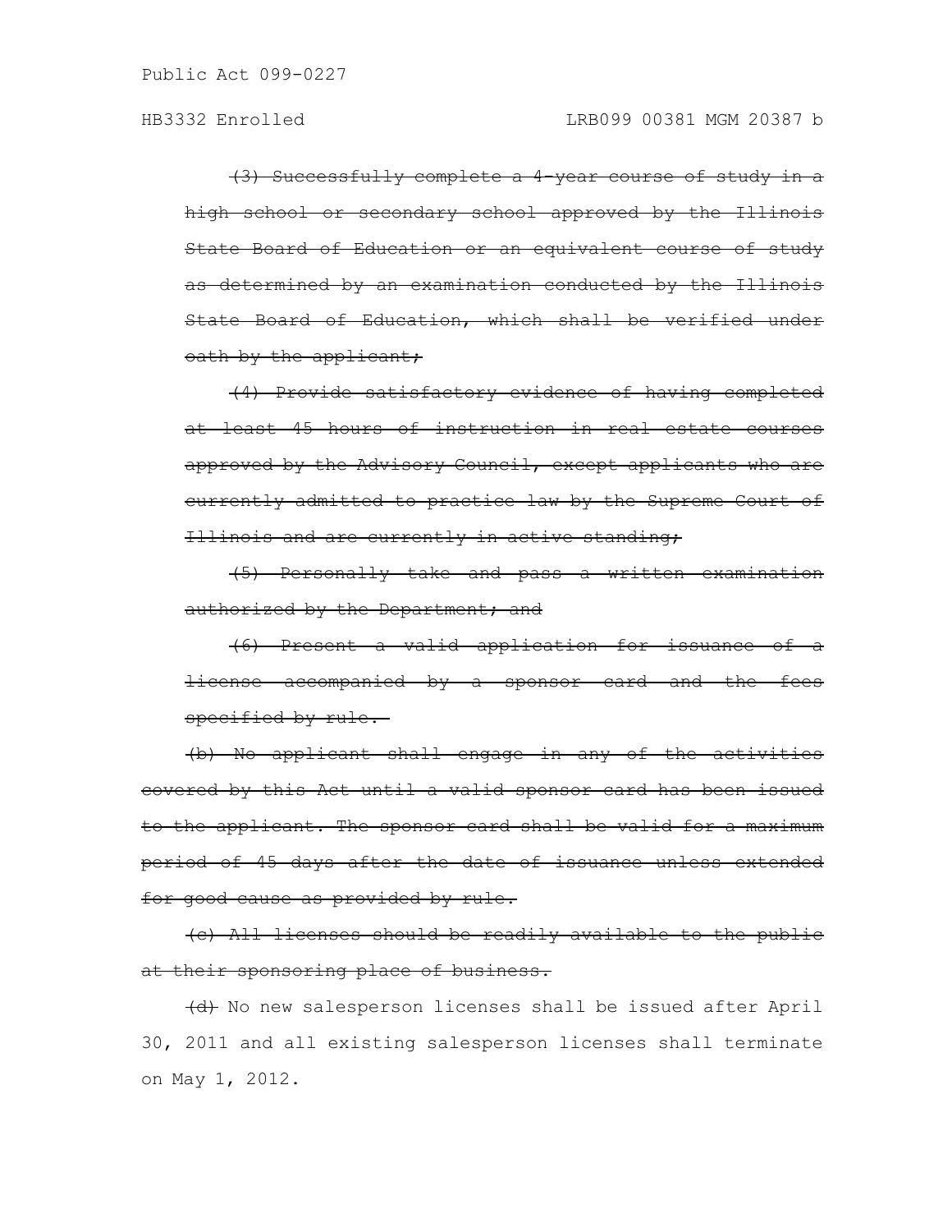~~(3) Successfully complete a 4-year course of study in a high school or secondary school approved by the Illinois State Board of Education or an equivalent course of study as determined by an examination conducted by the Illinois State Board of Education, which shall be verified under oath by the applicant;~~

~~(4) Provide satisfactory evidence of having completed at least 45 hours of instruction in real estate courses approved by the Advisory Council, except applicants who are currently admitted to practice law by the Supreme Court of Illinois and are currently in active standing;~~

~~(5) Personally take and pass a written examination authorized by the Department; and~~

~~(6) Present a valid application for issuance of a license accompanied by a sponsor card and the fees specified by rule.~~

~~(b) No applicant shall engage in any of the activities covered by this Act until a valid sponsor card has been issued to the applicant. The sponsor card shall be valid for a maximum period of 45 days after the date of issuance unless extended for good cause as provided by rule.~~

~~(c) All licenses should be readily available to the public at their sponsoring place of business.~~

~~(d)~~ No new salesperson licenses shall be issued after April 30, 2011 and all existing salesperson licenses shall terminate on May 1, 2012.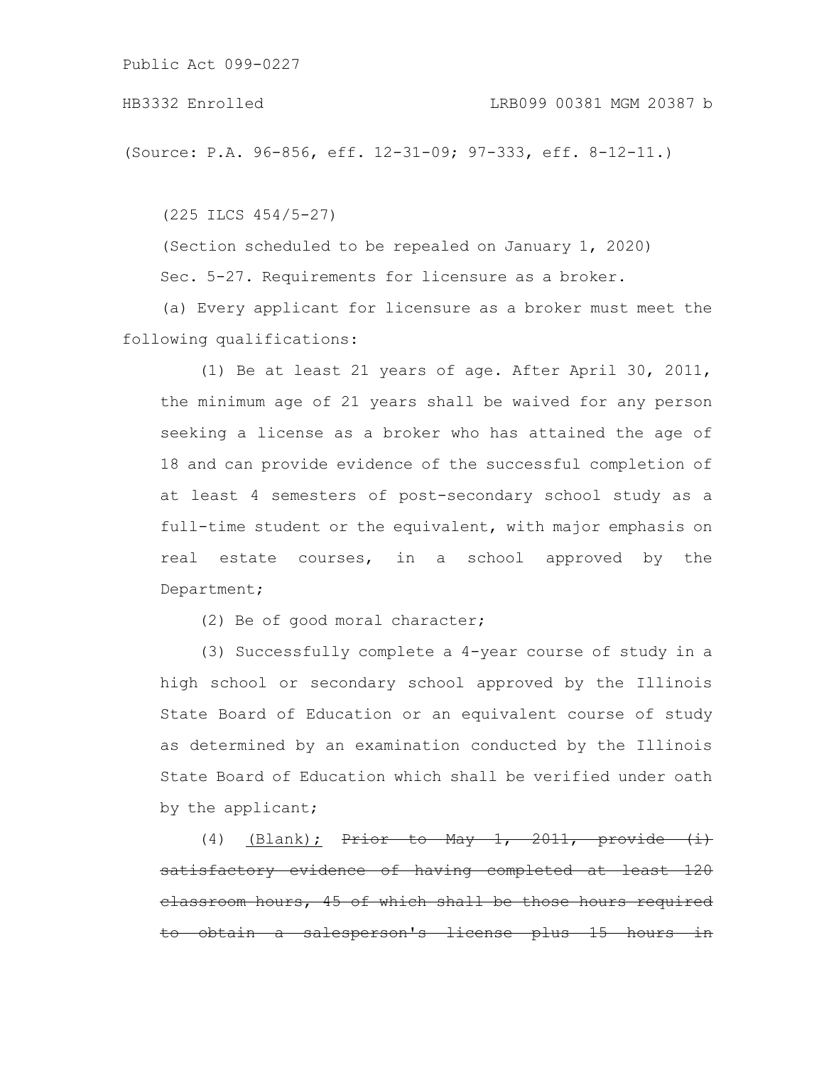(Source: P.A. 96-856, eff. 12-31-09; 97-333, eff. 8-12-11.)

(225 ILCS 454/5-27)

(Section scheduled to be repealed on January 1, 2020)

Sec. 5-27. Requirements for licensure as a broker.

(a) Every applicant for licensure as a broker must meet the following qualifications:

(1) Be at least 21 years of age. After April 30, 2011, the minimum age of 21 years shall be waived for any person seeking a license as a broker who has attained the age of 18 and can provide evidence of the successful completion of at least 4 semesters of post-secondary school study as a full-time student or the equivalent, with major emphasis on real estate courses, in a school approved by the Department;

(2) Be of good moral character;

(3) Successfully complete a 4-year course of study in a high school or secondary school approved by the Illinois State Board of Education or an equivalent course of study as determined by an examination conducted by the Illinois State Board of Education which shall be verified under oath by the applicant;

(4) <u>(Blank);</u> ~~Prior to May 1, 2011, provide (i) satisfactory evidence of having completed at least 120 classroom hours, 45 of which shall be those hours required to obtain a salesperson's license plus 15 hours in~~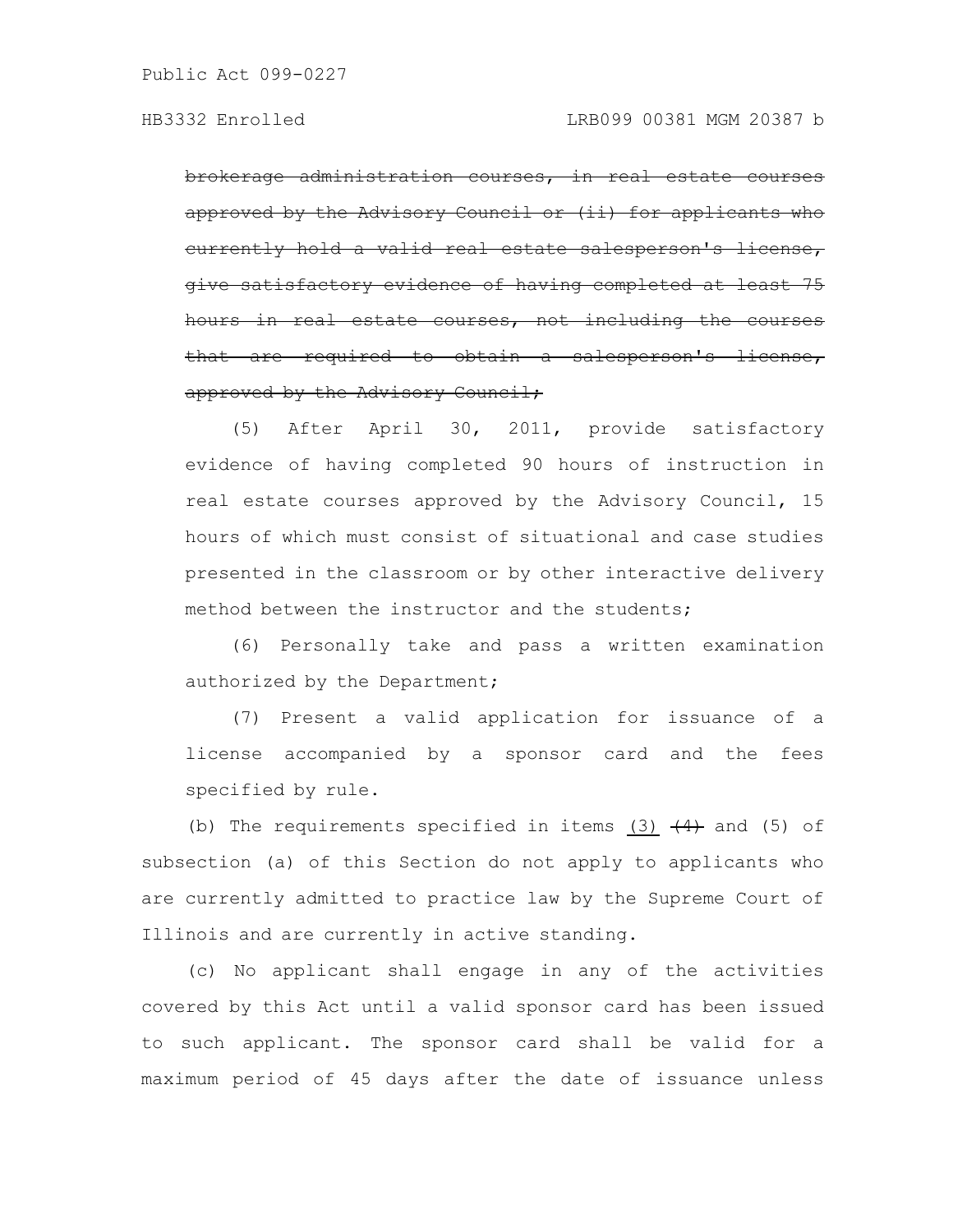~~brokerage administration courses, in real estate courses approved by the Advisory Council or (ii) for applicants who currently hold a valid real estate salesperson's license, give satisfactory evidence of having completed at least 75 hours in real estate courses, not including the courses that are required to obtain a salesperson's license, approved by the Advisory Council;~~

(5) After April 30, 2011, provide satisfactory evidence of having completed 90 hours of instruction in real estate courses approved by the Advisory Council, 15 hours of which must consist of situational and case studies presented in the classroom or by other interactive delivery method between the instructor and the students;

(6) Personally take and pass a written examination authorized by the Department;

(7) Present a valid application for issuance of a license accompanied by a sponsor card and the fees specified by rule.

(b) The requirements specified in items <u>(3)</u> ~~(4)~~ and (5) of subsection (a) of this Section do not apply to applicants who are currently admitted to practice law by the Supreme Court of Illinois and are currently in active standing.

(c) No applicant shall engage in any of the activities covered by this Act until a valid sponsor card has been issued to such applicant. The sponsor card shall be valid for a maximum period of 45 days after the date of issuance unless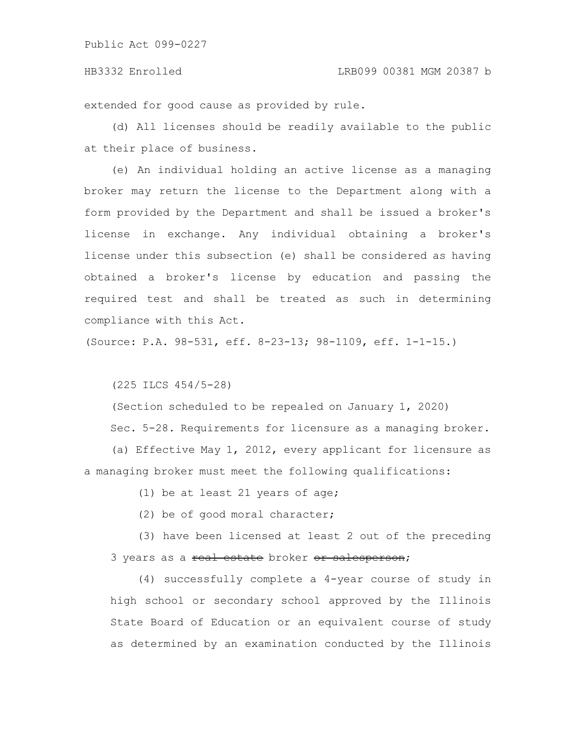extended for good cause as provided by rule.

(d) All licenses should be readily available to the public at their place of business.

(e) An individual holding an active license as a managing broker may return the license to the Department along with a form provided by the Department and shall be issued a broker's license in exchange. Any individual obtaining a broker's license under this subsection (e) shall be considered as having obtained a broker's license by education and passing the required test and shall be treated as such in determining compliance with this Act.

(Source: P.A. 98-531, eff. 8-23-13; 98-1109, eff. 1-1-15.)

(225 ILCS 454/5-28)

(Section scheduled to be repealed on January 1, 2020)

Sec. 5-28. Requirements for licensure as a managing broker.

(a) Effective May 1, 2012, every applicant for licensure as a managing broker must meet the following qualifications:

(1) be at least 21 years of age;

(2) be of good moral character;

(3) have been licensed at least 2 out of the preceding 3 years as a ~~real estate~~ broker ~~or salesperson~~;

(4) successfully complete a 4-year course of study in high school or secondary school approved by the Illinois State Board of Education or an equivalent course of study as determined by an examination conducted by the Illinois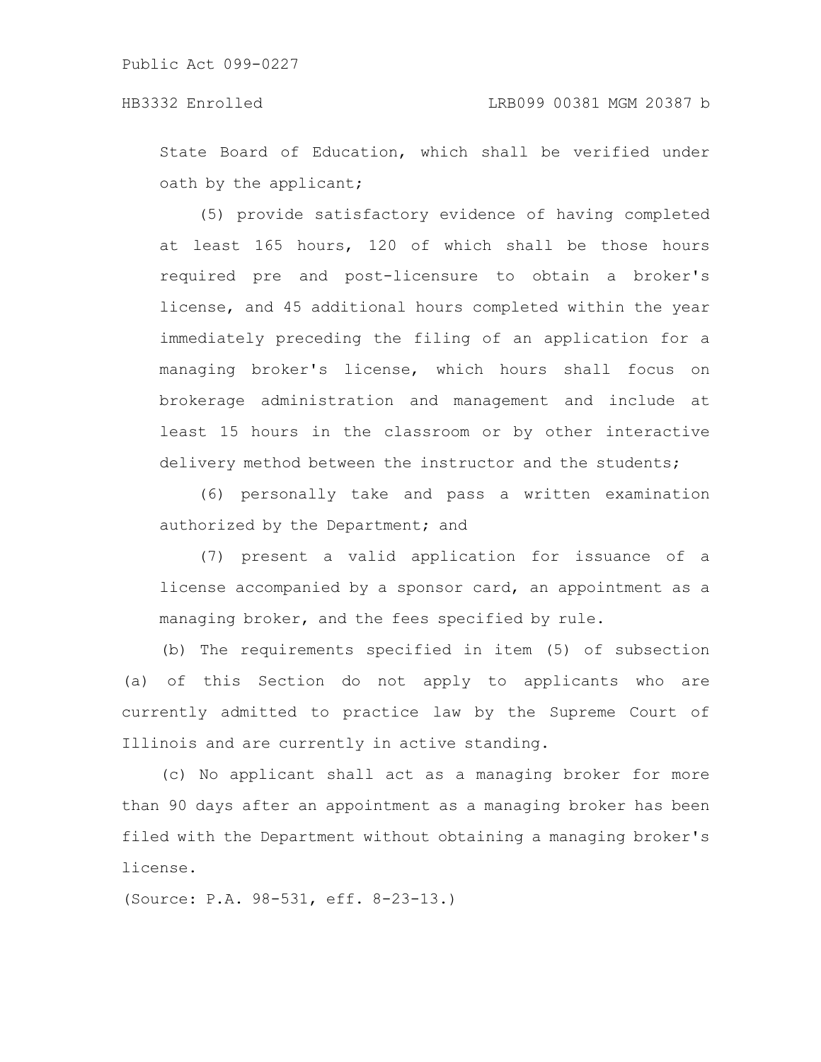State Board of Education, which shall be verified under oath by the applicant;

(5) provide satisfactory evidence of having completed at least 165 hours, 120 of which shall be those hours required pre and post-licensure to obtain a broker's license, and 45 additional hours completed within the year immediately preceding the filing of an application for a managing broker's license, which hours shall focus on brokerage administration and management and include at least 15 hours in the classroom or by other interactive delivery method between the instructor and the students;

(6) personally take and pass a written examination authorized by the Department; and

(7) present a valid application for issuance of a license accompanied by a sponsor card, an appointment as a managing broker, and the fees specified by rule.

(b) The requirements specified in item (5) of subsection (a) of this Section do not apply to applicants who are currently admitted to practice law by the Supreme Court of Illinois and are currently in active standing.

(c) No applicant shall act as a managing broker for more than 90 days after an appointment as a managing broker has been filed with the Department without obtaining a managing broker's license.

(Source: P.A. 98-531, eff. 8-23-13.)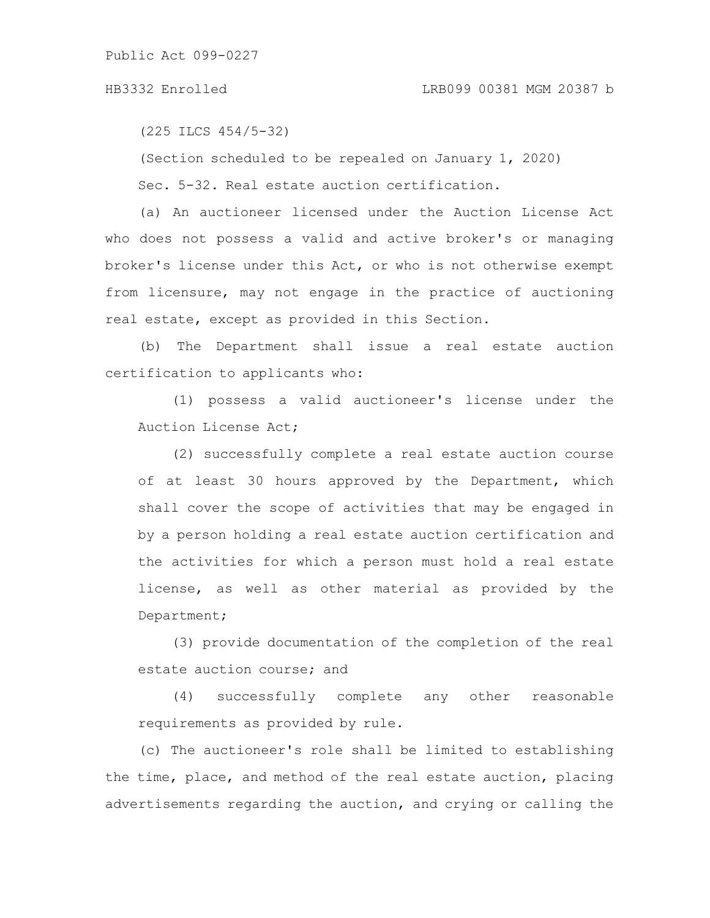(225 ILCS 454/5-32)

(Section scheduled to be repealed on January 1, 2020)

Sec. 5-32. Real estate auction certification.

(a) An auctioneer licensed under the Auction License Act who does not possess a valid and active broker's or managing broker's license under this Act, or who is not otherwise exempt from licensure, may not engage in the practice of auctioning real estate, except as provided in this Section.

(b) The Department shall issue a real estate auction certification to applicants who:

(1) possess a valid auctioneer's license under the Auction License Act;

(2) successfully complete a real estate auction course of at least 30 hours approved by the Department, which shall cover the scope of activities that may be engaged in by a person holding a real estate auction certification and the activities for which a person must hold a real estate license, as well as other material as provided by the Department;

(3) provide documentation of the completion of the real estate auction course; and

(4) successfully complete any other reasonable requirements as provided by rule.

(c) The auctioneer's role shall be limited to establishing the time, place, and method of the real estate auction, placing advertisements regarding the auction, and crying or calling the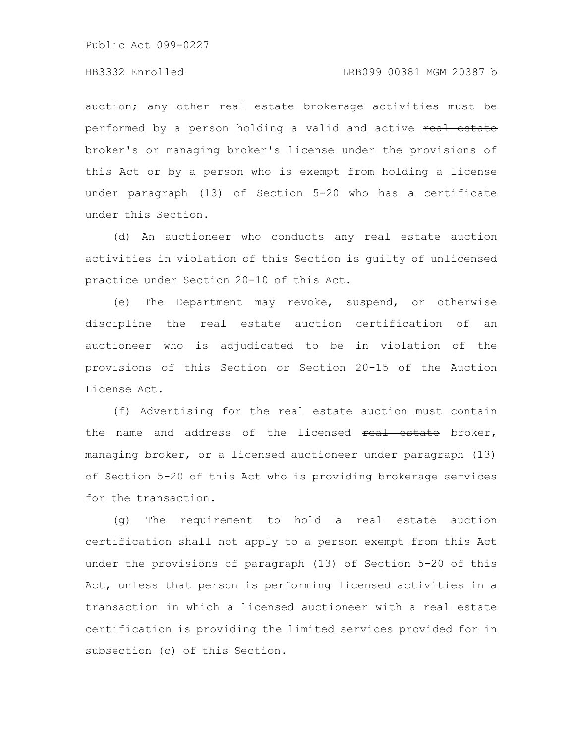auction; any other real estate brokerage activities must be performed by a person holding a valid and active ~~real estate~~ broker's or managing broker's license under the provisions of this Act or by a person who is exempt from holding a license under paragraph (13) of Section 5-20 who has a certificate under this Section.

(d) An auctioneer who conducts any real estate auction activities in violation of this Section is guilty of unlicensed practice under Section 20-10 of this Act.

(e) The Department may revoke, suspend, or otherwise discipline the real estate auction certification of an auctioneer who is adjudicated to be in violation of the provisions of this Section or Section 20-15 of the Auction License Act.

(f) Advertising for the real estate auction must contain the name and address of the licensed ~~real estate~~ broker, managing broker, or a licensed auctioneer under paragraph (13) of Section 5-20 of this Act who is providing brokerage services for the transaction.

(g) The requirement to hold a real estate auction certification shall not apply to a person exempt from this Act under the provisions of paragraph (13) of Section 5-20 of this Act, unless that person is performing licensed activities in a transaction in which a licensed auctioneer with a real estate certification is providing the limited services provided for in subsection (c) of this Section.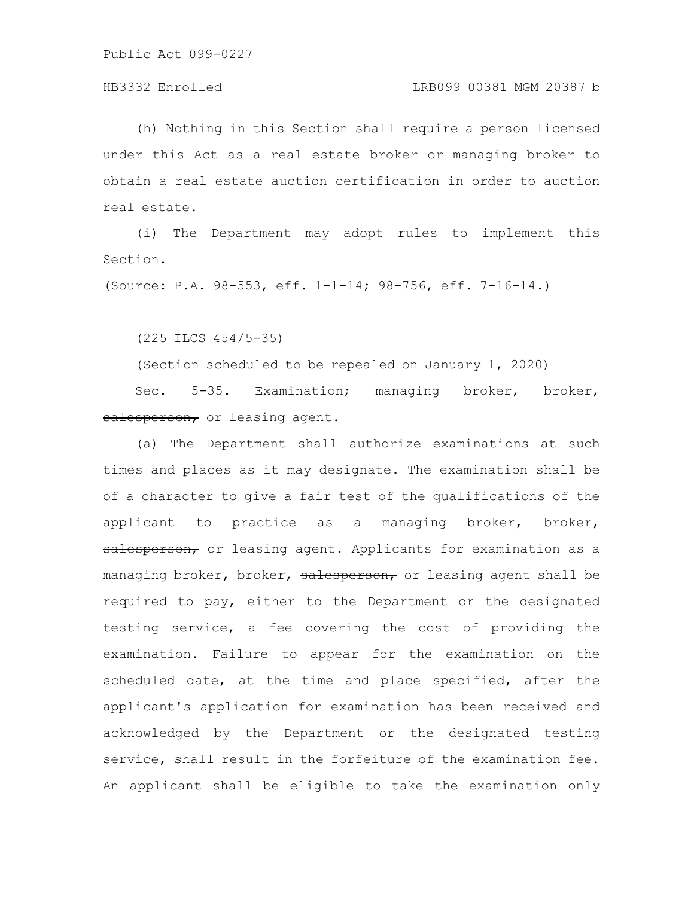(h) Nothing in this Section shall require a person licensed under this Act as a ~~real estate~~ broker or managing broker to obtain a real estate auction certification in order to auction real estate.

(i) The Department may adopt rules to implement this Section.

(Source: P.A. 98-553, eff. 1-1-14; 98-756, eff. 7-16-14.)

(225 ILCS 454/5-35)

(Section scheduled to be repealed on January 1, 2020)

Sec. 5-35. Examination; managing broker, broker, ~~salesperson,~~ or leasing agent.

(a) The Department shall authorize examinations at such times and places as it may designate. The examination shall be of a character to give a fair test of the qualifications of the applicant to practice as a managing broker, broker, ~~salesperson,~~ or leasing agent. Applicants for examination as a managing broker, broker, ~~salesperson,~~ or leasing agent shall be required to pay, either to the Department or the designated testing service, a fee covering the cost of providing the examination. Failure to appear for the examination on the scheduled date, at the time and place specified, after the applicant's application for examination has been received and acknowledged by the Department or the designated testing service, shall result in the forfeiture of the examination fee. An applicant shall be eligible to take the examination only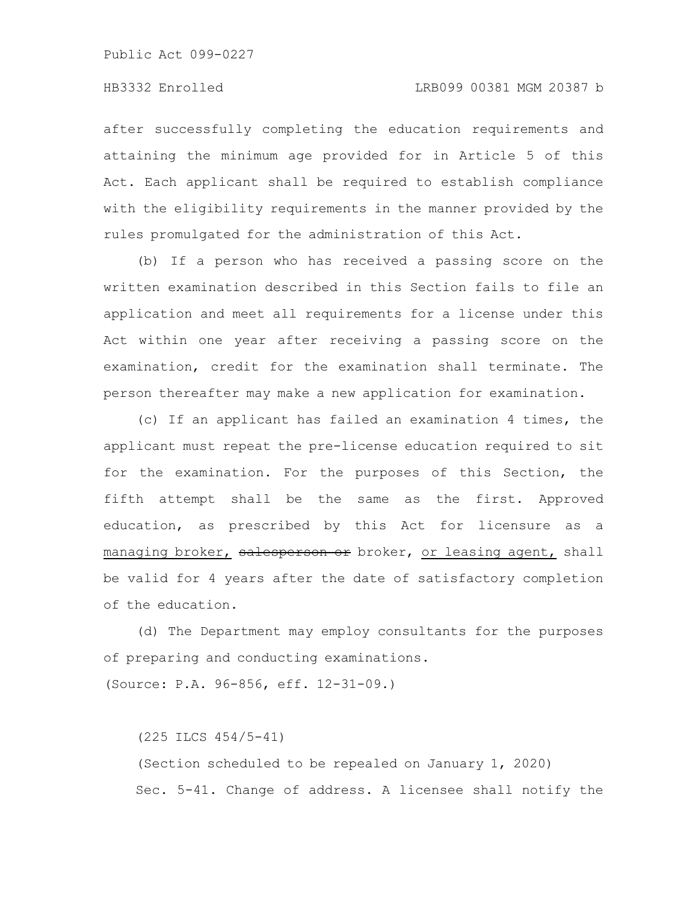after successfully completing the education requirements and attaining the minimum age provided for in Article 5 of this Act. Each applicant shall be required to establish compliance with the eligibility requirements in the manner provided by the rules promulgated for the administration of this Act.

(b) If a person who has received a passing score on the written examination described in this Section fails to file an application and meet all requirements for a license under this Act within one year after receiving a passing score on the examination, credit for the examination shall terminate. The person thereafter may make a new application for examination.

(c) If an applicant has failed an examination 4 times, the applicant must repeat the pre-license education required to sit for the examination. For the purposes of this Section, the fifth attempt shall be the same as the first. Approved education, as prescribed by this Act for licensure as a <u>managing broker,</u> ~~salesperson or~~ broker, <u>or leasing agent,</u> shall be valid for 4 years after the date of satisfactory completion of the education.

(d) The Department may employ consultants for the purposes of preparing and conducting examinations.

(Source: P.A. 96-856, eff. 12-31-09.)

(225 ILCS 454/5-41)

(Section scheduled to be repealed on January 1, 2020)

Sec. 5-41. Change of address. A licensee shall notify the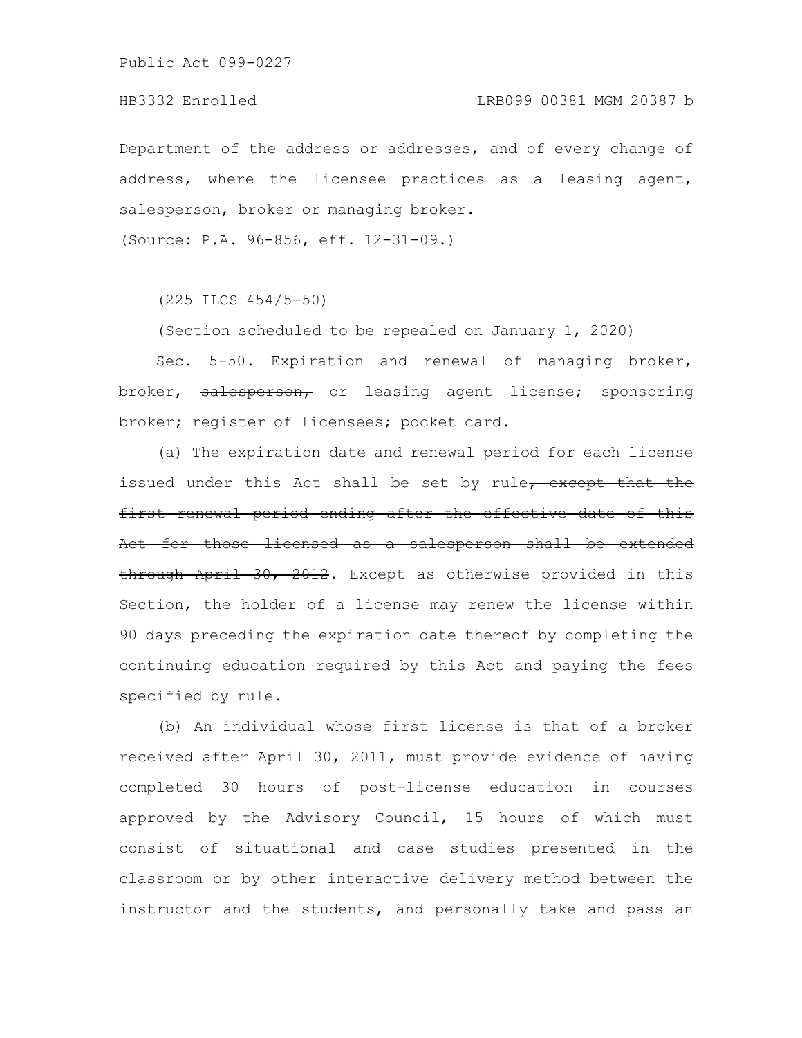Department of the address or addresses, and of every change of address, where the licensee practices as a leasing agent, ~~salesperson,~~ broker or managing broker.

(Source: P.A. 96-856, eff. 12-31-09.)

(225 ILCS 454/5-50)

(Section scheduled to be repealed on January 1, 2020)

Sec. 5-50. Expiration and renewal of managing broker, broker, ~~salesperson,~~ or leasing agent license; sponsoring broker; register of licensees; pocket card.

(a) The expiration date and renewal period for each license issued under this Act shall be set by rule~~, except that the first renewal period ending after the effective date of this Act for those licensed as a salesperson shall be extended through April 30, 2012~~. Except as otherwise provided in this Section, the holder of a license may renew the license within 90 days preceding the expiration date thereof by completing the continuing education required by this Act and paying the fees specified by rule.

(b) An individual whose first license is that of a broker received after April 30, 2011, must provide evidence of having completed 30 hours of post-license education in courses approved by the Advisory Council, 15 hours of which must consist of situational and case studies presented in the classroom or by other interactive delivery method between the instructor and the students, and personally take and pass an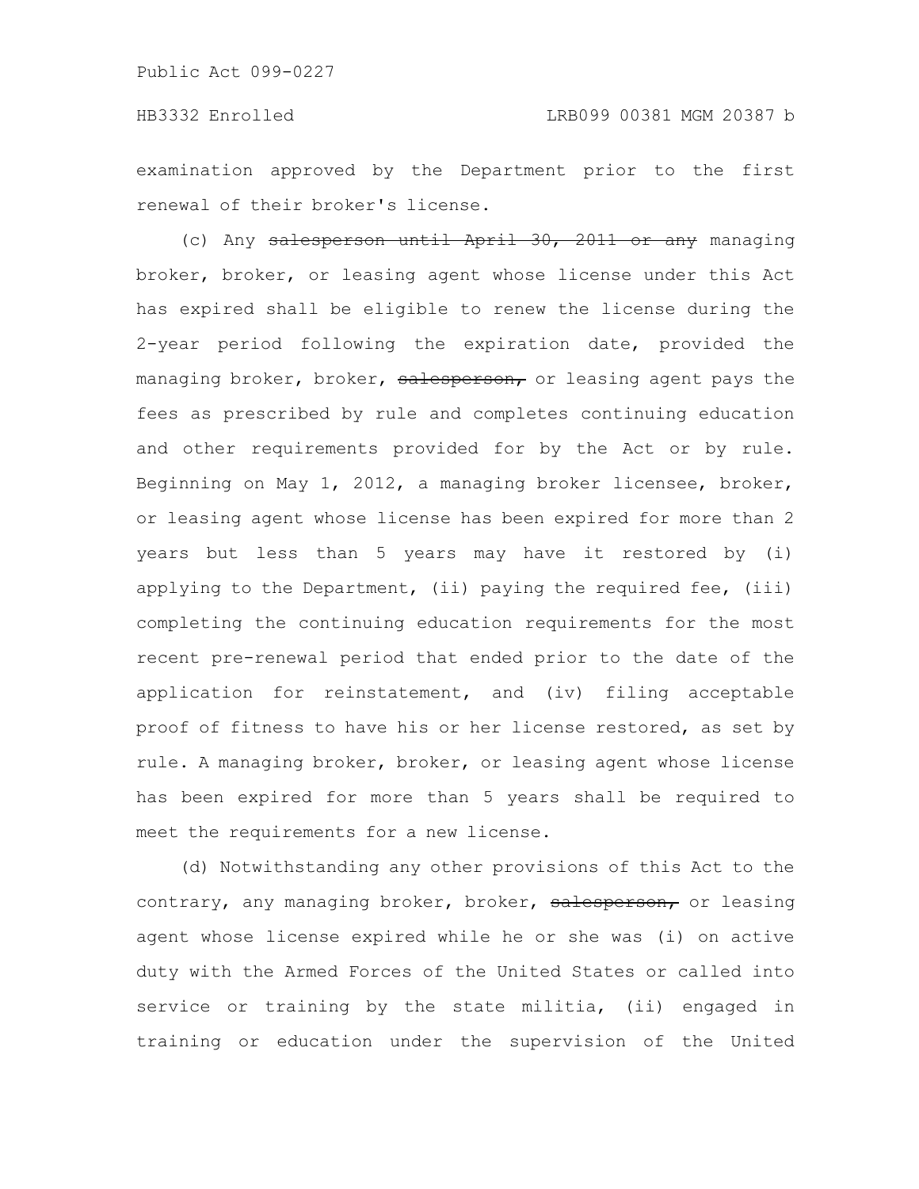examination approved by the Department prior to the first renewal of their broker's license.

(c) Any ~~salesperson until April 30, 2011 or any~~ managing broker, broker, or leasing agent whose license under this Act has expired shall be eligible to renew the license during the 2-year period following the expiration date, provided the managing broker, broker, ~~salesperson,~~ or leasing agent pays the fees as prescribed by rule and completes continuing education and other requirements provided for by the Act or by rule. Beginning on May 1, 2012, a managing broker licensee, broker, or leasing agent whose license has been expired for more than 2 years but less than 5 years may have it restored by (i) applying to the Department, (ii) paying the required fee, (iii) completing the continuing education requirements for the most recent pre-renewal period that ended prior to the date of the application for reinstatement, and (iv) filing acceptable proof of fitness to have his or her license restored, as set by rule. A managing broker, broker, or leasing agent whose license has been expired for more than 5 years shall be required to meet the requirements for a new license.

(d) Notwithstanding any other provisions of this Act to the contrary, any managing broker, broker, ~~salesperson,~~ or leasing agent whose license expired while he or she was (i) on active duty with the Armed Forces of the United States or called into service or training by the state militia, (ii) engaged in training or education under the supervision of the United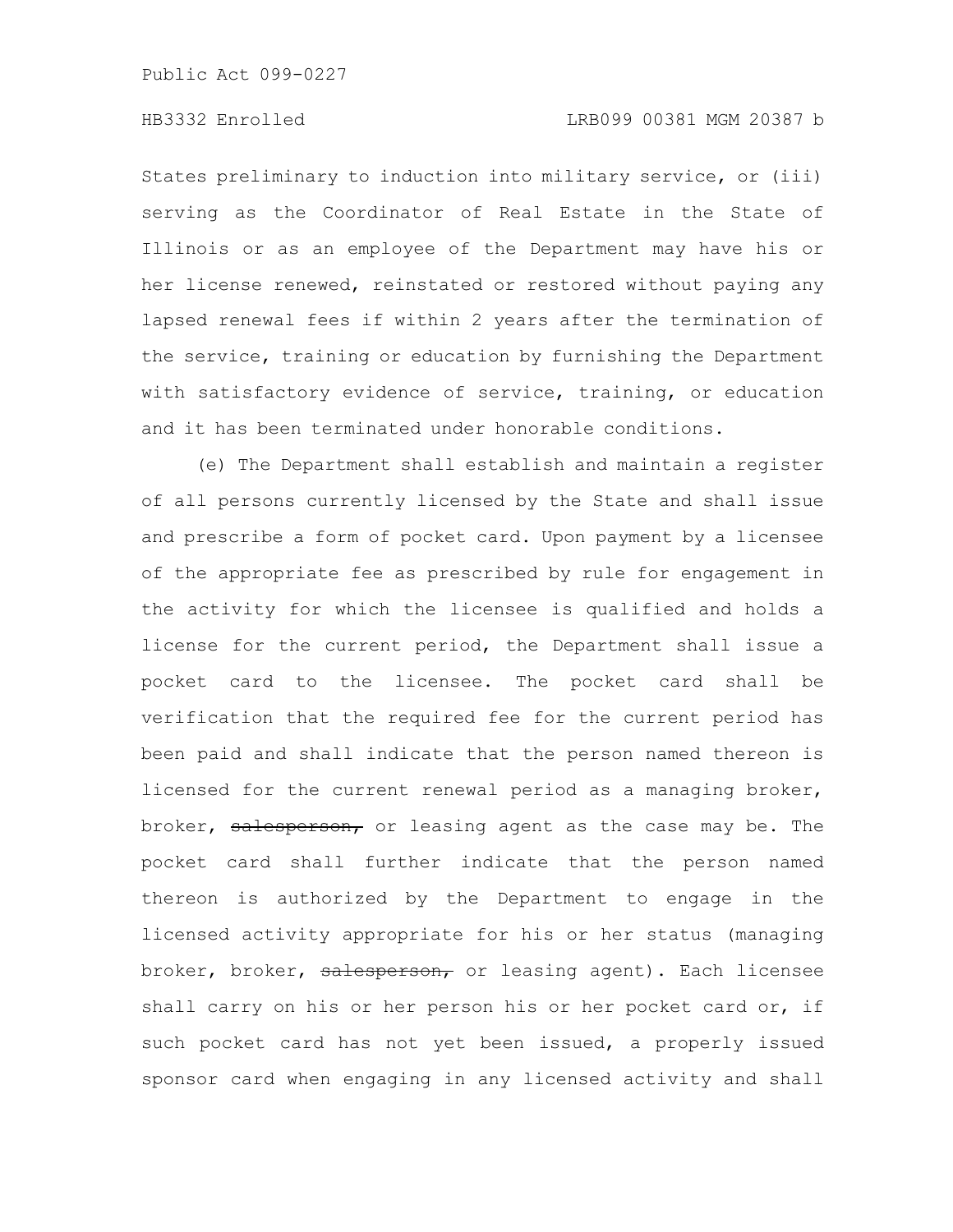States preliminary to induction into military service, or (iii) serving as the Coordinator of Real Estate in the State of Illinois or as an employee of the Department may have his or her license renewed, reinstated or restored without paying any lapsed renewal fees if within 2 years after the termination of the service, training or education by furnishing the Department with satisfactory evidence of service, training, or education and it has been terminated under honorable conditions.

(e) The Department shall establish and maintain a register of all persons currently licensed by the State and shall issue and prescribe a form of pocket card. Upon payment by a licensee of the appropriate fee as prescribed by rule for engagement in the activity for which the licensee is qualified and holds a license for the current period, the Department shall issue a pocket card to the licensee. The pocket card shall be verification that the required fee for the current period has been paid and shall indicate that the person named thereon is licensed for the current renewal period as a managing broker, broker, ~~salesperson,~~ or leasing agent as the case may be. The pocket card shall further indicate that the person named thereon is authorized by the Department to engage in the licensed activity appropriate for his or her status (managing broker, broker, ~~salesperson,~~ or leasing agent). Each licensee shall carry on his or her person his or her pocket card or, if such pocket card has not yet been issued, a properly issued sponsor card when engaging in any licensed activity and shall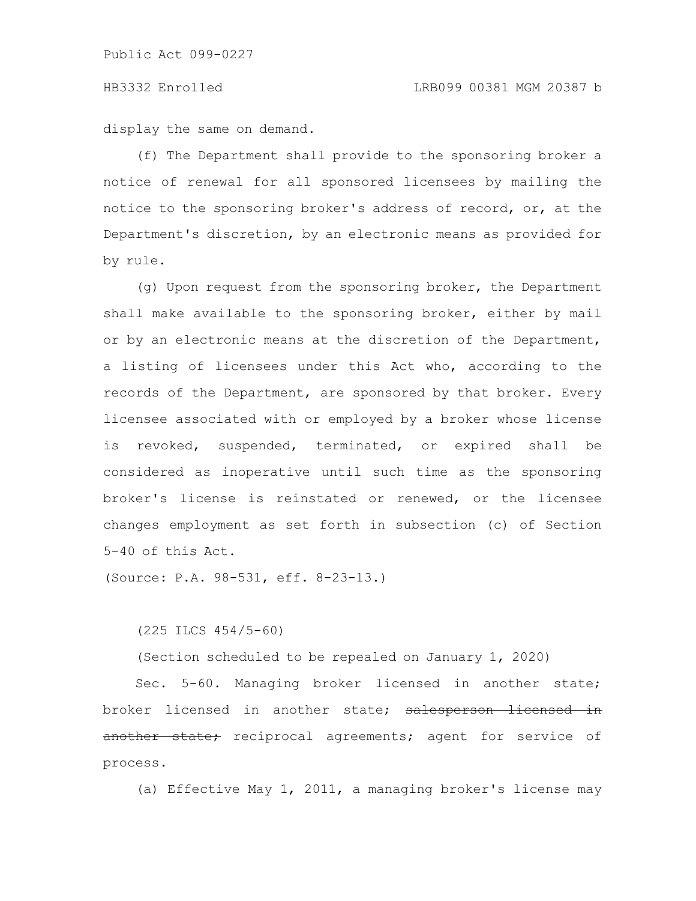display the same on demand.

(f) The Department shall provide to the sponsoring broker a notice of renewal for all sponsored licensees by mailing the notice to the sponsoring broker's address of record, or, at the Department's discretion, by an electronic means as provided for by rule.

(g) Upon request from the sponsoring broker, the Department shall make available to the sponsoring broker, either by mail or by an electronic means at the discretion of the Department, a listing of licensees under this Act who, according to the records of the Department, are sponsored by that broker. Every licensee associated with or employed by a broker whose license is revoked, suspended, terminated, or expired shall be considered as inoperative until such time as the sponsoring broker's license is reinstated or renewed, or the licensee changes employment as set forth in subsection (c) of Section 5-40 of this Act.

(Source: P.A. 98-531, eff. 8-23-13.)

(225 ILCS 454/5-60)

(Section scheduled to be repealed on January 1, 2020)

Sec. 5-60. Managing broker licensed in another state; broker licensed in another state; ~~salesperson licensed in another state;~~ reciprocal agreements; agent for service of process.

(a) Effective May 1, 2011, a managing broker's license may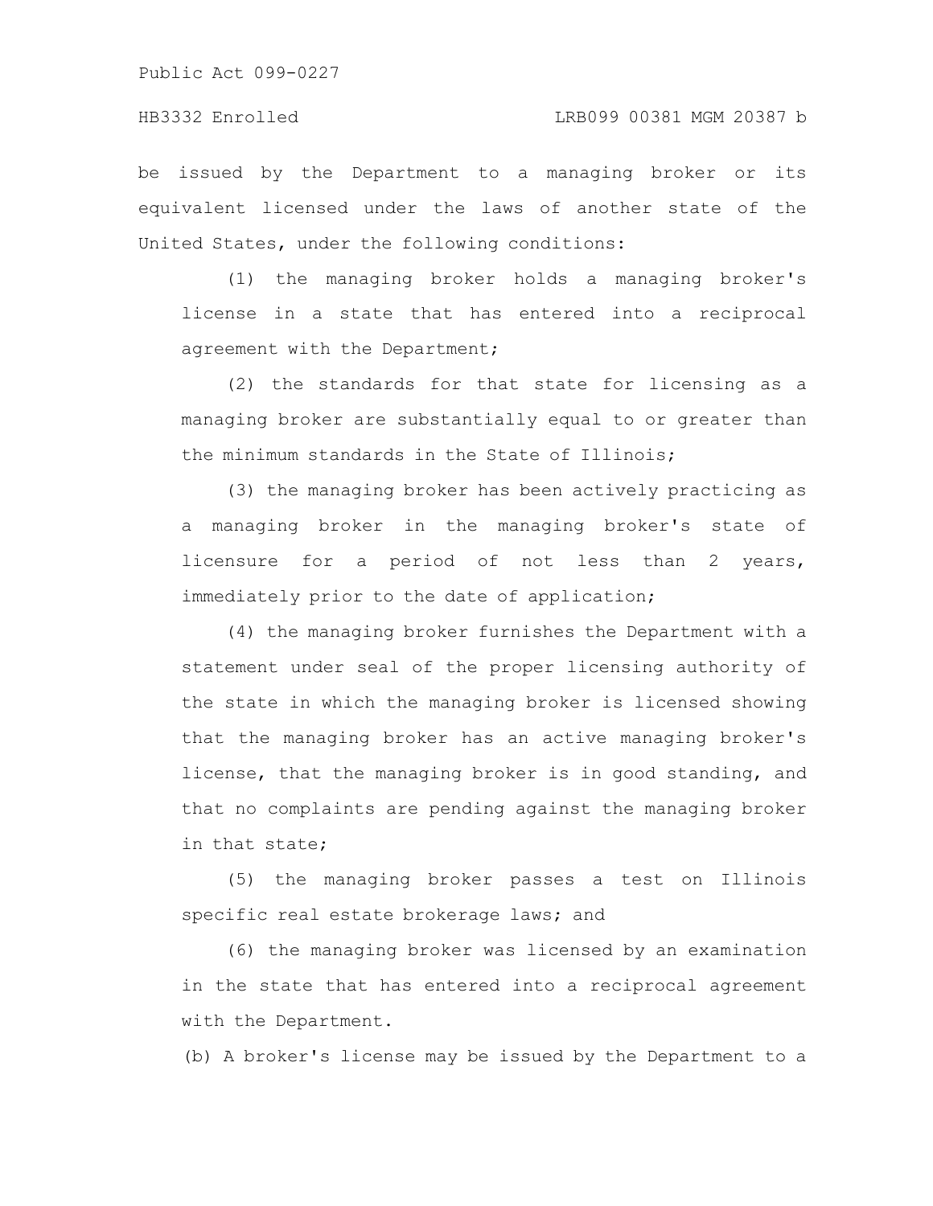be issued by the Department to a managing broker or its equivalent licensed under the laws of another state of the United States, under the following conditions:

(1) the managing broker holds a managing broker's license in a state that has entered into a reciprocal agreement with the Department;

(2) the standards for that state for licensing as a managing broker are substantially equal to or greater than the minimum standards in the State of Illinois;

(3) the managing broker has been actively practicing as a managing broker in the managing broker's state of licensure for a period of not less than 2 years, immediately prior to the date of application;

(4) the managing broker furnishes the Department with a statement under seal of the proper licensing authority of the state in which the managing broker is licensed showing that the managing broker has an active managing broker's license, that the managing broker is in good standing, and that no complaints are pending against the managing broker in that state;

(5) the managing broker passes a test on Illinois specific real estate brokerage laws; and

(6) the managing broker was licensed by an examination in the state that has entered into a reciprocal agreement with the Department.

(b) A broker's license may be issued by the Department to a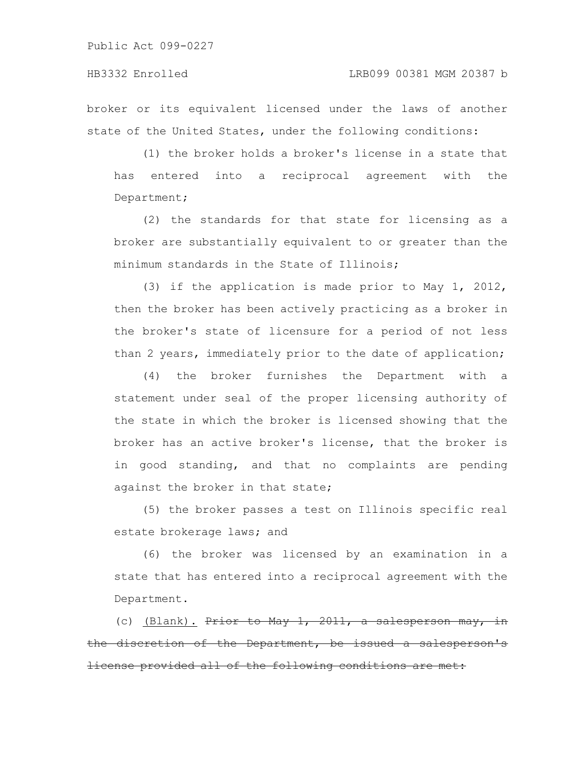broker or its equivalent licensed under the laws of another state of the United States, under the following conditions:

(1) the broker holds a broker's license in a state that has entered into a reciprocal agreement with the Department;

(2) the standards for that state for licensing as a broker are substantially equivalent to or greater than the minimum standards in the State of Illinois;

(3) if the application is made prior to May 1, 2012, then the broker has been actively practicing as a broker in the broker's state of licensure for a period of not less than 2 years, immediately prior to the date of application;

(4) the broker furnishes the Department with a statement under seal of the proper licensing authority of the state in which the broker is licensed showing that the broker has an active broker's license, that the broker is in good standing, and that no complaints are pending against the broker in that state;

(5) the broker passes a test on Illinois specific real estate brokerage laws; and

(6) the broker was licensed by an examination in a state that has entered into a reciprocal agreement with the Department.

(c) (Blank). ~~Prior to May 1, 2011, a salesperson may, in the discretion of the Department, be issued a salesperson's license provided all of the following conditions are met:~~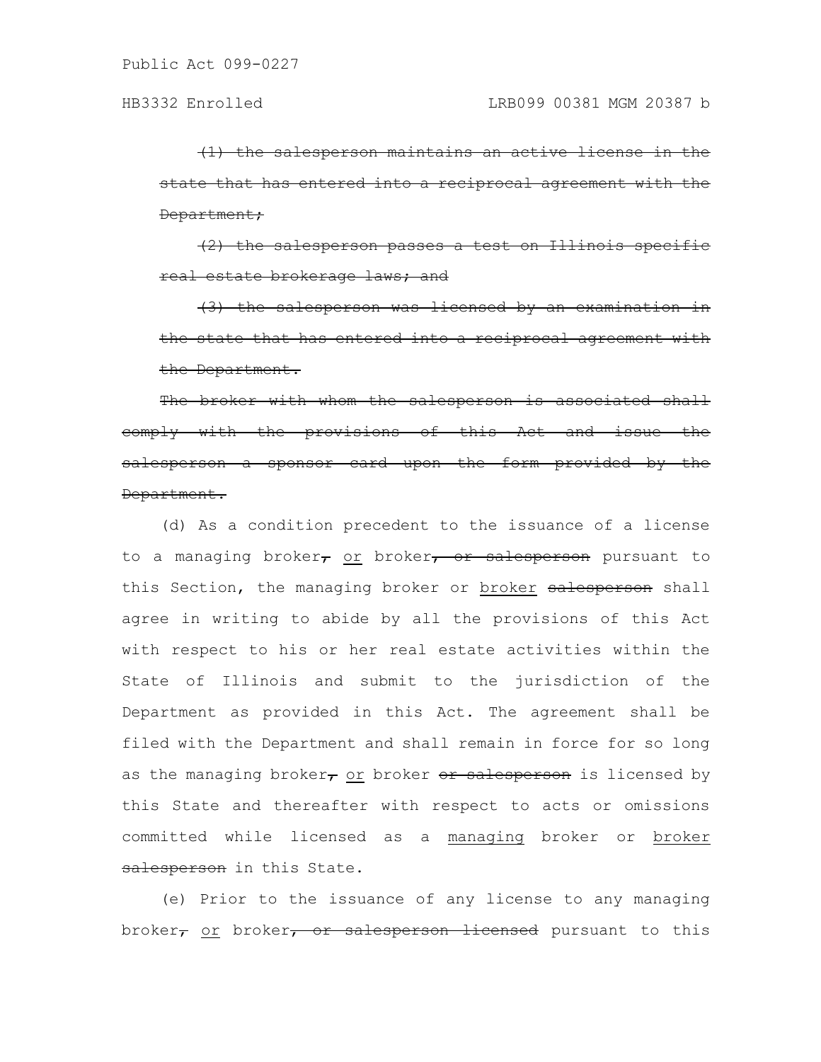~~(1) the salesperson maintains an active license in the state that has entered into a reciprocal agreement with the Department;~~

~~(2) the salesperson passes a test on Illinois specific real estate brokerage laws; and~~

~~(3) the salesperson was licensed by an examination in the state that has entered into a reciprocal agreement with the Department.~~

~~The broker with whom the salesperson is associated shall comply with the provisions of this Act and issue the salesperson a sponsor card upon the form provided by the Department.~~

(d) As a condition precedent to the issuance of a license to a managing broker~~,~~ <u>or</u> broker~~, or salesperson~~ pursuant to this Section, the managing broker or <u>broker</u> ~~salesperson~~ shall agree in writing to abide by all the provisions of this Act with respect to his or her real estate activities within the State of Illinois and submit to the jurisdiction of the Department as provided in this Act. The agreement shall be filed with the Department and shall remain in force for so long as the managing broker~~,~~ <u>or</u> broker ~~or salesperson~~ is licensed by this State and thereafter with respect to acts or omissions committed while licensed as a <u>managing</u> broker or <u>broker</u> ~~salesperson~~ in this State.

(e) Prior to the issuance of any license to any managing broker~~,~~ <u>or</u> broker~~, or salesperson licensed~~ pursuant to this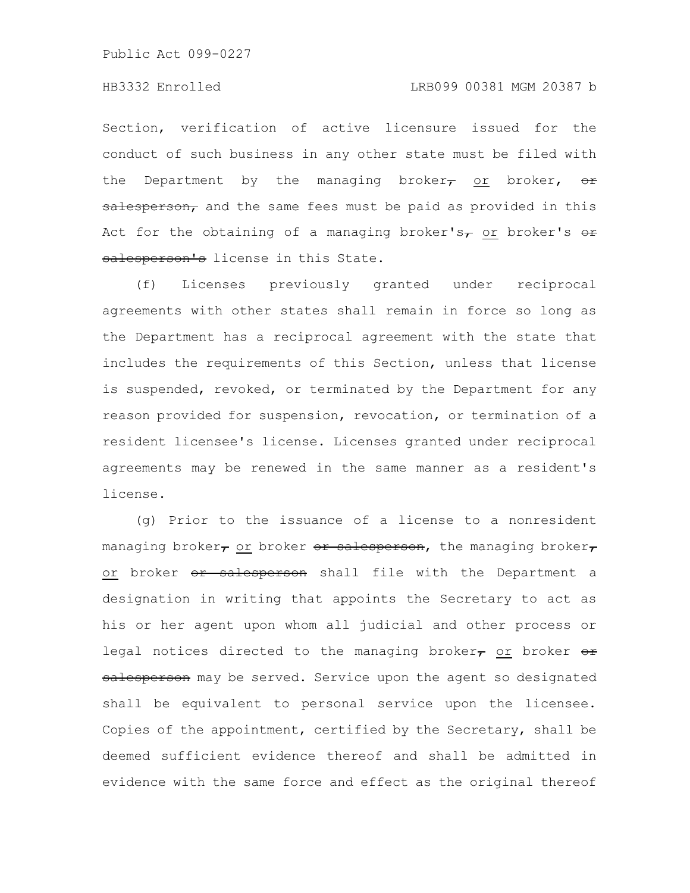Section, verification of active licensure issued for the conduct of such business in any other state must be filed with the Department by the managing broker~~,~~ or broker, ~~or salesperson,~~ and the same fees must be paid as provided in this Act for the obtaining of a managing broker's~~,~~ or broker's ~~or salesperson's~~ license in this State.

(f) Licenses previously granted under reciprocal agreements with other states shall remain in force so long as the Department has a reciprocal agreement with the state that includes the requirements of this Section, unless that license is suspended, revoked, or terminated by the Department for any reason provided for suspension, revocation, or termination of a resident licensee's license. Licenses granted under reciprocal agreements may be renewed in the same manner as a resident's license.

(g) Prior to the issuance of a license to a nonresident managing broker~~,~~ or broker ~~or salesperson~~, the managing broker~~,~~ or broker ~~or salesperson~~ shall file with the Department a designation in writing that appoints the Secretary to act as his or her agent upon whom all judicial and other process or legal notices directed to the managing broker~~,~~ or broker ~~or salesperson~~ may be served. Service upon the agent so designated shall be equivalent to personal service upon the licensee. Copies of the appointment, certified by the Secretary, shall be deemed sufficient evidence thereof and shall be admitted in evidence with the same force and effect as the original thereof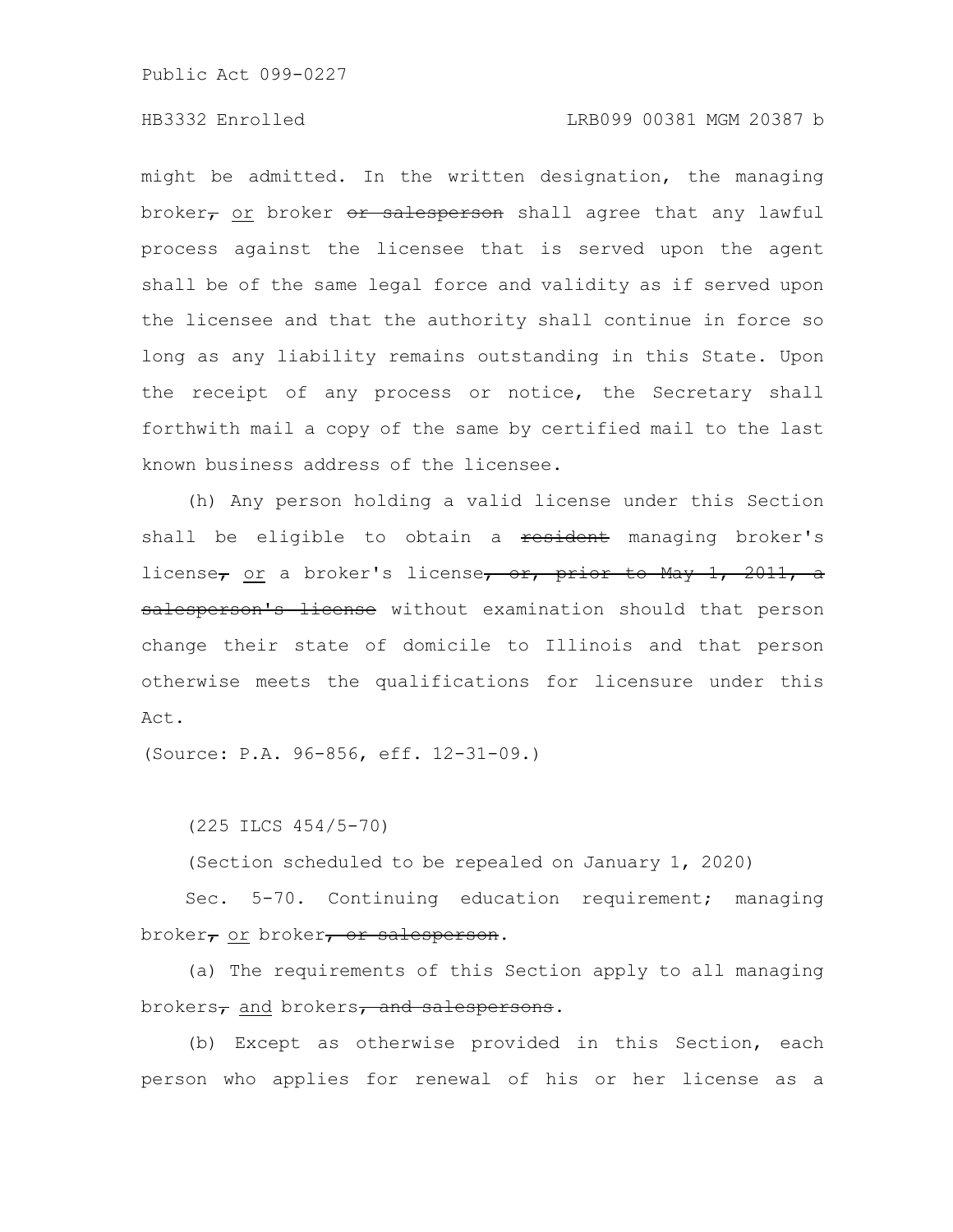might be admitted. In the written designation, the managing broker~~,~~ <u>or</u> broker ~~or salesperson~~ shall agree that any lawful process against the licensee that is served upon the agent shall be of the same legal force and validity as if served upon the licensee and that the authority shall continue in force so long as any liability remains outstanding in this State. Upon the receipt of any process or notice, the Secretary shall forthwith mail a copy of the same by certified mail to the last known business address of the licensee.

(h) Any person holding a valid license under this Section shall be eligible to obtain a ~~resident~~ managing broker's license~~,~~ <u>or</u> a broker's license~~, or, prior to May 1, 2011, a salesperson's license~~ without examination should that person change their state of domicile to Illinois and that person otherwise meets the qualifications for licensure under this Act.

(Source: P.A. 96-856, eff. 12-31-09.)

(225 ILCS 454/5-70)

(Section scheduled to be repealed on January 1, 2020)

Sec. 5-70. Continuing education requirement; managing broker~~,~~ <u>or</u> broker~~, or salesperson~~.

(a) The requirements of this Section apply to all managing brokers~~,~~ <u>and</u> brokers~~, and salespersons~~.

(b) Except as otherwise provided in this Section, each person who applies for renewal of his or her license as a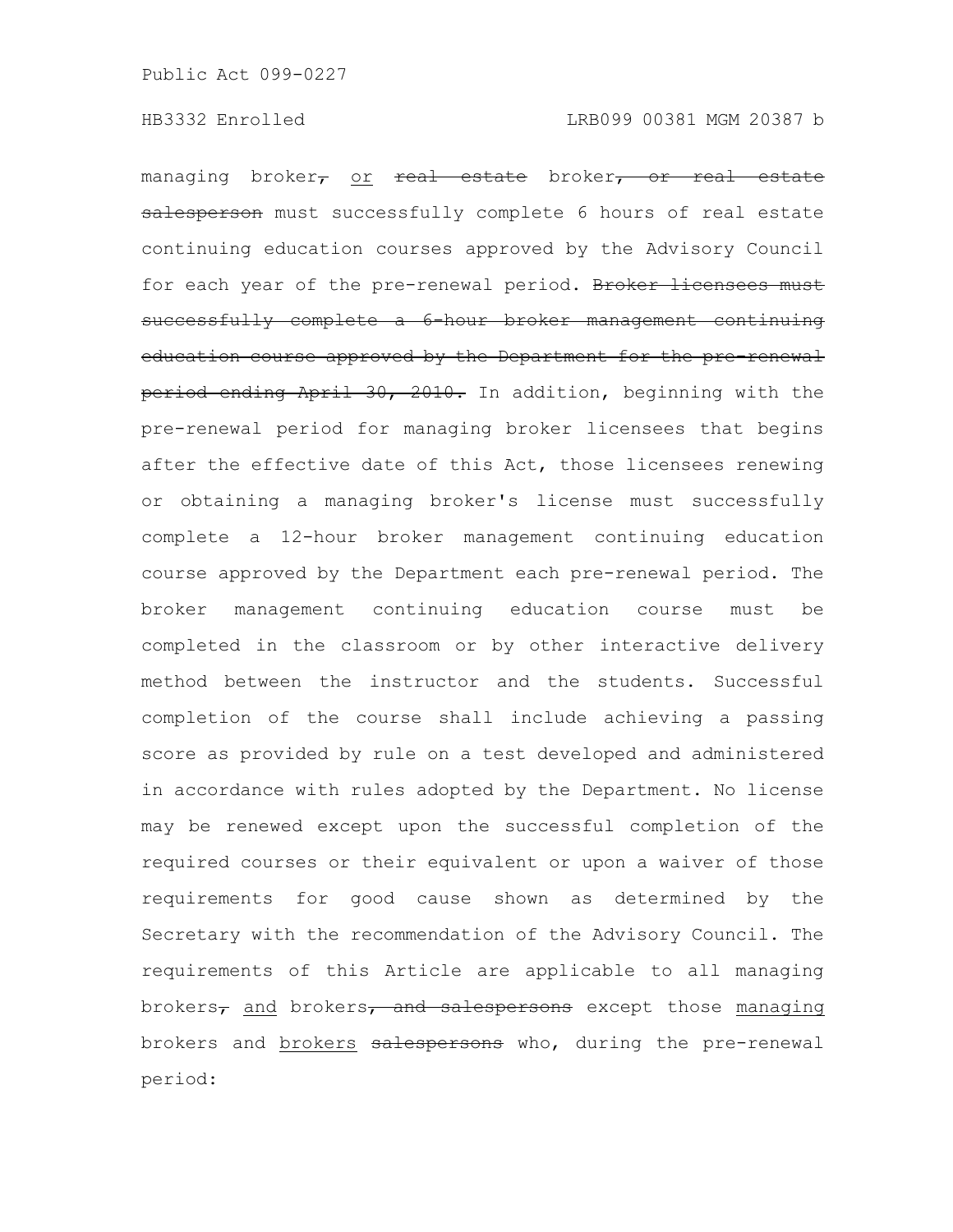managing broker~~,~~ or ~~real estate~~ broker~~, or real estate salesperson~~ must successfully complete 6 hours of real estate continuing education courses approved by the Advisory Council for each year of the pre-renewal period. ~~Broker licensees must successfully complete a 6-hour broker management continuing education course approved by the Department for the pre-renewal period ending April 30, 2010.~~ In addition, beginning with the pre-renewal period for managing broker licensees that begins after the effective date of this Act, those licensees renewing or obtaining a managing broker's license must successfully complete a 12-hour broker management continuing education course approved by the Department each pre-renewal period. The broker management continuing education course must be completed in the classroom or by other interactive delivery method between the instructor and the students. Successful completion of the course shall include achieving a passing score as provided by rule on a test developed and administered in accordance with rules adopted by the Department. No license may be renewed except upon the successful completion of the required courses or their equivalent or upon a waiver of those requirements for good cause shown as determined by the Secretary with the recommendation of the Advisory Council. The requirements of this Article are applicable to all managing brokers~~,~~ and brokers~~, and salespersons~~ except those managing brokers and brokers ~~salespersons~~ who, during the pre-renewal period: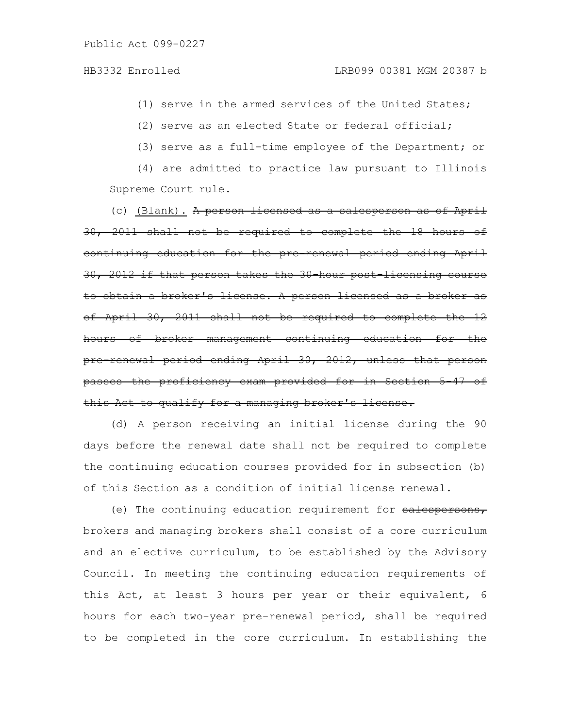(1) serve in the armed services of the United States;

(2) serve as an elected State or federal official;

(3) serve as a full-time employee of the Department; or

(4) are admitted to practice law pursuant to Illinois Supreme Court rule.

(c) (Blank). ~~A person licensed as a salesperson as of April 30, 2011 shall not be required to complete the 18 hours of continuing education for the pre-renewal period ending April 30, 2012 if that person takes the 30-hour post-licensing course to obtain a broker's license. A person licensed as a broker as of April 30, 2011 shall not be required to complete the 12 hours of broker management continuing education for the pre-renewal period ending April 30, 2012, unless that person passes the proficiency exam provided for in Section 5-47 of this Act to qualify for a managing broker's license.~~

(d) A person receiving an initial license during the 90 days before the renewal date shall not be required to complete the continuing education courses provided for in subsection (b) of this Section as a condition of initial license renewal.

(e) The continuing education requirement for ~~salespersons,~~ brokers and managing brokers shall consist of a core curriculum and an elective curriculum, to be established by the Advisory Council. In meeting the continuing education requirements of this Act, at least 3 hours per year or their equivalent, 6 hours for each two-year pre-renewal period, shall be required to be completed in the core curriculum. In establishing the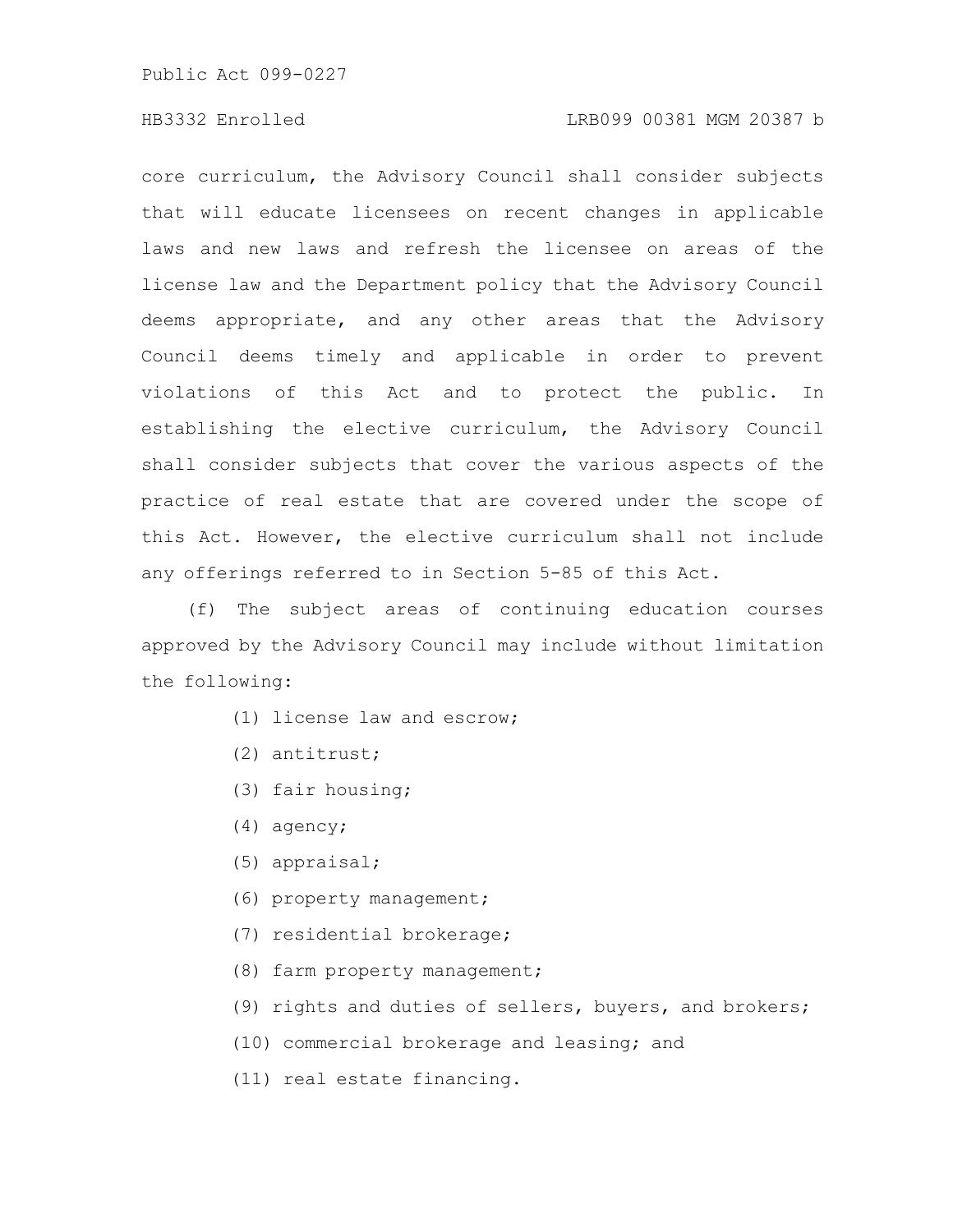core curriculum, the Advisory Council shall consider subjects that will educate licensees on recent changes in applicable laws and new laws and refresh the licensee on areas of the license law and the Department policy that the Advisory Council deems appropriate, and any other areas that the Advisory Council deems timely and applicable in order to prevent violations of this Act and to protect the public. In establishing the elective curriculum, the Advisory Council shall consider subjects that cover the various aspects of the practice of real estate that are covered under the scope of this Act. However, the elective curriculum shall not include any offerings referred to in Section 5-85 of this Act.

(f) The subject areas of continuing education courses approved by the Advisory Council may include without limitation the following:

(1) license law and escrow;

(2) antitrust;

(3) fair housing;

(4) agency;

(5) appraisal;

(6) property management;

(7) residential brokerage;

(8) farm property management;

(9) rights and duties of sellers, buyers, and brokers;

(10) commercial brokerage and leasing; and

(11) real estate financing.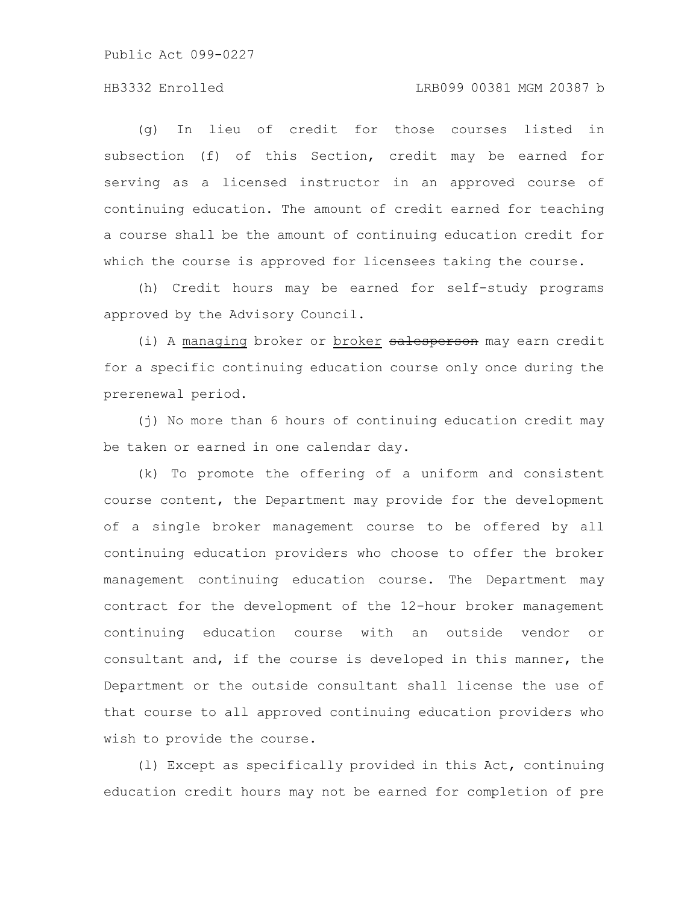(g) In lieu of credit for those courses listed in subsection (f) of this Section, credit may be earned for serving as a licensed instructor in an approved course of continuing education. The amount of credit earned for teaching a course shall be the amount of continuing education credit for which the course is approved for licensees taking the course.

(h) Credit hours may be earned for self-study programs approved by the Advisory Council.

(i) A managing broker or broker ~~salesperson~~ may earn credit for a specific continuing education course only once during the prerenewal period.

(j) No more than 6 hours of continuing education credit may be taken or earned in one calendar day.

(k) To promote the offering of a uniform and consistent course content, the Department may provide for the development of a single broker management course to be offered by all continuing education providers who choose to offer the broker management continuing education course. The Department may contract for the development of the 12-hour broker management continuing education course with an outside vendor or consultant and, if the course is developed in this manner, the Department or the outside consultant shall license the use of that course to all approved continuing education providers who wish to provide the course.

(l) Except as specifically provided in this Act, continuing education credit hours may not be earned for completion of pre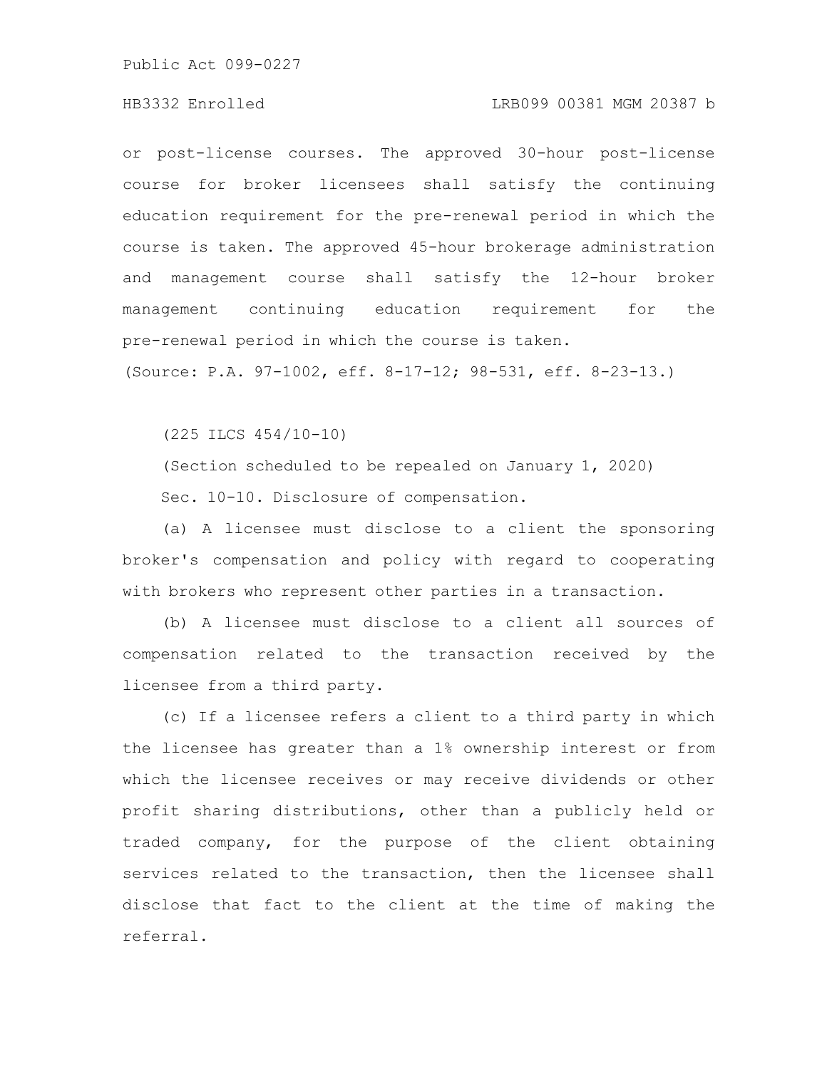or post-license courses. The approved 30-hour post-license course for broker licensees shall satisfy the continuing education requirement for the pre-renewal period in which the course is taken. The approved 45-hour brokerage administration and management course shall satisfy the 12-hour broker management continuing education requirement for the pre-renewal period in which the course is taken.

(Source: P.A. 97-1002, eff. 8-17-12; 98-531, eff. 8-23-13.)

(225 ILCS 454/10-10)

(Section scheduled to be repealed on January 1, 2020)

Sec. 10-10. Disclosure of compensation.

(a) A licensee must disclose to a client the sponsoring broker's compensation and policy with regard to cooperating with brokers who represent other parties in a transaction.

(b) A licensee must disclose to a client all sources of compensation related to the transaction received by the licensee from a third party.

(c) If a licensee refers a client to a third party in which the licensee has greater than a 1% ownership interest or from which the licensee receives or may receive dividends or other profit sharing distributions, other than a publicly held or traded company, for the purpose of the client obtaining services related to the transaction, then the licensee shall disclose that fact to the client at the time of making the referral.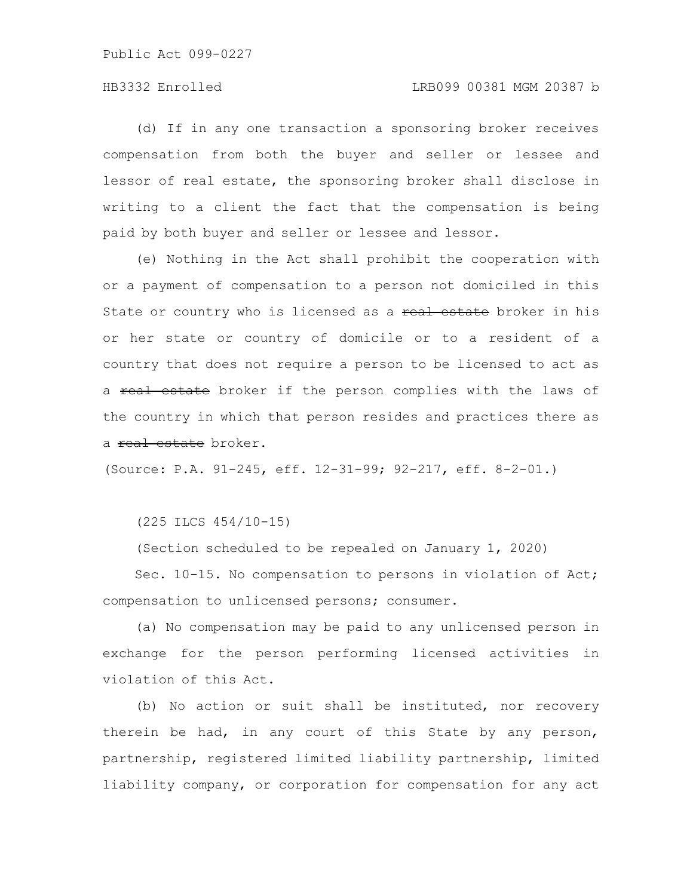(d) If in any one transaction a sponsoring broker receives compensation from both the buyer and seller or lessee and lessor of real estate, the sponsoring broker shall disclose in writing to a client the fact that the compensation is being paid by both buyer and seller or lessee and lessor.

(e) Nothing in the Act shall prohibit the cooperation with or a payment of compensation to a person not domiciled in this State or country who is licensed as a ~~real estate~~ broker in his or her state or country of domicile or to a resident of a country that does not require a person to be licensed to act as a ~~real estate~~ broker if the person complies with the laws of the country in which that person resides and practices there as a ~~real estate~~ broker.

(Source: P.A. 91-245, eff. 12-31-99; 92-217, eff. 8-2-01.)

(225 ILCS 454/10-15)

(Section scheduled to be repealed on January 1, 2020)

Sec. 10-15. No compensation to persons in violation of Act; compensation to unlicensed persons; consumer.

(a) No compensation may be paid to any unlicensed person in exchange for the person performing licensed activities in violation of this Act.

(b) No action or suit shall be instituted, nor recovery therein be had, in any court of this State by any person, partnership, registered limited liability partnership, limited liability company, or corporation for compensation for any act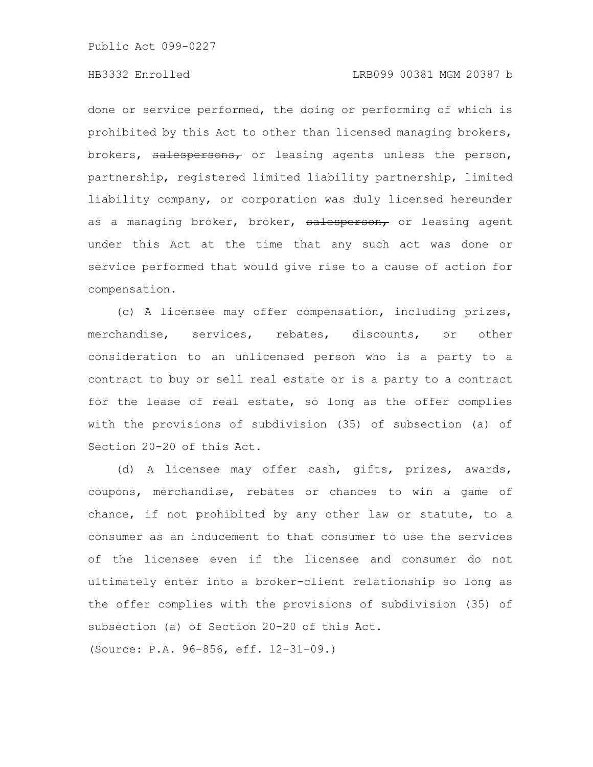done or service performed, the doing or performing of which is prohibited by this Act to other than licensed managing brokers, brokers, ~~salespersons,~~ or leasing agents unless the person, partnership, registered limited liability partnership, limited liability company, or corporation was duly licensed hereunder as a managing broker, broker, ~~salesperson,~~ or leasing agent under this Act at the time that any such act was done or service performed that would give rise to a cause of action for compensation.

(c) A licensee may offer compensation, including prizes, merchandise, services, rebates, discounts, or other consideration to an unlicensed person who is a party to a contract to buy or sell real estate or is a party to a contract for the lease of real estate, so long as the offer complies with the provisions of subdivision (35) of subsection (a) of Section 20-20 of this Act.

(d) A licensee may offer cash, gifts, prizes, awards, coupons, merchandise, rebates or chances to win a game of chance, if not prohibited by any other law or statute, to a consumer as an inducement to that consumer to use the services of the licensee even if the licensee and consumer do not ultimately enter into a broker-client relationship so long as the offer complies with the provisions of subdivision (35) of subsection (a) of Section 20-20 of this Act.

(Source: P.A. 96-856, eff. 12-31-09.)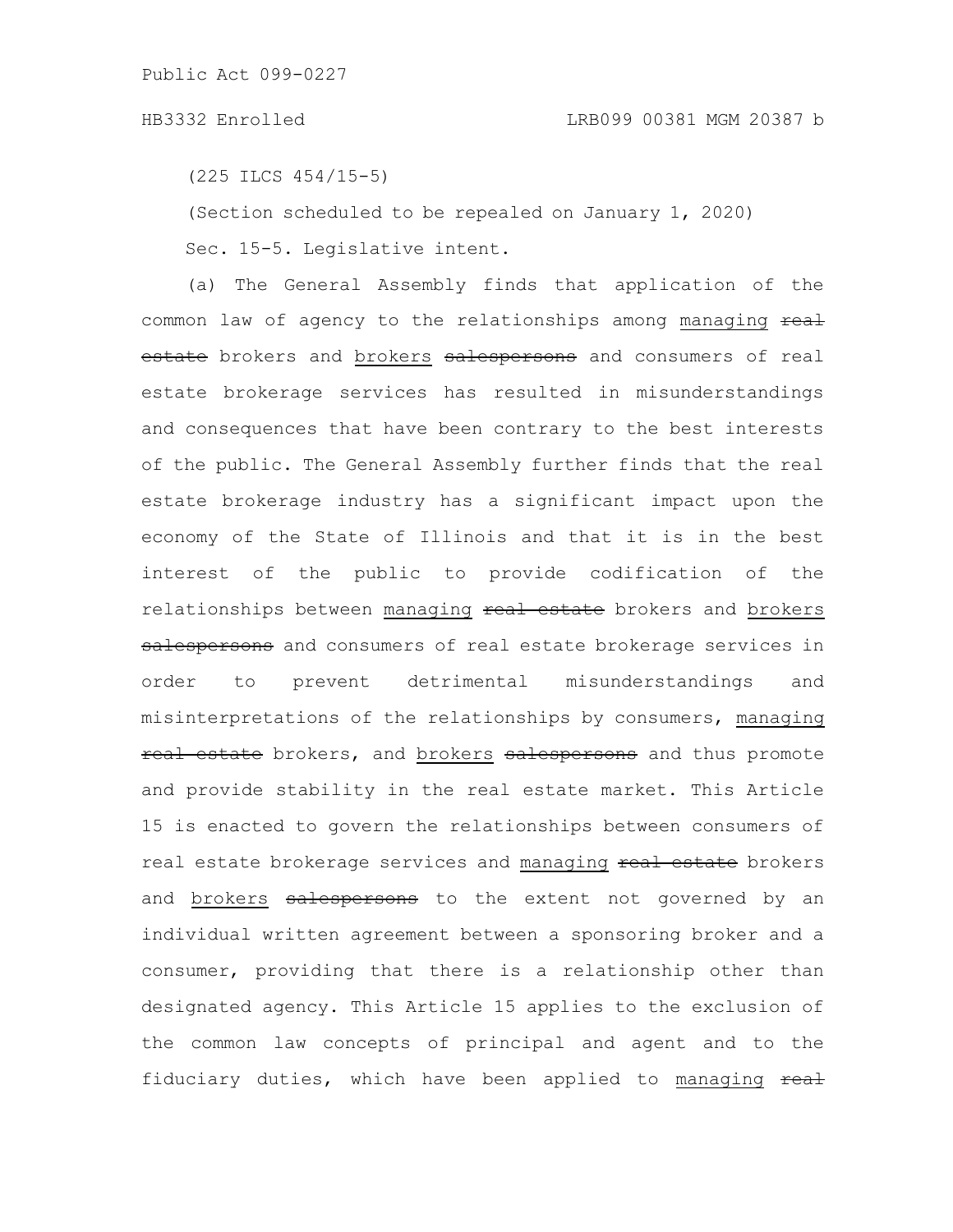(225 ILCS 454/15-5)

(Section scheduled to be repealed on January 1, 2020)

Sec. 15-5. Legislative intent.

(a) The General Assembly finds that application of the common law of agency to the relationships among managing ~~real estate~~ brokers and brokers ~~salespersons~~ and consumers of real estate brokerage services has resulted in misunderstandings and consequences that have been contrary to the best interests of the public. The General Assembly further finds that the real estate brokerage industry has a significant impact upon the economy of the State of Illinois and that it is in the best interest of the public to provide codification of the relationships between managing ~~real estate~~ brokers and brokers ~~salespersons~~ and consumers of real estate brokerage services in order to prevent detrimental misunderstandings and misinterpretations of the relationships by consumers, managing ~~real estate~~ brokers, and brokers ~~salespersons~~ and thus promote and provide stability in the real estate market. This Article 15 is enacted to govern the relationships between consumers of real estate brokerage services and managing ~~real estate~~ brokers and brokers ~~salespersons~~ to the extent not governed by an individual written agreement between a sponsoring broker and a consumer, providing that there is a relationship other than designated agency. This Article 15 applies to the exclusion of the common law concepts of principal and agent and to the fiduciary duties, which have been applied to managing ~~real~~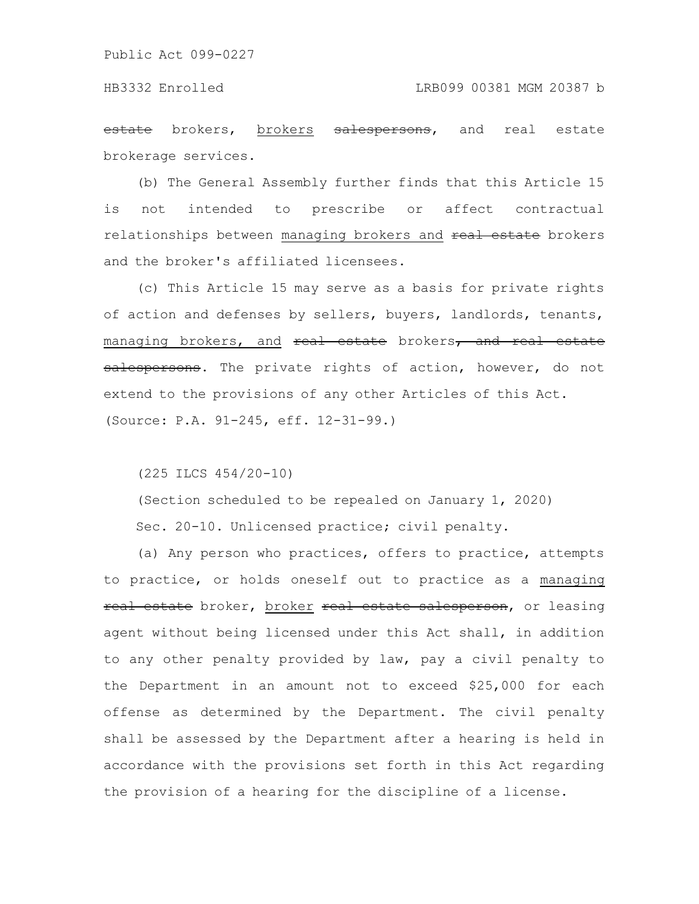~~estate~~ brokers, <u>brokers</u> ~~salespersons~~, and real estate brokerage services.

(b) The General Assembly further finds that this Article 15 is not intended to prescribe or affect contractual relationships between <u>managing brokers and</u> ~~real estate~~ brokers and the broker's affiliated licensees.

(c) This Article 15 may serve as a basis for private rights of action and defenses by sellers, buyers, landlords, tenants, <u>managing brokers, and</u> ~~real estate~~ brokers~~, and real estate salespersons~~. The private rights of action, however, do not extend to the provisions of any other Articles of this Act.

(Source: P.A. 91-245, eff. 12-31-99.)

(225 ILCS 454/20-10)

(Section scheduled to be repealed on January 1, 2020)

Sec. 20-10. Unlicensed practice; civil penalty.

(a) Any person who practices, offers to practice, attempts to practice, or holds oneself out to practice as a <u>managing</u> ~~real estate~~ broker, <u>broker</u> ~~real estate salesperson~~, or leasing agent without being licensed under this Act shall, in addition to any other penalty provided by law, pay a civil penalty to the Department in an amount not to exceed $25,000 for each offense as determined by the Department. The civil penalty shall be assessed by the Department after a hearing is held in accordance with the provisions set forth in this Act regarding the provision of a hearing for the discipline of a license.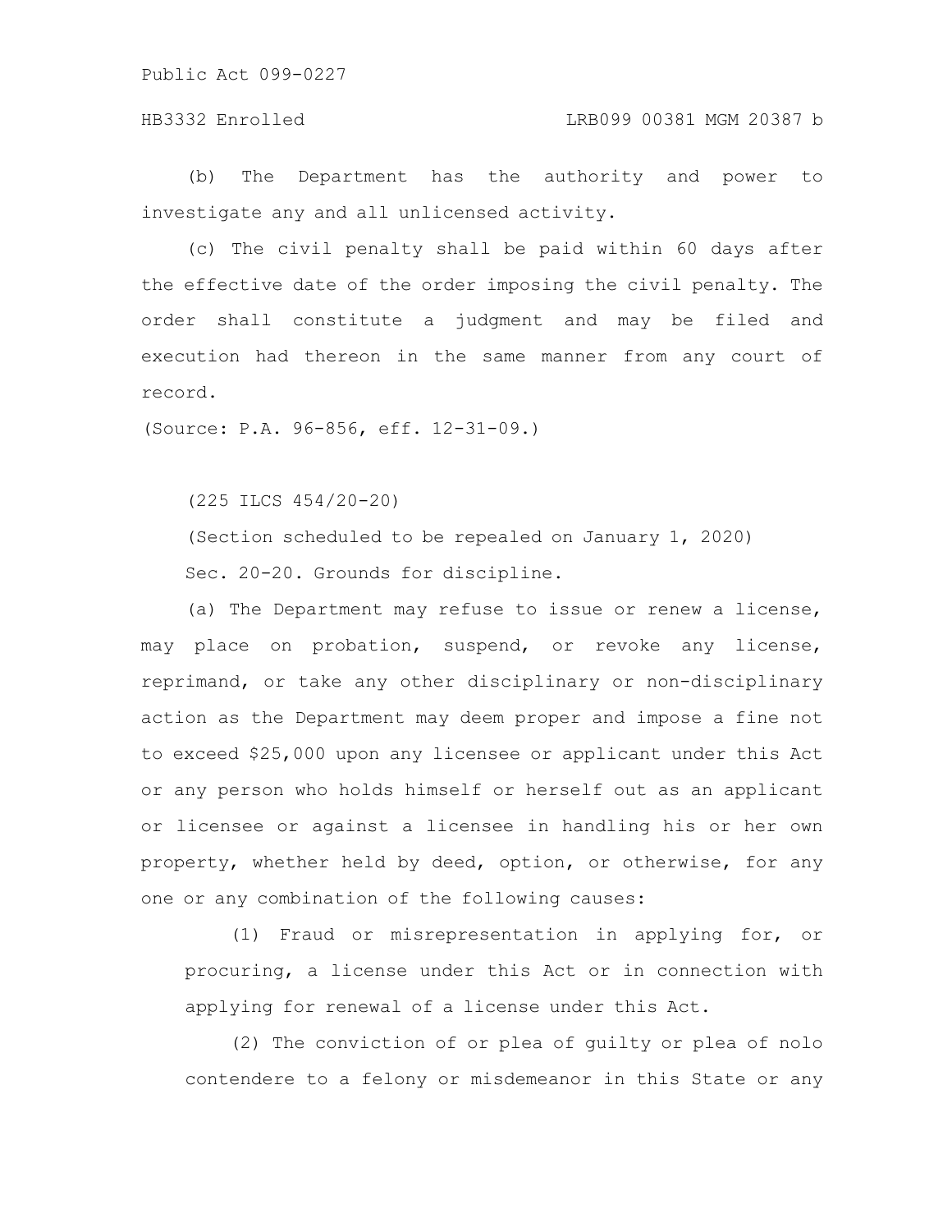(b) The Department has the authority and power to investigate any and all unlicensed activity.

(c) The civil penalty shall be paid within 60 days after the effective date of the order imposing the civil penalty. The order shall constitute a judgment and may be filed and execution had thereon in the same manner from any court of record.

(Source: P.A. 96-856, eff. 12-31-09.)

(225 ILCS 454/20-20)

(Section scheduled to be repealed on January 1, 2020)

Sec. 20-20. Grounds for discipline.

(a) The Department may refuse to issue or renew a license, may place on probation, suspend, or revoke any license, reprimand, or take any other disciplinary or non-disciplinary action as the Department may deem proper and impose a fine not to exceed $25,000 upon any licensee or applicant under this Act or any person who holds himself or herself out as an applicant or licensee or against a licensee in handling his or her own property, whether held by deed, option, or otherwise, for any one or any combination of the following causes:

(1) Fraud or misrepresentation in applying for, or procuring, a license under this Act or in connection with applying for renewal of a license under this Act.

(2) The conviction of or plea of guilty or plea of nolo contendere to a felony or misdemeanor in this State or any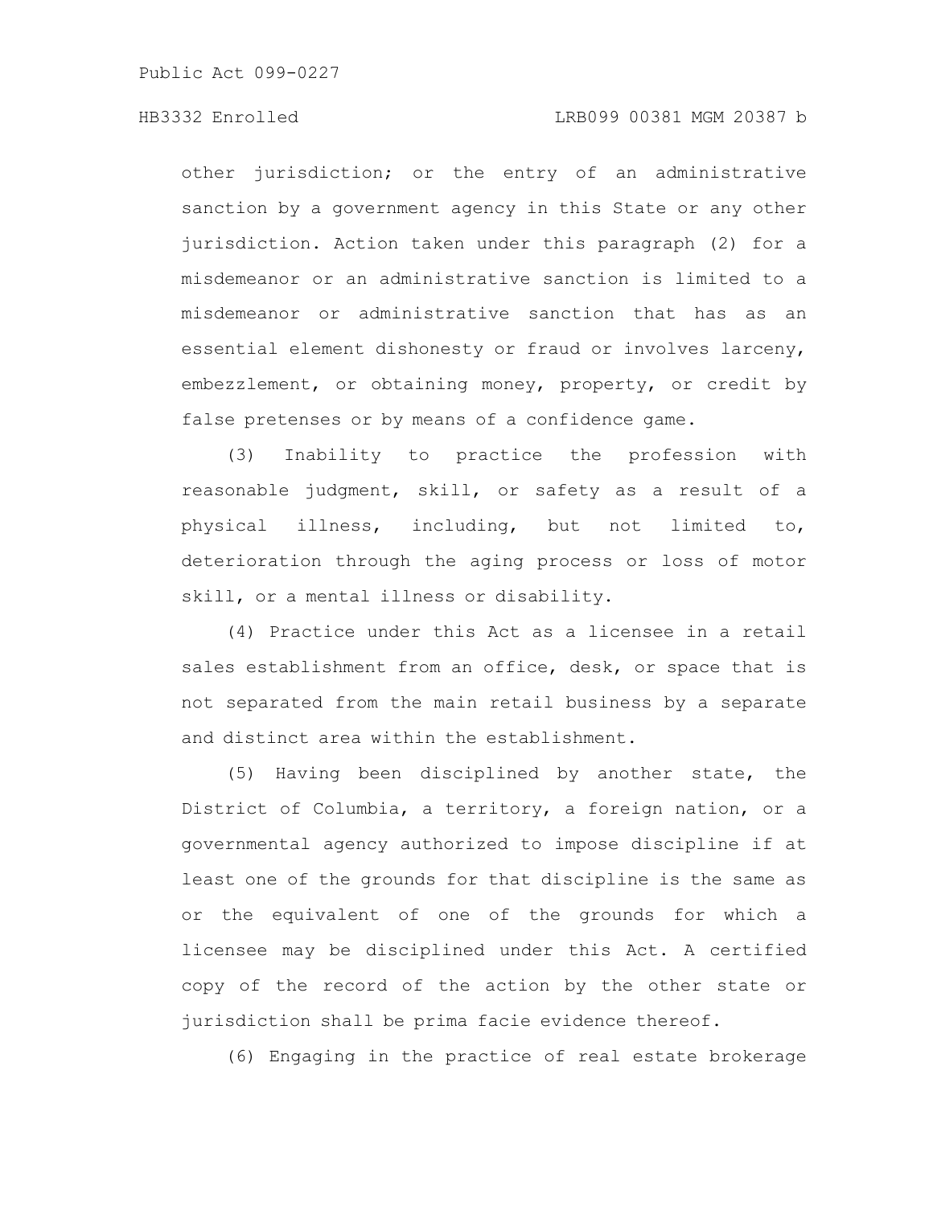other jurisdiction; or the entry of an administrative sanction by a government agency in this State or any other jurisdiction. Action taken under this paragraph (2) for a misdemeanor or an administrative sanction is limited to a misdemeanor or administrative sanction that has as an essential element dishonesty or fraud or involves larceny, embezzlement, or obtaining money, property, or credit by false pretenses or by means of a confidence game.

(3) Inability to practice the profession with reasonable judgment, skill, or safety as a result of a physical illness, including, but not limited to, deterioration through the aging process or loss of motor skill, or a mental illness or disability.

(4) Practice under this Act as a licensee in a retail sales establishment from an office, desk, or space that is not separated from the main retail business by a separate and distinct area within the establishment.

(5) Having been disciplined by another state, the District of Columbia, a territory, a foreign nation, or a governmental agency authorized to impose discipline if at least one of the grounds for that discipline is the same as or the equivalent of one of the grounds for which a licensee may be disciplined under this Act. A certified copy of the record of the action by the other state or jurisdiction shall be prima facie evidence thereof.

(6) Engaging in the practice of real estate brokerage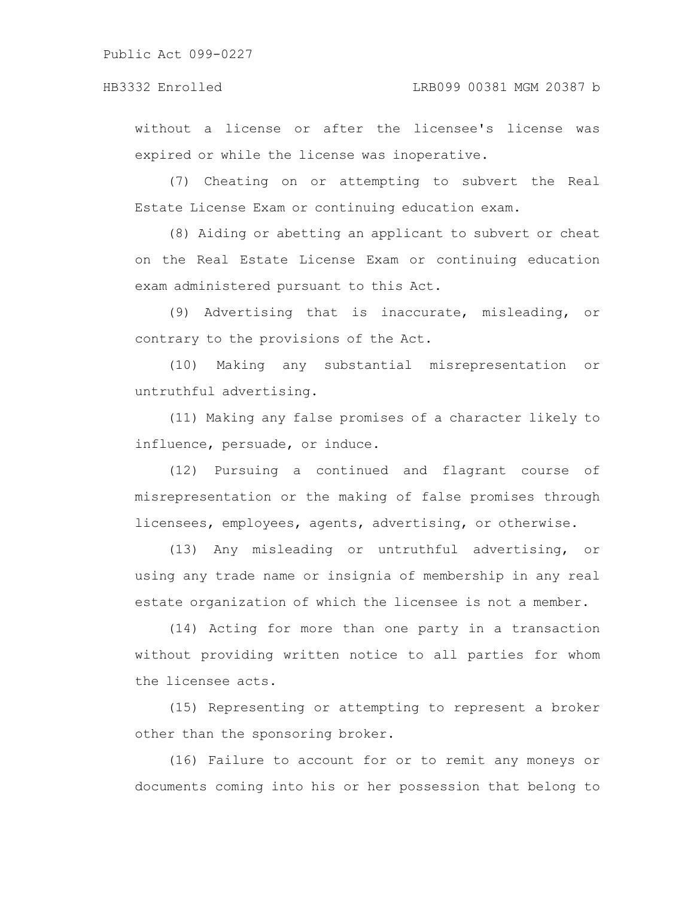without a license or after the licensee's license was expired or while the license was inoperative.

(7) Cheating on or attempting to subvert the Real Estate License Exam or continuing education exam.

(8) Aiding or abetting an applicant to subvert or cheat on the Real Estate License Exam or continuing education exam administered pursuant to this Act.

(9) Advertising that is inaccurate, misleading, or contrary to the provisions of the Act.

(10) Making any substantial misrepresentation or untruthful advertising.

(11) Making any false promises of a character likely to influence, persuade, or induce.

(12) Pursuing a continued and flagrant course of misrepresentation or the making of false promises through licensees, employees, agents, advertising, or otherwise.

(13) Any misleading or untruthful advertising, or using any trade name or insignia of membership in any real estate organization of which the licensee is not a member.

(14) Acting for more than one party in a transaction without providing written notice to all parties for whom the licensee acts.

(15) Representing or attempting to represent a broker other than the sponsoring broker.

(16) Failure to account for or to remit any moneys or documents coming into his or her possession that belong to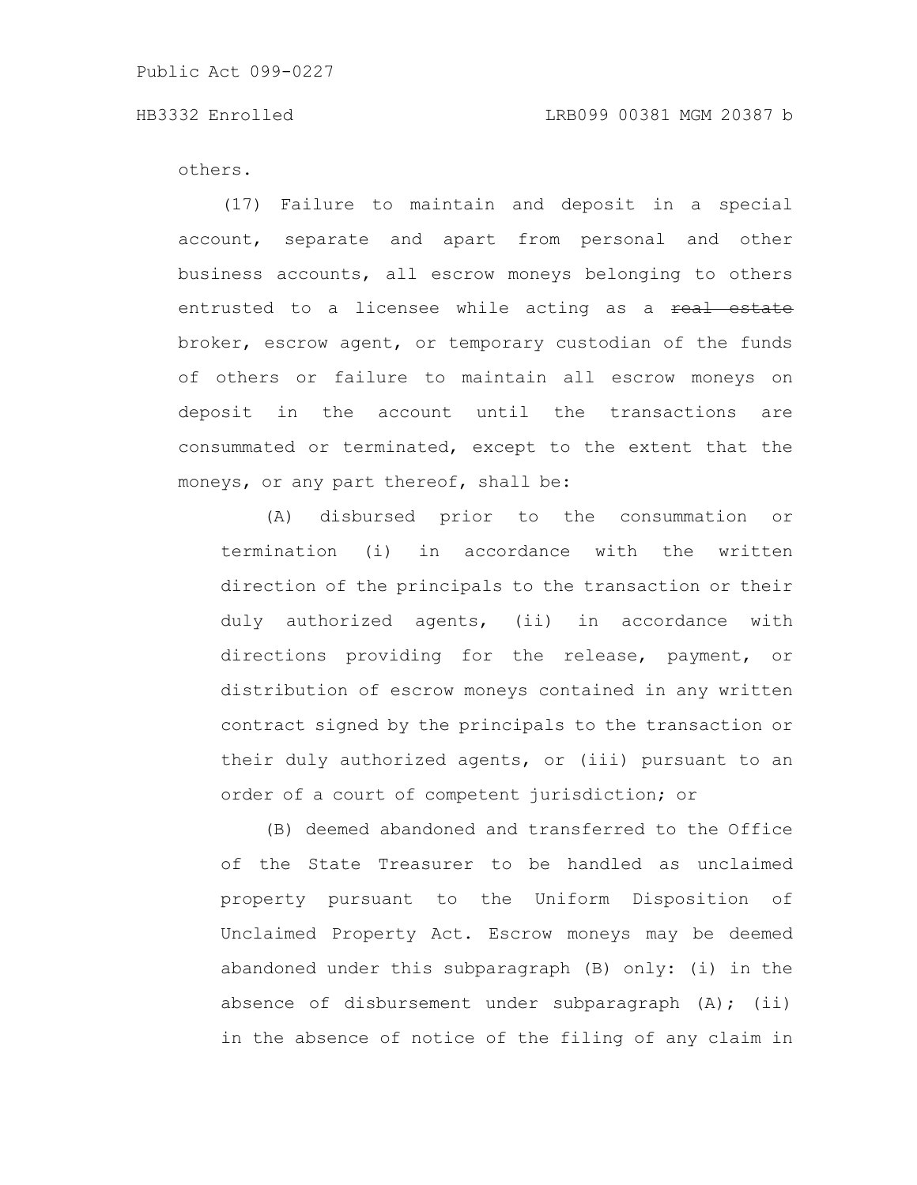others.

(17) Failure to maintain and deposit in a special account, separate and apart from personal and other business accounts, all escrow moneys belonging to others entrusted to a licensee while acting as a ~~real estate~~ broker, escrow agent, or temporary custodian of the funds of others or failure to maintain all escrow moneys on deposit in the account until the transactions are consummated or terminated, except to the extent that the moneys, or any part thereof, shall be:

(A) disbursed prior to the consummation or termination (i) in accordance with the written direction of the principals to the transaction or their duly authorized agents, (ii) in accordance with directions providing for the release, payment, or distribution of escrow moneys contained in any written contract signed by the principals to the transaction or their duly authorized agents, or (iii) pursuant to an order of a court of competent jurisdiction; or

(B) deemed abandoned and transferred to the Office of the State Treasurer to be handled as unclaimed property pursuant to the Uniform Disposition of Unclaimed Property Act. Escrow moneys may be deemed abandoned under this subparagraph (B) only: (i) in the absence of disbursement under subparagraph (A); (ii) in the absence of notice of the filing of any claim in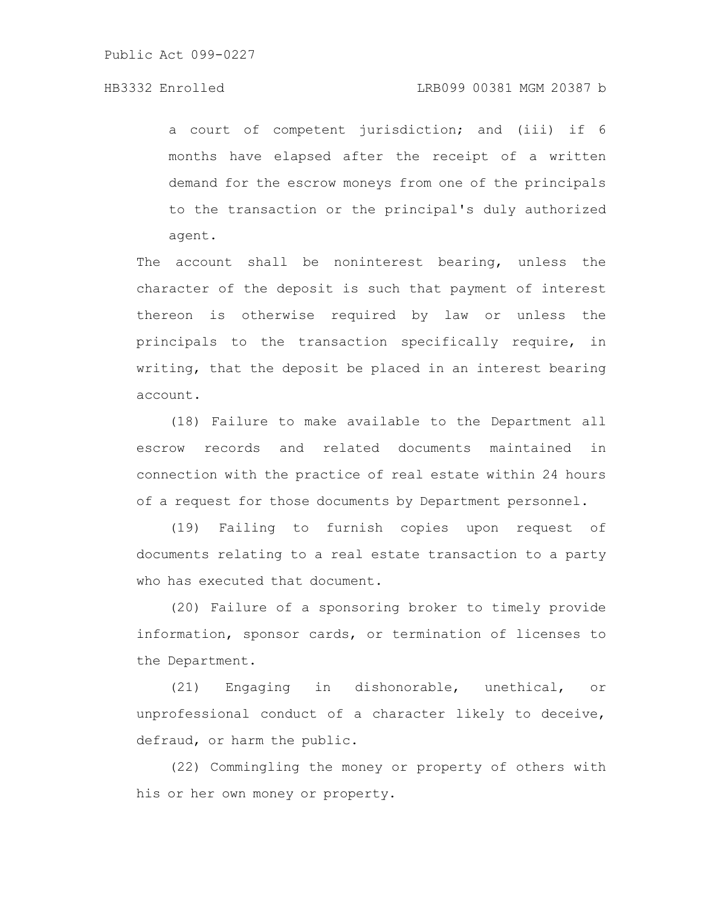a court of competent jurisdiction; and (iii) if 6 months have elapsed after the receipt of a written demand for the escrow moneys from one of the principals to the transaction or the principal's duly authorized agent.

The account shall be noninterest bearing, unless the character of the deposit is such that payment of interest thereon is otherwise required by law or unless the principals to the transaction specifically require, in writing, that the deposit be placed in an interest bearing account.

(18) Failure to make available to the Department all escrow records and related documents maintained in connection with the practice of real estate within 24 hours of a request for those documents by Department personnel.

(19) Failing to furnish copies upon request of documents relating to a real estate transaction to a party who has executed that document.

(20) Failure of a sponsoring broker to timely provide information, sponsor cards, or termination of licenses to the Department.

(21) Engaging in dishonorable, unethical, or unprofessional conduct of a character likely to deceive, defraud, or harm the public.

(22) Commingling the money or property of others with his or her own money or property.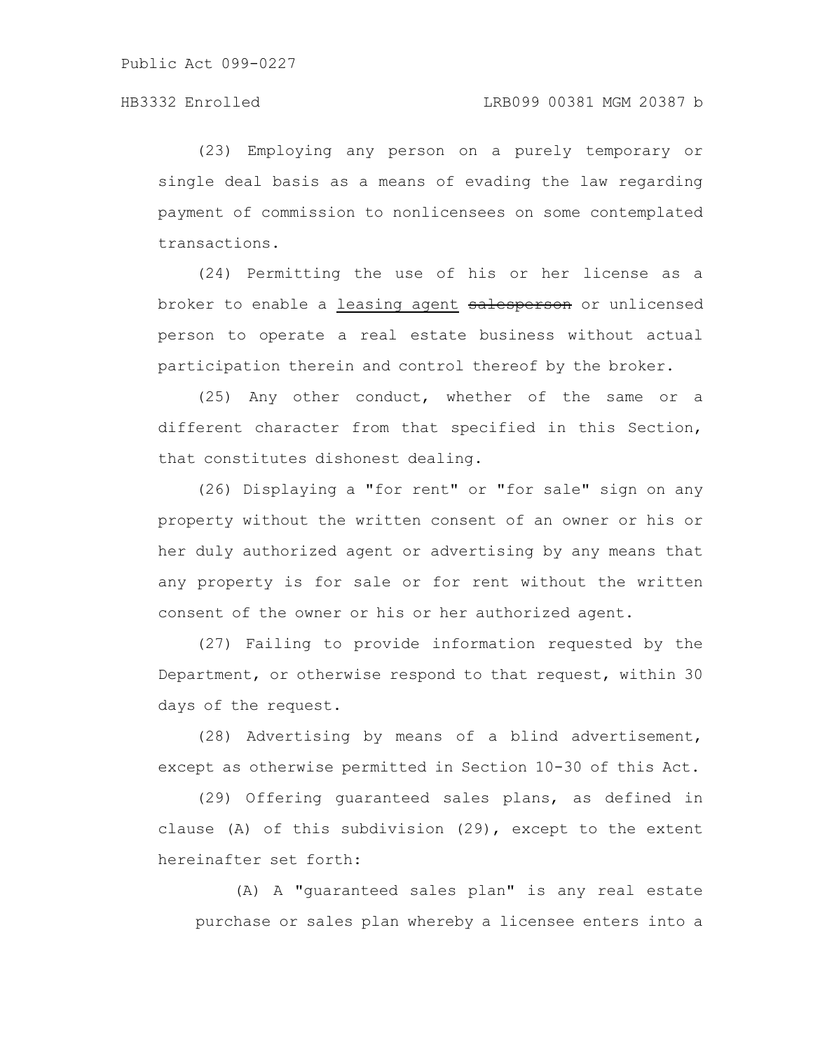(23) Employing any person on a purely temporary or single deal basis as a means of evading the law regarding payment of commission to nonlicensees on some contemplated transactions.

(24) Permitting the use of his or her license as a broker to enable a leasing agent ~~salesperson~~ or unlicensed person to operate a real estate business without actual participation therein and control thereof by the broker.

(25) Any other conduct, whether of the same or a different character from that specified in this Section, that constitutes dishonest dealing.

(26) Displaying a "for rent" or "for sale" sign on any property without the written consent of an owner or his or her duly authorized agent or advertising by any means that any property is for sale or for rent without the written consent of the owner or his or her authorized agent.

(27) Failing to provide information requested by the Department, or otherwise respond to that request, within 30 days of the request.

(28) Advertising by means of a blind advertisement, except as otherwise permitted in Section 10-30 of this Act.

(29) Offering guaranteed sales plans, as defined in clause (A) of this subdivision (29), except to the extent hereinafter set forth:

(A) A "guaranteed sales plan" is any real estate purchase or sales plan whereby a licensee enters into a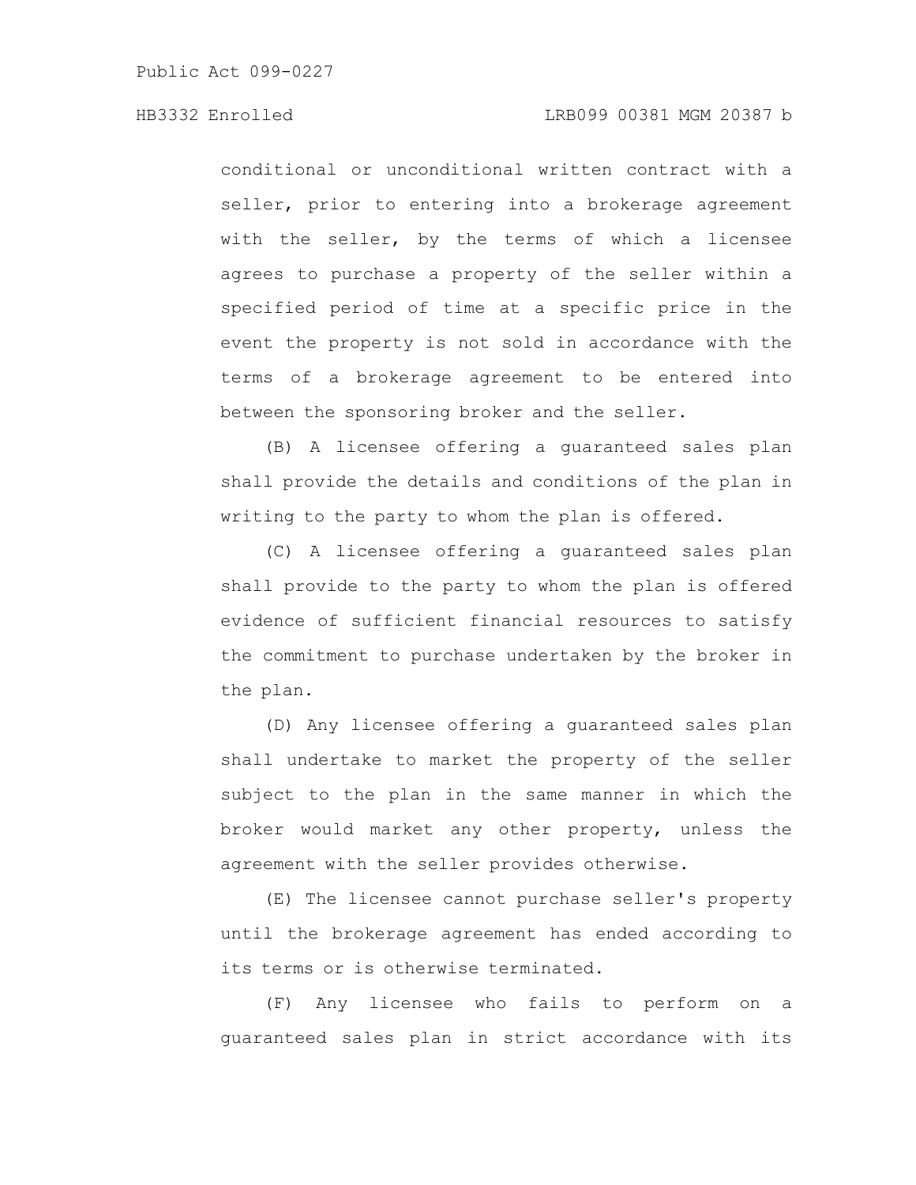conditional or unconditional written contract with a seller, prior to entering into a brokerage agreement with the seller, by the terms of which a licensee agrees to purchase a property of the seller within a specified period of time at a specific price in the event the property is not sold in accordance with the terms of a brokerage agreement to be entered into between the sponsoring broker and the seller.

(B) A licensee offering a guaranteed sales plan shall provide the details and conditions of the plan in writing to the party to whom the plan is offered.

(C) A licensee offering a guaranteed sales plan shall provide to the party to whom the plan is offered evidence of sufficient financial resources to satisfy the commitment to purchase undertaken by the broker in the plan.

(D) Any licensee offering a guaranteed sales plan shall undertake to market the property of the seller subject to the plan in the same manner in which the broker would market any other property, unless the agreement with the seller provides otherwise.

(E) The licensee cannot purchase seller's property until the brokerage agreement has ended according to its terms or is otherwise terminated.

(F) Any licensee who fails to perform on a guaranteed sales plan in strict accordance with its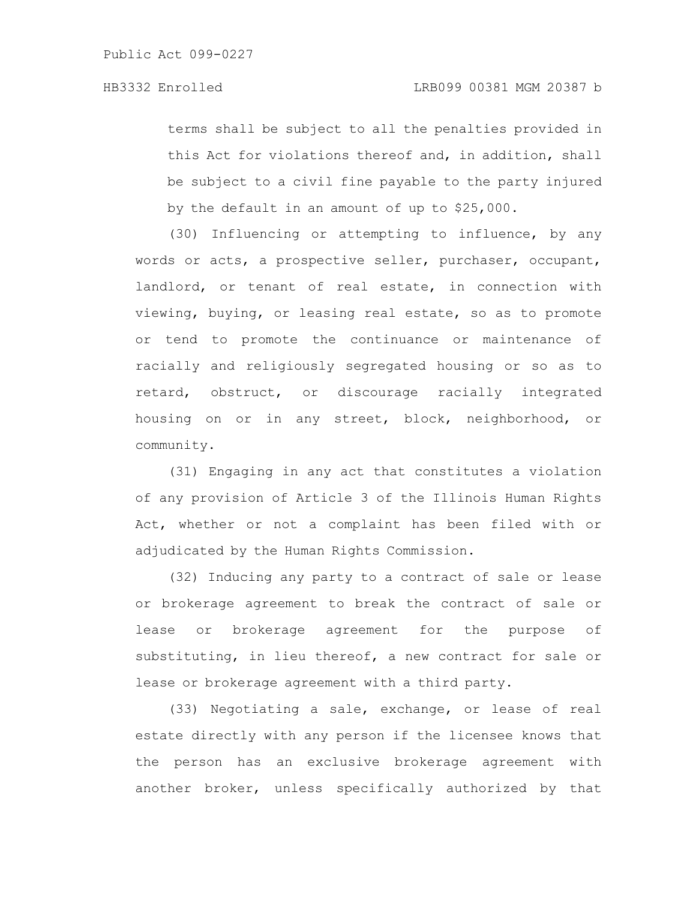terms shall be subject to all the penalties provided in this Act for violations thereof and, in addition, shall be subject to a civil fine payable to the party injured by the default in an amount of up to $25,000.

(30) Influencing or attempting to influence, by any words or acts, a prospective seller, purchaser, occupant, landlord, or tenant of real estate, in connection with viewing, buying, or leasing real estate, so as to promote or tend to promote the continuance or maintenance of racially and religiously segregated housing or so as to retard, obstruct, or discourage racially integrated housing on or in any street, block, neighborhood, or community.

(31) Engaging in any act that constitutes a violation of any provision of Article 3 of the Illinois Human Rights Act, whether or not a complaint has been filed with or adjudicated by the Human Rights Commission.

(32) Inducing any party to a contract of sale or lease or brokerage agreement to break the contract of sale or lease or brokerage agreement for the purpose of substituting, in lieu thereof, a new contract for sale or lease or brokerage agreement with a third party.

(33) Negotiating a sale, exchange, or lease of real estate directly with any person if the licensee knows that the person has an exclusive brokerage agreement with another broker, unless specifically authorized by that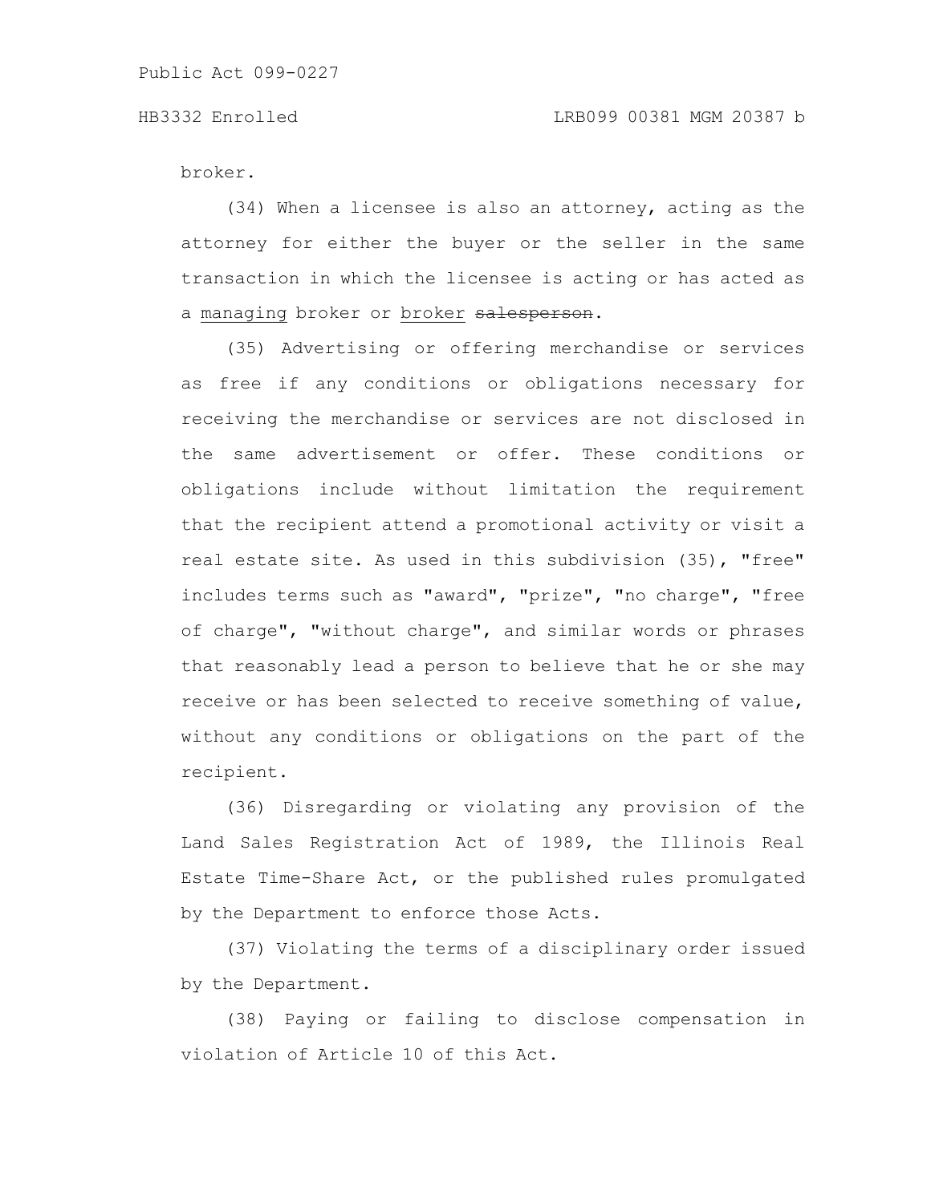broker.

(34) When a licensee is also an attorney, acting as the attorney for either the buyer or the seller in the same transaction in which the licensee is acting or has acted as a <u>managing</u> broker or <u>broker</u> ~~salesperson~~.

(35) Advertising or offering merchandise or services as free if any conditions or obligations necessary for receiving the merchandise or services are not disclosed in the same advertisement or offer. These conditions or obligations include without limitation the requirement that the recipient attend a promotional activity or visit a real estate site. As used in this subdivision (35), "free" includes terms such as "award", "prize", "no charge", "free of charge", "without charge", and similar words or phrases that reasonably lead a person to believe that he or she may receive or has been selected to receive something of value, without any conditions or obligations on the part of the recipient.

(36) Disregarding or violating any provision of the Land Sales Registration Act of 1989, the Illinois Real Estate Time-Share Act, or the published rules promulgated by the Department to enforce those Acts.

(37) Violating the terms of a disciplinary order issued by the Department.

(38) Paying or failing to disclose compensation in violation of Article 10 of this Act.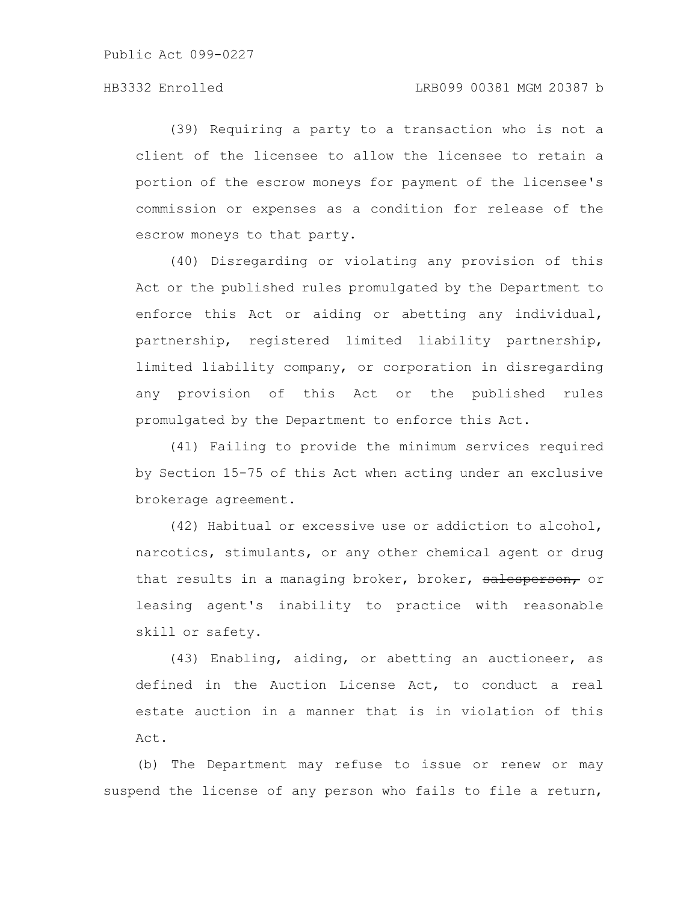(39) Requiring a party to a transaction who is not a client of the licensee to allow the licensee to retain a portion of the escrow moneys for payment of the licensee's commission or expenses as a condition for release of the escrow moneys to that party.

(40) Disregarding or violating any provision of this Act or the published rules promulgated by the Department to enforce this Act or aiding or abetting any individual, partnership, registered limited liability partnership, limited liability company, or corporation in disregarding any provision of this Act or the published rules promulgated by the Department to enforce this Act.

(41) Failing to provide the minimum services required by Section 15-75 of this Act when acting under an exclusive brokerage agreement.

(42) Habitual or excessive use or addiction to alcohol, narcotics, stimulants, or any other chemical agent or drug that results in a managing broker, broker, ~~salesperson,~~ or leasing agent's inability to practice with reasonable skill or safety.

(43) Enabling, aiding, or abetting an auctioneer, as defined in the Auction License Act, to conduct a real estate auction in a manner that is in violation of this Act.

(b) The Department may refuse to issue or renew or may suspend the license of any person who fails to file a return,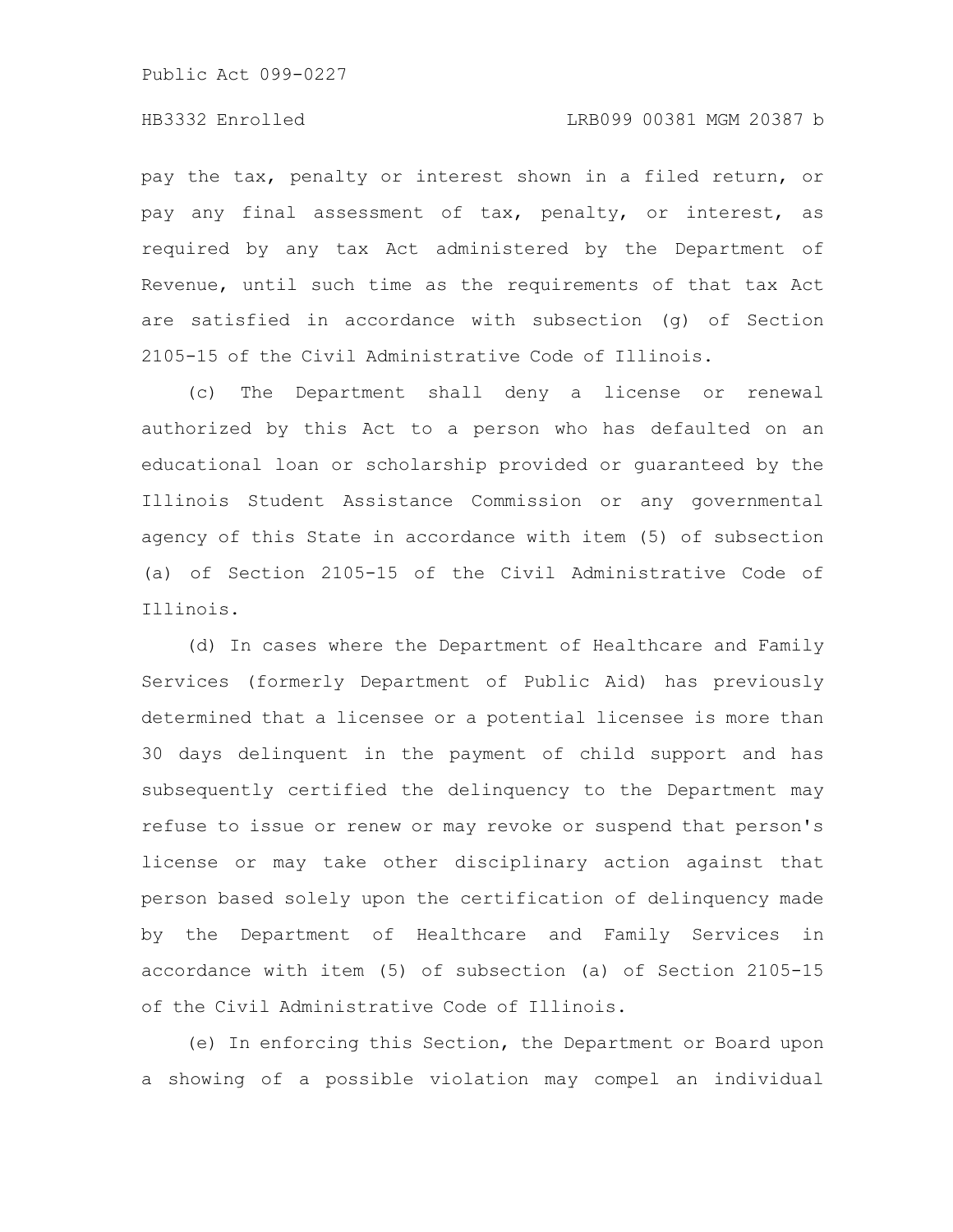pay the tax, penalty or interest shown in a filed return, or pay any final assessment of tax, penalty, or interest, as required by any tax Act administered by the Department of Revenue, until such time as the requirements of that tax Act are satisfied in accordance with subsection (g) of Section 2105-15 of the Civil Administrative Code of Illinois.

(c) The Department shall deny a license or renewal authorized by this Act to a person who has defaulted on an educational loan or scholarship provided or guaranteed by the Illinois Student Assistance Commission or any governmental agency of this State in accordance with item (5) of subsection (a) of Section 2105-15 of the Civil Administrative Code of Illinois.

(d) In cases where the Department of Healthcare and Family Services (formerly Department of Public Aid) has previously determined that a licensee or a potential licensee is more than 30 days delinquent in the payment of child support and has subsequently certified the delinquency to the Department may refuse to issue or renew or may revoke or suspend that person's license or may take other disciplinary action against that person based solely upon the certification of delinquency made by the Department of Healthcare and Family Services in accordance with item (5) of subsection (a) of Section 2105-15 of the Civil Administrative Code of Illinois.

(e) In enforcing this Section, the Department or Board upon a showing of a possible violation may compel an individual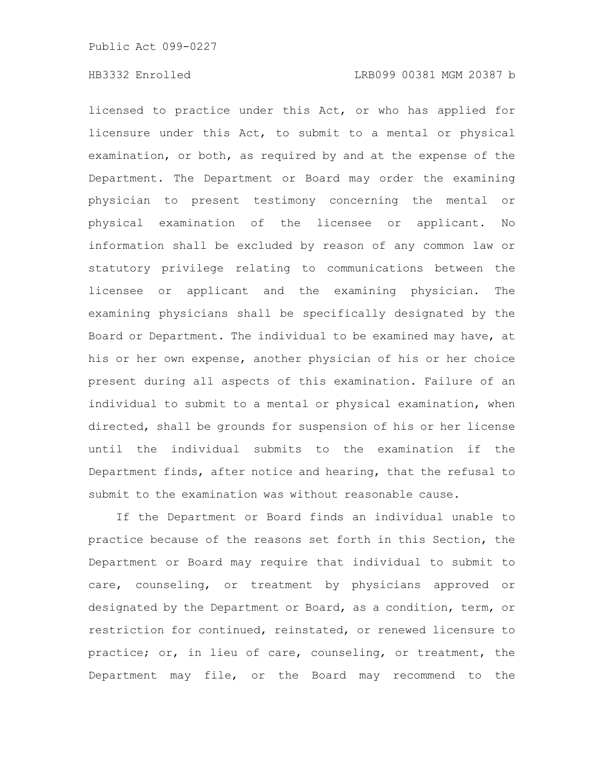licensed to practice under this Act, or who has applied for licensure under this Act, to submit to a mental or physical examination, or both, as required by and at the expense of the Department. The Department or Board may order the examining physician to present testimony concerning the mental or physical examination of the licensee or applicant. No information shall be excluded by reason of any common law or statutory privilege relating to communications between the licensee or applicant and the examining physician. The examining physicians shall be specifically designated by the Board or Department. The individual to be examined may have, at his or her own expense, another physician of his or her choice present during all aspects of this examination. Failure of an individual to submit to a mental or physical examination, when directed, shall be grounds for suspension of his or her license until the individual submits to the examination if the Department finds, after notice and hearing, that the refusal to submit to the examination was without reasonable cause.

If the Department or Board finds an individual unable to practice because of the reasons set forth in this Section, the Department or Board may require that individual to submit to care, counseling, or treatment by physicians approved or designated by the Department or Board, as a condition, term, or restriction for continued, reinstated, or renewed licensure to practice; or, in lieu of care, counseling, or treatment, the Department may file, or the Board may recommend to the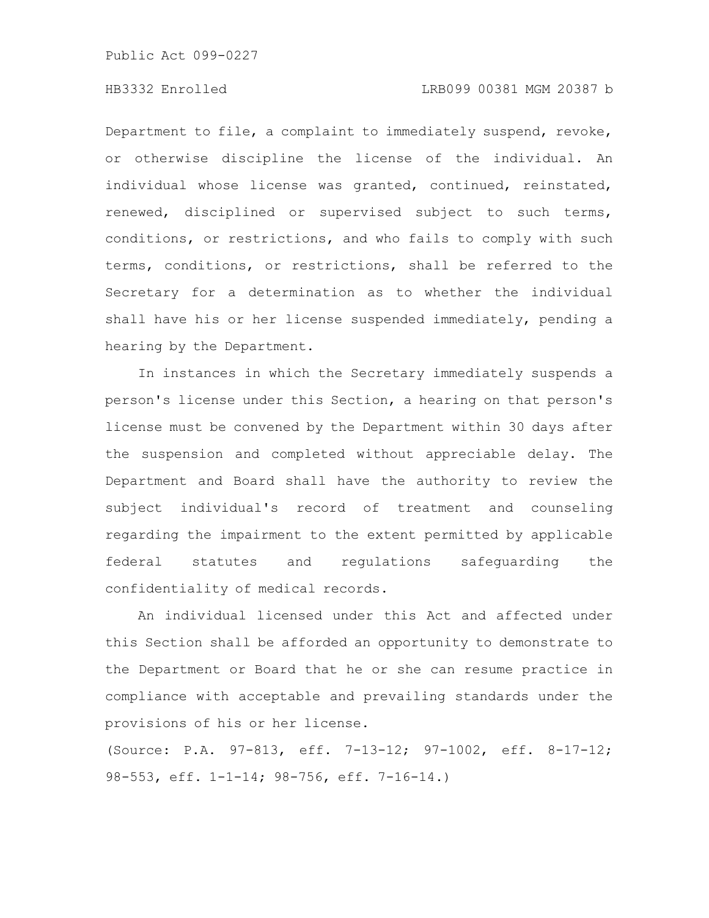Department to file, a complaint to immediately suspend, revoke, or otherwise discipline the license of the individual. An individual whose license was granted, continued, reinstated, renewed, disciplined or supervised subject to such terms, conditions, or restrictions, and who fails to comply with such terms, conditions, or restrictions, shall be referred to the Secretary for a determination as to whether the individual shall have his or her license suspended immediately, pending a hearing by the Department.

In instances in which the Secretary immediately suspends a person's license under this Section, a hearing on that person's license must be convened by the Department within 30 days after the suspension and completed without appreciable delay. The Department and Board shall have the authority to review the subject individual's record of treatment and counseling regarding the impairment to the extent permitted by applicable federal statutes and regulations safeguarding the confidentiality of medical records.

An individual licensed under this Act and affected under this Section shall be afforded an opportunity to demonstrate to the Department or Board that he or she can resume practice in compliance with acceptable and prevailing standards under the provisions of his or her license.

(Source: P.A. 97-813, eff. 7-13-12; 97-1002, eff. 8-17-12; 98-553, eff. 1-1-14; 98-756, eff. 7-16-14.)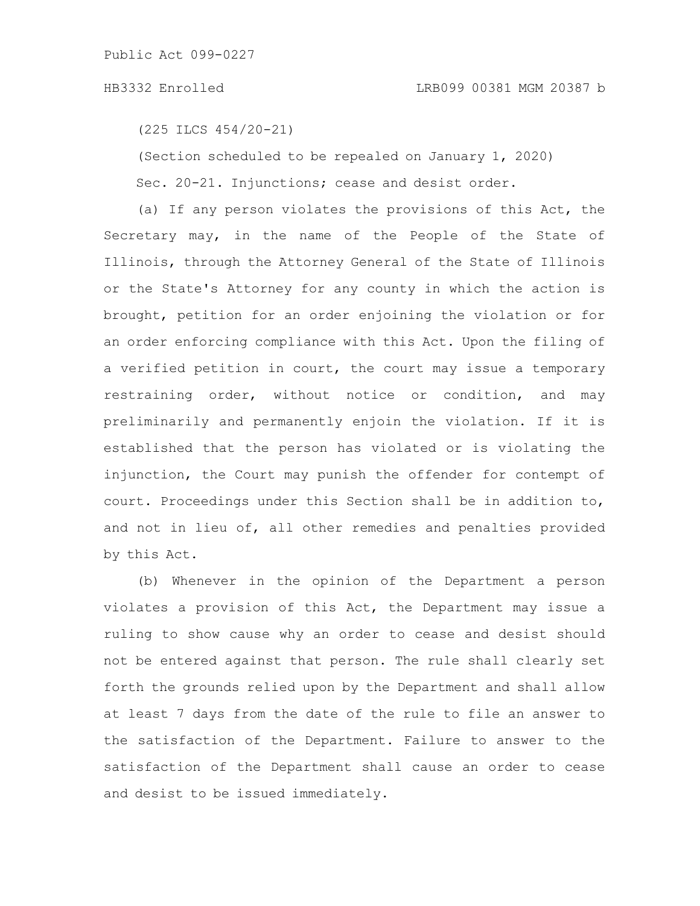(225 ILCS 454/20-21)

(Section scheduled to be repealed on January 1, 2020)

Sec. 20-21. Injunctions; cease and desist order.

(a) If any person violates the provisions of this Act, the Secretary may, in the name of the People of the State of Illinois, through the Attorney General of the State of Illinois or the State's Attorney for any county in which the action is brought, petition for an order enjoining the violation or for an order enforcing compliance with this Act. Upon the filing of a verified petition in court, the court may issue a temporary restraining order, without notice or condition, and may preliminarily and permanently enjoin the violation. If it is established that the person has violated or is violating the injunction, the Court may punish the offender for contempt of court. Proceedings under this Section shall be in addition to, and not in lieu of, all other remedies and penalties provided by this Act.

(b) Whenever in the opinion of the Department a person violates a provision of this Act, the Department may issue a ruling to show cause why an order to cease and desist should not be entered against that person. The rule shall clearly set forth the grounds relied upon by the Department and shall allow at least 7 days from the date of the rule to file an answer to the satisfaction of the Department. Failure to answer to the satisfaction of the Department shall cause an order to cease and desist to be issued immediately.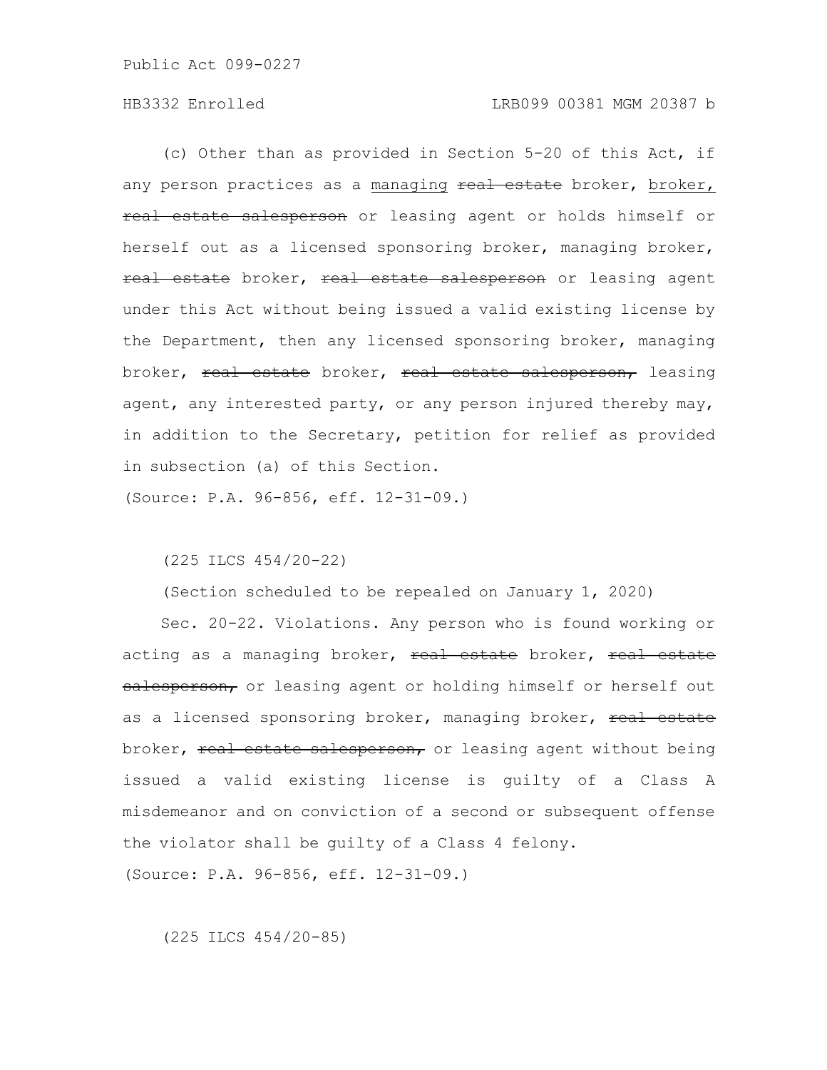(c) Other than as provided in Section 5-20 of this Act, if any person practices as a <u>managing</u> ~~real estate~~ broker, <u>broker,</u> ~~real estate salesperson~~ or leasing agent or holds himself or herself out as a licensed sponsoring broker, managing broker, ~~real estate~~ broker, ~~real estate salesperson~~ or leasing agent under this Act without being issued a valid existing license by the Department, then any licensed sponsoring broker, managing broker, ~~real estate~~ broker, ~~real estate salesperson,~~ leasing agent, any interested party, or any person injured thereby may, in addition to the Secretary, petition for relief as provided in subsection (a) of this Section.

(Source: P.A. 96-856, eff. 12-31-09.)

(225 ILCS 454/20-22)

(Section scheduled to be repealed on January 1, 2020)

Sec. 20-22. Violations. Any person who is found working or acting as a managing broker, ~~real estate~~ broker, ~~real estate salesperson,~~ or leasing agent or holding himself or herself out as a licensed sponsoring broker, managing broker, ~~real estate~~ broker, ~~real estate salesperson,~~ or leasing agent without being issued a valid existing license is guilty of a Class A misdemeanor and on conviction of a second or subsequent offense the violator shall be guilty of a Class 4 felony.

(Source: P.A. 96-856, eff. 12-31-09.)

(225 ILCS 454/20-85)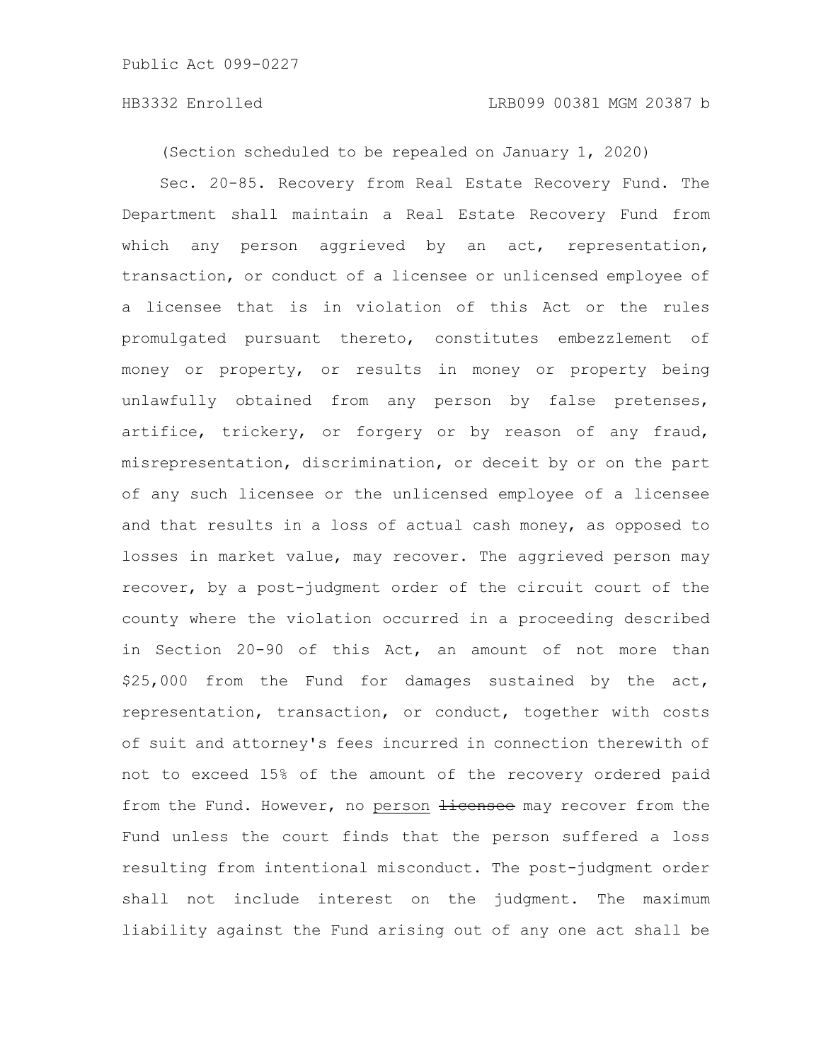(Section scheduled to be repealed on January 1, 2020)

Sec. 20-85. Recovery from Real Estate Recovery Fund. The Department shall maintain a Real Estate Recovery Fund from which any person aggrieved by an act, representation, transaction, or conduct of a licensee or unlicensed employee of a licensee that is in violation of this Act or the rules promulgated pursuant thereto, constitutes embezzlement of money or property, or results in money or property being unlawfully obtained from any person by false pretenses, artifice, trickery, or forgery or by reason of any fraud, misrepresentation, discrimination, or deceit by or on the part of any such licensee or the unlicensed employee of a licensee and that results in a loss of actual cash money, as opposed to losses in market value, may recover. The aggrieved person may recover, by a post-judgment order of the circuit court of the county where the violation occurred in a proceeding described in Section 20-90 of this Act, an amount of not more than \$25,000 from the Fund for damages sustained by the act, representation, transaction, or conduct, together with costs of suit and attorney's fees incurred in connection therewith of not to exceed 15% of the amount of the recovery ordered paid from the Fund. However, no <u>person</u> ~~licensee~~ may recover from the Fund unless the court finds that the person suffered a loss resulting from intentional misconduct. The post-judgment order shall not include interest on the judgment. The maximum liability against the Fund arising out of any one act shall be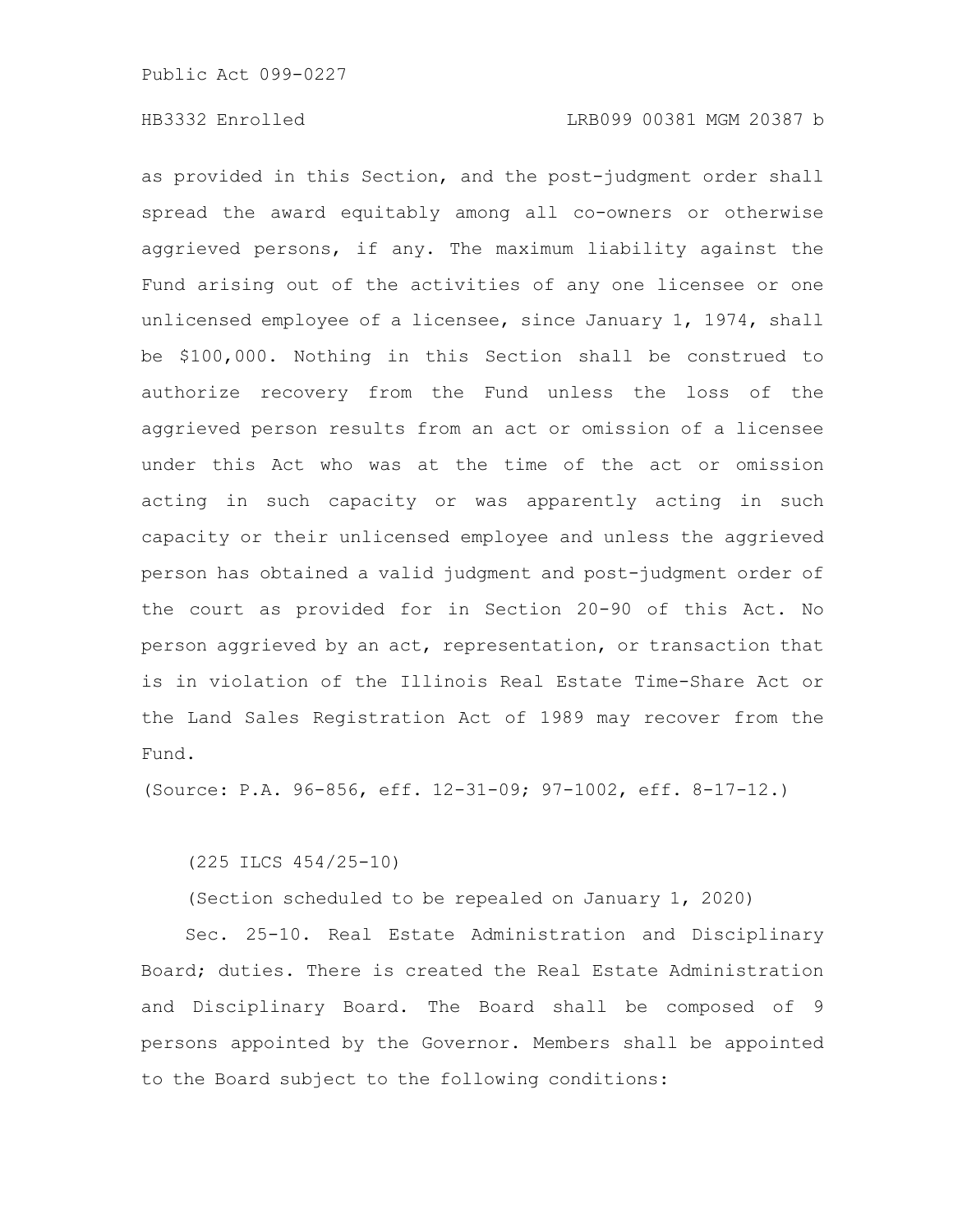as provided in this Section, and the post-judgment order shall spread the award equitably among all co-owners or otherwise aggrieved persons, if any. The maximum liability against the Fund arising out of the activities of any one licensee or one unlicensed employee of a licensee, since January 1, 1974, shall be $100,000. Nothing in this Section shall be construed to authorize recovery from the Fund unless the loss of the aggrieved person results from an act or omission of a licensee under this Act who was at the time of the act or omission acting in such capacity or was apparently acting in such capacity or their unlicensed employee and unless the aggrieved person has obtained a valid judgment and post-judgment order of the court as provided for in Section 20-90 of this Act. No person aggrieved by an act, representation, or transaction that is in violation of the Illinois Real Estate Time-Share Act or the Land Sales Registration Act of 1989 may recover from the Fund.

(Source: P.A. 96-856, eff. 12-31-09; 97-1002, eff. 8-17-12.)

(225 ILCS 454/25-10)

(Section scheduled to be repealed on January 1, 2020)

Sec. 25-10. Real Estate Administration and Disciplinary Board; duties. There is created the Real Estate Administration and Disciplinary Board. The Board shall be composed of 9 persons appointed by the Governor. Members shall be appointed to the Board subject to the following conditions: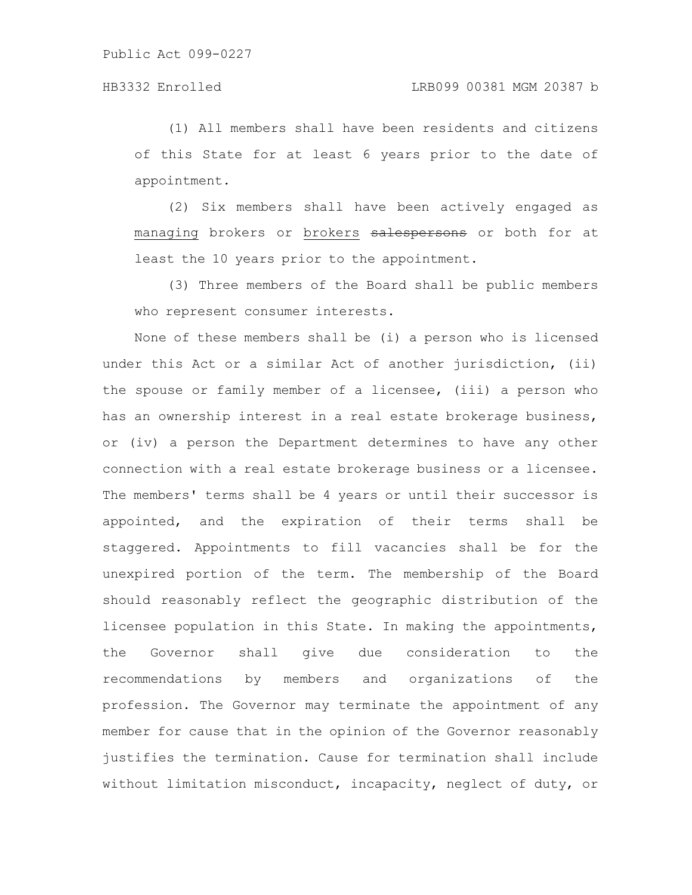(1) All members shall have been residents and citizens of this State for at least 6 years prior to the date of appointment.

(2) Six members shall have been actively engaged as <u>managing</u> brokers or <u>brokers</u> ~~salespersons~~ or both for at least the 10 years prior to the appointment.

(3) Three members of the Board shall be public members who represent consumer interests.

None of these members shall be (i) a person who is licensed under this Act or a similar Act of another jurisdiction, (ii) the spouse or family member of a licensee, (iii) a person who has an ownership interest in a real estate brokerage business, or (iv) a person the Department determines to have any other connection with a real estate brokerage business or a licensee. The members' terms shall be 4 years or until their successor is appointed, and the expiration of their terms shall be staggered. Appointments to fill vacancies shall be for the unexpired portion of the term. The membership of the Board should reasonably reflect the geographic distribution of the licensee population in this State. In making the appointments, the Governor shall give due consideration to the recommendations by members and organizations of the profession. The Governor may terminate the appointment of any member for cause that in the opinion of the Governor reasonably justifies the termination. Cause for termination shall include without limitation misconduct, incapacity, neglect of duty, or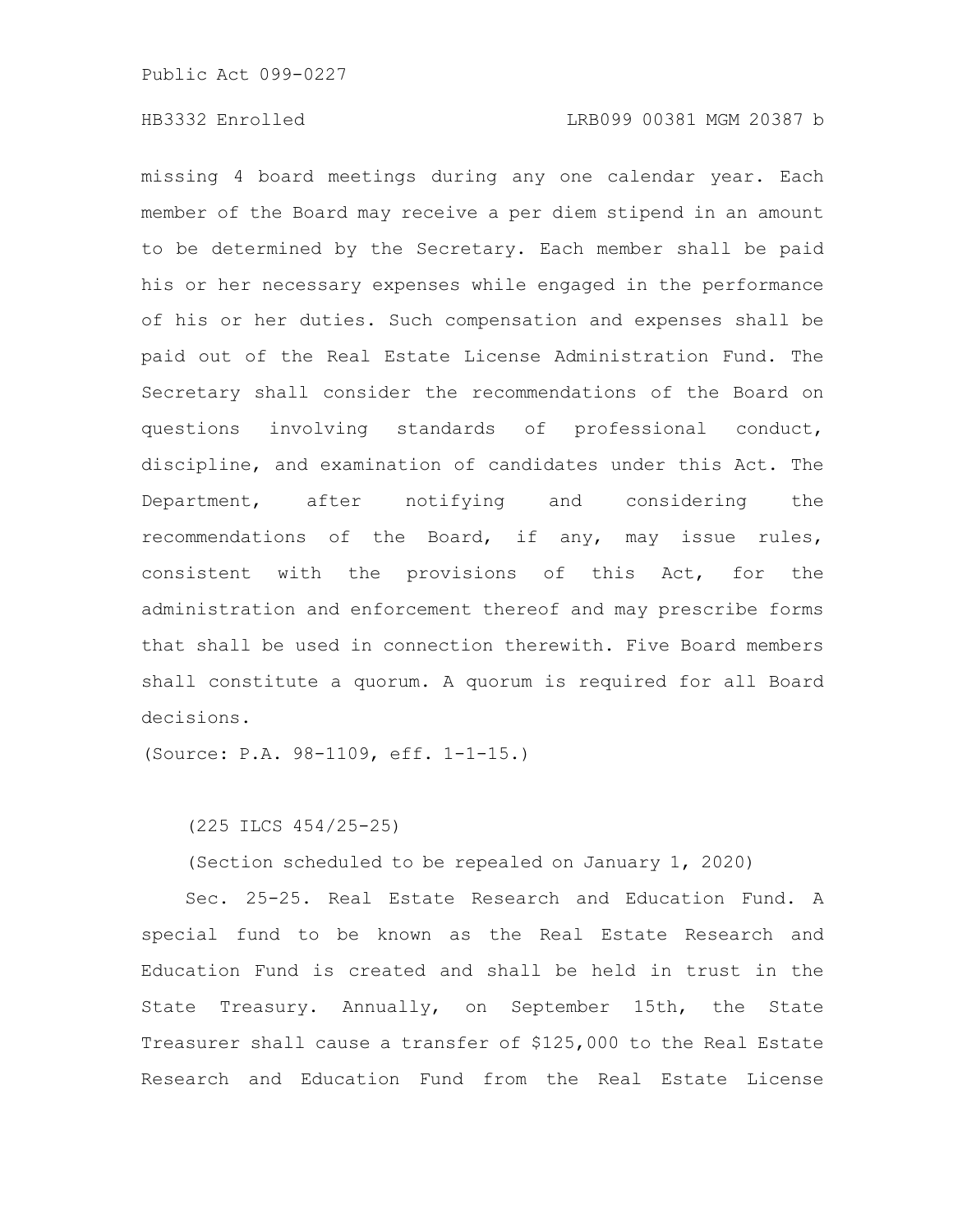missing 4 board meetings during any one calendar year. Each member of the Board may receive a per diem stipend in an amount to be determined by the Secretary. Each member shall be paid his or her necessary expenses while engaged in the performance of his or her duties. Such compensation and expenses shall be paid out of the Real Estate License Administration Fund. The Secretary shall consider the recommendations of the Board on questions involving standards of professional conduct, discipline, and examination of candidates under this Act. The Department, after notifying and considering the recommendations of the Board, if any, may issue rules, consistent with the provisions of this Act, for the administration and enforcement thereof and may prescribe forms that shall be used in connection therewith. Five Board members shall constitute a quorum. A quorum is required for all Board decisions.

(Source: P.A. 98-1109, eff. 1-1-15.)

(225 ILCS 454/25-25)

(Section scheduled to be repealed on January 1, 2020)

Sec. 25-25. Real Estate Research and Education Fund. A special fund to be known as the Real Estate Research and Education Fund is created and shall be held in trust in the State Treasury. Annually, on September 15th, the State Treasurer shall cause a transfer of $125,000 to the Real Estate Research and Education Fund from the Real Estate License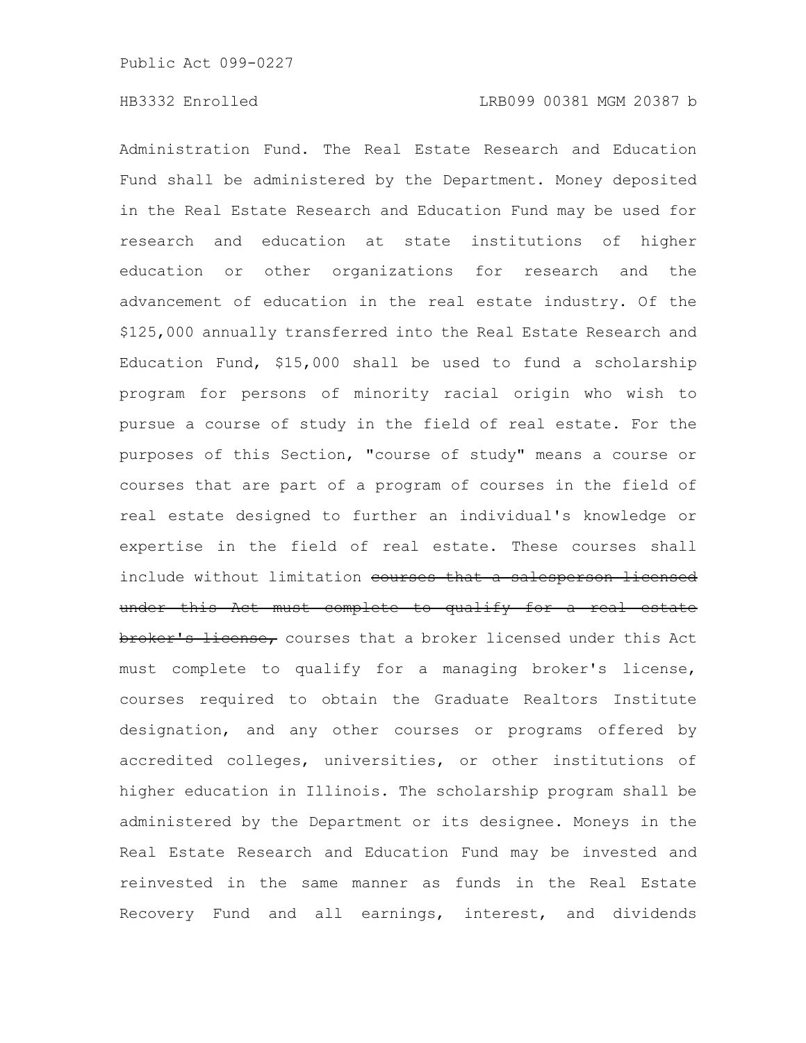Administration Fund. The Real Estate Research and Education Fund shall be administered by the Department. Money deposited in the Real Estate Research and Education Fund may be used for research and education at state institutions of higher education or other organizations for research and the advancement of education in the real estate industry. Of the $125,000 annually transferred into the Real Estate Research and Education Fund, $15,000 shall be used to fund a scholarship program for persons of minority racial origin who wish to pursue a course of study in the field of real estate. For the purposes of this Section, "course of study" means a course or courses that are part of a program of courses in the field of real estate designed to further an individual's knowledge or expertise in the field of real estate. These courses shall include without limitation ~~courses that a salesperson licensed under this Act must complete to qualify for a real estate broker's license,~~ courses that a broker licensed under this Act must complete to qualify for a managing broker's license, courses required to obtain the Graduate Realtors Institute designation, and any other courses or programs offered by accredited colleges, universities, or other institutions of higher education in Illinois. The scholarship program shall be administered by the Department or its designee. Moneys in the Real Estate Research and Education Fund may be invested and reinvested in the same manner as funds in the Real Estate Recovery Fund and all earnings, interest, and dividends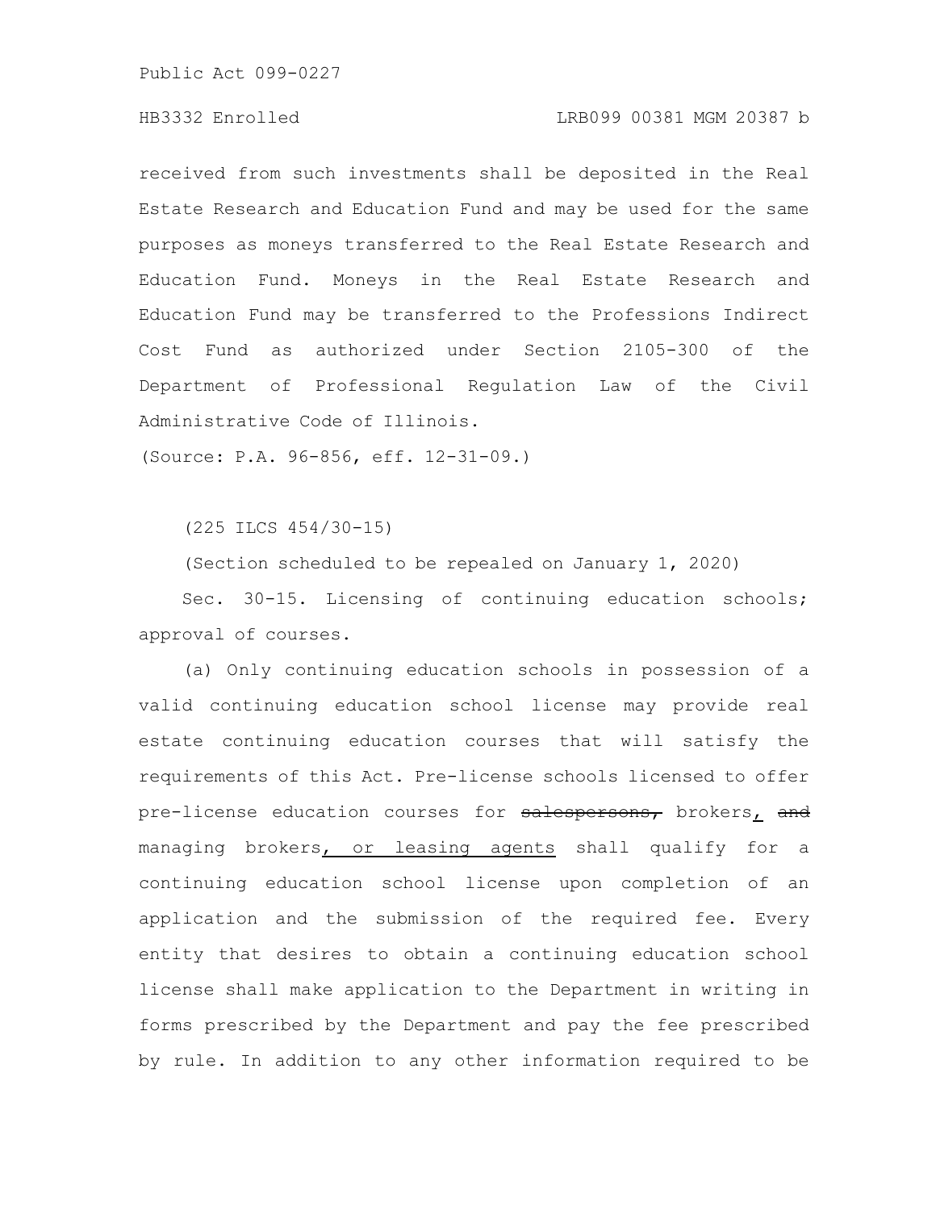received from such investments shall be deposited in the Real Estate Research and Education Fund and may be used for the same purposes as moneys transferred to the Real Estate Research and Education Fund. Moneys in the Real Estate Research and Education Fund may be transferred to the Professions Indirect Cost Fund as authorized under Section 2105-300 of the Department of Professional Regulation Law of the Civil Administrative Code of Illinois.

(Source: P.A. 96-856, eff. 12-31-09.)

(225 ILCS 454/30-15)

(Section scheduled to be repealed on January 1, 2020)

Sec. 30-15. Licensing of continuing education schools; approval of courses.

(a) Only continuing education schools in possession of a valid continuing education school license may provide real estate continuing education courses that will satisfy the requirements of this Act. Pre-license schools licensed to offer pre-license education courses for ~~salespersons,~~ brokers, ~~and~~ managing brokers, or leasing agents shall qualify for a continuing education school license upon completion of an application and the submission of the required fee. Every entity that desires to obtain a continuing education school license shall make application to the Department in writing in forms prescribed by the Department and pay the fee prescribed by rule. In addition to any other information required to be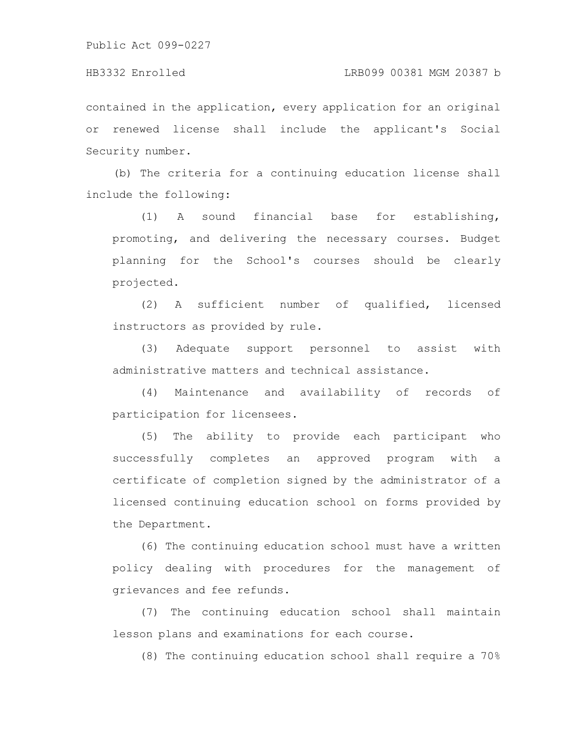contained in the application, every application for an original or renewed license shall include the applicant's Social Security number.

(b) The criteria for a continuing education license shall include the following:

(1) A sound financial base for establishing, promoting, and delivering the necessary courses. Budget planning for the School's courses should be clearly projected.

(2) A sufficient number of qualified, licensed instructors as provided by rule.

(3) Adequate support personnel to assist with administrative matters and technical assistance.

(4) Maintenance and availability of records of participation for licensees.

(5) The ability to provide each participant who successfully completes an approved program with a certificate of completion signed by the administrator of a licensed continuing education school on forms provided by the Department.

(6) The continuing education school must have a written policy dealing with procedures for the management of grievances and fee refunds.

(7) The continuing education school shall maintain lesson plans and examinations for each course.

(8) The continuing education school shall require a 70%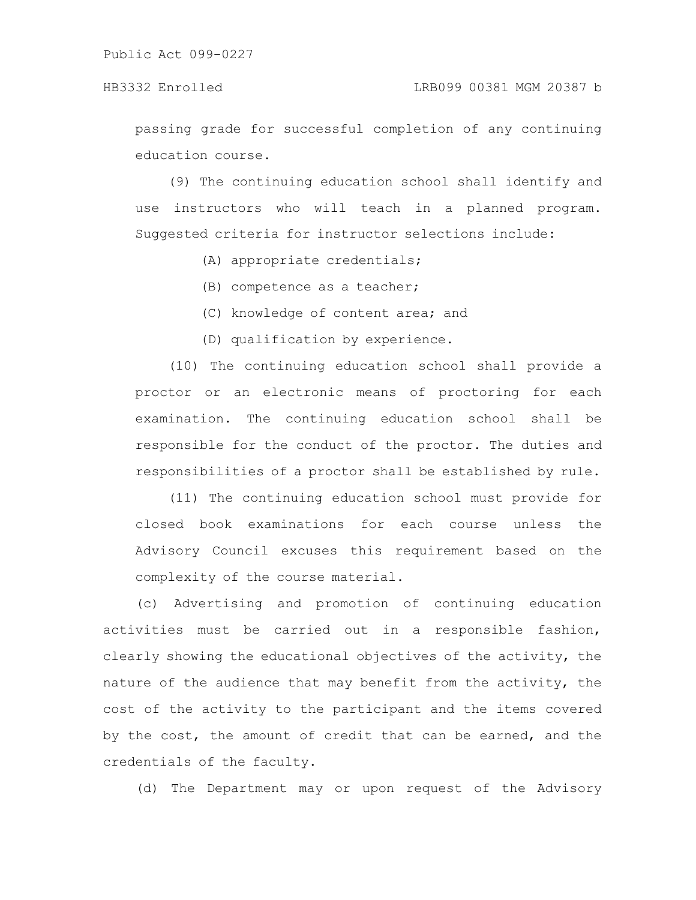passing grade for successful completion of any continuing education course.

(9) The continuing education school shall identify and use instructors who will teach in a planned program. Suggested criteria for instructor selections include:

(A) appropriate credentials;

(B) competence as a teacher;

(C) knowledge of content area; and

(D) qualification by experience.

(10) The continuing education school shall provide a proctor or an electronic means of proctoring for each examination. The continuing education school shall be responsible for the conduct of the proctor. The duties and responsibilities of a proctor shall be established by rule.

(11) The continuing education school must provide for closed book examinations for each course unless the Advisory Council excuses this requirement based on the complexity of the course material.

(c) Advertising and promotion of continuing education activities must be carried out in a responsible fashion, clearly showing the educational objectives of the activity, the nature of the audience that may benefit from the activity, the cost of the activity to the participant and the items covered by the cost, the amount of credit that can be earned, and the credentials of the faculty.

(d) The Department may or upon request of the Advisory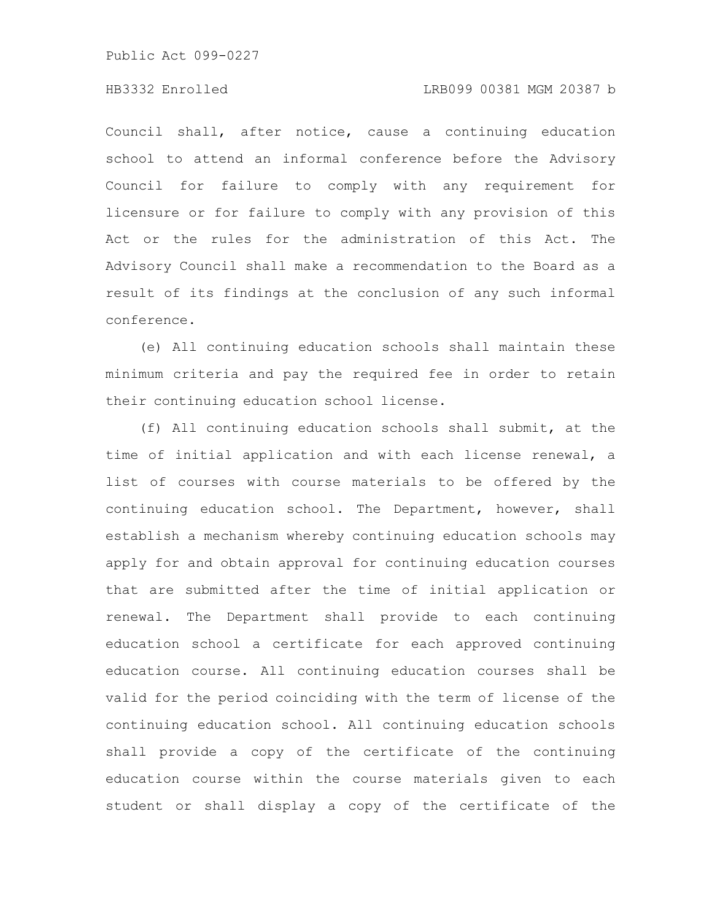Council shall, after notice, cause a continuing education school to attend an informal conference before the Advisory Council for failure to comply with any requirement for licensure or for failure to comply with any provision of this Act or the rules for the administration of this Act. The Advisory Council shall make a recommendation to the Board as a result of its findings at the conclusion of any such informal conference.

(e) All continuing education schools shall maintain these minimum criteria and pay the required fee in order to retain their continuing education school license.

(f) All continuing education schools shall submit, at the time of initial application and with each license renewal, a list of courses with course materials to be offered by the continuing education school. The Department, however, shall establish a mechanism whereby continuing education schools may apply for and obtain approval for continuing education courses that are submitted after the time of initial application or renewal. The Department shall provide to each continuing education school a certificate for each approved continuing education course. All continuing education courses shall be valid for the period coinciding with the term of license of the continuing education school. All continuing education schools shall provide a copy of the certificate of the continuing education course within the course materials given to each student or shall display a copy of the certificate of the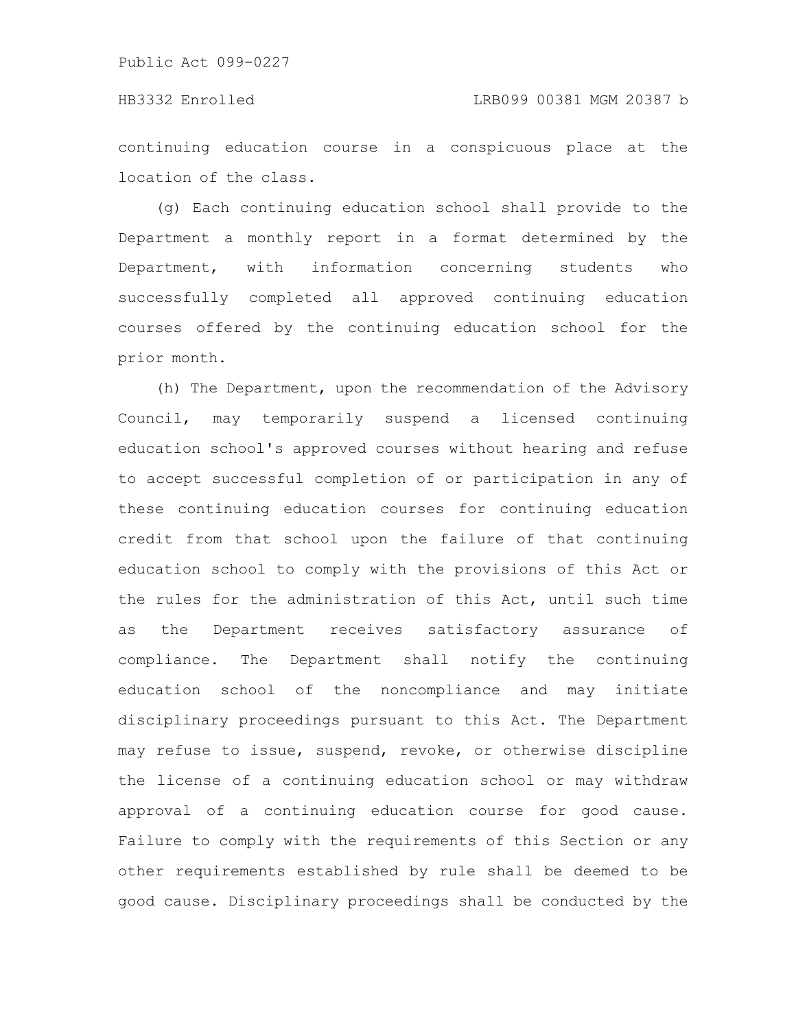continuing education course in a conspicuous place at the location of the class.

(g) Each continuing education school shall provide to the Department a monthly report in a format determined by the Department, with information concerning students who successfully completed all approved continuing education courses offered by the continuing education school for the prior month.

(h) The Department, upon the recommendation of the Advisory Council, may temporarily suspend a licensed continuing education school's approved courses without hearing and refuse to accept successful completion of or participation in any of these continuing education courses for continuing education credit from that school upon the failure of that continuing education school to comply with the provisions of this Act or the rules for the administration of this Act, until such time as the Department receives satisfactory assurance of compliance. The Department shall notify the continuing education school of the noncompliance and may initiate disciplinary proceedings pursuant to this Act. The Department may refuse to issue, suspend, revoke, or otherwise discipline the license of a continuing education school or may withdraw approval of a continuing education course for good cause. Failure to comply with the requirements of this Section or any other requirements established by rule shall be deemed to be good cause. Disciplinary proceedings shall be conducted by the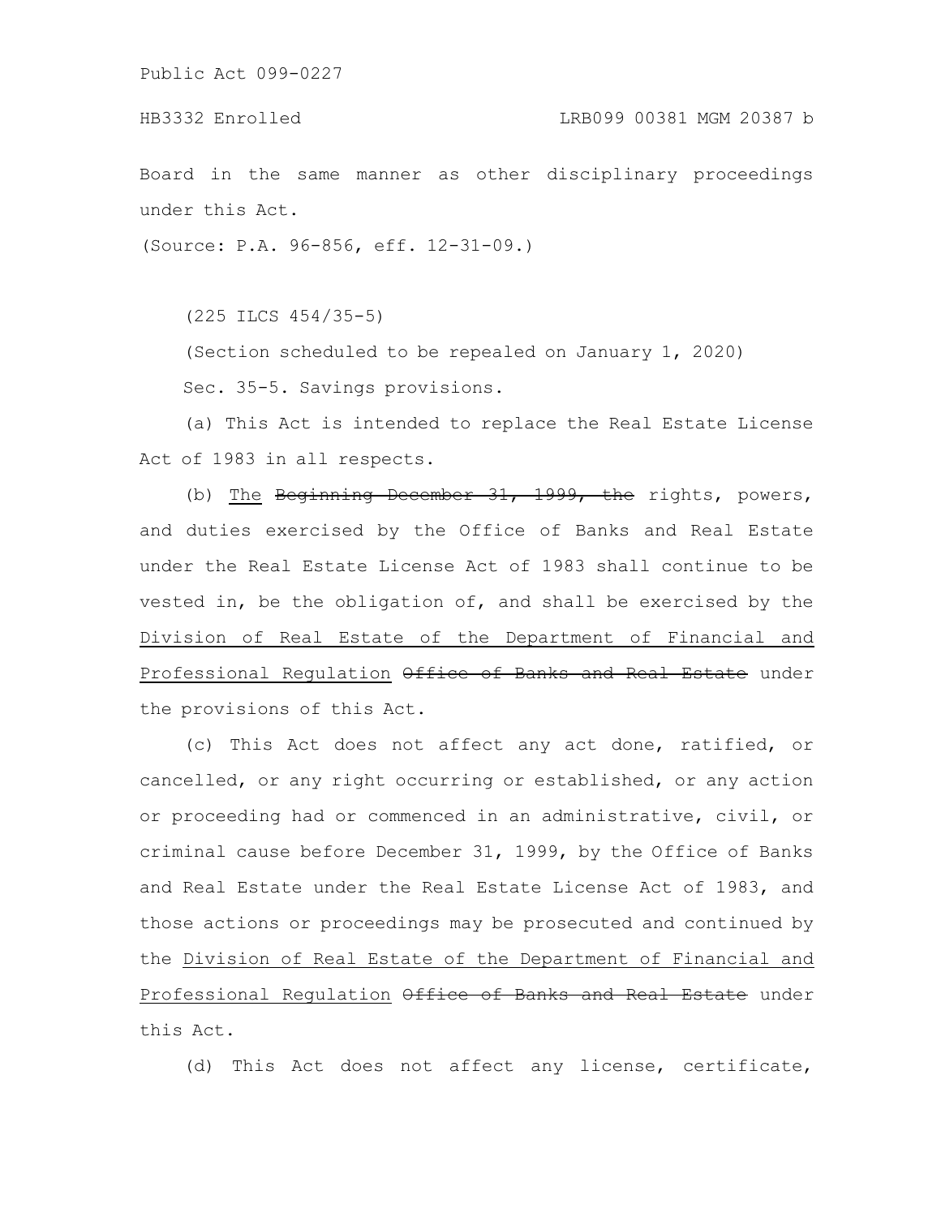Board in the same manner as other disciplinary proceedings under this Act.

(Source: P.A. 96-856, eff. 12-31-09.)

(225 ILCS 454/35-5)

(Section scheduled to be repealed on January 1, 2020)

Sec. 35-5. Savings provisions.

(a) This Act is intended to replace the Real Estate License Act of 1983 in all respects.

(b) The ~~Beginning December 31, 1999, the~~ rights, powers, and duties exercised by the Office of Banks and Real Estate under the Real Estate License Act of 1983 shall continue to be vested in, be the obligation of, and shall be exercised by the Division of Real Estate of the Department of Financial and Professional Regulation ~~Office of Banks and Real Estate~~ under the provisions of this Act.

(c) This Act does not affect any act done, ratified, or cancelled, or any right occurring or established, or any action or proceeding had or commenced in an administrative, civil, or criminal cause before December 31, 1999, by the Office of Banks and Real Estate under the Real Estate License Act of 1983, and those actions or proceedings may be prosecuted and continued by the Division of Real Estate of the Department of Financial and Professional Regulation ~~Office of Banks and Real Estate~~ under this Act.

(d) This Act does not affect any license, certificate,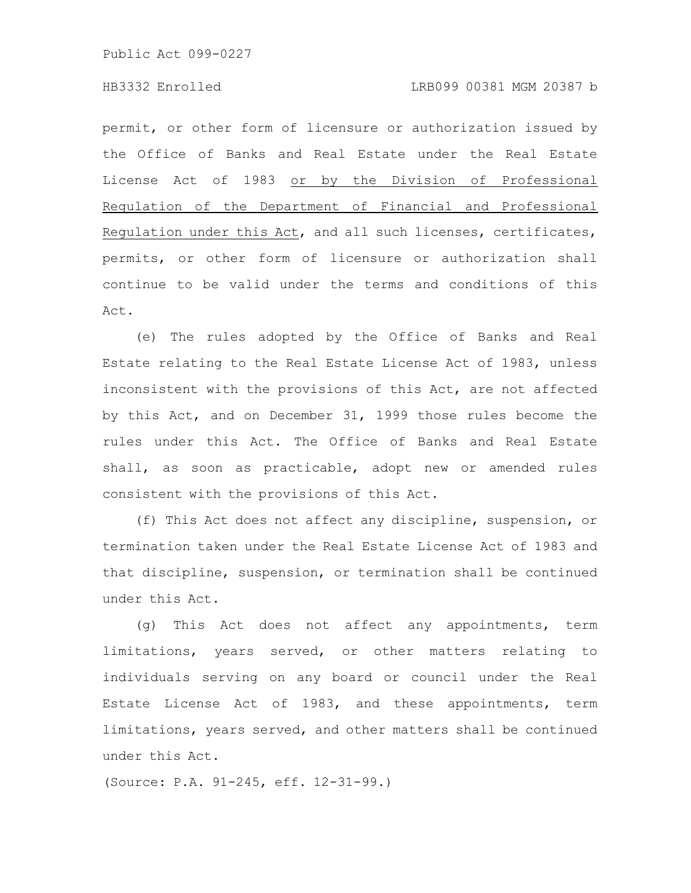permit, or other form of licensure or authorization issued by the Office of Banks and Real Estate under the Real Estate License Act of 1983 or by the Division of Professional Regulation of the Department of Financial and Professional Regulation under this Act, and all such licenses, certificates, permits, or other form of licensure or authorization shall continue to be valid under the terms and conditions of this Act.

(e) The rules adopted by the Office of Banks and Real Estate relating to the Real Estate License Act of 1983, unless inconsistent with the provisions of this Act, are not affected by this Act, and on December 31, 1999 those rules become the rules under this Act. The Office of Banks and Real Estate shall, as soon as practicable, adopt new or amended rules consistent with the provisions of this Act.

(f) This Act does not affect any discipline, suspension, or termination taken under the Real Estate License Act of 1983 and that discipline, suspension, or termination shall be continued under this Act.

(g) This Act does not affect any appointments, term limitations, years served, or other matters relating to individuals serving on any board or council under the Real Estate License Act of 1983, and these appointments, term limitations, years served, and other matters shall be continued under this Act.

(Source: P.A. 91-245, eff. 12-31-99.)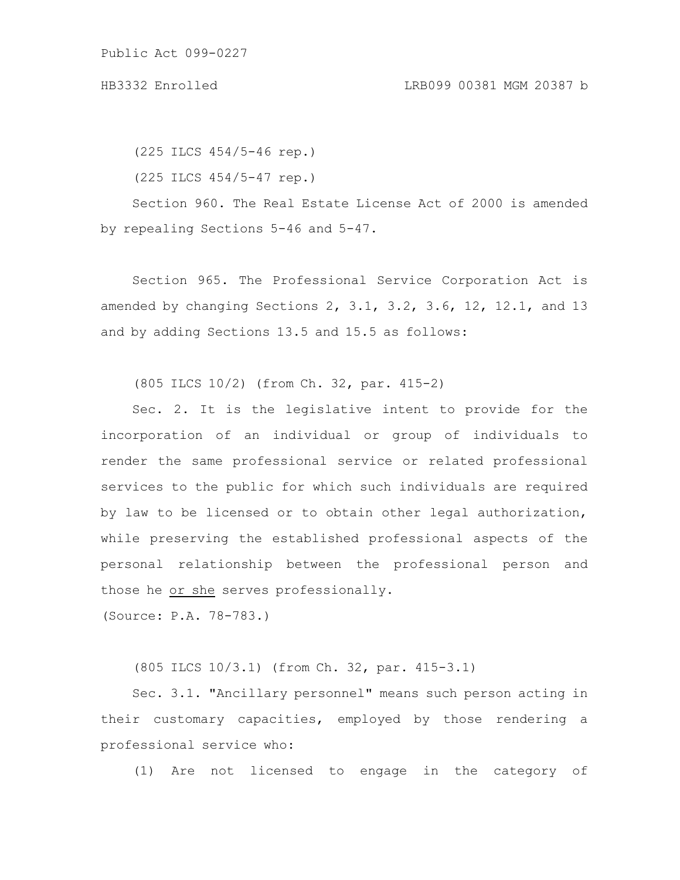(225 ILCS 454/5-46 rep.)

(225 ILCS 454/5-47 rep.)

Section 960. The Real Estate License Act of 2000 is amended by repealing Sections 5-46 and 5-47.

Section 965. The Professional Service Corporation Act is amended by changing Sections 2, 3.1, 3.2, 3.6, 12, 12.1, and 13 and by adding Sections 13.5 and 15.5 as follows:

(805 ILCS 10/2) (from Ch. 32, par. 415-2)

Sec. 2. It is the legislative intent to provide for the incorporation of an individual or group of individuals to render the same professional service or related professional services to the public for which such individuals are required by law to be licensed or to obtain other legal authorization, while preserving the established professional aspects of the personal relationship between the professional person and those he or she serves professionally.

(Source: P.A. 78-783.)

(805 ILCS 10/3.1) (from Ch. 32, par. 415-3.1)

Sec. 3.1. "Ancillary personnel" means such person acting in their customary capacities, employed by those rendering a professional service who:

(1) Are not licensed to engage in the category of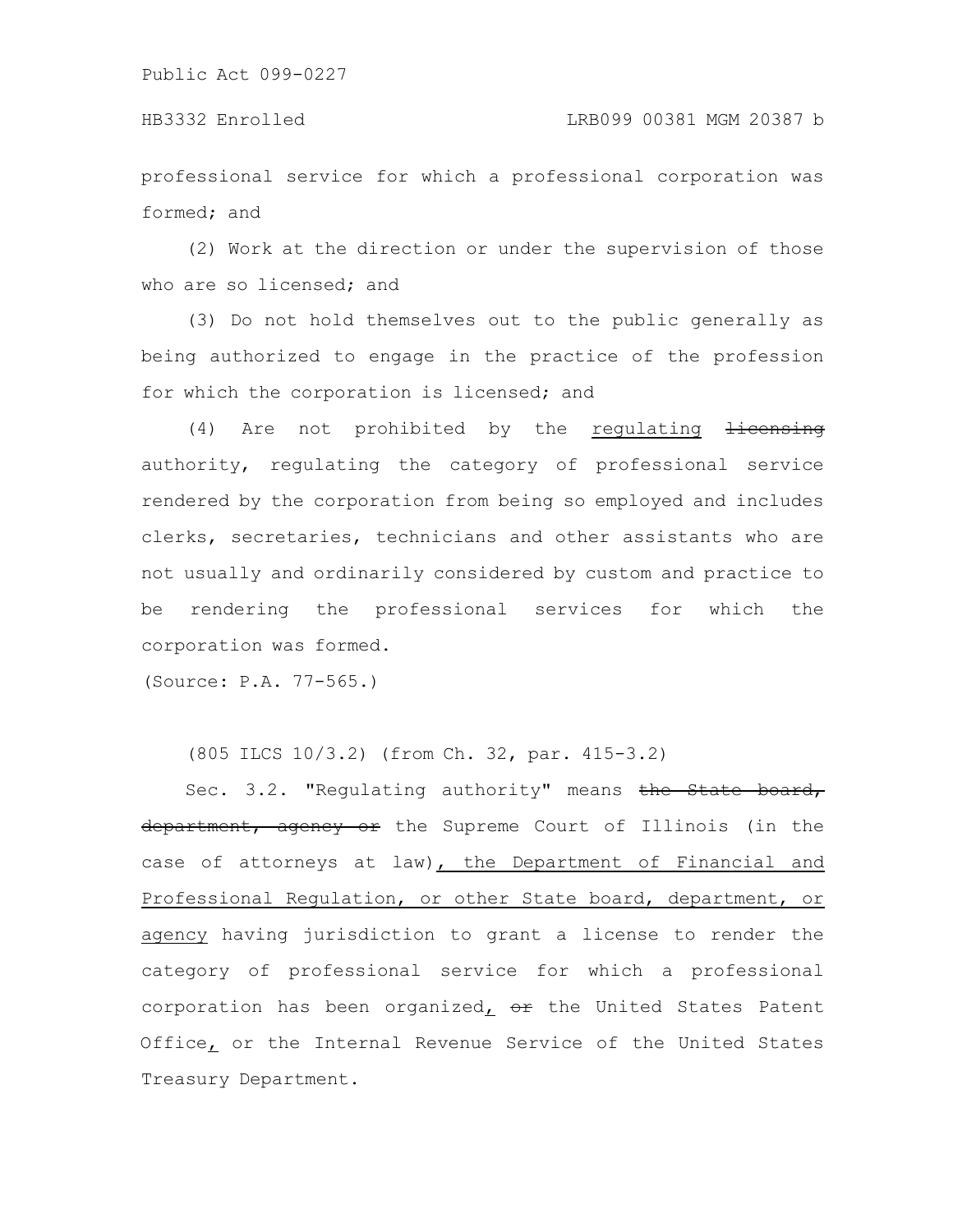professional service for which a professional corporation was formed; and

(2) Work at the direction or under the supervision of those who are so licensed; and

(3) Do not hold themselves out to the public generally as being authorized to engage in the practice of the profession for which the corporation is licensed; and

(4) Are not prohibited by the <u>regulating</u> ~~licensing~~ authority, regulating the category of professional service rendered by the corporation from being so employed and includes clerks, secretaries, technicians and other assistants who are not usually and ordinarily considered by custom and practice to be rendering the professional services for which the corporation was formed.

(Source: P.A. 77-565.)

(805 ILCS 10/3.2) (from Ch. 32, par. 415-3.2)

Sec. 3.2. "Regulating authority" means ~~the State board, department, agency or~~ the Supreme Court of Illinois (in the case of attorneys at law)<u>, the Department of Financial and Professional Regulation, or other State board, department, or agency</u> having jurisdiction to grant a license to render the category of professional service for which a professional corporation has been organized<u>,</u> ~~or~~ the United States Patent Office<u>,</u> or the Internal Revenue Service of the United States Treasury Department.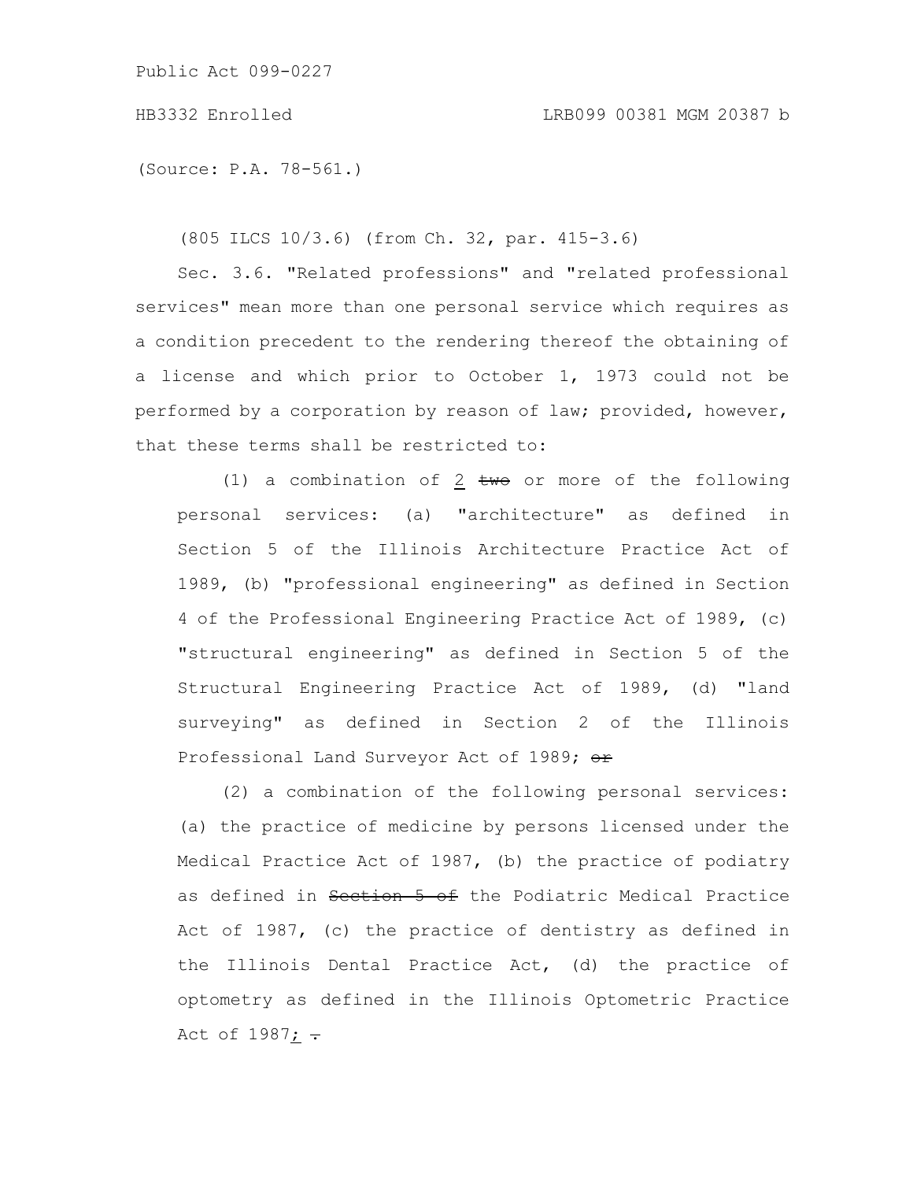(Source: P.A. 78-561.)

(805 ILCS 10/3.6) (from Ch. 32, par. 415-3.6)

Sec. 3.6. "Related professions" and "related professional services" mean more than one personal service which requires as a condition precedent to the rendering thereof the obtaining of a license and which prior to October 1, 1973 could not be performed by a corporation by reason of law; provided, however, that these terms shall be restricted to:

(1) a combination of 2 ~~two~~ or more of the following personal services: (a) "architecture" as defined in Section 5 of the Illinois Architecture Practice Act of 1989, (b) "professional engineering" as defined in Section 4 of the Professional Engineering Practice Act of 1989, (c) "structural engineering" as defined in Section 5 of the Structural Engineering Practice Act of 1989, (d) "land surveying" as defined in Section 2 of the Illinois Professional Land Surveyor Act of 1989; ~~or~~

(2) a combination of the following personal services: (a) the practice of medicine by persons licensed under the Medical Practice Act of 1987, (b) the practice of podiatry as defined in ~~Section 5 of~~ the Podiatric Medical Practice Act of 1987, (c) the practice of dentistry as defined in the Illinois Dental Practice Act, (d) the practice of optometry as defined in the Illinois Optometric Practice Act of 1987; ~~.~~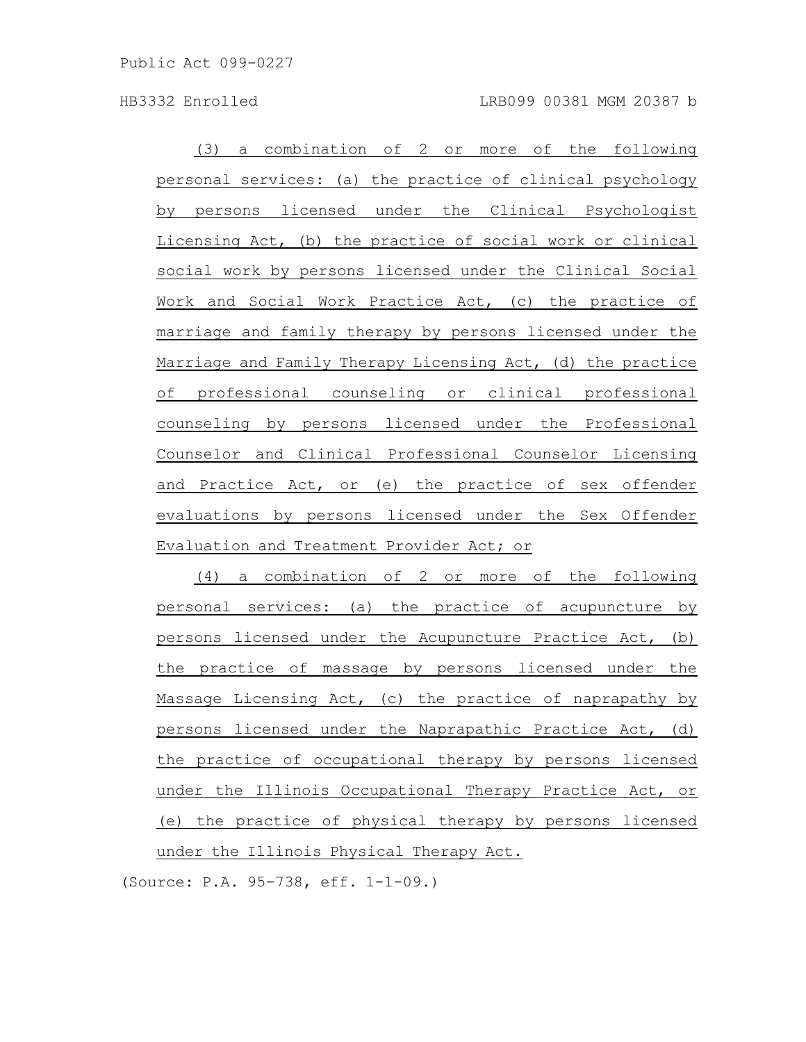(3) a combination of 2 or more of the following personal services: (a) the practice of clinical psychology by persons licensed under the Clinical Psychologist Licensing Act, (b) the practice of social work or clinical social work by persons licensed under the Clinical Social Work and Social Work Practice Act, (c) the practice of marriage and family therapy by persons licensed under the Marriage and Family Therapy Licensing Act, (d) the practice of professional counseling or clinical professional counseling by persons licensed under the Professional Counselor and Clinical Professional Counselor Licensing and Practice Act, or (e) the practice of sex offender evaluations by persons licensed under the Sex Offender Evaluation and Treatment Provider Act; or

(4) a combination of 2 or more of the following personal services: (a) the practice of acupuncture by persons licensed under the Acupuncture Practice Act, (b) the practice of massage by persons licensed under the Massage Licensing Act, (c) the practice of naprapathy by persons licensed under the Naprapathic Practice Act, (d) the practice of occupational therapy by persons licensed under the Illinois Occupational Therapy Practice Act, or (e) the practice of physical therapy by persons licensed under the Illinois Physical Therapy Act.

(Source: P.A. 95-738, eff. 1-1-09.)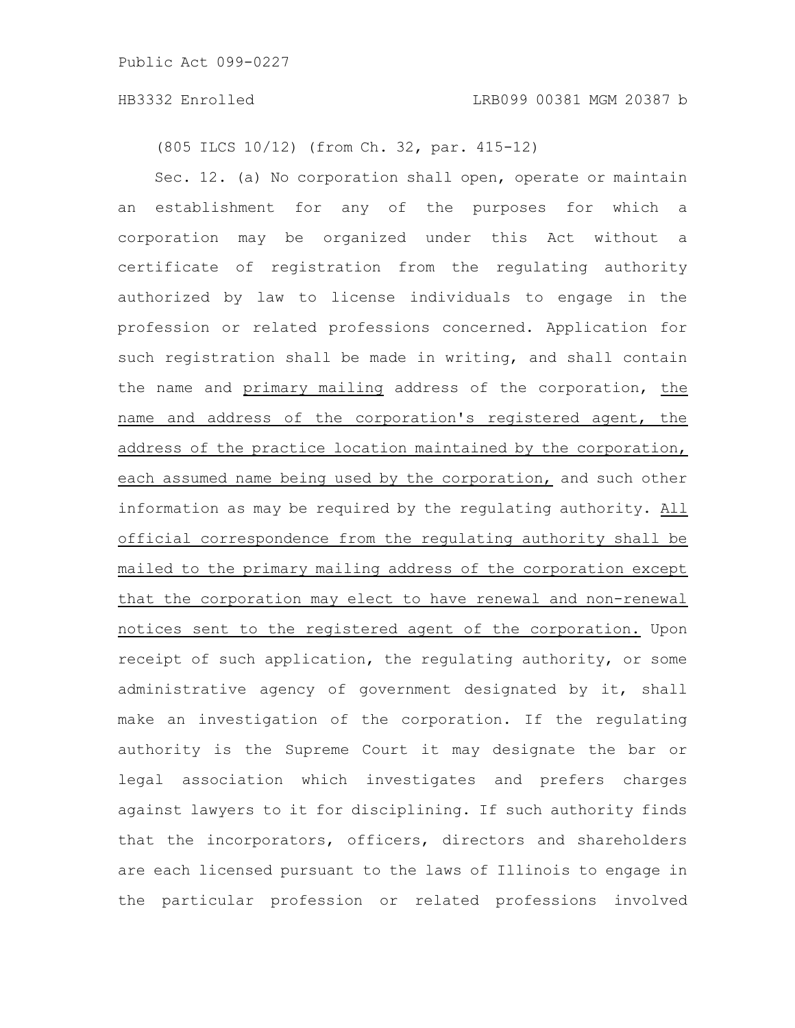(805 ILCS 10/12) (from Ch. 32, par. 415-12)

Sec. 12. (a) No corporation shall open, operate or maintain an establishment for any of the purposes for which a corporation may be organized under this Act without a certificate of registration from the regulating authority authorized by law to license individuals to engage in the profession or related professions concerned. Application for such registration shall be made in writing, and shall contain the name and <u>primary mailing</u> address of the corporation, <u>the name and address of the corporation's registered agent, the address of the practice location maintained by the corporation, each assumed name being used by the corporation,</u> and such other information as may be required by the regulating authority. <u>All official correspondence from the regulating authority shall be mailed to the primary mailing address of the corporation except that the corporation may elect to have renewal and non-renewal notices sent to the registered agent of the corporation.</u> Upon receipt of such application, the regulating authority, or some administrative agency of government designated by it, shall make an investigation of the corporation. If the regulating authority is the Supreme Court it may designate the bar or legal association which investigates and prefers charges against lawyers to it for disciplining. If such authority finds that the incorporators, officers, directors and shareholders are each licensed pursuant to the laws of Illinois to engage in the particular profession or related professions involved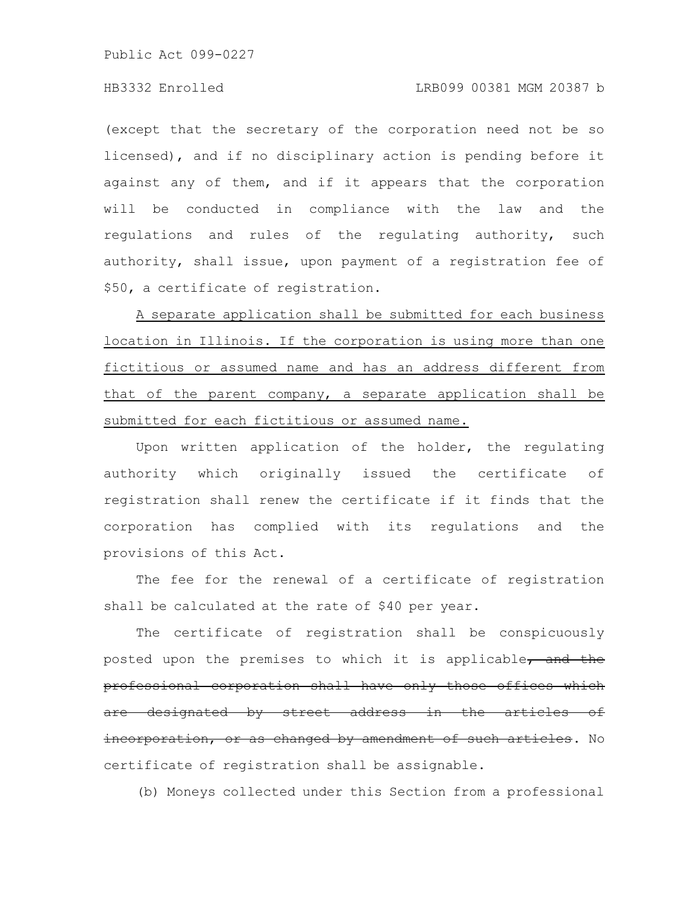(except that the secretary of the corporation need not be so licensed), and if no disciplinary action is pending before it against any of them, and if it appears that the corporation will be conducted in compliance with the law and the regulations and rules of the regulating authority, such authority, shall issue, upon payment of a registration fee of $50, a certificate of registration.

<u>A separate application shall be submitted for each business location in Illinois. If the corporation is using more than one fictitious or assumed name and has an address different from that of the parent company, a separate application shall be submitted for each fictitious or assumed name.</u>

Upon written application of the holder, the regulating authority which originally issued the certificate of registration shall renew the certificate if it finds that the corporation has complied with its regulations and the provisions of this Act.

The fee for the renewal of a certificate of registration shall be calculated at the rate of $40 per year.

The certificate of registration shall be conspicuously posted upon the premises to which it is applicable~~, and the professional corporation shall have only those offices which are designated by street address in the articles of incorporation, or as changed by amendment of such articles~~. No certificate of registration shall be assignable.

(b) Moneys collected under this Section from a professional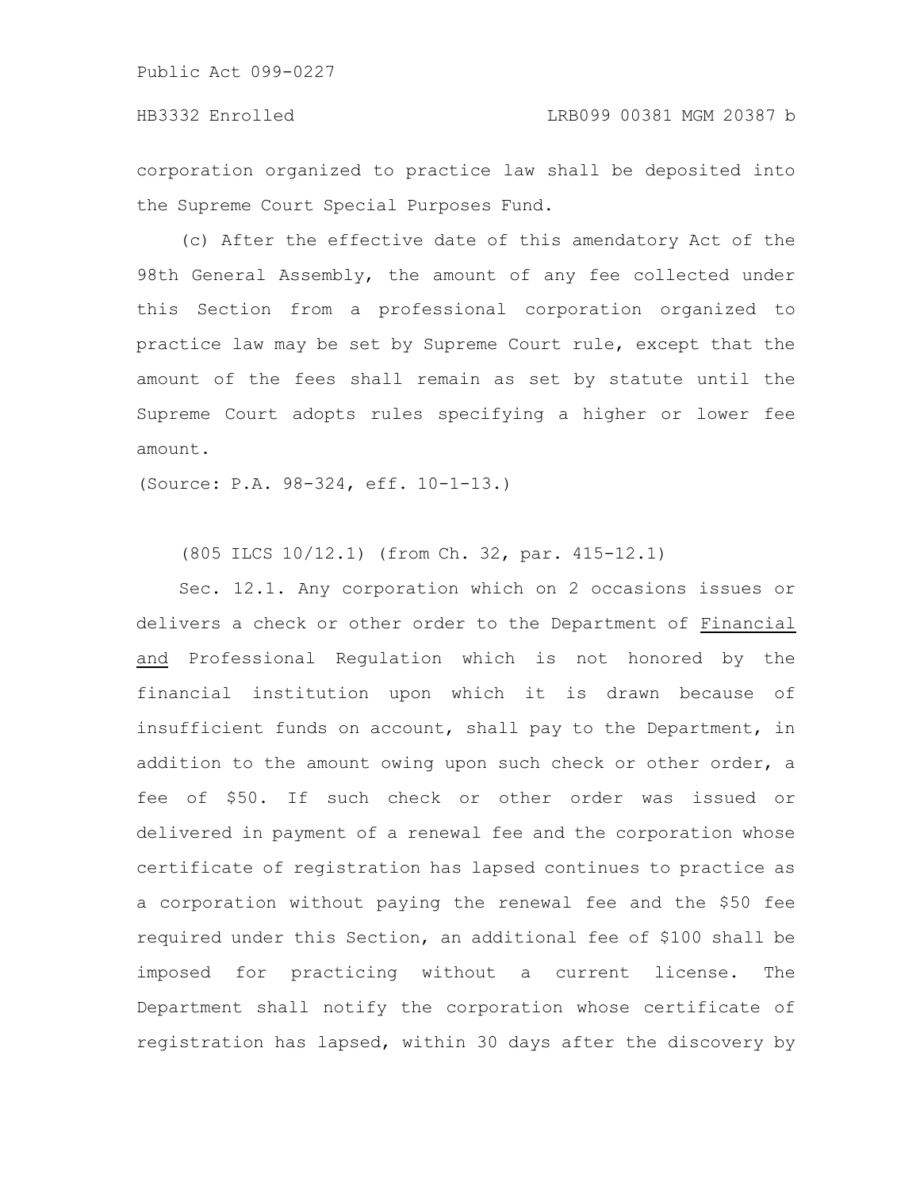corporation organized to practice law shall be deposited into the Supreme Court Special Purposes Fund.

(c) After the effective date of this amendatory Act of the 98th General Assembly, the amount of any fee collected under this Section from a professional corporation organized to practice law may be set by Supreme Court rule, except that the amount of the fees shall remain as set by statute until the Supreme Court adopts rules specifying a higher or lower fee amount.

(Source: P.A. 98-324, eff. 10-1-13.)

(805 ILCS 10/12.1) (from Ch. 32, par. 415-12.1)

Sec. 12.1. Any corporation which on 2 occasions issues or delivers a check or other order to the Department of Financial and Professional Regulation which is not honored by the financial institution upon which it is drawn because of insufficient funds on account, shall pay to the Department, in addition to the amount owing upon such check or other order, a fee of $50. If such check or other order was issued or delivered in payment of a renewal fee and the corporation whose certificate of registration has lapsed continues to practice as a corporation without paying the renewal fee and the $50 fee required under this Section, an additional fee of $100 shall be imposed for practicing without a current license. The Department shall notify the corporation whose certificate of registration has lapsed, within 30 days after the discovery by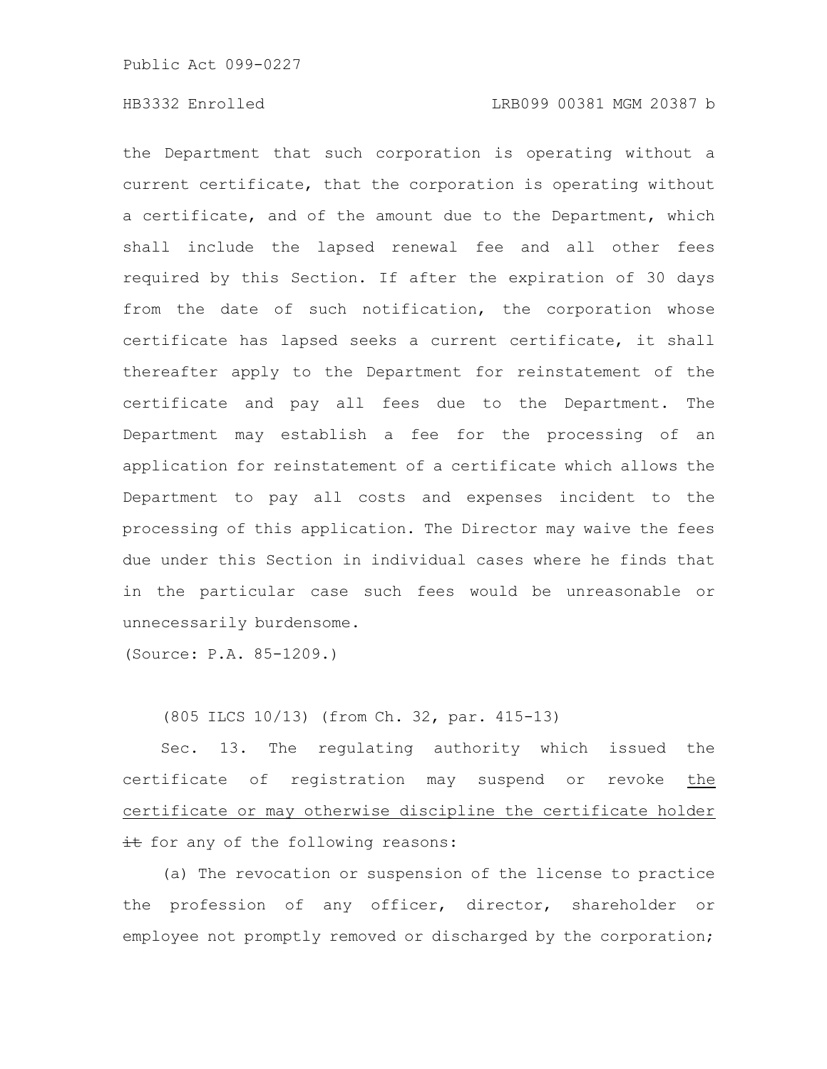the Department that such corporation is operating without a current certificate, that the corporation is operating without a certificate, and of the amount due to the Department, which shall include the lapsed renewal fee and all other fees required by this Section. If after the expiration of 30 days from the date of such notification, the corporation whose certificate has lapsed seeks a current certificate, it shall thereafter apply to the Department for reinstatement of the certificate and pay all fees due to the Department. The Department may establish a fee for the processing of an application for reinstatement of a certificate which allows the Department to pay all costs and expenses incident to the processing of this application. The Director may waive the fees due under this Section in individual cases where he finds that in the particular case such fees would be unreasonable or unnecessarily burdensome.

(Source: P.A. 85-1209.)

(805 ILCS 10/13) (from Ch. 32, par. 415-13)

Sec. 13. The regulating authority which issued the certificate of registration may suspend or revoke the certificate or may otherwise discipline the certificate holder ~~it~~ for any of the following reasons:

(a) The revocation or suspension of the license to practice the profession of any officer, director, shareholder or employee not promptly removed or discharged by the corporation;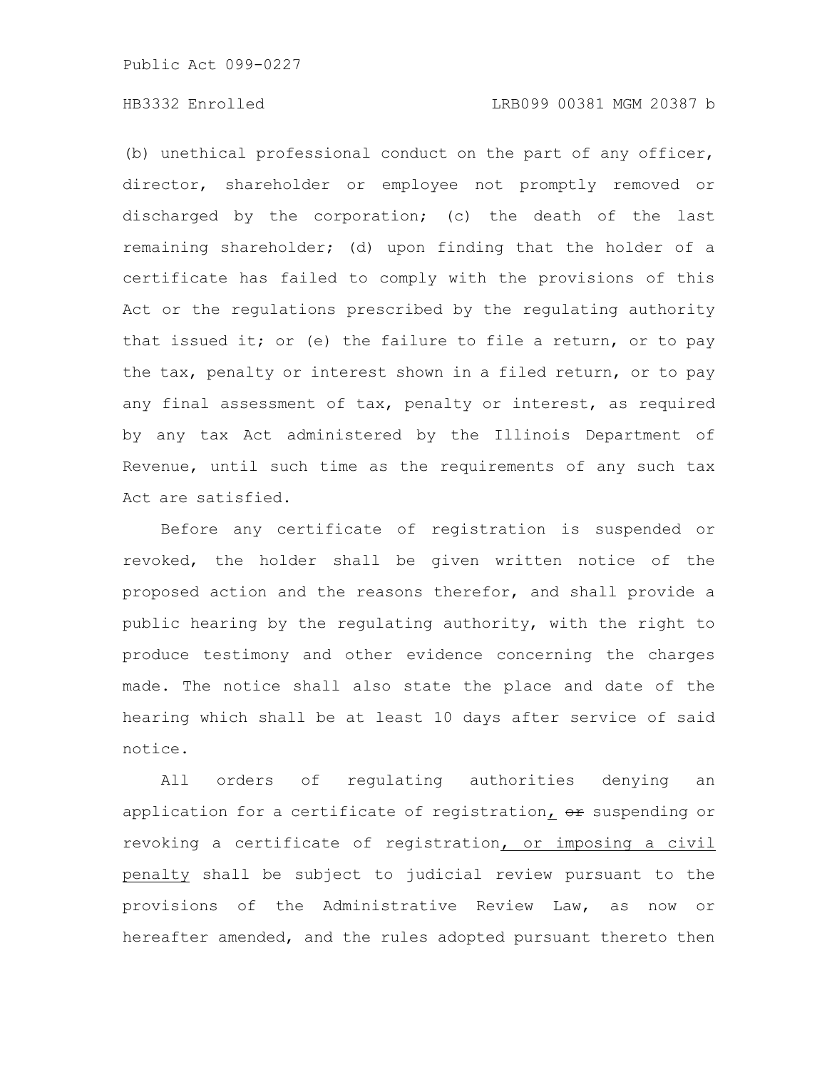(b) unethical professional conduct on the part of any officer, director, shareholder or employee not promptly removed or discharged by the corporation; (c) the death of the last remaining shareholder; (d) upon finding that the holder of a certificate has failed to comply with the provisions of this Act or the regulations prescribed by the regulating authority that issued it; or (e) the failure to file a return, or to pay the tax, penalty or interest shown in a filed return, or to pay any final assessment of tax, penalty or interest, as required by any tax Act administered by the Illinois Department of Revenue, until such time as the requirements of any such tax Act are satisfied.

Before any certificate of registration is suspended or revoked, the holder shall be given written notice of the proposed action and the reasons therefor, and shall provide a public hearing by the regulating authority, with the right to produce testimony and other evidence concerning the charges made. The notice shall also state the place and date of the hearing which shall be at least 10 days after service of said notice.

All orders of regulating authorities denying an application for a certificate of registration, ~~or~~ suspending or revoking a certificate of registration, or imposing a civil penalty shall be subject to judicial review pursuant to the provisions of the Administrative Review Law, as now or hereafter amended, and the rules adopted pursuant thereto then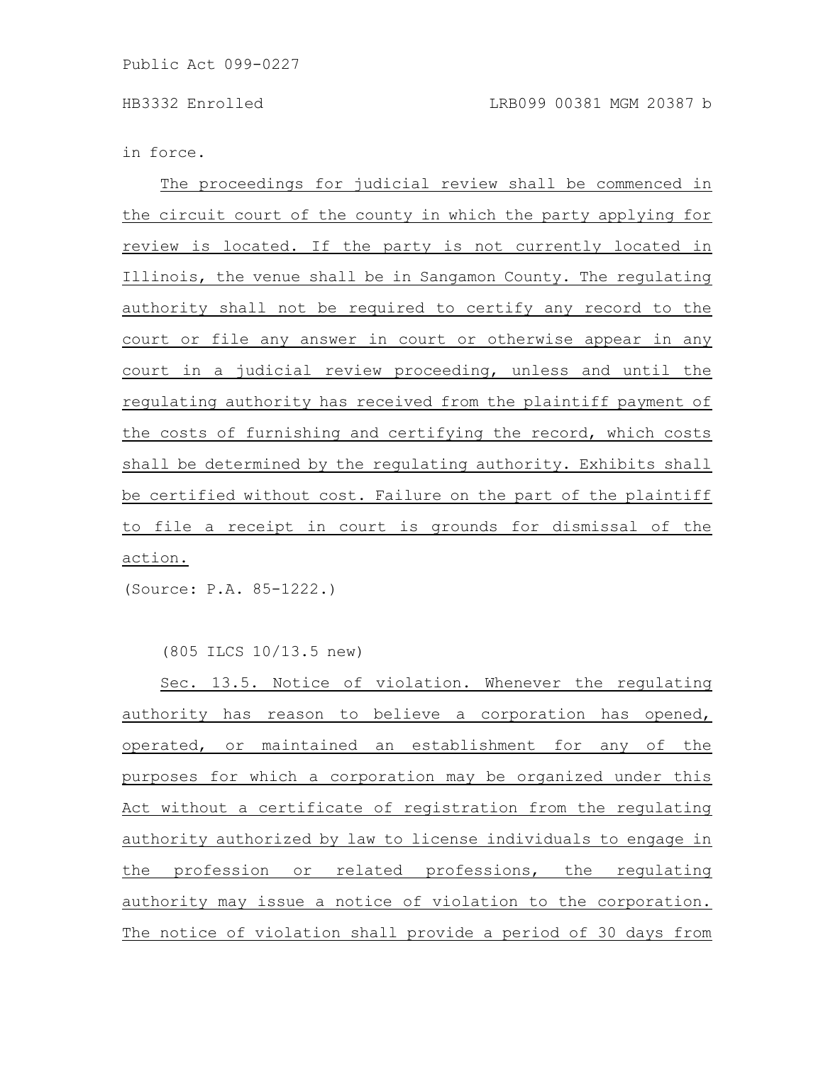in force.

The proceedings for judicial review shall be commenced in the circuit court of the county in which the party applying for review is located. If the party is not currently located in Illinois, the venue shall be in Sangamon County. The regulating authority shall not be required to certify any record to the court or file any answer in court or otherwise appear in any court in a judicial review proceeding, unless and until the regulating authority has received from the plaintiff payment of the costs of furnishing and certifying the record, which costs shall be determined by the regulating authority. Exhibits shall be certified without cost. Failure on the part of the plaintiff to file a receipt in court is grounds for dismissal of the action.

(Source: P.A. 85-1222.)

(805 ILCS 10/13.5 new)

Sec. 13.5. Notice of violation. Whenever the regulating authority has reason to believe a corporation has opened, operated, or maintained an establishment for any of the purposes for which a corporation may be organized under this Act without a certificate of registration from the regulating authority authorized by law to license individuals to engage in the profession or related professions, the regulating authority may issue a notice of violation to the corporation. The notice of violation shall provide a period of 30 days from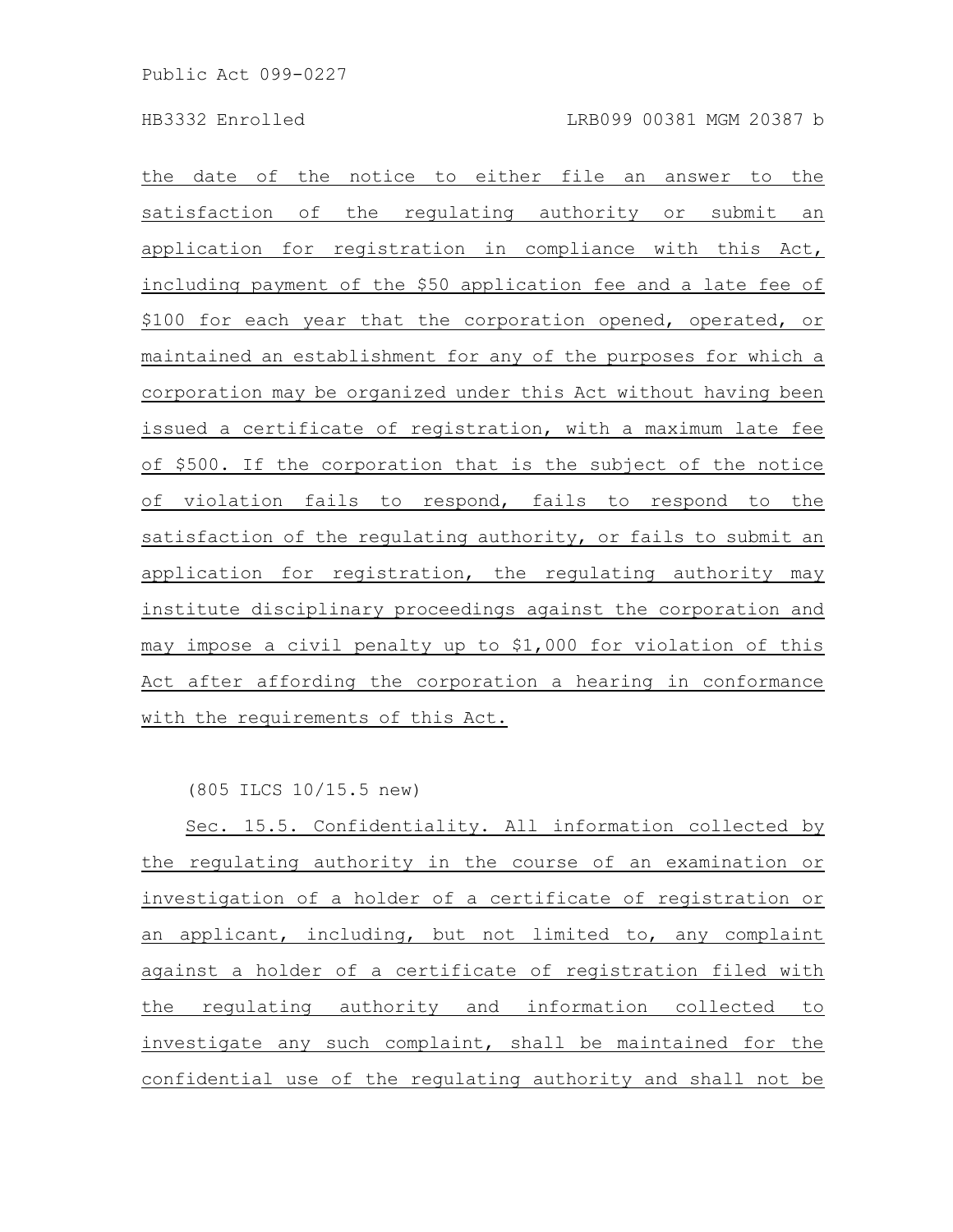the date of the notice to either file an answer to the satisfaction of the regulating authority or submit an application for registration in compliance with this Act, including payment of the $50 application fee and a late fee of $100 for each year that the corporation opened, operated, or maintained an establishment for any of the purposes for which a corporation may be organized under this Act without having been issued a certificate of registration, with a maximum late fee of $500. If the corporation that is the subject of the notice of violation fails to respond, fails to respond to the satisfaction of the regulating authority, or fails to submit an application for registration, the regulating authority may institute disciplinary proceedings against the corporation and may impose a civil penalty up to $1,000 for violation of this Act after affording the corporation a hearing in conformance with the requirements of this Act.

(805 ILCS 10/15.5 new)

Sec. 15.5. Confidentiality. All information collected by the regulating authority in the course of an examination or investigation of a holder of a certificate of registration or an applicant, including, but not limited to, any complaint against a holder of a certificate of registration filed with the regulating authority and information collected to investigate any such complaint, shall be maintained for the confidential use of the regulating authority and shall not be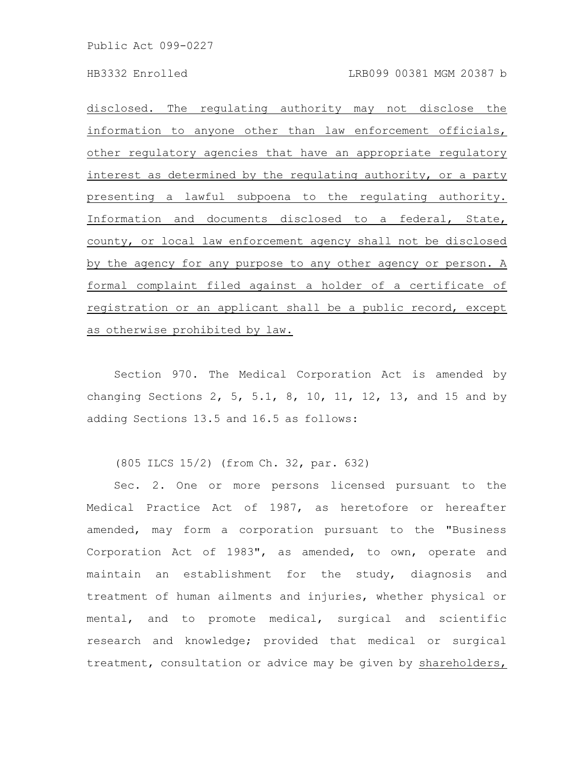disclosed. The regulating authority may not disclose the information to anyone other than law enforcement officials, other regulatory agencies that have an appropriate regulatory interest as determined by the regulating authority, or a party presenting a lawful subpoena to the regulating authority. Information and documents disclosed to a federal, State, county, or local law enforcement agency shall not be disclosed by the agency for any purpose to any other agency or person. A formal complaint filed against a holder of a certificate of registration or an applicant shall be a public record, except as otherwise prohibited by law.

Section 970. The Medical Corporation Act is amended by changing Sections 2, 5, 5.1, 8, 10, 11, 12, 13, and 15 and by adding Sections 13.5 and 16.5 as follows:

(805 ILCS 15/2) (from Ch. 32, par. 632)

Sec. 2. One or more persons licensed pursuant to the Medical Practice Act of 1987, as heretofore or hereafter amended, may form a corporation pursuant to the "Business Corporation Act of 1983", as amended, to own, operate and maintain an establishment for the study, diagnosis and treatment of human ailments and injuries, whether physical or mental, and to promote medical, surgical and scientific research and knowledge; provided that medical or surgical treatment, consultation or advice may be given by shareholders,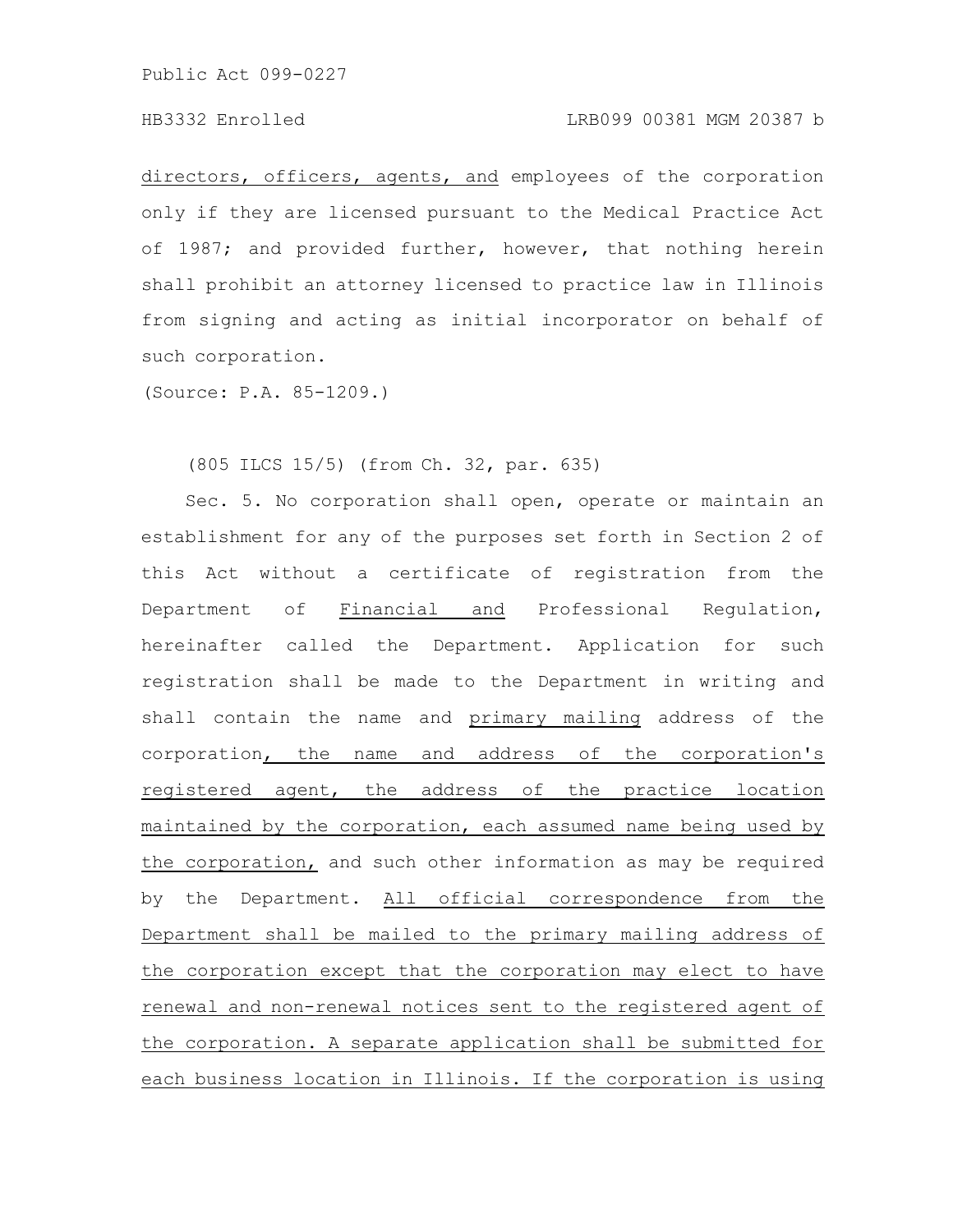directors, officers, agents, and employees of the corporation only if they are licensed pursuant to the Medical Practice Act of 1987; and provided further, however, that nothing herein shall prohibit an attorney licensed to practice law in Illinois from signing and acting as initial incorporator on behalf of such corporation.

(Source: P.A. 85-1209.)

(805 ILCS 15/5) (from Ch. 32, par. 635)

Sec. 5. No corporation shall open, operate or maintain an establishment for any of the purposes set forth in Section 2 of this Act without a certificate of registration from the Department of Financial and Professional Regulation, hereinafter called the Department. Application for such registration shall be made to the Department in writing and shall contain the name and primary mailing address of the corporation, the name and address of the corporation's registered agent, the address of the practice location maintained by the corporation, each assumed name being used by the corporation, and such other information as may be required by the Department. All official correspondence from the Department shall be mailed to the primary mailing address of the corporation except that the corporation may elect to have renewal and non-renewal notices sent to the registered agent of the corporation. A separate application shall be submitted for each business location in Illinois. If the corporation is using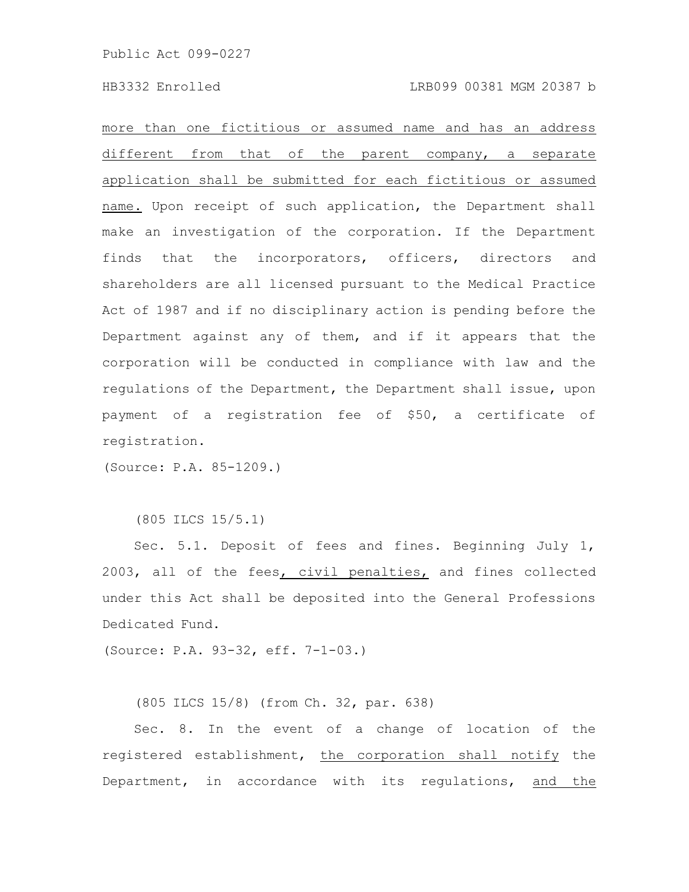more than one fictitious or assumed name and has an address different from that of the parent company, a separate application shall be submitted for each fictitious or assumed name. Upon receipt of such application, the Department shall make an investigation of the corporation. If the Department finds that the incorporators, officers, directors and shareholders are all licensed pursuant to the Medical Practice Act of 1987 and if no disciplinary action is pending before the Department against any of them, and if it appears that the corporation will be conducted in compliance with law and the regulations of the Department, the Department shall issue, upon payment of a registration fee of $50, a certificate of registration.

(Source: P.A. 85-1209.)

(805 ILCS 15/5.1)

Sec. 5.1. Deposit of fees and fines. Beginning July 1, 2003, all of the fees, civil penalties, and fines collected under this Act shall be deposited into the General Professions Dedicated Fund.

(Source: P.A. 93-32, eff. 7-1-03.)

(805 ILCS 15/8) (from Ch. 32, par. 638)

Sec. 8. In the event of a change of location of the registered establishment, the corporation shall notify the Department, in accordance with its regulations, and the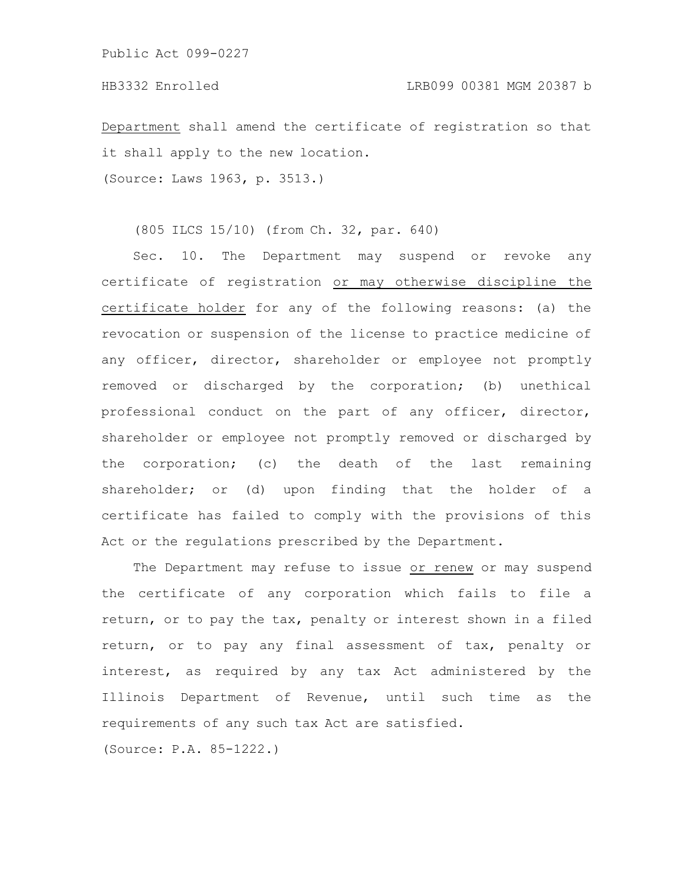Department shall amend the certificate of registration so that it shall apply to the new location.

(Source: Laws 1963, p. 3513.)

(805 ILCS 15/10) (from Ch. 32, par. 640)

Sec. 10. The Department may suspend or revoke any certificate of registration or may otherwise discipline the certificate holder for any of the following reasons: (a) the revocation or suspension of the license to practice medicine of any officer, director, shareholder or employee not promptly removed or discharged by the corporation; (b) unethical professional conduct on the part of any officer, director, shareholder or employee not promptly removed or discharged by the corporation; (c) the death of the last remaining shareholder; or (d) upon finding that the holder of a certificate has failed to comply with the provisions of this Act or the regulations prescribed by the Department.

The Department may refuse to issue or renew or may suspend the certificate of any corporation which fails to file a return, or to pay the tax, penalty or interest shown in a filed return, or to pay any final assessment of tax, penalty or interest, as required by any tax Act administered by the Illinois Department of Revenue, until such time as the requirements of any such tax Act are satisfied.

(Source: P.A. 85-1222.)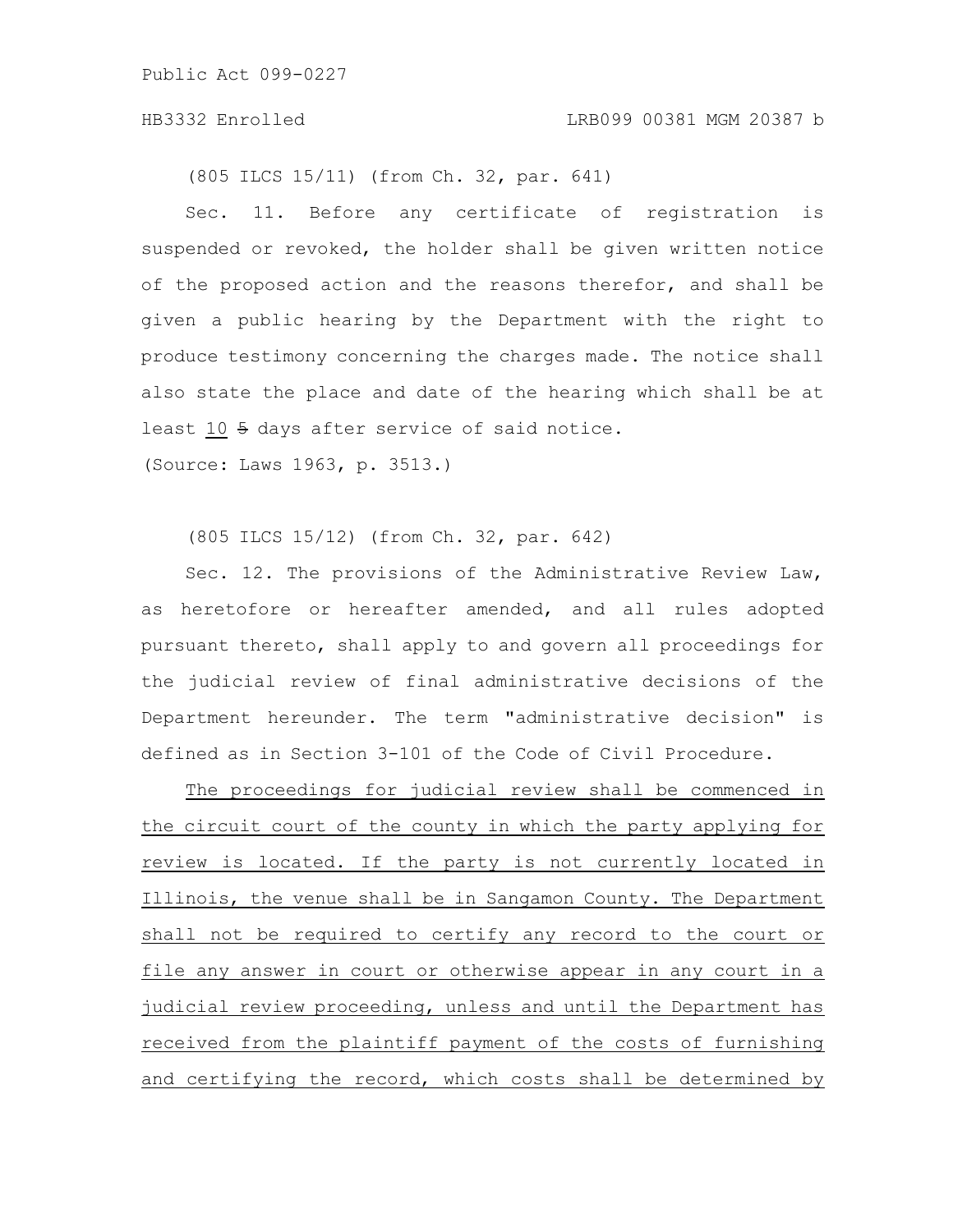(805 ILCS 15/11) (from Ch. 32, par. 641)

Sec. 11. Before any certificate of registration is suspended or revoked, the holder shall be given written notice of the proposed action and the reasons therefor, and shall be given a public hearing by the Department with the right to produce testimony concerning the charges made. The notice shall also state the place and date of the hearing which shall be at least <u>10</u> ~~5~~ days after service of said notice.

(Source: Laws 1963, p. 3513.)

(805 ILCS 15/12) (from Ch. 32, par. 642)

Sec. 12. The provisions of the Administrative Review Law, as heretofore or hereafter amended, and all rules adopted pursuant thereto, shall apply to and govern all proceedings for the judicial review of final administrative decisions of the Department hereunder. The term "administrative decision" is defined as in Section 3-101 of the Code of Civil Procedure.

<u>The proceedings for judicial review shall be commenced in the circuit court of the county in which the party applying for review is located. If the party is not currently located in Illinois, the venue shall be in Sangamon County. The Department shall not be required to certify any record to the court or file any answer in court or otherwise appear in any court in a judicial review proceeding, unless and until the Department has received from the plaintiff payment of the costs of furnishing and certifying the record, which costs shall be determined by</u>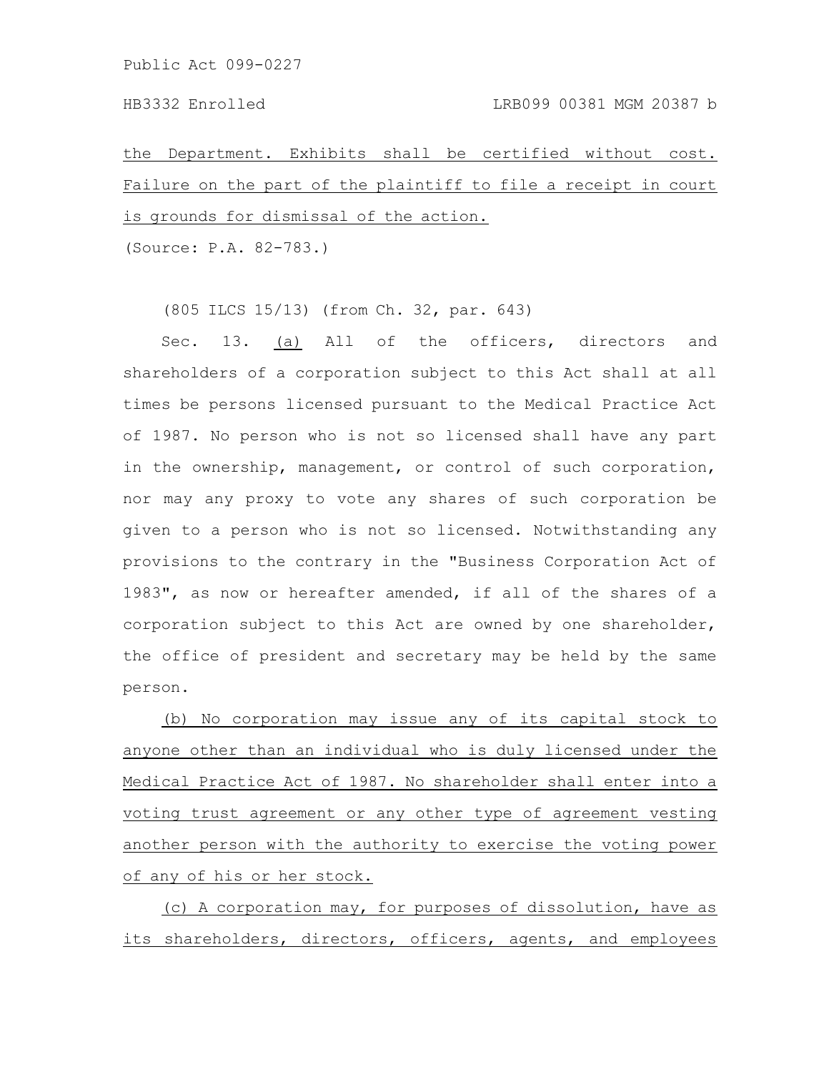the Department. Exhibits shall be certified without cost. Failure on the part of the plaintiff to file a receipt in court is grounds for dismissal of the action.

(Source: P.A. 82-783.)

(805 ILCS 15/13) (from Ch. 32, par. 643)

Sec. 13. (a) All of the officers, directors and shareholders of a corporation subject to this Act shall at all times be persons licensed pursuant to the Medical Practice Act of 1987. No person who is not so licensed shall have any part in the ownership, management, or control of such corporation, nor may any proxy to vote any shares of such corporation be given to a person who is not so licensed. Notwithstanding any provisions to the contrary in the "Business Corporation Act of 1983", as now or hereafter amended, if all of the shares of a corporation subject to this Act are owned by one shareholder, the office of president and secretary may be held by the same person.

(b) No corporation may issue any of its capital stock to anyone other than an individual who is duly licensed under the Medical Practice Act of 1987. No shareholder shall enter into a voting trust agreement or any other type of agreement vesting another person with the authority to exercise the voting power of any of his or her stock.

(c) A corporation may, for purposes of dissolution, have as its shareholders, directors, officers, agents, and employees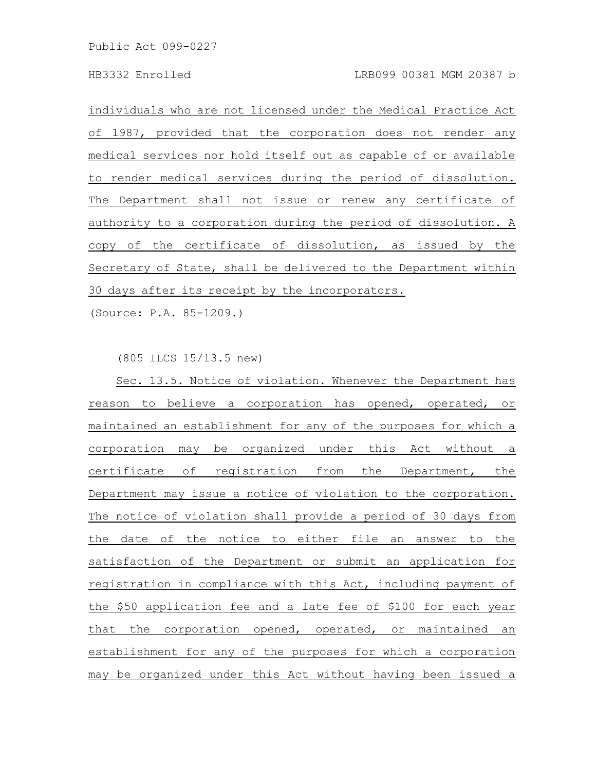individuals who are not licensed under the Medical Practice Act of 1987, provided that the corporation does not render any medical services nor hold itself out as capable of or available to render medical services during the period of dissolution. The Department shall not issue or renew any certificate of authority to a corporation during the period of dissolution. A copy of the certificate of dissolution, as issued by the Secretary of State, shall be delivered to the Department within 30 days after its receipt by the incorporators.

(Source: P.A. 85-1209.)

(805 ILCS 15/13.5 new)

Sec. 13.5. Notice of violation. Whenever the Department has reason to believe a corporation has opened, operated, or maintained an establishment for any of the purposes for which a corporation may be organized under this Act without a certificate of registration from the Department, the Department may issue a notice of violation to the corporation. The notice of violation shall provide a period of 30 days from the date of the notice to either file an answer to the satisfaction of the Department or submit an application for registration in compliance with this Act, including payment of the $50 application fee and a late fee of $100 for each year that the corporation opened, operated, or maintained an establishment for any of the purposes for which a corporation may be organized under this Act without having been issued a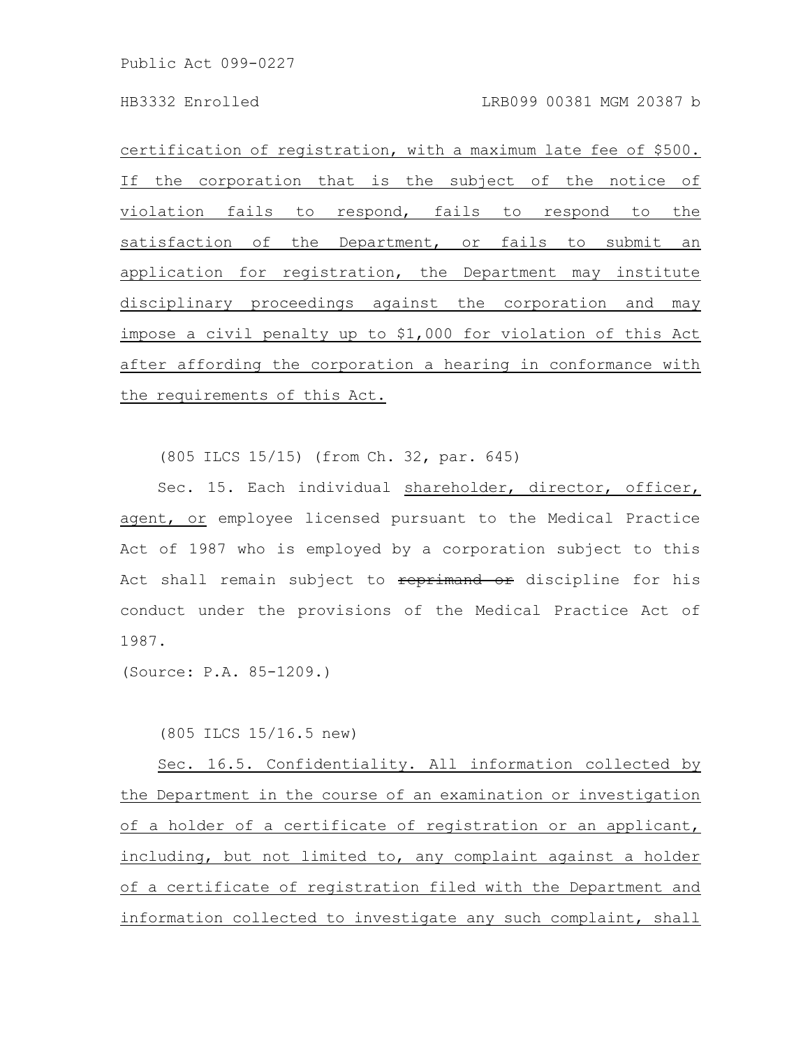certification of registration, with a maximum late fee of $500. If the corporation that is the subject of the notice of violation fails to respond, fails to respond to the satisfaction of the Department, or fails to submit an application for registration, the Department may institute disciplinary proceedings against the corporation and may impose a civil penalty up to $1,000 for violation of this Act after affording the corporation a hearing in conformance with the requirements of this Act.

(805 ILCS 15/15) (from Ch. 32, par. 645)

Sec. 15. Each individual shareholder, director, officer, agent, or employee licensed pursuant to the Medical Practice Act of 1987 who is employed by a corporation subject to this Act shall remain subject to ~~reprimand or~~ discipline for his conduct under the provisions of the Medical Practice Act of 1987.

(Source: P.A. 85-1209.)

(805 ILCS 15/16.5 new)

Sec. 16.5. Confidentiality. All information collected by the Department in the course of an examination or investigation of a holder of a certificate of registration or an applicant, including, but not limited to, any complaint against a holder of a certificate of registration filed with the Department and information collected to investigate any such complaint, shall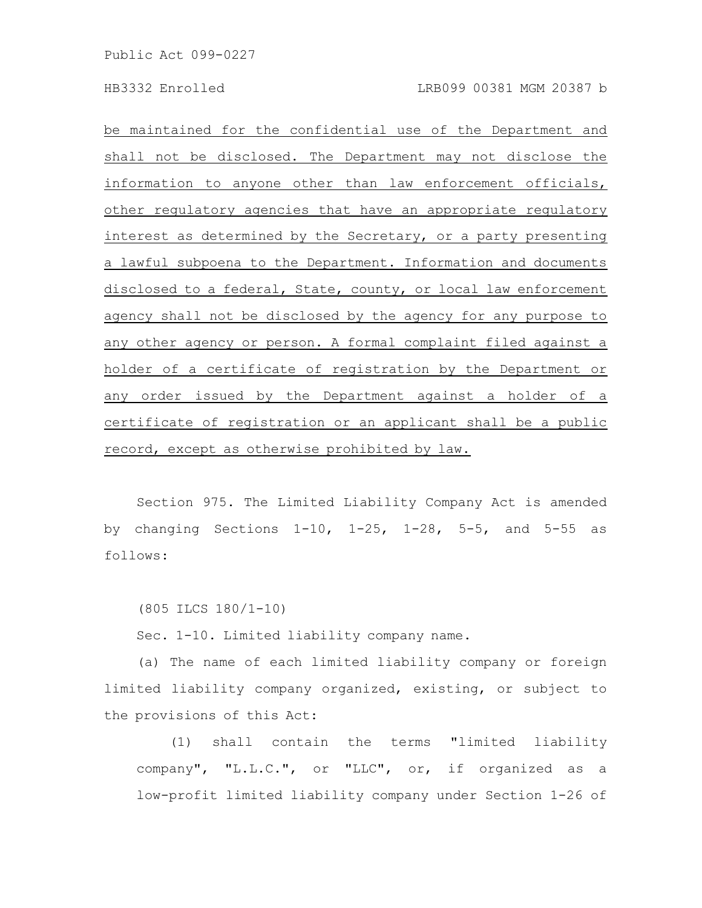be maintained for the confidential use of the Department and shall not be disclosed. The Department may not disclose the information to anyone other than law enforcement officials, other regulatory agencies that have an appropriate regulatory interest as determined by the Secretary, or a party presenting a lawful subpoena to the Department. Information and documents disclosed to a federal, State, county, or local law enforcement agency shall not be disclosed by the agency for any purpose to any other agency or person. A formal complaint filed against a holder of a certificate of registration by the Department or any order issued by the Department against a holder of a certificate of registration or an applicant shall be a public record, except as otherwise prohibited by law.

Section 975. The Limited Liability Company Act is amended by changing Sections 1-10, 1-25, 1-28, 5-5, and 5-55 as follows:

(805 ILCS 180/1-10)

Sec. 1-10. Limited liability company name.

(a) The name of each limited liability company or foreign limited liability company organized, existing, or subject to the provisions of this Act:

(1) shall contain the terms "limited liability company", "L.L.C.", or "LLC", or, if organized as a low-profit limited liability company under Section 1-26 of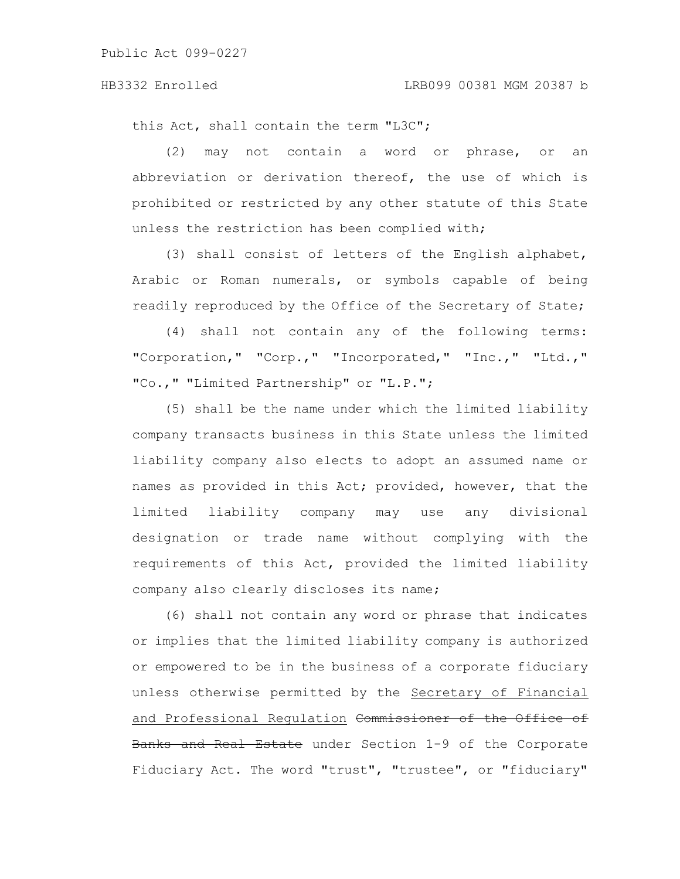this Act, shall contain the term "L3C";

(2) may not contain a word or phrase, or an abbreviation or derivation thereof, the use of which is prohibited or restricted by any other statute of this State unless the restriction has been complied with;

(3) shall consist of letters of the English alphabet, Arabic or Roman numerals, or symbols capable of being readily reproduced by the Office of the Secretary of State;

(4) shall not contain any of the following terms: "Corporation," "Corp.," "Incorporated," "Inc.," "Ltd.," "Co.," "Limited Partnership" or "L.P.";

(5) shall be the name under which the limited liability company transacts business in this State unless the limited liability company also elects to adopt an assumed name or names as provided in this Act; provided, however, that the limited liability company may use any divisional designation or trade name without complying with the requirements of this Act, provided the limited liability company also clearly discloses its name;

(6) shall not contain any word or phrase that indicates or implies that the limited liability company is authorized or empowered to be in the business of a corporate fiduciary unless otherwise permitted by the Secretary of Financial and Professional Regulation ~~Commissioner of the Office of Banks and Real Estate~~ under Section 1-9 of the Corporate Fiduciary Act. The word "trust", "trustee", or "fiduciary"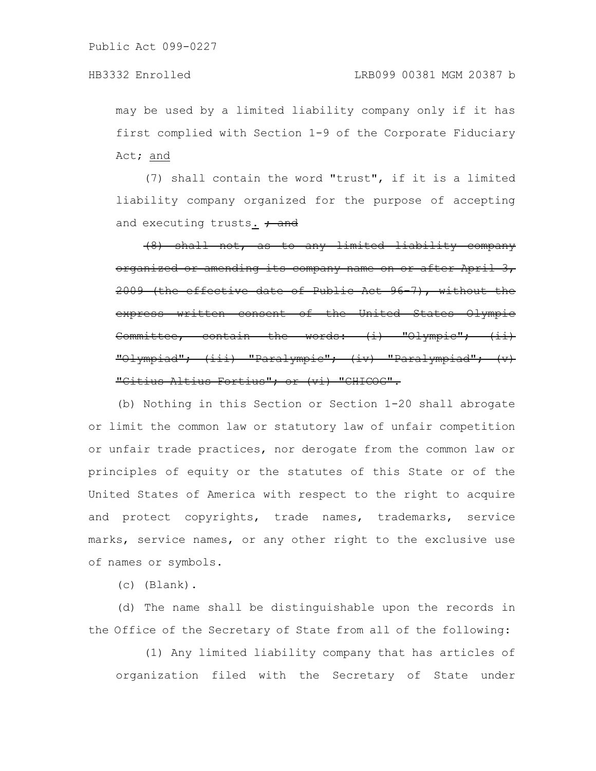may be used by a limited liability company only if it has first complied with Section 1-9 of the Corporate Fiduciary Act; and

(7) shall contain the word "trust", if it is a limited liability company organized for the purpose of accepting and executing trusts. ~~; and~~

~~(8) shall not, as to any limited liability company organized or amending its company name on or after April 3, 2009 (the effective date of Public Act 96-7), without the express written consent of the United States Olympic Committee, contain the words: (i) "Olympic"; (ii) "Olympiad"; (iii) "Paralympic"; (iv) "Paralympiad"; (v) "Citius Altius Fortius"; or (vi) "CHICOG".~~

(b) Nothing in this Section or Section 1-20 shall abrogate or limit the common law or statutory law of unfair competition or unfair trade practices, nor derogate from the common law or principles of equity or the statutes of this State or of the United States of America with respect to the right to acquire and protect copyrights, trade names, trademarks, service marks, service names, or any other right to the exclusive use of names or symbols.

(c) (Blank).

(d) The name shall be distinguishable upon the records in the Office of the Secretary of State from all of the following:

(1) Any limited liability company that has articles of organization filed with the Secretary of State under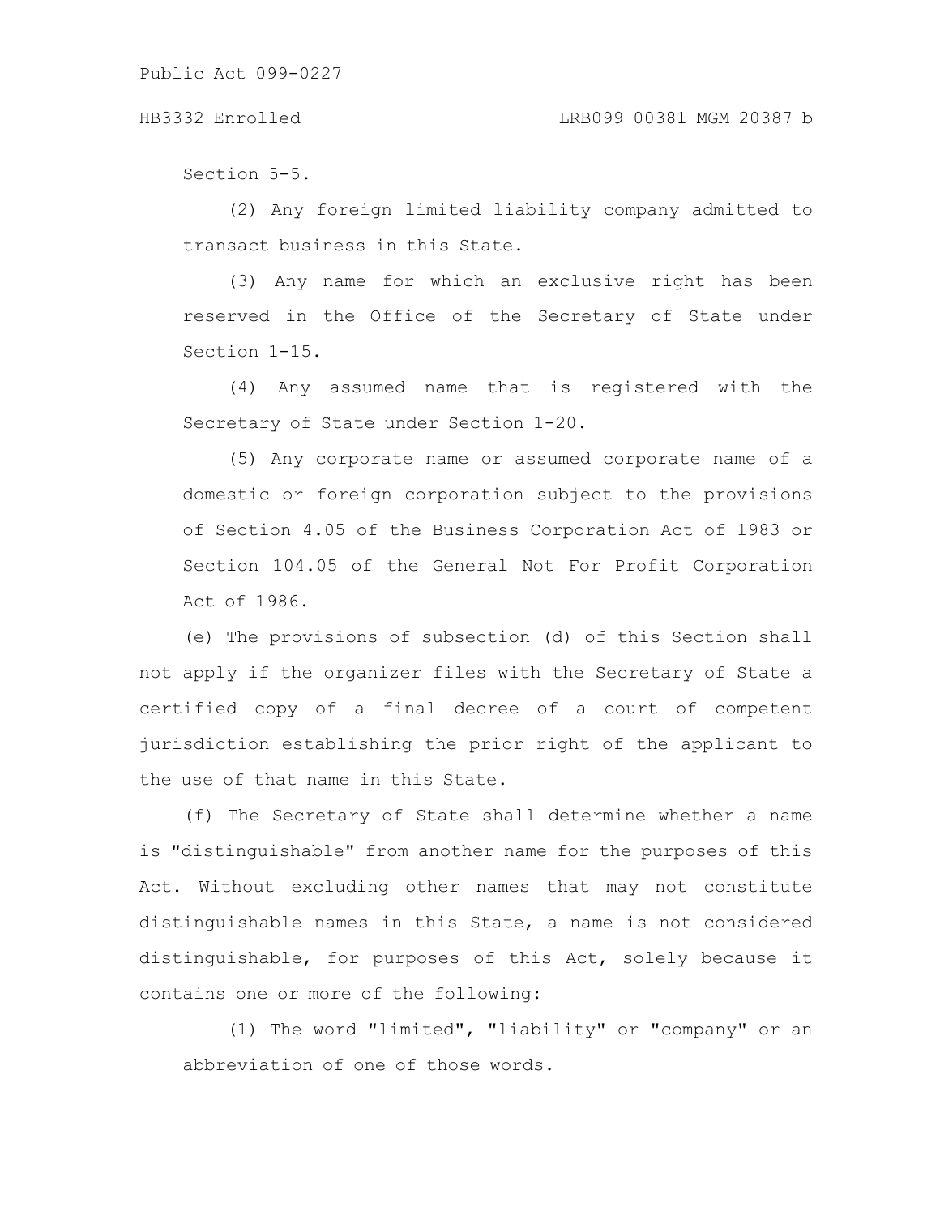Section 5-5.

(2) Any foreign limited liability company admitted to transact business in this State.

(3) Any name for which an exclusive right has been reserved in the Office of the Secretary of State under Section 1-15.

(4) Any assumed name that is registered with the Secretary of State under Section 1-20.

(5) Any corporate name or assumed corporate name of a domestic or foreign corporation subject to the provisions of Section 4.05 of the Business Corporation Act of 1983 or Section 104.05 of the General Not For Profit Corporation Act of 1986.

(e) The provisions of subsection (d) of this Section shall not apply if the organizer files with the Secretary of State a certified copy of a final decree of a court of competent jurisdiction establishing the prior right of the applicant to the use of that name in this State.

(f) The Secretary of State shall determine whether a name is "distinguishable" from another name for the purposes of this Act. Without excluding other names that may not constitute distinguishable names in this State, a name is not considered distinguishable, for purposes of this Act, solely because it contains one or more of the following:

(1) The word "limited", "liability" or "company" or an abbreviation of one of those words.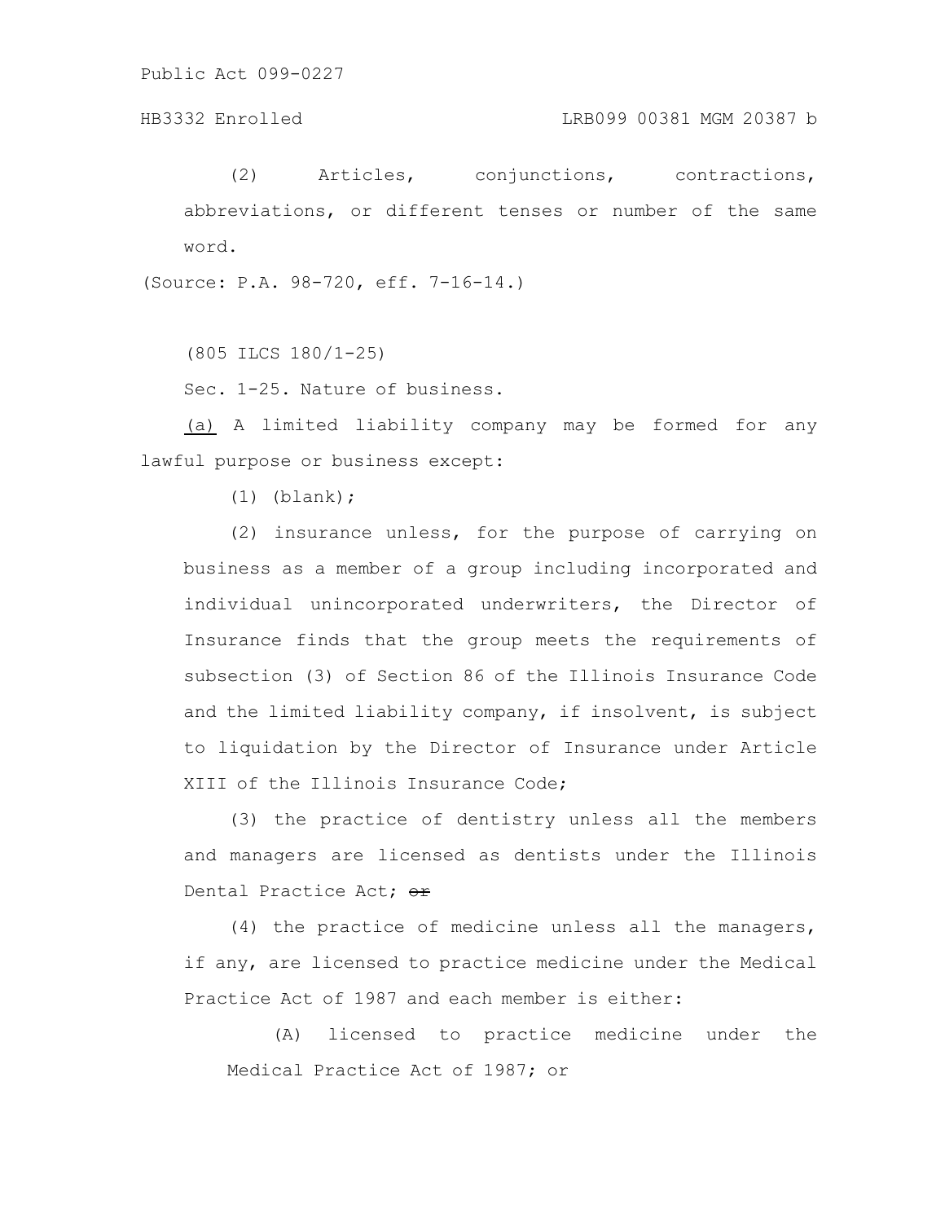(2) Articles, conjunctions, contractions, abbreviations, or different tenses or number of the same word.

(Source: P.A. 98-720, eff. 7-16-14.)

(805 ILCS 180/1-25)

Sec. 1-25. Nature of business.

<u>(a)</u> A limited liability company may be formed for any lawful purpose or business except:

(1) (blank);

(2) insurance unless, for the purpose of carrying on business as a member of a group including incorporated and individual unincorporated underwriters, the Director of Insurance finds that the group meets the requirements of subsection (3) of Section 86 of the Illinois Insurance Code and the limited liability company, if insolvent, is subject to liquidation by the Director of Insurance under Article XIII of the Illinois Insurance Code;

(3) the practice of dentistry unless all the members and managers are licensed as dentists under the Illinois Dental Practice Act; ~~or~~

(4) the practice of medicine unless all the managers, if any, are licensed to practice medicine under the Medical Practice Act of 1987 and each member is either:

(A) licensed to practice medicine under the Medical Practice Act of 1987; or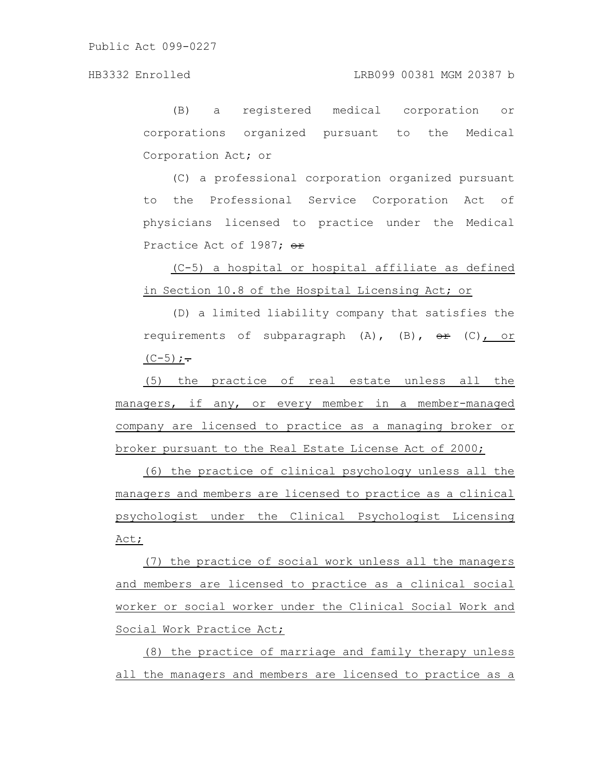(B) a registered medical corporation or corporations organized pursuant to the Medical Corporation Act; or

(C) a professional corporation organized pursuant to the Professional Service Corporation Act of physicians licensed to practice under the Medical Practice Act of 1987; ~~or~~

(C-5) a hospital or hospital affiliate as defined in Section 10.8 of the Hospital Licensing Act; or

(D) a limited liability company that satisfies the requirements of subparagraph (A), (B), ~~or~~ (C), or (C-5);~~.~~

(5) the practice of real estate unless all the managers, if any, or every member in a member-managed company are licensed to practice as a managing broker or broker pursuant to the Real Estate License Act of 2000;

(6) the practice of clinical psychology unless all the managers and members are licensed to practice as a clinical psychologist under the Clinical Psychologist Licensing Act;

(7) the practice of social work unless all the managers and members are licensed to practice as a clinical social worker or social worker under the Clinical Social Work and Social Work Practice Act;

(8) the practice of marriage and family therapy unless all the managers and members are licensed to practice as a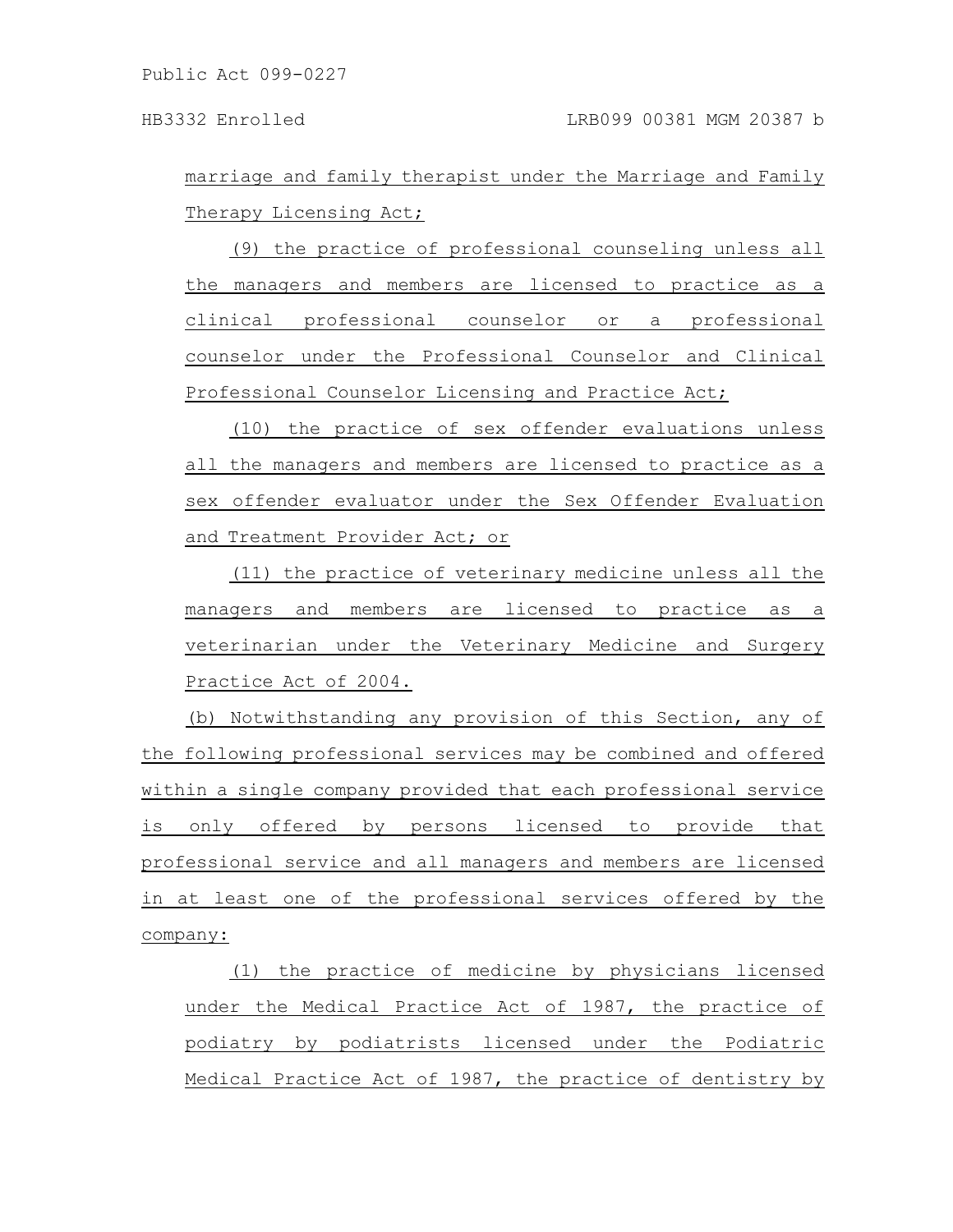marriage and family therapist under the Marriage and Family Therapy Licensing Act;

(9) the practice of professional counseling unless all the managers and members are licensed to practice as a clinical professional counselor or a professional counselor under the Professional Counselor and Clinical Professional Counselor Licensing and Practice Act;

(10) the practice of sex offender evaluations unless all the managers and members are licensed to practice as a sex offender evaluator under the Sex Offender Evaluation and Treatment Provider Act; or

(11) the practice of veterinary medicine unless all the managers and members are licensed to practice as a veterinarian under the Veterinary Medicine and Surgery Practice Act of 2004.

(b) Notwithstanding any provision of this Section, any of the following professional services may be combined and offered within a single company provided that each professional service is only offered by persons licensed to provide that professional service and all managers and members are licensed in at least one of the professional services offered by the company:

(1) the practice of medicine by physicians licensed under the Medical Practice Act of 1987, the practice of podiatry by podiatrists licensed under the Podiatric Medical Practice Act of 1987, the practice of dentistry by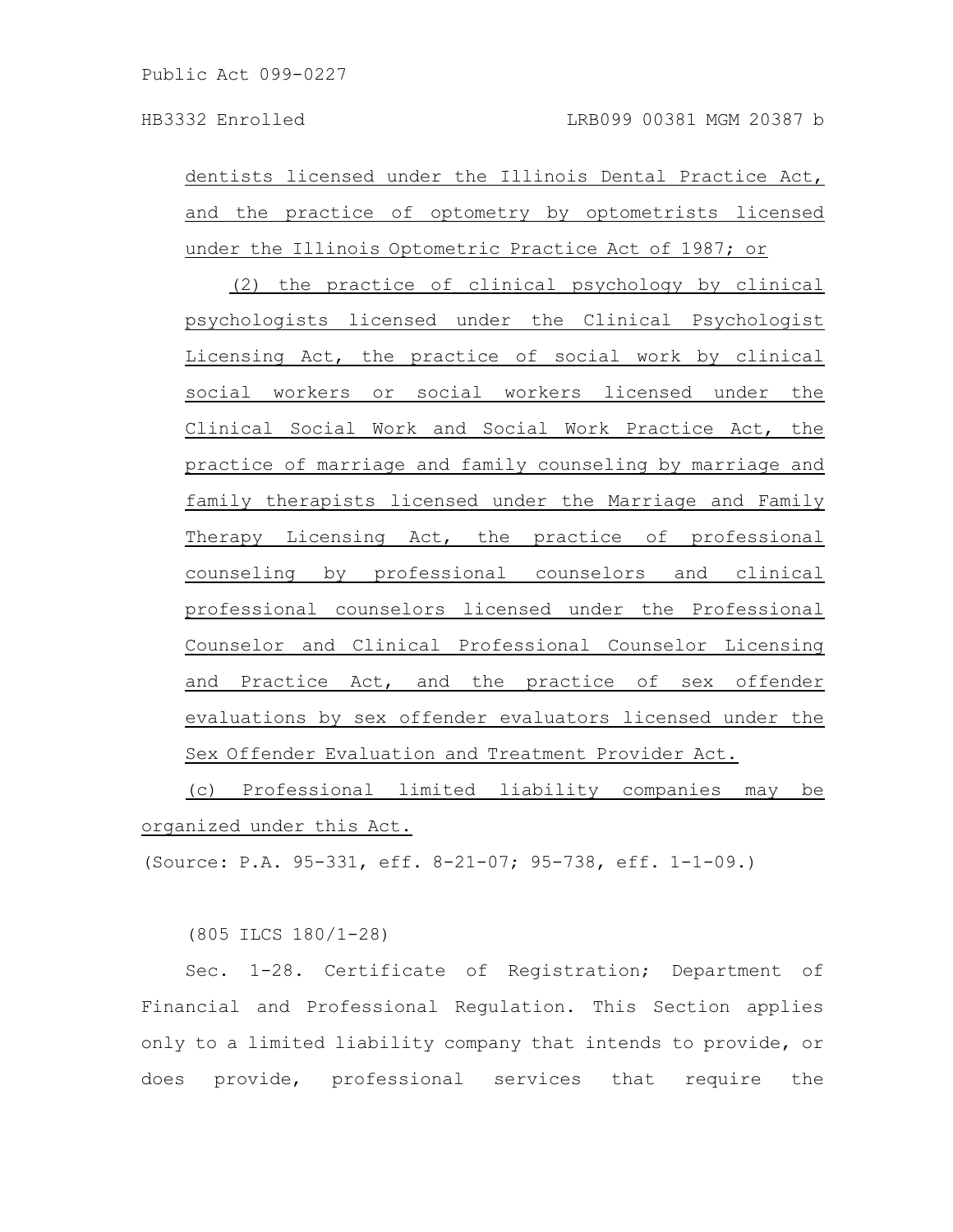dentists licensed under the Illinois Dental Practice Act, and the practice of optometry by optometrists licensed under the Illinois Optometric Practice Act of 1987; or

(2) the practice of clinical psychology by clinical psychologists licensed under the Clinical Psychologist Licensing Act, the practice of social work by clinical social workers or social workers licensed under the Clinical Social Work and Social Work Practice Act, the practice of marriage and family counseling by marriage and family therapists licensed under the Marriage and Family Therapy Licensing Act, the practice of professional counseling by professional counselors and clinical professional counselors licensed under the Professional Counselor and Clinical Professional Counselor Licensing and Practice Act, and the practice of sex offender evaluations by sex offender evaluators licensed under the Sex Offender Evaluation and Treatment Provider Act.

(c) Professional limited liability companies may be organized under this Act.

(Source: P.A. 95-331, eff. 8-21-07; 95-738, eff. 1-1-09.)

(805 ILCS 180/1-28)

Sec. 1-28. Certificate of Registration; Department of Financial and Professional Regulation. This Section applies only to a limited liability company that intends to provide, or does provide, professional services that require the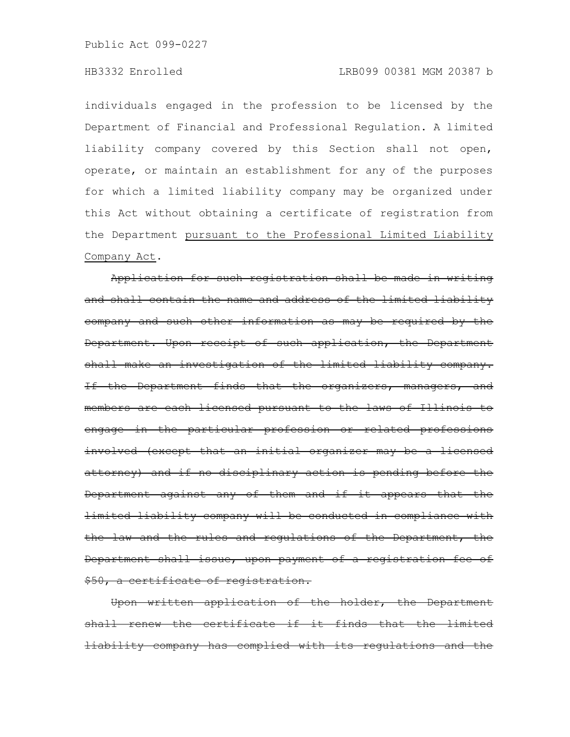individuals engaged in the profession to be licensed by the Department of Financial and Professional Regulation. A limited liability company covered by this Section shall not open, operate, or maintain an establishment for any of the purposes for which a limited liability company may be organized under this Act without obtaining a certificate of registration from the Department <u>pursuant to the Professional Limited Liability Company Act</u>.

~~Application for such registration shall be made in writing and shall contain the name and address of the limited liability company and such other information as may be required by the Department. Upon receipt of such application, the Department shall make an investigation of the limited liability company. If the Department finds that the organizers, managers, and members are each licensed pursuant to the laws of Illinois to engage in the particular profession or related professions involved (except that an initial organizer may be a licensed attorney) and if no disciplinary action is pending before the Department against any of them and if it appears that the limited liability company will be conducted in compliance with the law and the rules and regulations of the Department, the Department shall issue, upon payment of a registration fee of $50, a certificate of registration.~~

~~Upon written application of the holder, the Department shall renew the certificate if it finds that the limited liability company has complied with its regulations and the~~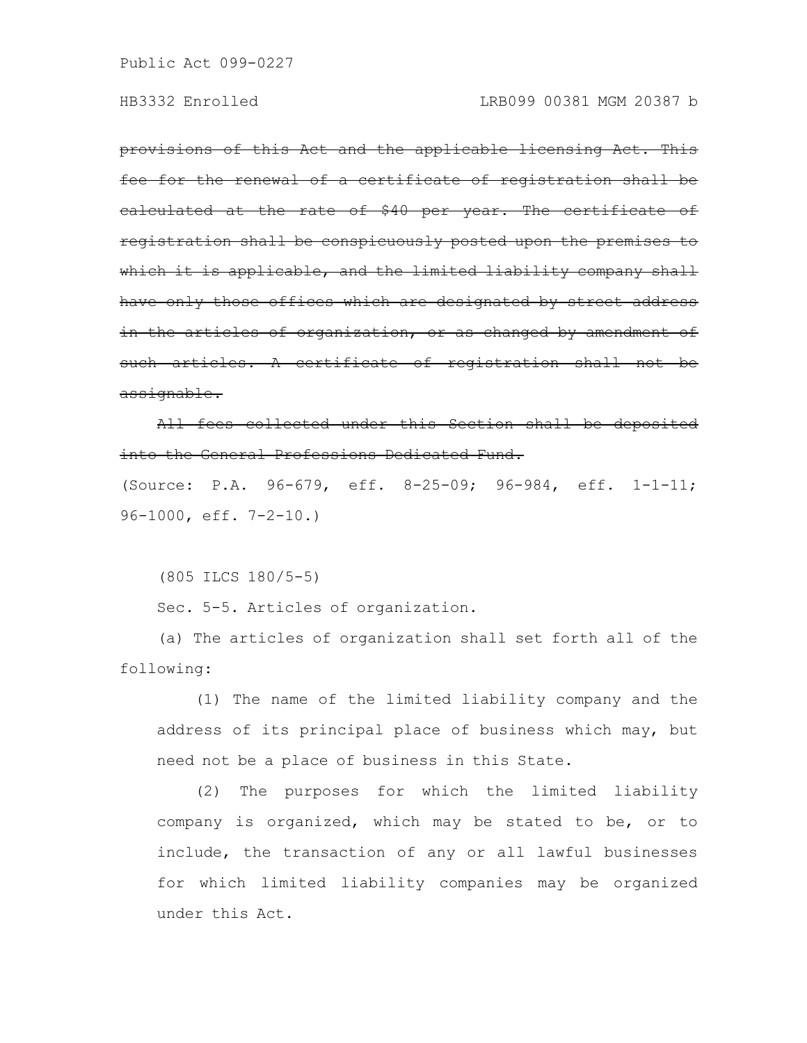~~provisions of this Act and the applicable licensing Act. This fee for the renewal of a certificate of registration shall be calculated at the rate of $40 per year. The certificate of registration shall be conspicuously posted upon the premises to which it is applicable, and the limited liability company shall have only those offices which are designated by street address in the articles of organization, or as changed by amendment of such articles. A certificate of registration shall not be assignable.~~

~~All fees collected under this Section shall be deposited into the General Professions Dedicated Fund.~~

(Source: P.A. 96-679, eff. 8-25-09; 96-984, eff. 1-1-11; 96-1000, eff. 7-2-10.)

(805 ILCS 180/5-5)

Sec. 5-5. Articles of organization.

(a) The articles of organization shall set forth all of the following:

(1) The name of the limited liability company and the address of its principal place of business which may, but need not be a place of business in this State.

(2) The purposes for which the limited liability company is organized, which may be stated to be, or to include, the transaction of any or all lawful businesses for which limited liability companies may be organized under this Act.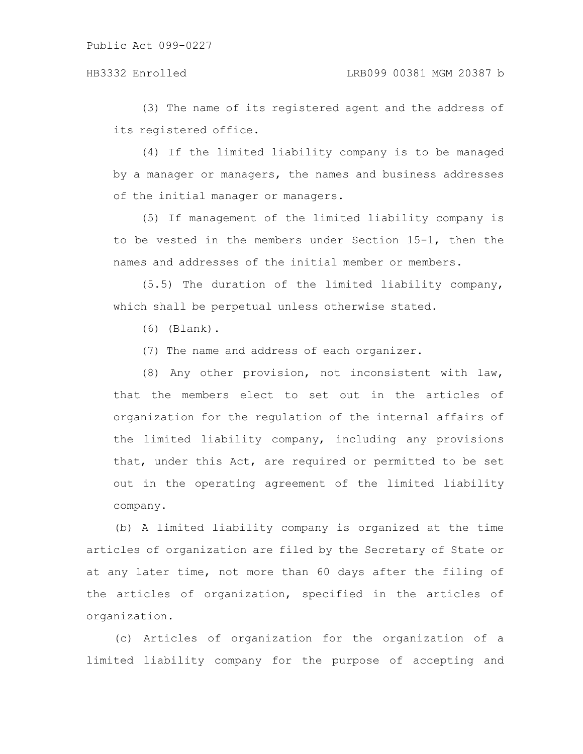(3) The name of its registered agent and the address of its registered office.

(4) If the limited liability company is to be managed by a manager or managers, the names and business addresses of the initial manager or managers.

(5) If management of the limited liability company is to be vested in the members under Section 15-1, then the names and addresses of the initial member or members.

(5.5) The duration of the limited liability company, which shall be perpetual unless otherwise stated.

(6) (Blank).

(7) The name and address of each organizer.

(8) Any other provision, not inconsistent with law, that the members elect to set out in the articles of organization for the regulation of the internal affairs of the limited liability company, including any provisions that, under this Act, are required or permitted to be set out in the operating agreement of the limited liability company.

(b) A limited liability company is organized at the time articles of organization are filed by the Secretary of State or at any later time, not more than 60 days after the filing of the articles of organization, specified in the articles of organization.

(c) Articles of organization for the organization of a limited liability company for the purpose of accepting and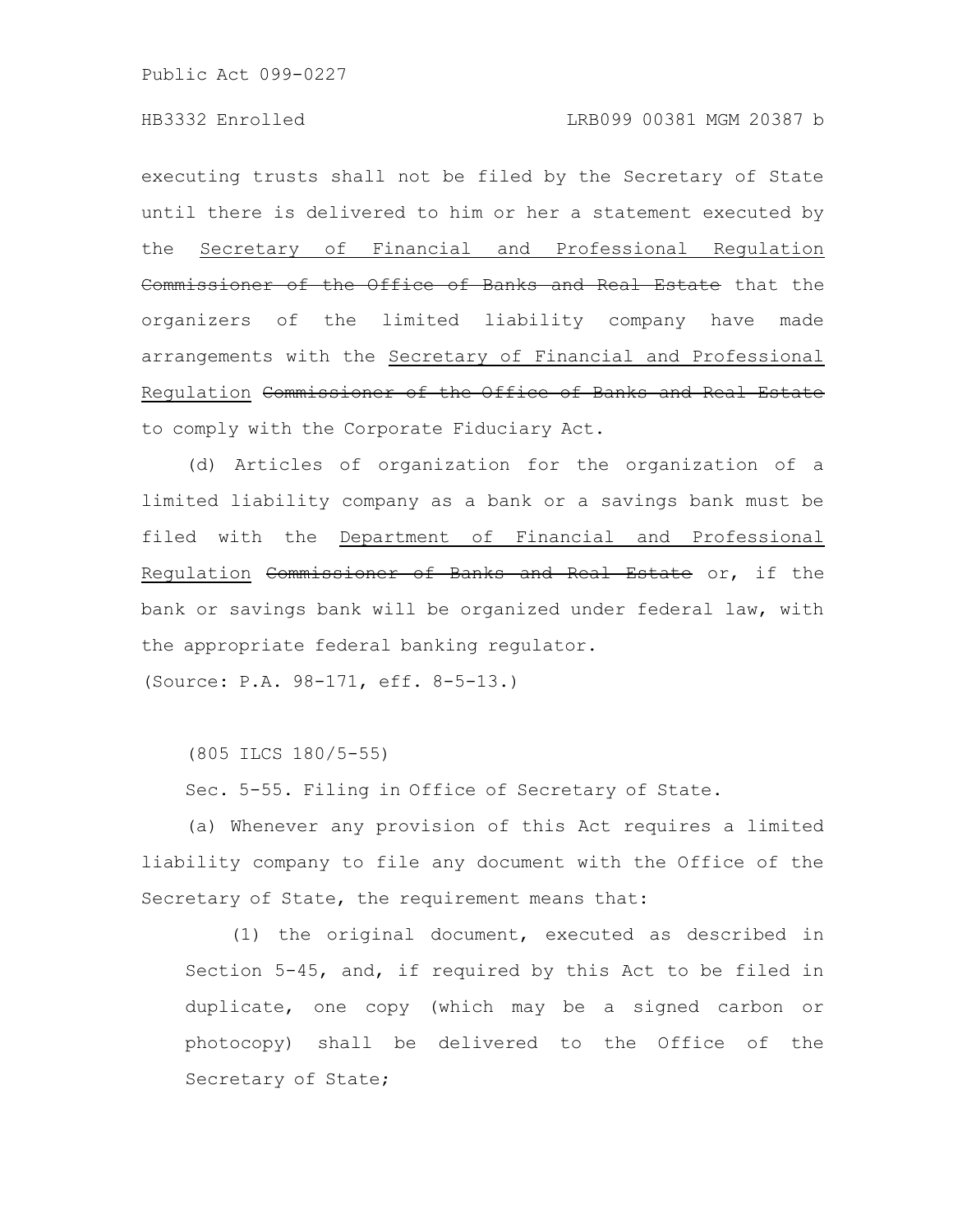executing trusts shall not be filed by the Secretary of State until there is delivered to him or her a statement executed by the Secretary of Financial and Professional Regulation ~~Commissioner of the Office of Banks and Real Estate~~ that the organizers of the limited liability company have made arrangements with the Secretary of Financial and Professional Regulation ~~Commissioner of the Office of Banks and Real Estate~~ to comply with the Corporate Fiduciary Act.

(d) Articles of organization for the organization of a limited liability company as a bank or a savings bank must be filed with the Department of Financial and Professional Regulation ~~Commissioner of Banks and Real Estate~~ or, if the bank or savings bank will be organized under federal law, with the appropriate federal banking regulator.

(Source: P.A. 98-171, eff. 8-5-13.)

(805 ILCS 180/5-55)

Sec. 5-55. Filing in Office of Secretary of State.

(a) Whenever any provision of this Act requires a limited liability company to file any document with the Office of the Secretary of State, the requirement means that:

(1) the original document, executed as described in Section 5-45, and, if required by this Act to be filed in duplicate, one copy (which may be a signed carbon or photocopy) shall be delivered to the Office of the Secretary of State;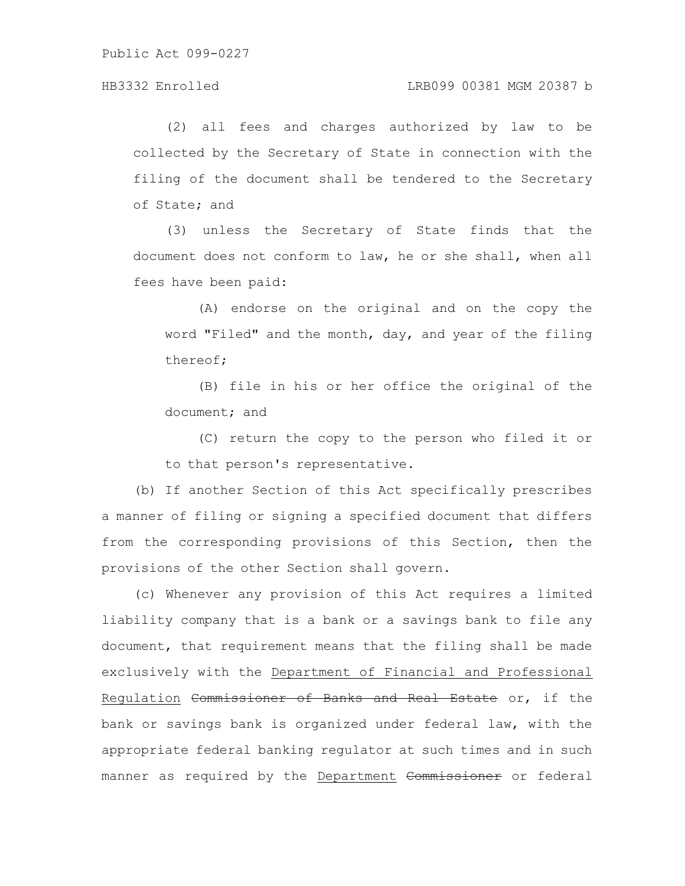(2) all fees and charges authorized by law to be collected by the Secretary of State in connection with the filing of the document shall be tendered to the Secretary of State; and

(3) unless the Secretary of State finds that the document does not conform to law, he or she shall, when all fees have been paid:

(A) endorse on the original and on the copy the word "Filed" and the month, day, and year of the filing thereof;

(B) file in his or her office the original of the document; and

(C) return the copy to the person who filed it or to that person's representative.

(b) If another Section of this Act specifically prescribes a manner of filing or signing a specified document that differs from the corresponding provisions of this Section, then the provisions of the other Section shall govern.

(c) Whenever any provision of this Act requires a limited liability company that is a bank or a savings bank to file any document, that requirement means that the filing shall be made exclusively with the <u>Department of Financial and Professional Regulation</u> ~~Commissioner of Banks and Real Estate~~ or, if the bank or savings bank is organized under federal law, with the appropriate federal banking regulator at such times and in such manner as required by the <u>Department</u> ~~Commissioner~~ or federal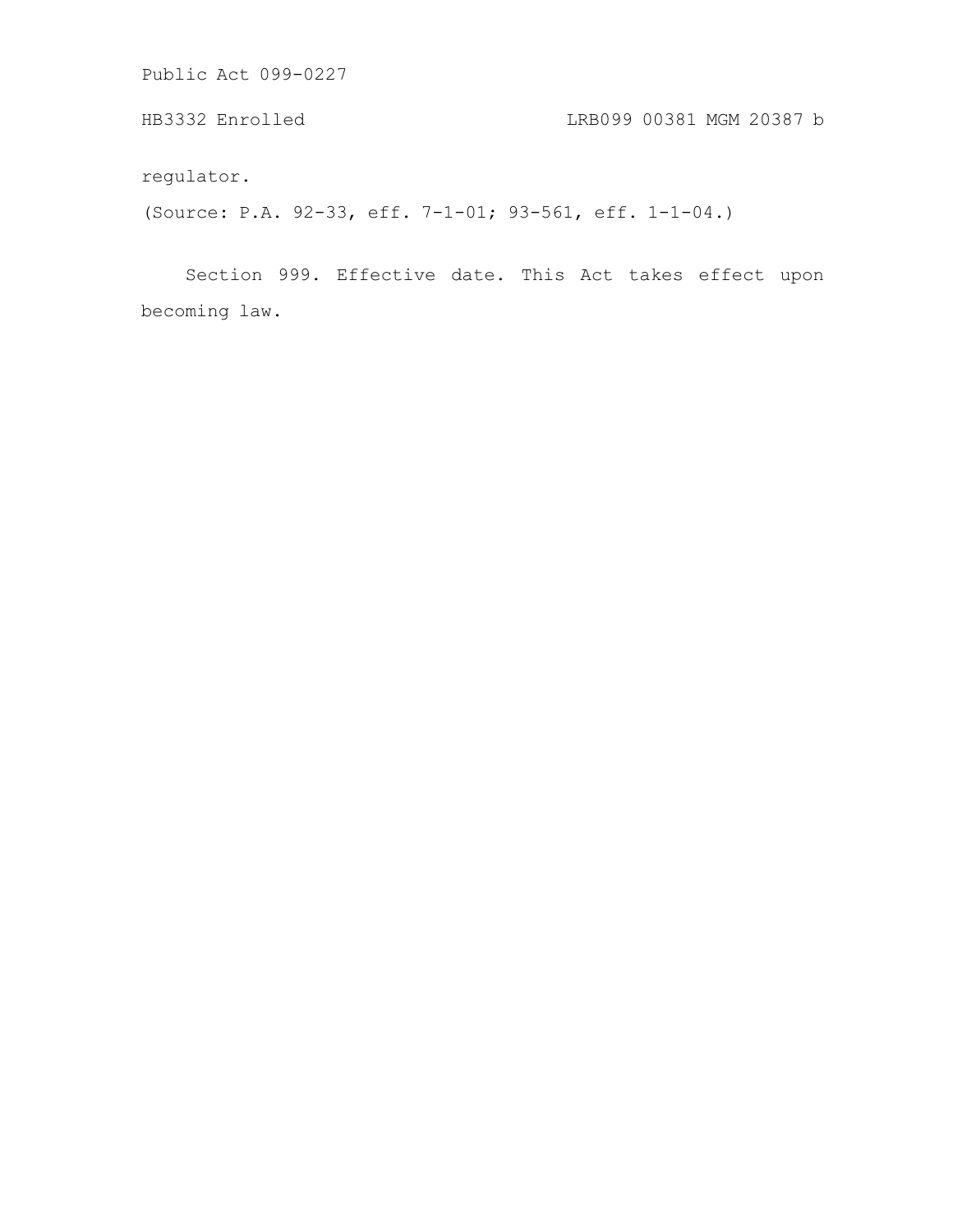regulator.

(Source: P.A. 92-33, eff. 7-1-01; 93-561, eff. 1-1-04.)

Section 999. Effective date. This Act takes effect upon becoming law.